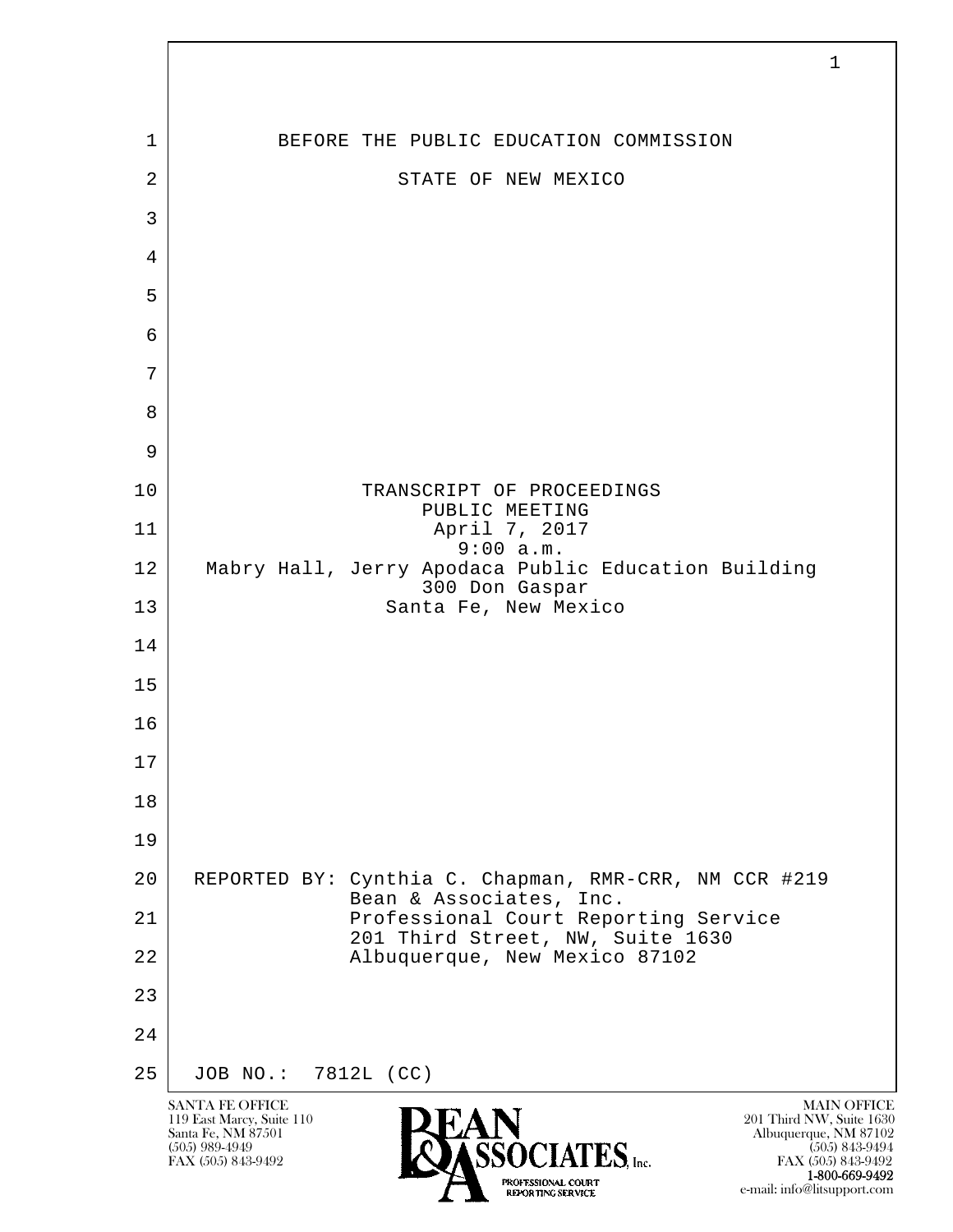BEFORE THE PUBLIC EDUCATION COMMISSION

STATE OF NEW MEXICO

TRANSCRIPT OF PROCEEDINGS
PUBLIC MEETING
April 7, 2017
9:00 a.m.
Mabry Hall, Jerry Apodaca Public Education Building
300 Don Gaspar
Santa Fe, New Mexico

REPORTED BY: Cynthia C. Chapman, RMR-CRR, NM CCR #219
Bean & Associates, Inc.
Professional Court Reporting Service
201 Third Street, NW, Suite 1630
Albuquerque, New Mexico 87102

JOB NO.: 7812L (CC)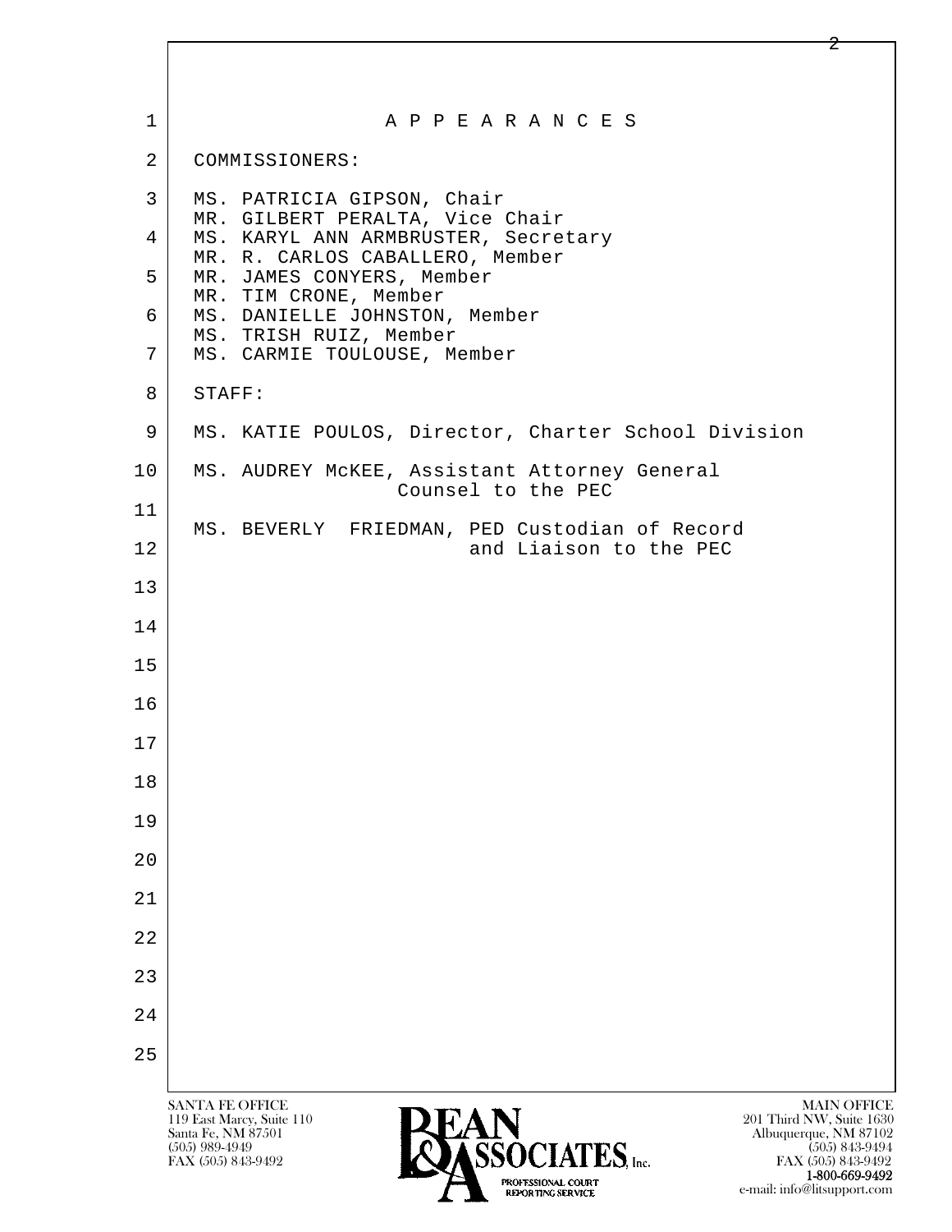# A P P E A R A N C E S

COMMISSIONERS:

MS. PATRICIA GIPSON, Chair
MR. GILBERT PERALTA, Vice Chair
MS. KARYL ANN ARMBRUSTER, Secretary
MR. R. CARLOS CABALLERO, Member
MR. JAMES CONYERS, Member
MR. TIM CRONE, Member
MS. DANIELLE JOHNSTON, Member
MS. TRISH RUIZ, Member
MS. CARMIE TOULOUSE, Member

STAFF:

MS. KATIE POULOS, Director, Charter School Division

MS. AUDREY McKEE, Assistant Attorney General
Counsel to the PEC

MS. BEVERLY FRIEDMAN, PED Custodian of Record
and Liaison to the PEC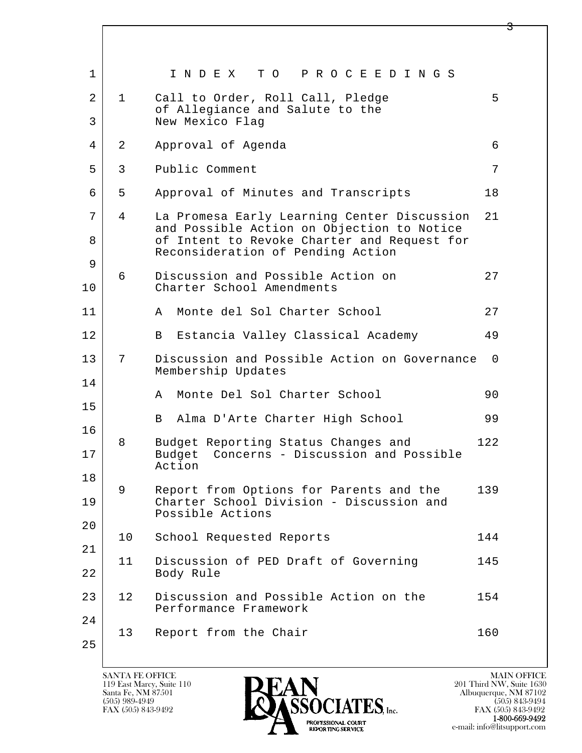# I N D E X   T O   P R O C E E D I N G S

| | | |
|---|---|---|
| 1 | Call to Order, Roll Call, Pledge of Allegiance and Salute to the New Mexico Flag | 5 |
| 2 | Approval of Agenda | 6 |
| 3 | Public Comment | 7 |
| 5 | Approval of Minutes and Transcripts | 18 |
| 4 | La Promesa Early Learning Center Discussion and Possible Action on Objection to Notice of Intent to Revoke Charter and Request for Reconsideration of Pending Action | 21 |
| 6 | Discussion and Possible Action on Charter School Amendments | 27 |
| | A Monte del Sol Charter School | 27 |
| | B Estancia Valley Classical Academy | 49 |
| 7 | Discussion and Possible Action on Governance Membership Updates | 0 |
| | A Monte Del Sol Charter School | 90 |
| | B Alma D'Arte Charter High School | 99 |
| 8 | Budget Reporting Status Changes and Budget Concerns - Discussion and Possible Action | 122 |
| 9 | Report from Options for Parents and the Charter School Division - Discussion and Possible Actions | 139 |
| 10 | School Requested Reports | 144 |
| 11 | Discussion of PED Draft of Governing Body Rule | 145 |
| 12 | Discussion and Possible Action on the Performance Framework | 154 |
| 13 | Report from the Chair | 160 |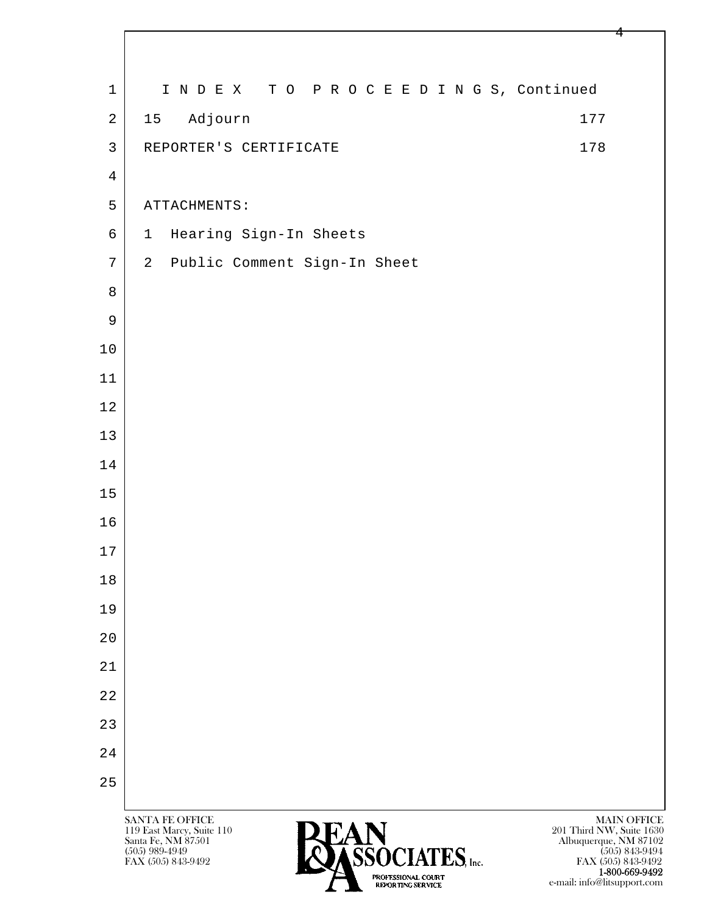# I N D E X T O P R O C E E D I N G S, Continued

| | | |
|---|---|---|
| 15 | Adjourn | 177 |
| | REPORTER'S CERTIFICATE | 178 |

ATTACHMENTS:

1 Hearing Sign-In Sheets

2 Public Comment Sign-In Sheet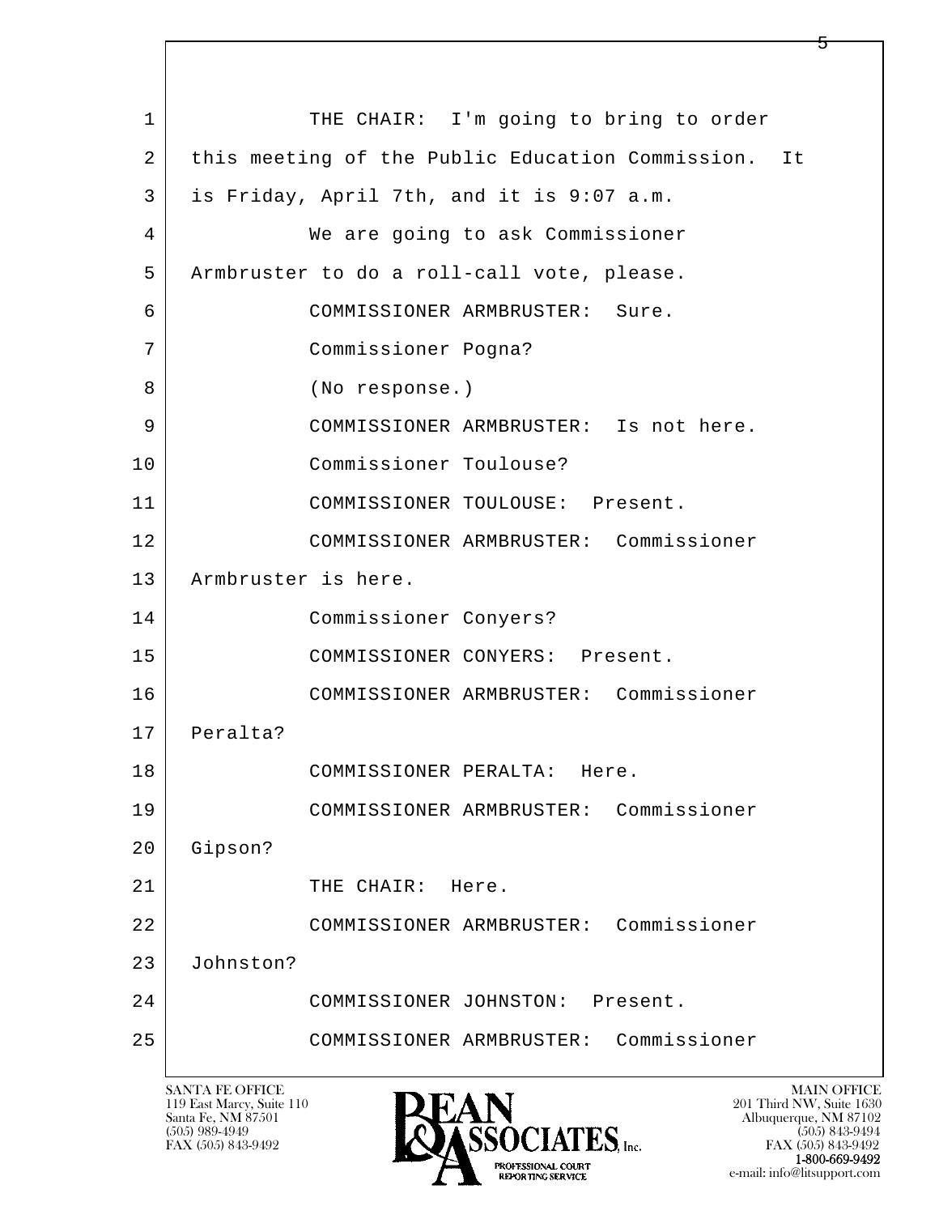1 THE CHAIR: I'm going to bring to order
2 this meeting of the Public Education Commission. It
3 is Friday, April 7th, and it is 9:07 a.m.
4 We are going to ask Commissioner
5 Armbruster to do a roll-call vote, please.
6 COMMISSIONER ARMBRUSTER: Sure.
7 Commissioner Pogna?
8 (No response.)
9 COMMISSIONER ARMBRUSTER: Is not here.
10 Commissioner Toulouse?
11 COMMISSIONER TOULOUSE: Present.
12 COMMISSIONER ARMBRUSTER: Commissioner
13 Armbruster is here.
14 Commissioner Conyers?
15 COMMISSIONER CONYERS: Present.
16 COMMISSIONER ARMBRUSTER: Commissioner
17 Peralta?
18 COMMISSIONER PERALTA: Here.
19 COMMISSIONER ARMBRUSTER: Commissioner
20 Gipson?
21 THE CHAIR: Here.
22 COMMISSIONER ARMBRUSTER: Commissioner
23 Johnston?
24 COMMISSIONER JOHNSTON: Present.
25 COMMISSIONER ARMBRUSTER: Commissioner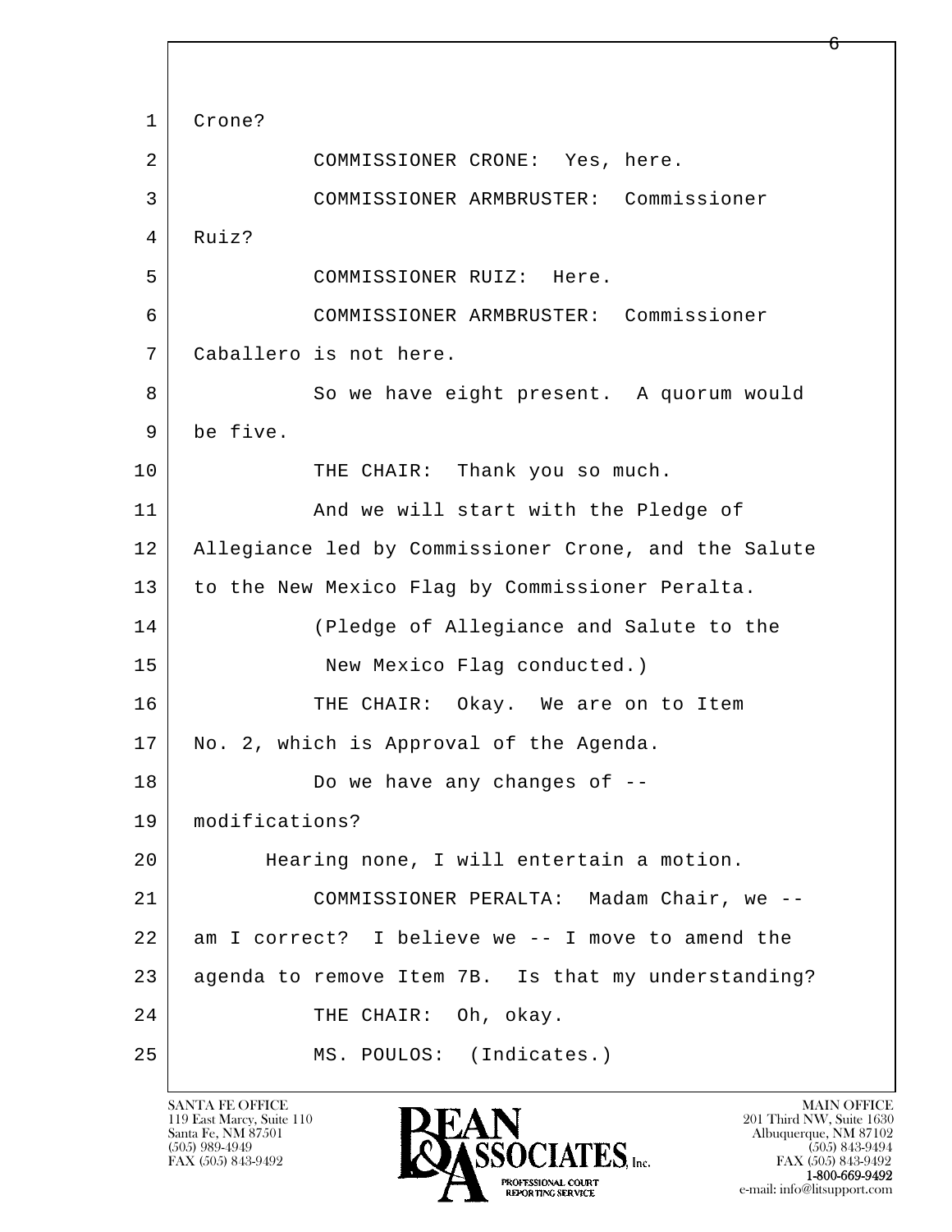Crone?

COMMISSIONER CRONE: Yes, here.

COMMISSIONER ARMBRUSTER: Commissioner Ruiz?

COMMISSIONER RUIZ: Here.

COMMISSIONER ARMBRUSTER: Commissioner Caballero is not here.

So we have eight present. A quorum would be five.

THE CHAIR: Thank you so much.

And we will start with the Pledge of Allegiance led by Commissioner Crone, and the Salute to the New Mexico Flag by Commissioner Peralta.

(Pledge of Allegiance and Salute to the New Mexico Flag conducted.)

THE CHAIR: Okay. We are on to Item No. 2, which is Approval of the Agenda.

Do we have any changes of -- modifications?

Hearing none, I will entertain a motion.

COMMISSIONER PERALTA: Madam Chair, we -- am I correct? I believe we -- I move to amend the agenda to remove Item 7B. Is that my understanding?

THE CHAIR: Oh, okay.

MS. POULOS: (Indicates.)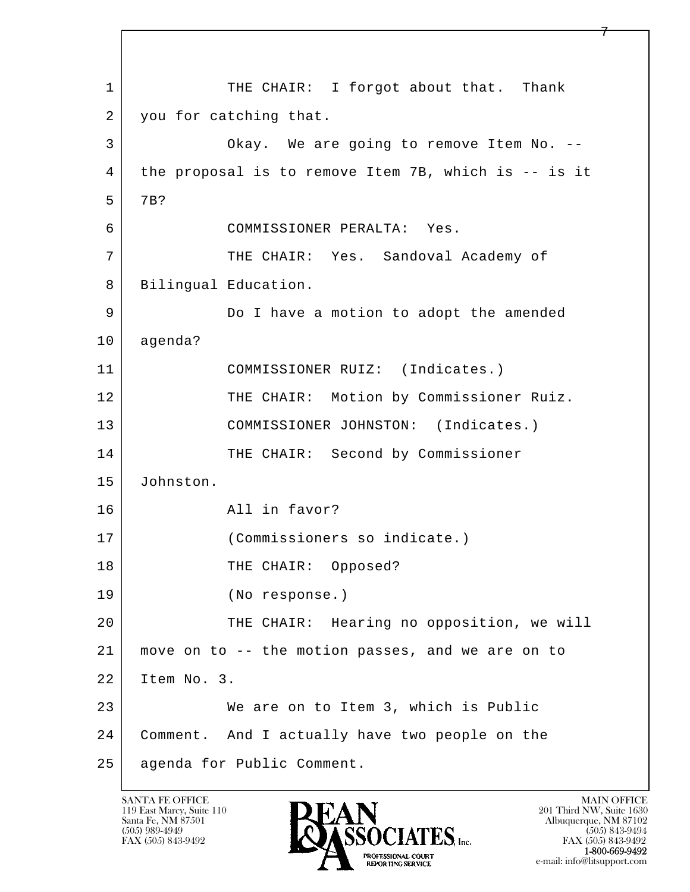THE CHAIR: I forgot about that. Thank you for catching that.

Okay. We are going to remove Item No. -- the proposal is to remove Item 7B, which is -- is it 7B?

COMMISSIONER PERALTA: Yes.

THE CHAIR: Yes. Sandoval Academy of Bilingual Education.

Do I have a motion to adopt the amended agenda?

COMMISSIONER RUIZ: (Indicates.)

THE CHAIR: Motion by Commissioner Ruiz.

COMMISSIONER JOHNSTON: (Indicates.)

THE CHAIR: Second by Commissioner Johnston.

All in favor?

(Commissioners so indicate.)

THE CHAIR: Opposed?

(No response.)

THE CHAIR: Hearing no opposition, we will move on to -- the motion passes, and we are on to Item No. 3.

We are on to Item 3, which is Public Comment. And I actually have two people on the agenda for Public Comment.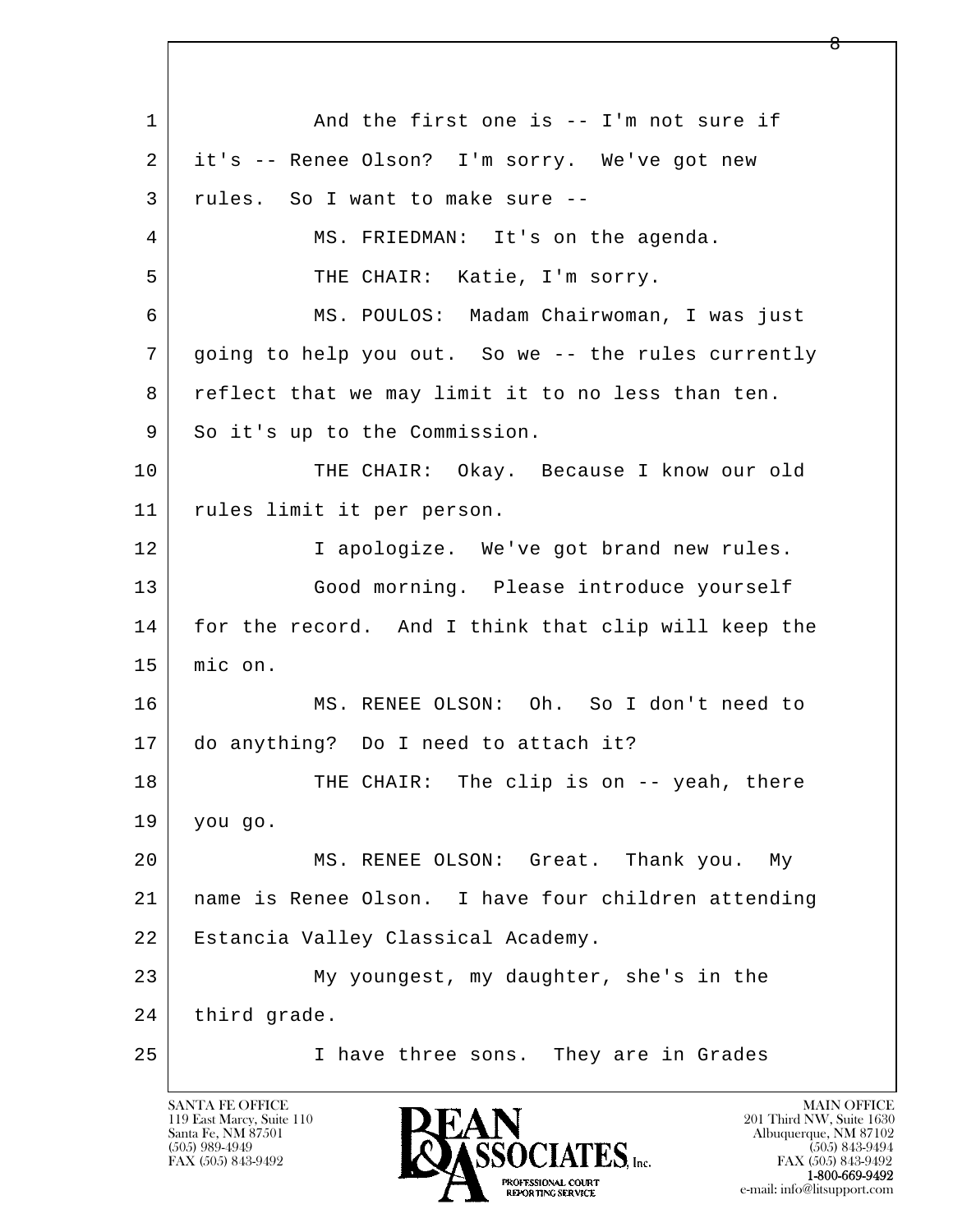1 And the first one is -- I'm not sure if
2 it's -- Renee Olson? I'm sorry. We've got new
3 rules. So I want to make sure --
4 MS. FRIEDMAN: It's on the agenda.
5 THE CHAIR: Katie, I'm sorry.
6 MS. POULOS: Madam Chairwoman, I was just
7 going to help you out. So we -- the rules currently
8 reflect that we may limit it to no less than ten.
9 So it's up to the Commission.
10 THE CHAIR: Okay. Because I know our old
11 rules limit it per person.
12 I apologize. We've got brand new rules.
13 Good morning. Please introduce yourself
14 for the record. And I think that clip will keep the
15 mic on.
16 MS. RENEE OLSON: Oh. So I don't need to
17 do anything? Do I need to attach it?
18 THE CHAIR: The clip is on -- yeah, there
19 you go.
20 MS. RENEE OLSON: Great. Thank you. My
21 name is Renee Olson. I have four children attending
22 Estancia Valley Classical Academy.
23 My youngest, my daughter, she's in the
24 third grade.
25 I have three sons. They are in Grades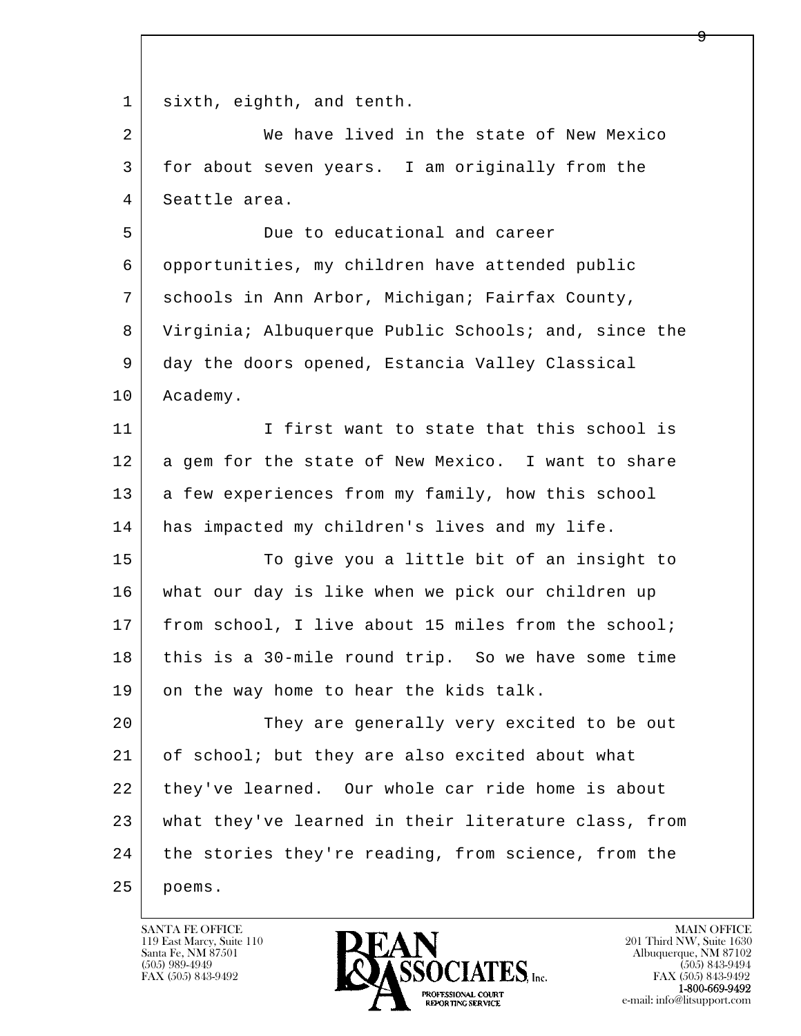sixth, eighth, and tenth.

We have lived in the state of New Mexico for about seven years. I am originally from the Seattle area.

Due to educational and career opportunities, my children have attended public schools in Ann Arbor, Michigan; Fairfax County, Virginia; Albuquerque Public Schools; and, since the day the doors opened, Estancia Valley Classical Academy.

I first want to state that this school is a gem for the state of New Mexico. I want to share a few experiences from my family, how this school has impacted my children's lives and my life.

To give you a little bit of an insight to what our day is like when we pick our children up from school, I live about 15 miles from the school; this is a 30-mile round trip. So we have some time on the way home to hear the kids talk.

They are generally very excited to be out of school; but they are also excited about what they've learned. Our whole car ride home is about what they've learned in their literature class, from the stories they're reading, from science, from the poems.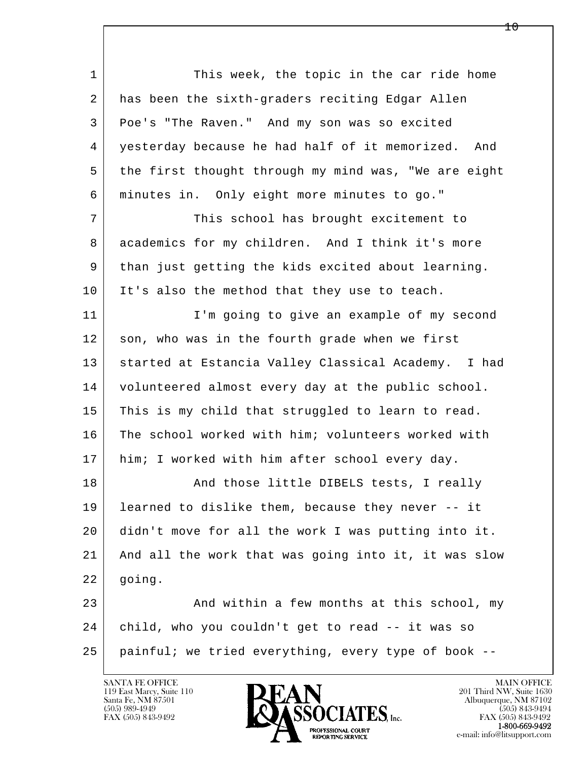This week, the topic in the car ride home has been the sixth-graders reciting Edgar Allen Poe's "The Raven." And my son was so excited yesterday because he had half of it memorized. And the first thought through my mind was, "We are eight minutes in. Only eight more minutes to go."

This school has brought excitement to academics for my children. And I think it's more than just getting the kids excited about learning. It's also the method that they use to teach.

I'm going to give an example of my second son, who was in the fourth grade when we first started at Estancia Valley Classical Academy. I had volunteered almost every day at the public school. This is my child that struggled to learn to read. The school worked with him; volunteers worked with him; I worked with him after school every day.

And those little DIBELS tests, I really learned to dislike them, because they never -- it didn't move for all the work I was putting into it. And all the work that was going into it, it was slow going.

And within a few months at this school, my child, who you couldn't get to read -- it was so painful; we tried everything, every type of book --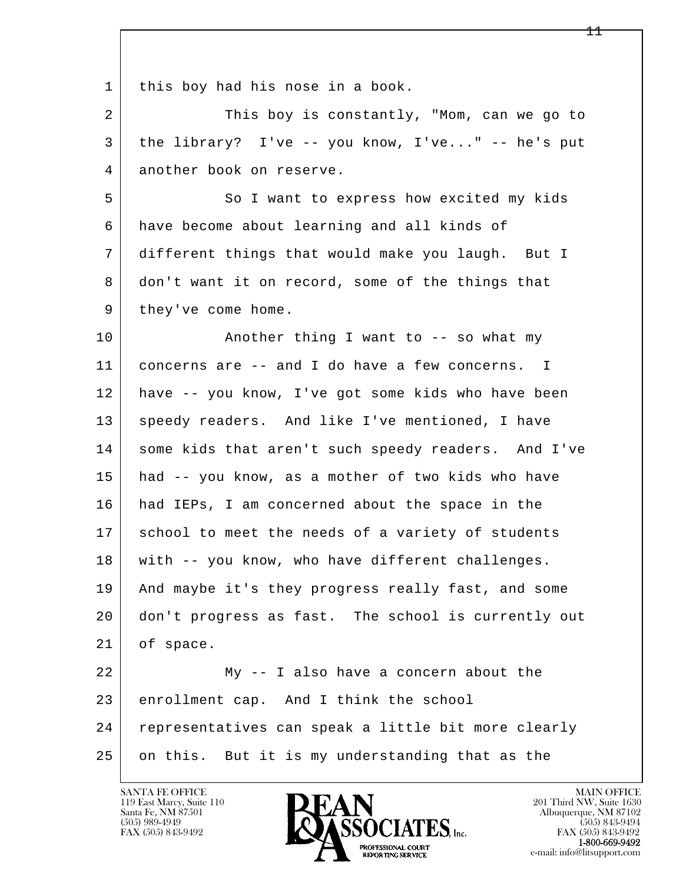1 this boy had his nose in a book.

2 This boy is constantly, "Mom, can we go to

3 the library? I've -- you know, I've..." -- he's put

4 another book on reserve.

5 So I want to express how excited my kids

6 have become about learning and all kinds of

7 different things that would make you laugh. But I

8 don't want it on record, some of the things that

9 they've come home.

10 Another thing I want to -- so what my

11 concerns are -- and I do have a few concerns. I

12 have -- you know, I've got some kids who have been

13 speedy readers. And like I've mentioned, I have

14 some kids that aren't such speedy readers. And I've

15 had -- you know, as a mother of two kids who have

16 had IEPs, I am concerned about the space in the

17 school to meet the needs of a variety of students

18 with -- you know, who have different challenges.

19 And maybe it's they progress really fast, and some

20 don't progress as fast. The school is currently out

21 of space.

22 My -- I also have a concern about the

23 enrollment cap. And I think the school

24 representatives can speak a little bit more clearly

25 on this. But it is my understanding that as the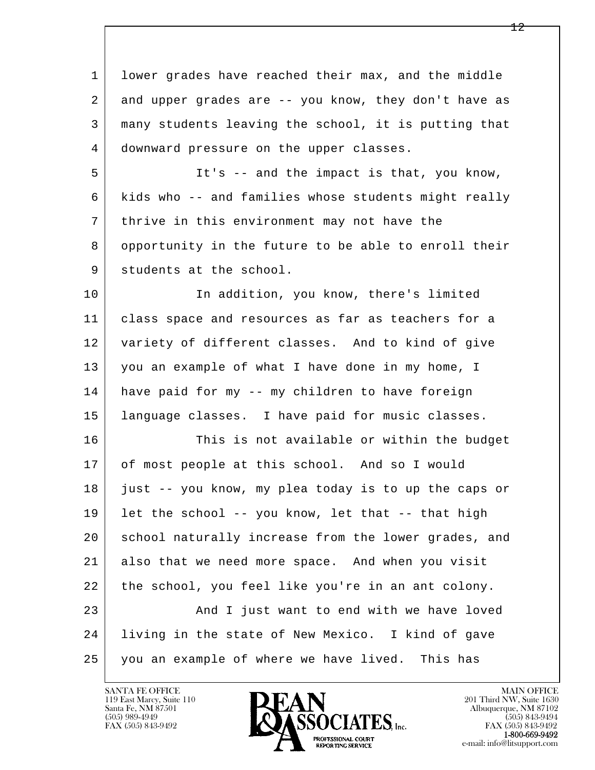1 lower grades have reached their max, and the middle
2 and upper grades are -- you know, they don't have as
3 many students leaving the school, it is putting that
4 downward pressure on the upper classes.

5 It's -- and the impact is that, you know,
6 kids who -- and families whose students might really
7 thrive in this environment may not have the
8 opportunity in the future to be able to enroll their
9 students at the school.

10 In addition, you know, there's limited
11 class space and resources as far as teachers for a
12 variety of different classes. And to kind of give
13 you an example of what I have done in my home, I
14 have paid for my -- my children to have foreign
15 language classes. I have paid for music classes.

16 This is not available or within the budget
17 of most people at this school. And so I would
18 just -- you know, my plea today is to up the caps or
19 let the school -- you know, let that -- that high
20 school naturally increase from the lower grades, and
21 also that we need more space. And when you visit
22 the school, you feel like you're in an ant colony.

23 And I just want to end with we have loved
24 living in the state of New Mexico. I kind of gave
25 you an example of where we have lived. This has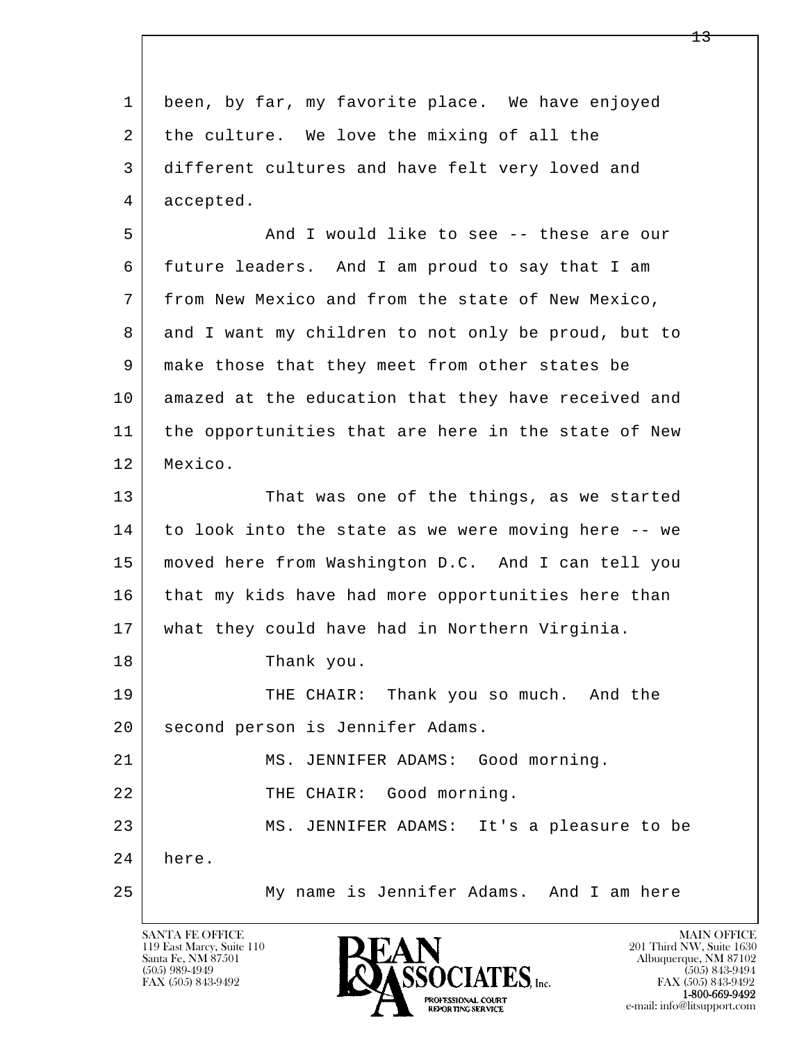1 been, by far, my favorite place. We have enjoyed
2 the culture. We love the mixing of all the
3 different cultures and have felt very loved and
4 accepted.

5 And I would like to see -- these are our
6 future leaders. And I am proud to say that I am
7 from New Mexico and from the state of New Mexico,
8 and I want my children to not only be proud, but to
9 make those that they meet from other states be
10 amazed at the education that they have received and
11 the opportunities that are here in the state of New
12 Mexico.

13 That was one of the things, as we started
14 to look into the state as we were moving here -- we
15 moved here from Washington D.C. And I can tell you
16 that my kids have had more opportunities here than
17 what they could have had in Northern Virginia.

18 Thank you.

19 THE CHAIR: Thank you so much. And the
20 second person is Jennifer Adams.

21 MS. JENNIFER ADAMS: Good morning.

22 THE CHAIR: Good morning.

23 MS. JENNIFER ADAMS: It's a pleasure to be
24 here.

25 My name is Jennifer Adams. And I am here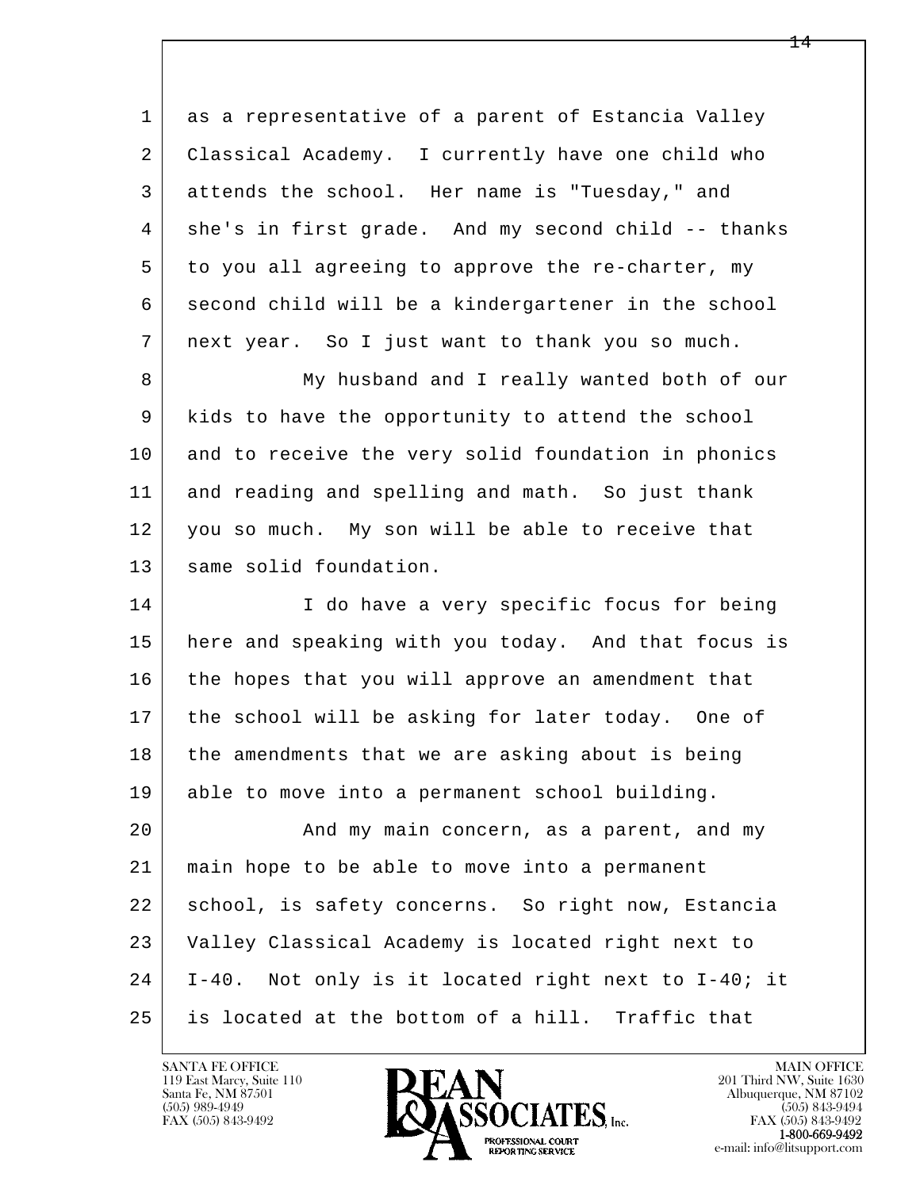as a representative of a parent of Estancia Valley Classical Academy. I currently have one child who attends the school. Her name is "Tuesday," and she's in first grade. And my second child -- thanks to you all agreeing to approve the re-charter, my second child will be a kindergartener in the school next year. So I just want to thank you so much.

My husband and I really wanted both of our kids to have the opportunity to attend the school and to receive the very solid foundation in phonics and reading and spelling and math. So just thank you so much. My son will be able to receive that same solid foundation.

I do have a very specific focus for being here and speaking with you today. And that focus is the hopes that you will approve an amendment that the school will be asking for later today. One of the amendments that we are asking about is being able to move into a permanent school building.

And my main concern, as a parent, and my main hope to be able to move into a permanent school, is safety concerns. So right now, Estancia Valley Classical Academy is located right next to I-40. Not only is it located right next to I-40; it is located at the bottom of a hill. Traffic that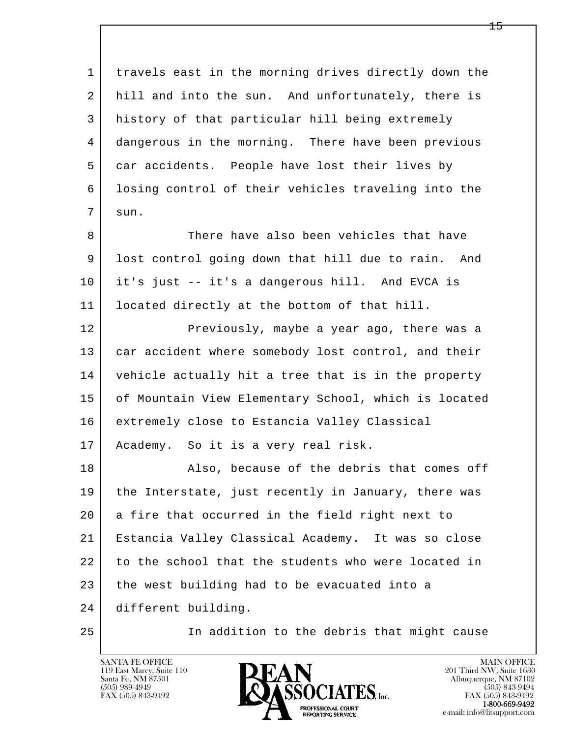travels east in the morning drives directly down the hill and into the sun. And unfortunately, there is history of that particular hill being extremely dangerous in the morning. There have been previous car accidents. People have lost their lives by losing control of their vehicles traveling into the sun.

There have also been vehicles that have lost control going down that hill due to rain. And it's just -- it's a dangerous hill. And EVCA is located directly at the bottom of that hill.

Previously, maybe a year ago, there was a car accident where somebody lost control, and their vehicle actually hit a tree that is in the property of Mountain View Elementary School, which is located extremely close to Estancia Valley Classical Academy. So it is a very real risk.

Also, because of the debris that comes off the Interstate, just recently in January, there was a fire that occurred in the field right next to Estancia Valley Classical Academy. It was so close to the school that the students who were located in the west building had to be evacuated into a different building.

In addition to the debris that might cause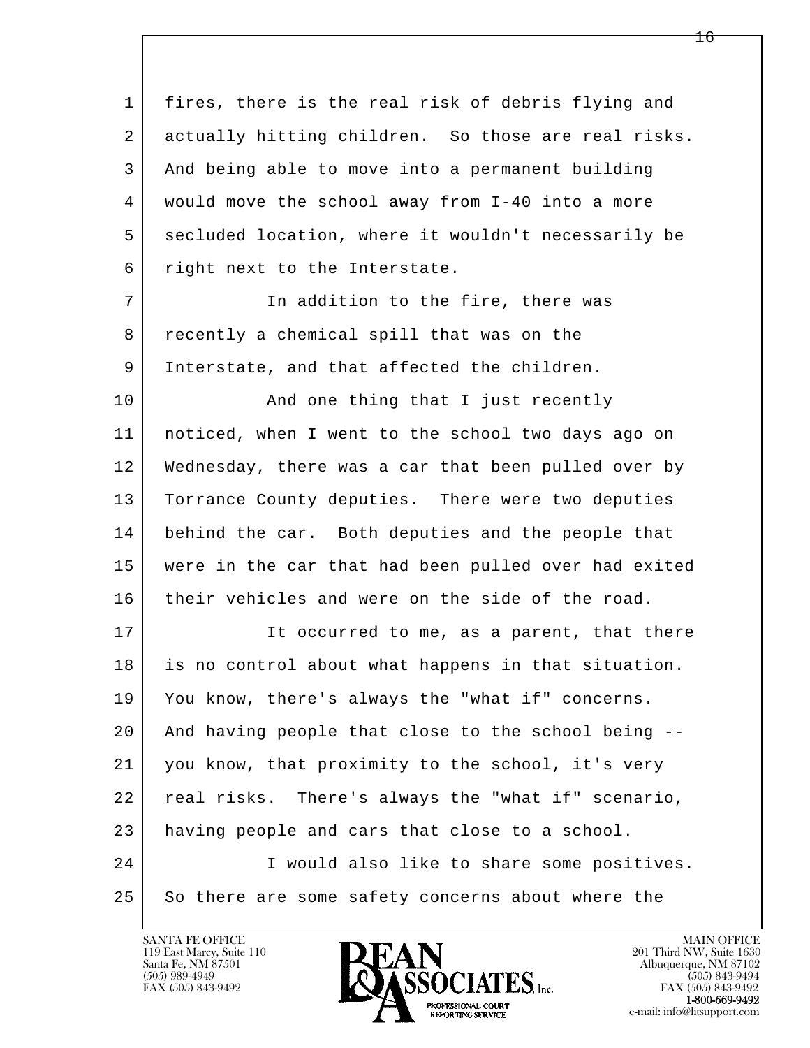fires, there is the real risk of debris flying and actually hitting children. So those are real risks. And being able to move into a permanent building would move the school away from I-40 into a more secluded location, where it wouldn't necessarily be right next to the Interstate.

In addition to the fire, there was recently a chemical spill that was on the Interstate, and that affected the children.

And one thing that I just recently noticed, when I went to the school two days ago on Wednesday, there was a car that been pulled over by Torrance County deputies. There were two deputies behind the car. Both deputies and the people that were in the car that had been pulled over had exited their vehicles and were on the side of the road.

It occurred to me, as a parent, that there is no control about what happens in that situation. You know, there's always the "what if" concerns. And having people that close to the school being -- you know, that proximity to the school, it's very real risks. There's always the "what if" scenario, having people and cars that close to a school.

I would also like to share some positives. So there are some safety concerns about where the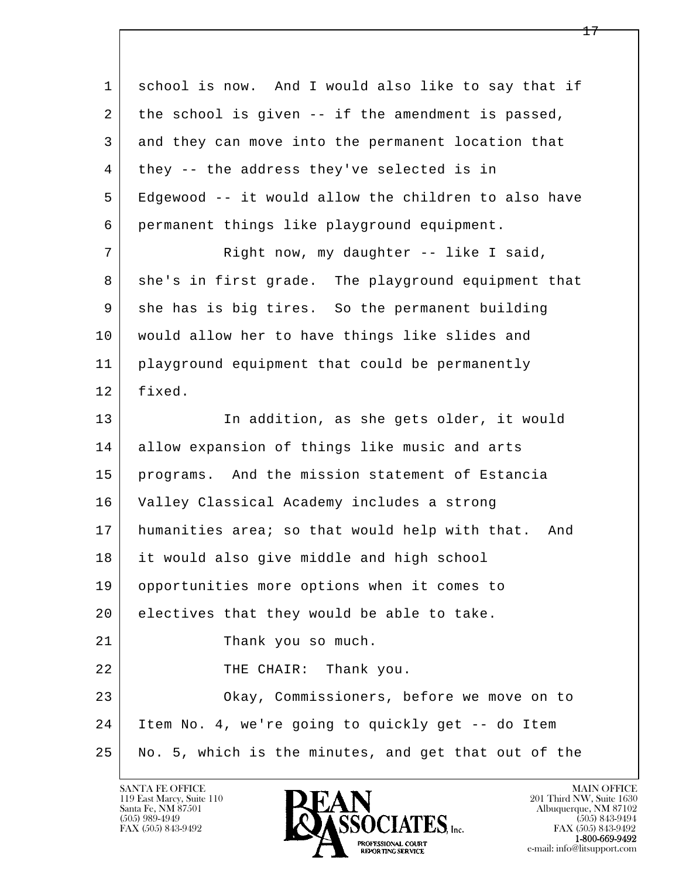school is now. And I would also like to say that if the school is given -- if the amendment is passed, and they can move into the permanent location that they -- the address they've selected is in Edgewood -- it would allow the children to also have permanent things like playground equipment.

Right now, my daughter -- like I said, she's in first grade. The playground equipment that she has is big tires. So the permanent building would allow her to have things like slides and playground equipment that could be permanently fixed.

In addition, as she gets older, it would allow expansion of things like music and arts programs. And the mission statement of Estancia Valley Classical Academy includes a strong humanities area; so that would help with that. And it would also give middle and high school opportunities more options when it comes to electives that they would be able to take.

Thank you so much.

THE CHAIR: Thank you.

Okay, Commissioners, before we move on to Item No. 4, we're going to quickly get -- do Item No. 5, which is the minutes, and get that out of the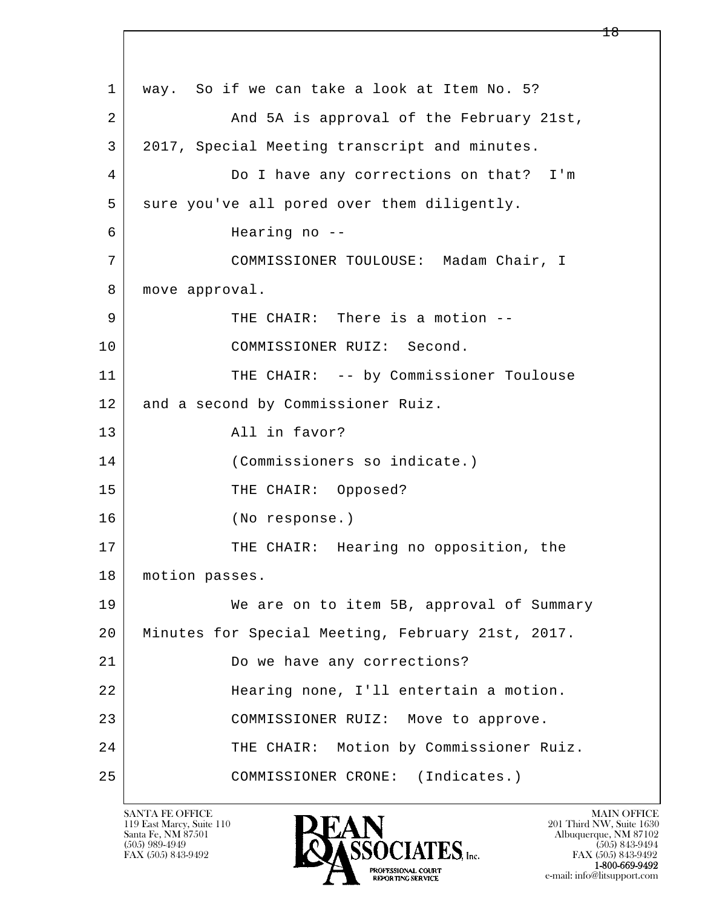1 way. So if we can take a look at Item No. 5?

2 And 5A is approval of the February 21st,

3 2017, Special Meeting transcript and minutes.

4 Do I have any corrections on that? I'm

5 sure you've all pored over them diligently.

6 Hearing no --

7 COMMISSIONER TOULOUSE: Madam Chair, I

8 move approval.

9 THE CHAIR: There is a motion --

10 COMMISSIONER RUIZ: Second.

11 THE CHAIR: -- by Commissioner Toulouse

12 and a second by Commissioner Ruiz.

13 All in favor?

14 (Commissioners so indicate.)

15 THE CHAIR: Opposed?

16 (No response.)

17 THE CHAIR: Hearing no opposition, the

18 motion passes.

19 We are on to item 5B, approval of Summary

20 Minutes for Special Meeting, February 21st, 2017.

21 Do we have any corrections?

22 Hearing none, I'll entertain a motion.

23 COMMISSIONER RUIZ: Move to approve.

24 THE CHAIR: Motion by Commissioner Ruiz.

25 COMMISSIONER CRONE: (Indicates.)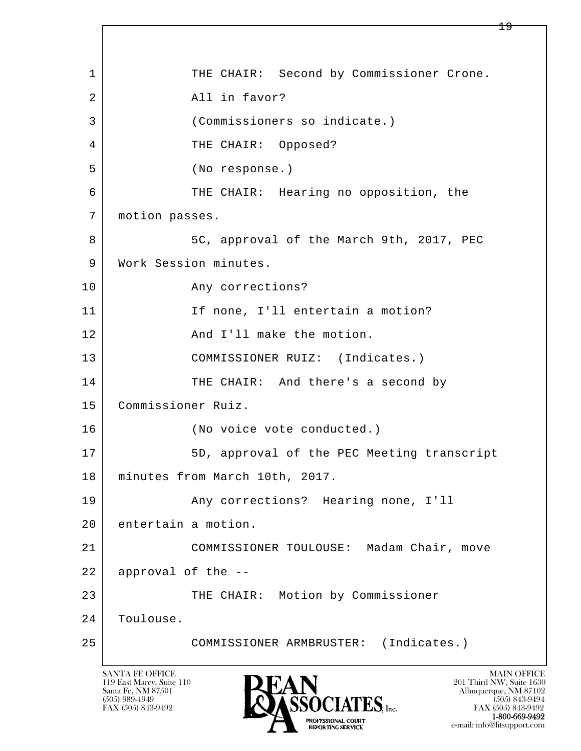1 THE CHAIR: Second by Commissioner Crone.
2 All in favor?
3 (Commissioners so indicate.)
4 THE CHAIR: Opposed?
5 (No response.)
6 THE CHAIR: Hearing no opposition, the
7 motion passes.
8 5C, approval of the March 9th, 2017, PEC
9 Work Session minutes.
10 Any corrections?
11 If none, I'll entertain a motion?
12 And I'll make the motion.
13 COMMISSIONER RUIZ: (Indicates.)
14 THE CHAIR: And there's a second by
15 Commissioner Ruiz.
16 (No voice vote conducted.)
17 5D, approval of the PEC Meeting transcript
18 minutes from March 10th, 2017.
19 Any corrections? Hearing none, I'll
20 entertain a motion.
21 COMMISSIONER TOULOUSE: Madam Chair, move
22 approval of the --
23 THE CHAIR: Motion by Commissioner
24 Toulouse.
25 COMMISSIONER ARMBRUSTER: (Indicates.)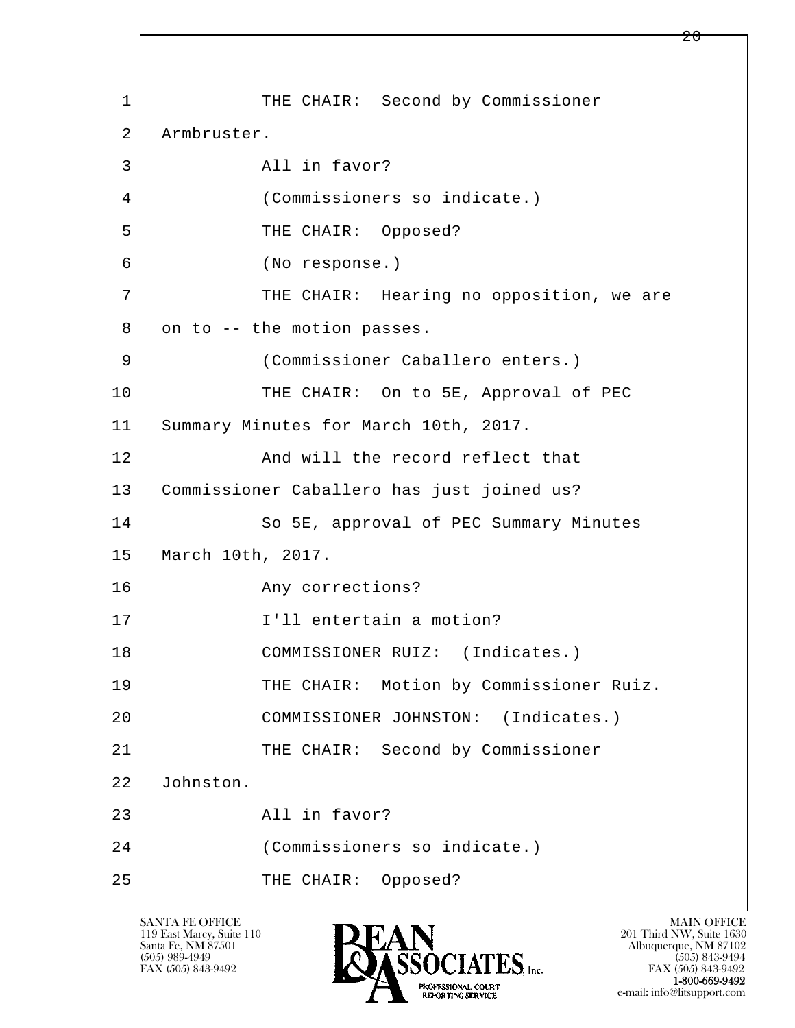1 THE CHAIR: Second by Commissioner
2 Armbruster.
3 All in favor?
4 (Commissioners so indicate.)
5 THE CHAIR: Opposed?
6 (No response.)
7 THE CHAIR: Hearing no opposition, we are
8 on to -- the motion passes.
9 (Commissioner Caballero enters.)
10 THE CHAIR: On to 5E, Approval of PEC
11 Summary Minutes for March 10th, 2017.
12 And will the record reflect that
13 Commissioner Caballero has just joined us?
14 So 5E, approval of PEC Summary Minutes
15 March 10th, 2017.
16 Any corrections?
17 I'll entertain a motion?
18 COMMISSIONER RUIZ: (Indicates.)
19 THE CHAIR: Motion by Commissioner Ruiz.
20 COMMISSIONER JOHNSTON: (Indicates.)
21 THE CHAIR: Second by Commissioner
22 Johnston.
23 All in favor?
24 (Commissioners so indicate.)
25 THE CHAIR: Opposed?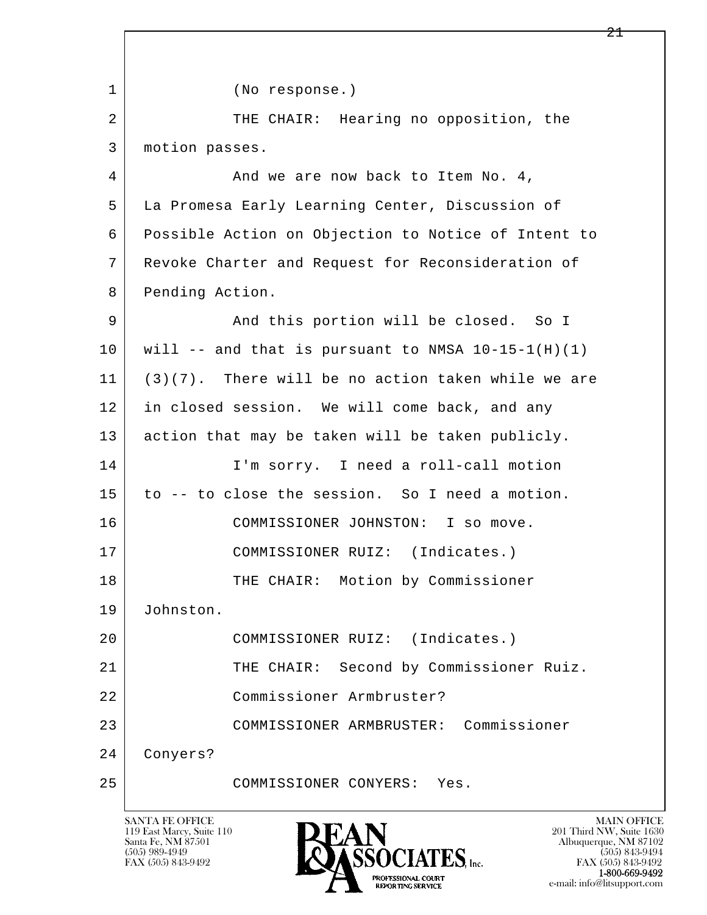1 (No response.)

2 THE CHAIR: Hearing no opposition, the

3 motion passes.

4 And we are now back to Item No. 4,

5 La Promesa Early Learning Center, Discussion of

6 Possible Action on Objection to Notice of Intent to

7 Revoke Charter and Request for Reconsideration of

8 Pending Action.

9 And this portion will be closed. So I

10 will -- and that is pursuant to NMSA 10-15-1(H)(1)

11 (3)(7). There will be no action taken while we are

12 in closed session. We will come back, and any

13 action that may be taken will be taken publicly.

14 I'm sorry. I need a roll-call motion

15 to -- to close the session. So I need a motion.

16 COMMISSIONER JOHNSTON: I so move.

17 COMMISSIONER RUIZ: (Indicates.)

18 THE CHAIR: Motion by Commissioner

19 Johnston.

20 COMMISSIONER RUIZ: (Indicates.)

21 THE CHAIR: Second by Commissioner Ruiz.

22 Commissioner Armbruster?

23 COMMISSIONER ARMBRUSTER: Commissioner

24 Conyers?

25 COMMISSIONER CONYERS: Yes.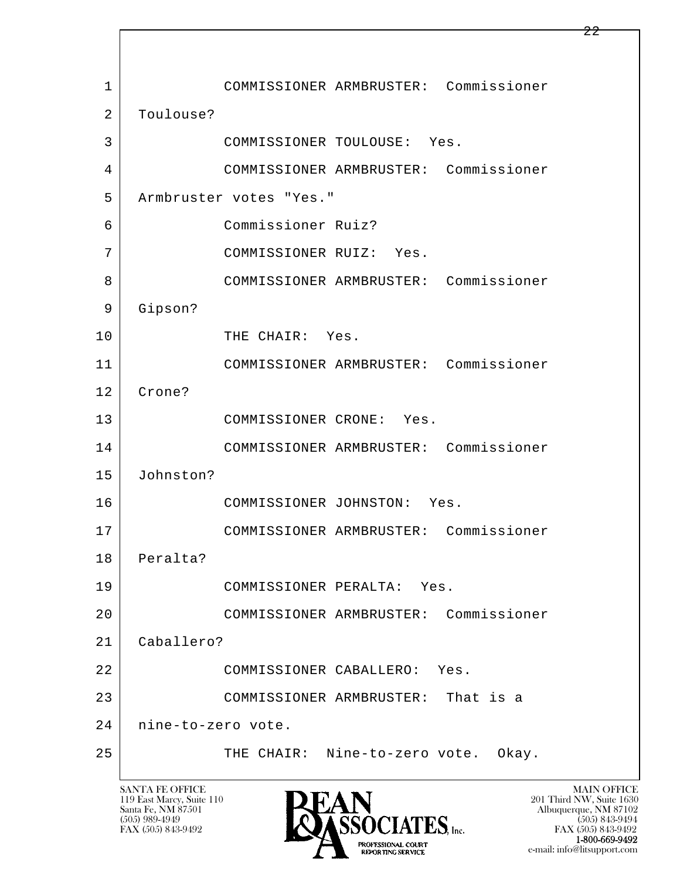1 COMMISSIONER ARMBRUSTER: Commissioner
2 Toulouse?
3 COMMISSIONER TOULOUSE: Yes.
4 COMMISSIONER ARMBRUSTER: Commissioner
5 Armbruster votes "Yes."
6 Commissioner Ruiz?
7 COMMISSIONER RUIZ: Yes.
8 COMMISSIONER ARMBRUSTER: Commissioner
9 Gipson?
10 THE CHAIR: Yes.
11 COMMISSIONER ARMBRUSTER: Commissioner
12 Crone?
13 COMMISSIONER CRONE: Yes.
14 COMMISSIONER ARMBRUSTER: Commissioner
15 Johnston?
16 COMMISSIONER JOHNSTON: Yes.
17 COMMISSIONER ARMBRUSTER: Commissioner
18 Peralta?
19 COMMISSIONER PERALTA: Yes.
20 COMMISSIONER ARMBRUSTER: Commissioner
21 Caballero?
22 COMMISSIONER CABALLERO: Yes.
23 COMMISSIONER ARMBRUSTER: That is a
24 nine-to-zero vote.
25 THE CHAIR: Nine-to-zero vote. Okay.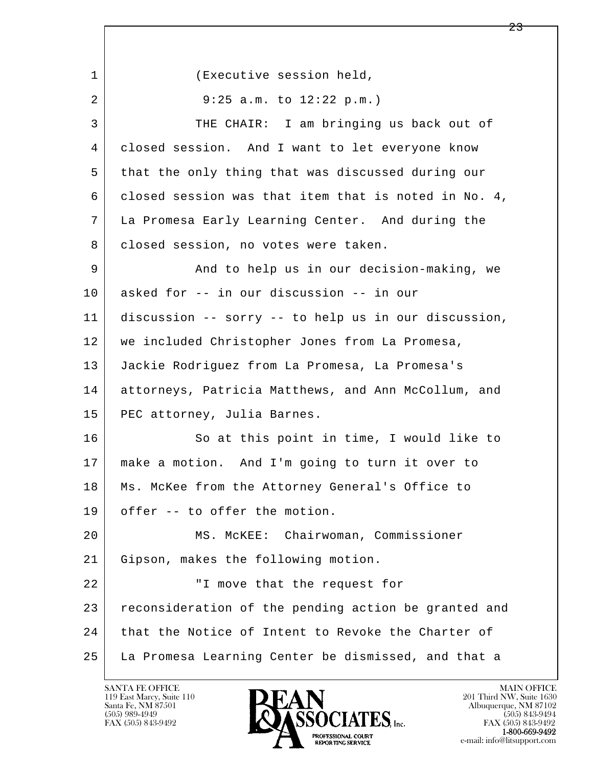(Executive session held,
9:25 a.m. to 12:22 p.m.)

THE CHAIR: I am bringing us back out of closed session. And I want to let everyone know that the only thing that was discussed during our closed session was that item that is noted in No. 4, La Promesa Early Learning Center. And during the closed session, no votes were taken.

And to help us in our decision-making, we asked for -- in our discussion -- in our discussion -- sorry -- to help us in our discussion, we included Christopher Jones from La Promesa, Jackie Rodriguez from La Promesa, La Promesa's attorneys, Patricia Matthews, and Ann McCollum, and PEC attorney, Julia Barnes.

So at this point in time, I would like to make a motion. And I'm going to turn it over to Ms. McKee from the Attorney General's Office to offer -- to offer the motion.

MS. McKEE: Chairwoman, Commissioner Gipson, makes the following motion.

"I move that the request for reconsideration of the pending action be granted and that the Notice of Intent to Revoke the Charter of La Promesa Learning Center be dismissed, and that a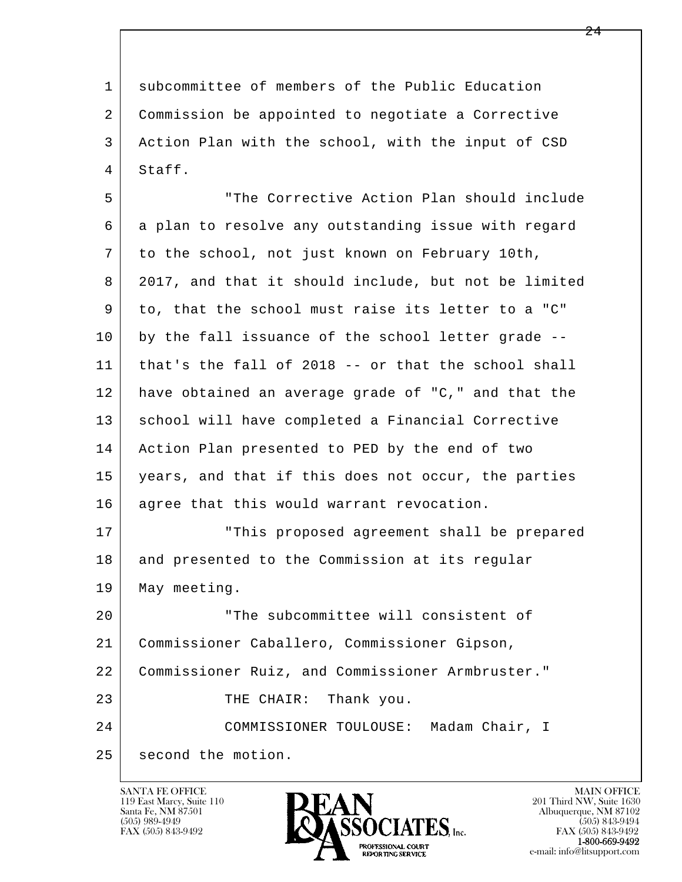subcommittee of members of the Public Education Commission be appointed to negotiate a Corrective Action Plan with the school, with the input of CSD Staff.

"The Corrective Action Plan should include a plan to resolve any outstanding issue with regard to the school, not just known on February 10th, 2017, and that it should include, but not be limited to, that the school must raise its letter to a "C" by the fall issuance of the school letter grade -- that's the fall of 2018 -- or that the school shall have obtained an average grade of "C," and that the school will have completed a Financial Corrective Action Plan presented to PED by the end of two years, and that if this does not occur, the parties agree that this would warrant revocation.

"This proposed agreement shall be prepared and presented to the Commission at its regular May meeting.

"The subcommittee will consistent of Commissioner Caballero, Commissioner Gipson, Commissioner Ruiz, and Commissioner Armbruster."

THE CHAIR: Thank you.

COMMISSIONER TOULOUSE: Madam Chair, I second the motion.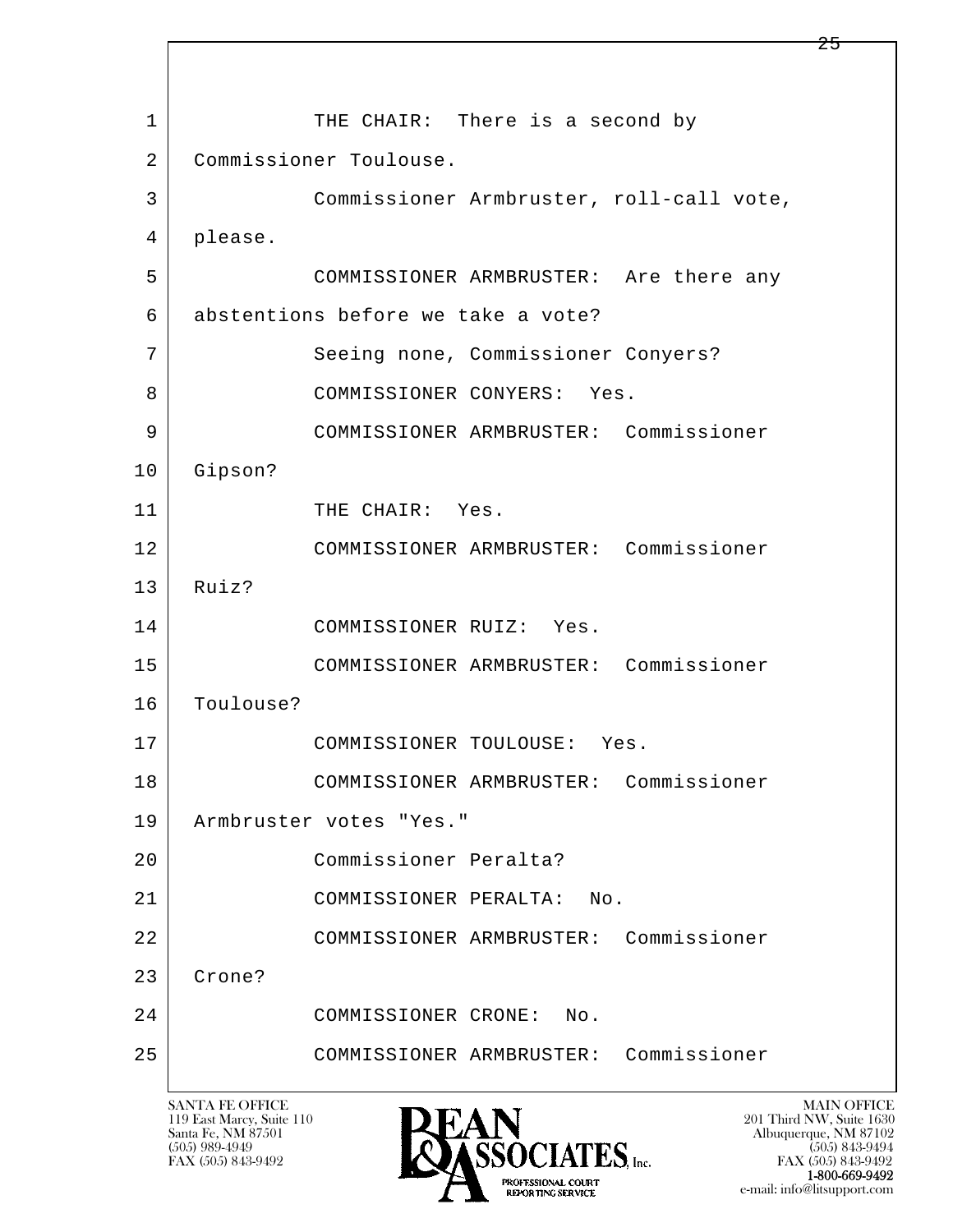1 THE CHAIR: There is a second by
2 Commissioner Toulouse.
3 Commissioner Armbruster, roll-call vote,
4 please.
5 COMMISSIONER ARMBRUSTER: Are there any
6 abstentions before we take a vote?
7 Seeing none, Commissioner Conyers?
8 COMMISSIONER CONYERS: Yes.
9 COMMISSIONER ARMBRUSTER: Commissioner
10 Gipson?
11 THE CHAIR: Yes.
12 COMMISSIONER ARMBRUSTER: Commissioner
13 Ruiz?
14 COMMISSIONER RUIZ: Yes.
15 COMMISSIONER ARMBRUSTER: Commissioner
16 Toulouse?
17 COMMISSIONER TOULOUSE: Yes.
18 COMMISSIONER ARMBRUSTER: Commissioner
19 Armbruster votes "Yes."
20 Commissioner Peralta?
21 COMMISSIONER PERALTA: No.
22 COMMISSIONER ARMBRUSTER: Commissioner
23 Crone?
24 COMMISSIONER CRONE: No.
25 COMMISSIONER ARMBRUSTER: Commissioner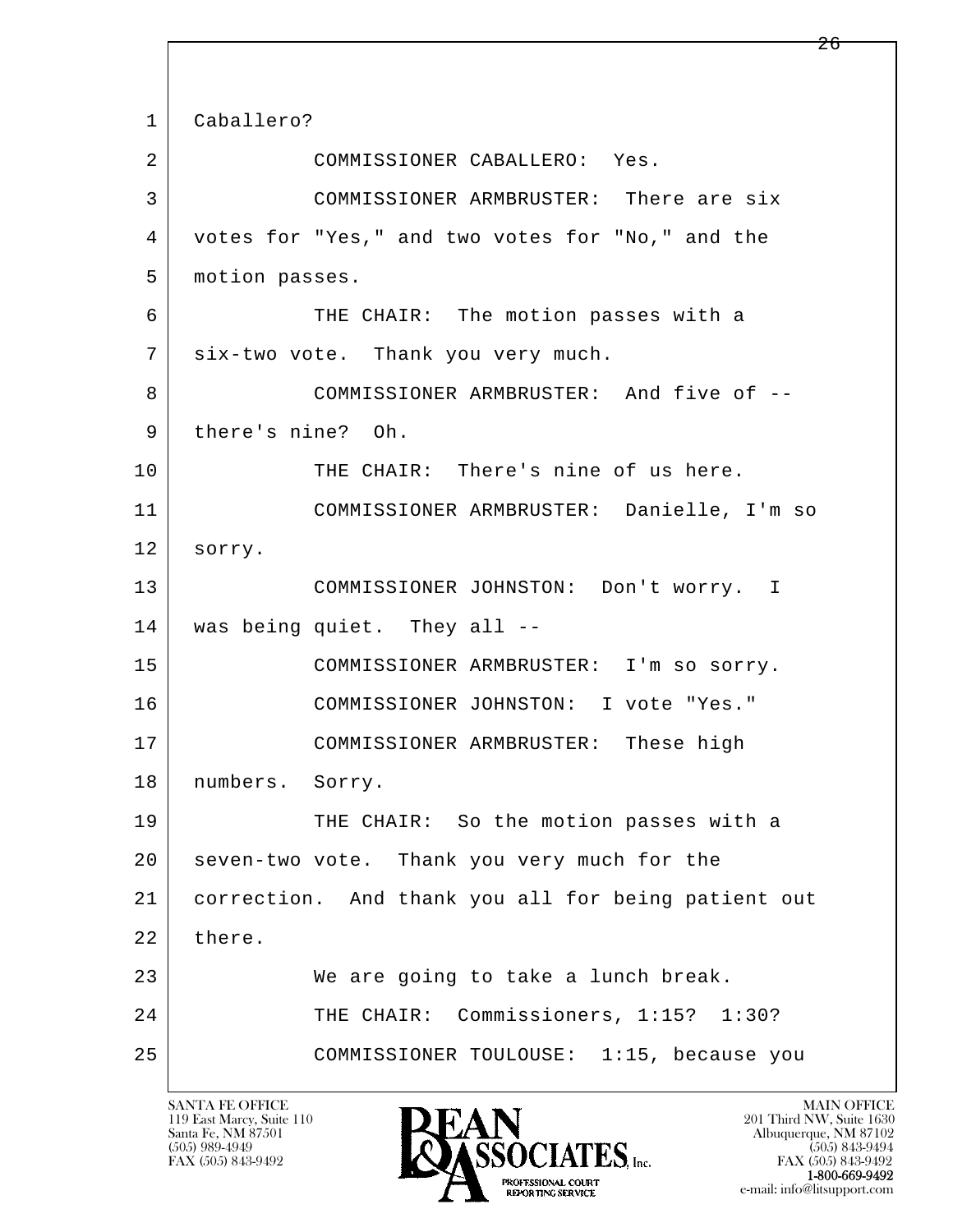1 Caballero?

2 COMMISSIONER CABALLERO: Yes.

3 COMMISSIONER ARMBRUSTER: There are six

4 votes for "Yes," and two votes for "No," and the

5 motion passes.

6 THE CHAIR: The motion passes with a

7 six-two vote. Thank you very much.

8 COMMISSIONER ARMBRUSTER: And five of --

9 there's nine? Oh.

10 THE CHAIR: There's nine of us here.

11 COMMISSIONER ARMBRUSTER: Danielle, I'm so

12 sorry.

13 COMMISSIONER JOHNSTON: Don't worry. I

14 was being quiet. They all --

15 COMMISSIONER ARMBRUSTER: I'm so sorry.

16 COMMISSIONER JOHNSTON: I vote "Yes."

17 COMMISSIONER ARMBRUSTER: These high

18 numbers. Sorry.

19 THE CHAIR: So the motion passes with a

20 seven-two vote. Thank you very much for the

21 correction. And thank you all for being patient out

22 there.

23 We are going to take a lunch break.

24 THE CHAIR: Commissioners, 1:15? 1:30?

25 COMMISSIONER TOULOUSE: 1:15, because you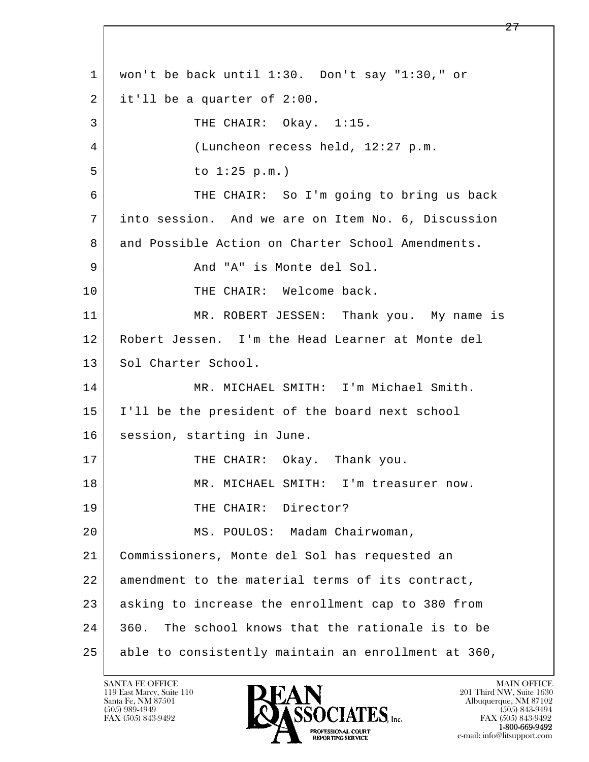won't be back until 1:30. Don't say "1:30," or it'll be a quarter of 2:00.

THE CHAIR: Okay. 1:15.

(Luncheon recess held, 12:27 p.m. to 1:25 p.m.)

THE CHAIR: So I'm going to bring us back into session. And we are on Item No. 6, Discussion and Possible Action on Charter School Amendments.

And "A" is Monte del Sol.

THE CHAIR: Welcome back.

MR. ROBERT JESSEN: Thank you. My name is Robert Jessen. I'm the Head Learner at Monte del Sol Charter School.

MR. MICHAEL SMITH: I'm Michael Smith. I'll be the president of the board next school session, starting in June.

THE CHAIR: Okay. Thank you.

MR. MICHAEL SMITH: I'm treasurer now.

THE CHAIR: Director?

MS. POULOS: Madam Chairwoman, Commissioners, Monte del Sol has requested an amendment to the material terms of its contract, asking to increase the enrollment cap to 380 from 360. The school knows that the rationale is to be able to consistently maintain an enrollment at 360,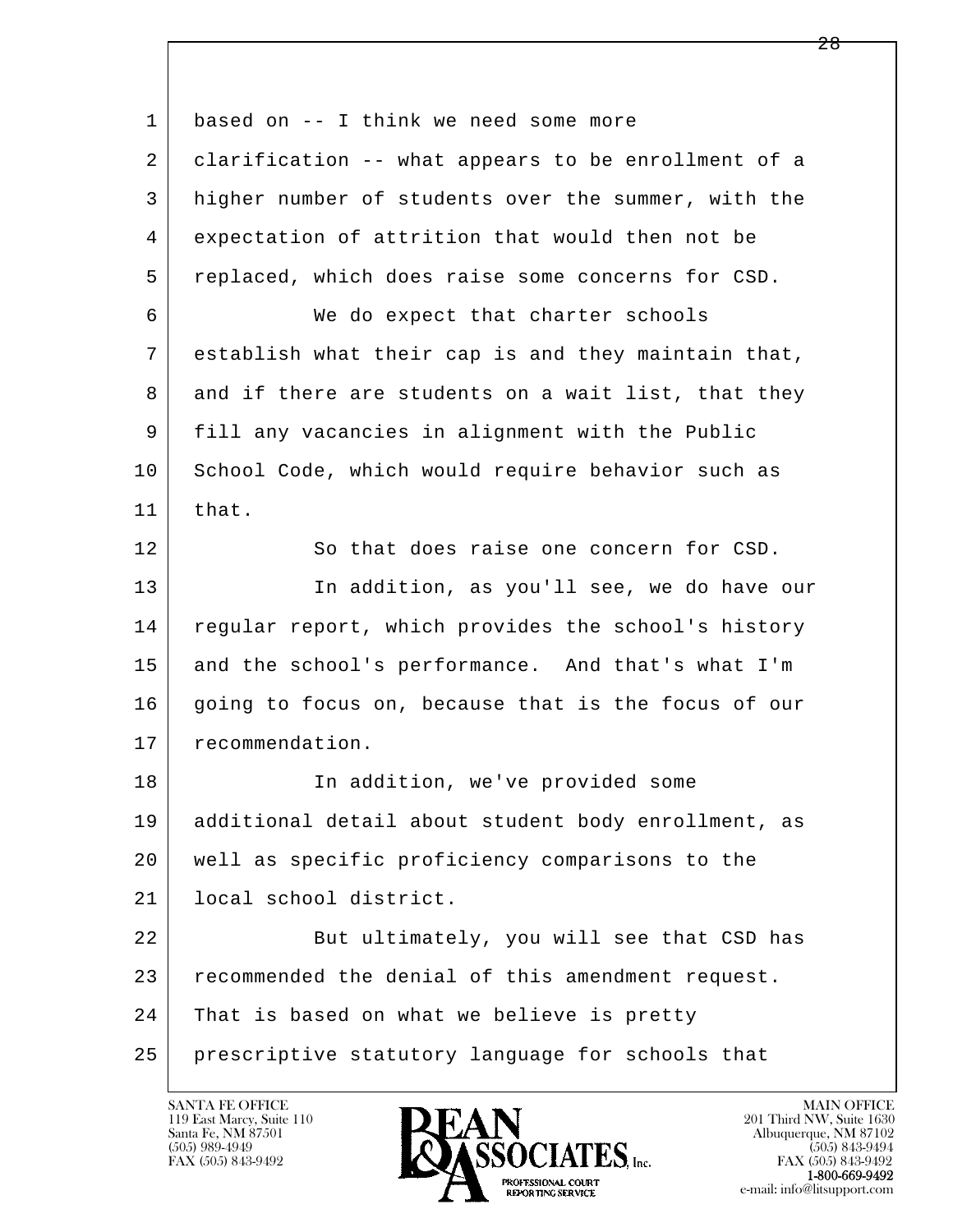based on -- I think we need some more clarification -- what appears to be enrollment of a higher number of students over the summer, with the expectation of attrition that would then not be replaced, which does raise some concerns for CSD.

We do expect that charter schools establish what their cap is and they maintain that, and if there are students on a wait list, that they fill any vacancies in alignment with the Public School Code, which would require behavior such as that.

So that does raise one concern for CSD.

In addition, as you'll see, we do have our regular report, which provides the school's history and the school's performance. And that's what I'm going to focus on, because that is the focus of our recommendation.

In addition, we've provided some additional detail about student body enrollment, as well as specific proficiency comparisons to the local school district.

But ultimately, you will see that CSD has recommended the denial of this amendment request. That is based on what we believe is pretty prescriptive statutory language for schools that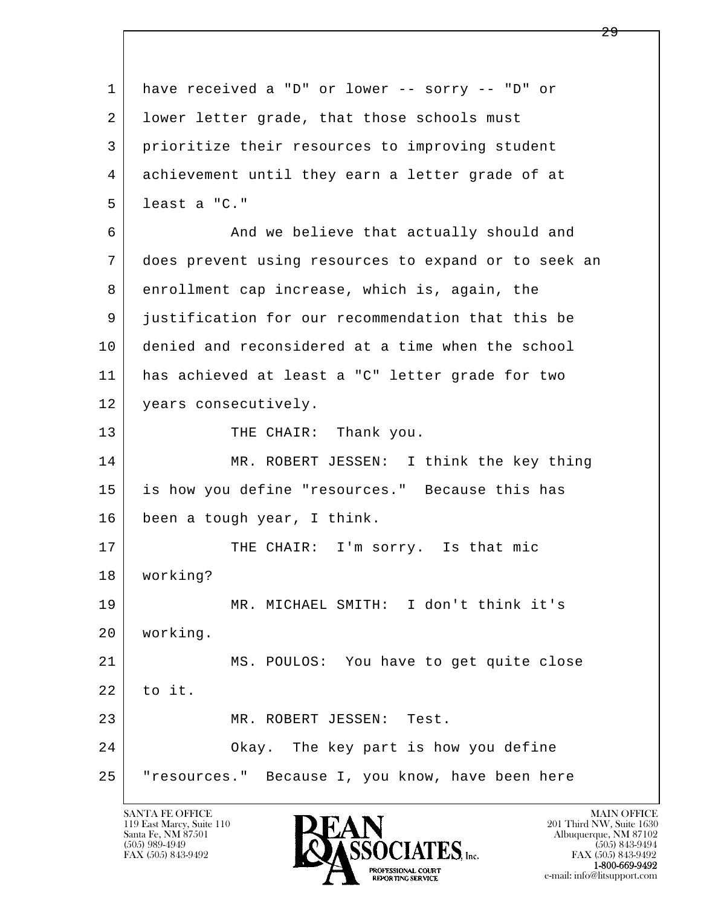have received a "D" or lower -- sorry -- "D" or lower letter grade, that those schools must prioritize their resources to improving student achievement until they earn a letter grade of at least a "C."

And we believe that actually should and does prevent using resources to expand or to seek an enrollment cap increase, which is, again, the justification for our recommendation that this be denied and reconsidered at a time when the school has achieved at least a "C" letter grade for two years consecutively.

THE CHAIR: Thank you.

MR. ROBERT JESSEN: I think the key thing is how you define "resources." Because this has been a tough year, I think.

THE CHAIR: I'm sorry. Is that mic working?

MR. MICHAEL SMITH: I don't think it's working.

MS. POULOS: You have to get quite close to it.

MR. ROBERT JESSEN: Test.

Okay. The key part is how you define "resources." Because I, you know, have been here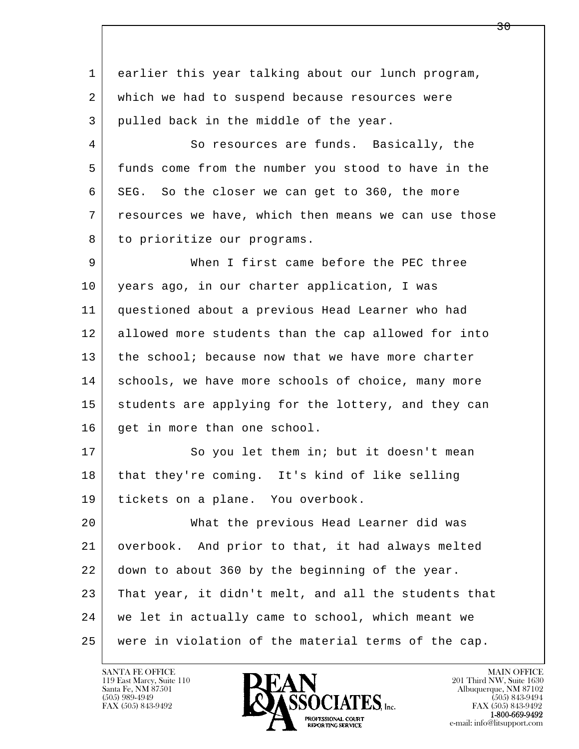earlier this year talking about our lunch program, which we had to suspend because resources were pulled back in the middle of the year.

So resources are funds. Basically, the funds come from the number you stood to have in the SEG. So the closer we can get to 360, the more resources we have, which then means we can use those to prioritize our programs.

When I first came before the PEC three years ago, in our charter application, I was questioned about a previous Head Learner who had allowed more students than the cap allowed for into the school; because now that we have more charter schools, we have more schools of choice, many more students are applying for the lottery, and they can get in more than one school.

So you let them in; but it doesn't mean that they're coming. It's kind of like selling tickets on a plane. You overbook.

What the previous Head Learner did was overbook. And prior to that, it had always melted down to about 360 by the beginning of the year. That year, it didn't melt, and all the students that we let in actually came to school, which meant we were in violation of the material terms of the cap.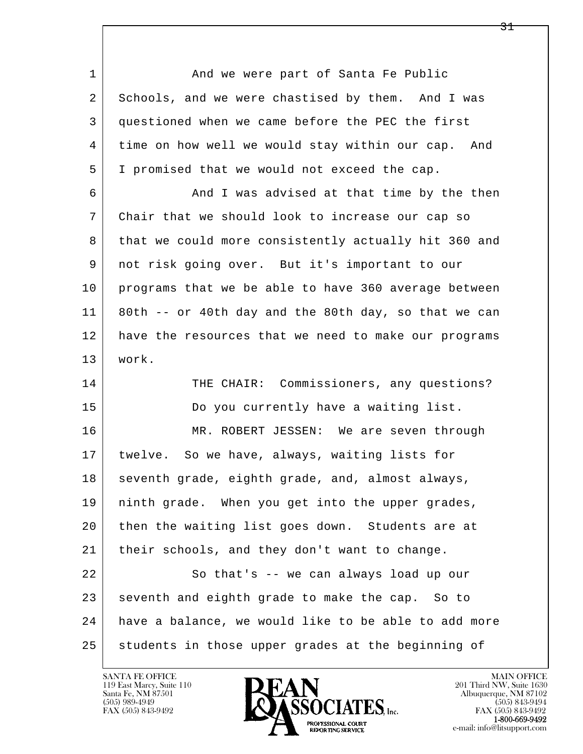And we were part of Santa Fe Public Schools, and we were chastised by them. And I was questioned when we came before the PEC the first time on how well we would stay within our cap. And I promised that we would not exceed the cap.

And I was advised at that time by the then Chair that we should look to increase our cap so that we could more consistently actually hit 360 and not risk going over. But it's important to our programs that we be able to have 360 average between 80th -- or 40th day and the 80th day, so that we can have the resources that we need to make our programs work.

THE CHAIR: Commissioners, any questions?

Do you currently have a waiting list.

MR. ROBERT JESSEN: We are seven through twelve. So we have, always, waiting lists for seventh grade, eighth grade, and, almost always, ninth grade. When you get into the upper grades, then the waiting list goes down. Students are at their schools, and they don't want to change.

So that's -- we can always load up our seventh and eighth grade to make the cap. So to have a balance, we would like to be able to add more students in those upper grades at the beginning of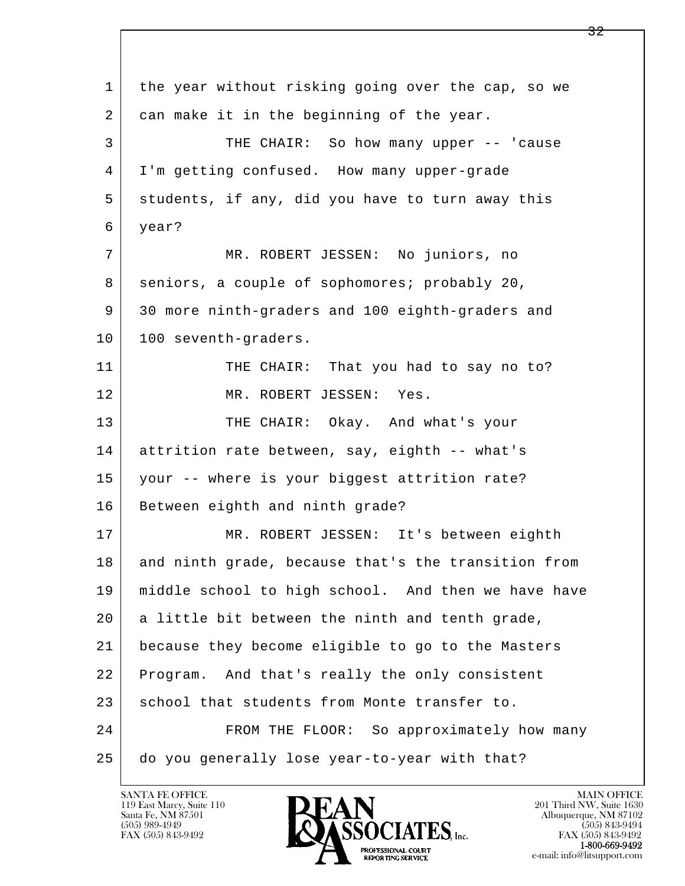1 the year without risking going over the cap, so we
2 can make it in the beginning of the year.
3 THE CHAIR: So how many upper -- 'cause
4 I'm getting confused. How many upper-grade
5 students, if any, did you have to turn away this
6 year?
7 MR. ROBERT JESSEN: No juniors, no
8 seniors, a couple of sophomores; probably 20,
9 30 more ninth-graders and 100 eighth-graders and
10 100 seventh-graders.
11 THE CHAIR: That you had to say no to?
12 MR. ROBERT JESSEN: Yes.
13 THE CHAIR: Okay. And what's your
14 attrition rate between, say, eighth -- what's
15 your -- where is your biggest attrition rate?
16 Between eighth and ninth grade?
17 MR. ROBERT JESSEN: It's between eighth
18 and ninth grade, because that's the transition from
19 middle school to high school. And then we have have
20 a little bit between the ninth and tenth grade,
21 because they become eligible to go to the Masters
22 Program. And that's really the only consistent
23 school that students from Monte transfer to.
24 FROM THE FLOOR: So approximately how many
25 do you generally lose year-to-year with that?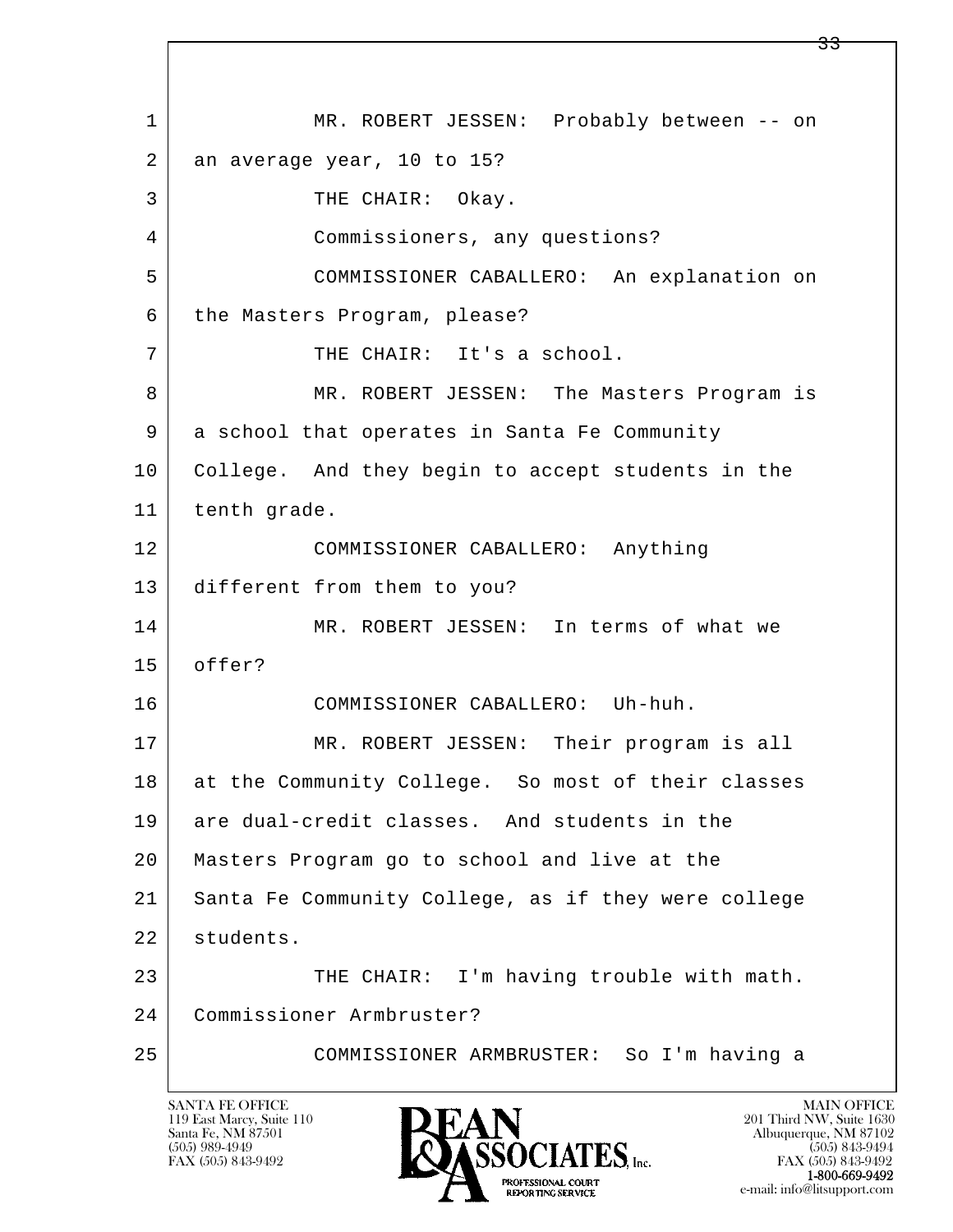MR. ROBERT JESSEN: Probably between -- on an average year, 10 to 15?

THE CHAIR: Okay.

Commissioners, any questions?

COMMISSIONER CABALLERO: An explanation on the Masters Program, please?

THE CHAIR: It's a school.

MR. ROBERT JESSEN: The Masters Program is a school that operates in Santa Fe Community College. And they begin to accept students in the tenth grade.

COMMISSIONER CABALLERO: Anything different from them to you?

MR. ROBERT JESSEN: In terms of what we offer?

COMMISSIONER CABALLERO: Uh-huh.

MR. ROBERT JESSEN: Their program is all at the Community College. So most of their classes are dual-credit classes. And students in the Masters Program go to school and live at the Santa Fe Community College, as if they were college students.

THE CHAIR: I'm having trouble with math. Commissioner Armbruster?

COMMISSIONER ARMBRUSTER: So I'm having a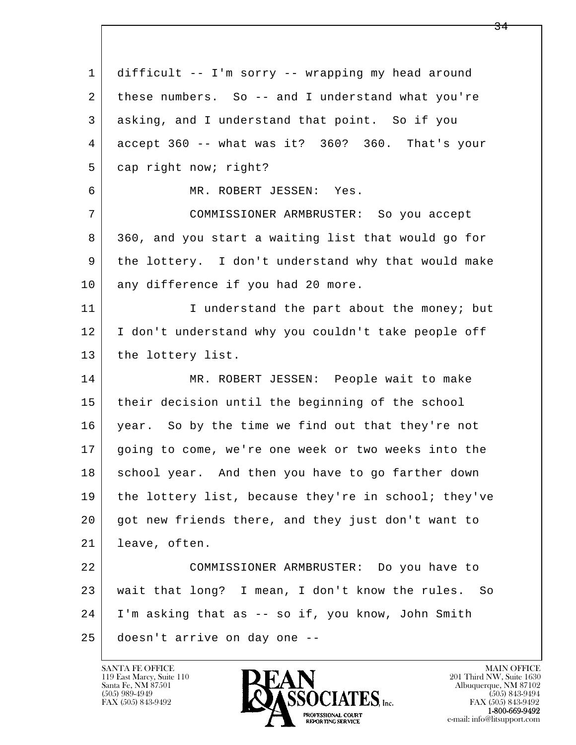1 difficult -- I'm sorry -- wrapping my head around
2 these numbers. So -- and I understand what you're
3 asking, and I understand that point. So if you
4 accept 360 -- what was it? 360? 360. That's your
5 cap right now; right?

6 MR. ROBERT JESSEN: Yes.

7 COMMISSIONER ARMBRUSTER: So you accept
8 360, and you start a waiting list that would go for
9 the lottery. I don't understand why that would make
10 any difference if you had 20 more.

11 I understand the part about the money; but
12 I don't understand why you couldn't take people off
13 the lottery list.

14 MR. ROBERT JESSEN: People wait to make
15 their decision until the beginning of the school
16 year. So by the time we find out that they're not
17 going to come, we're one week or two weeks into the
18 school year. And then you have to go farther down
19 the lottery list, because they're in school; they've
20 got new friends there, and they just don't want to
21 leave, often.

22 COMMISSIONER ARMBRUSTER: Do you have to
23 wait that long? I mean, I don't know the rules. So
24 I'm asking that as -- so if, you know, John Smith
25 doesn't arrive on day one --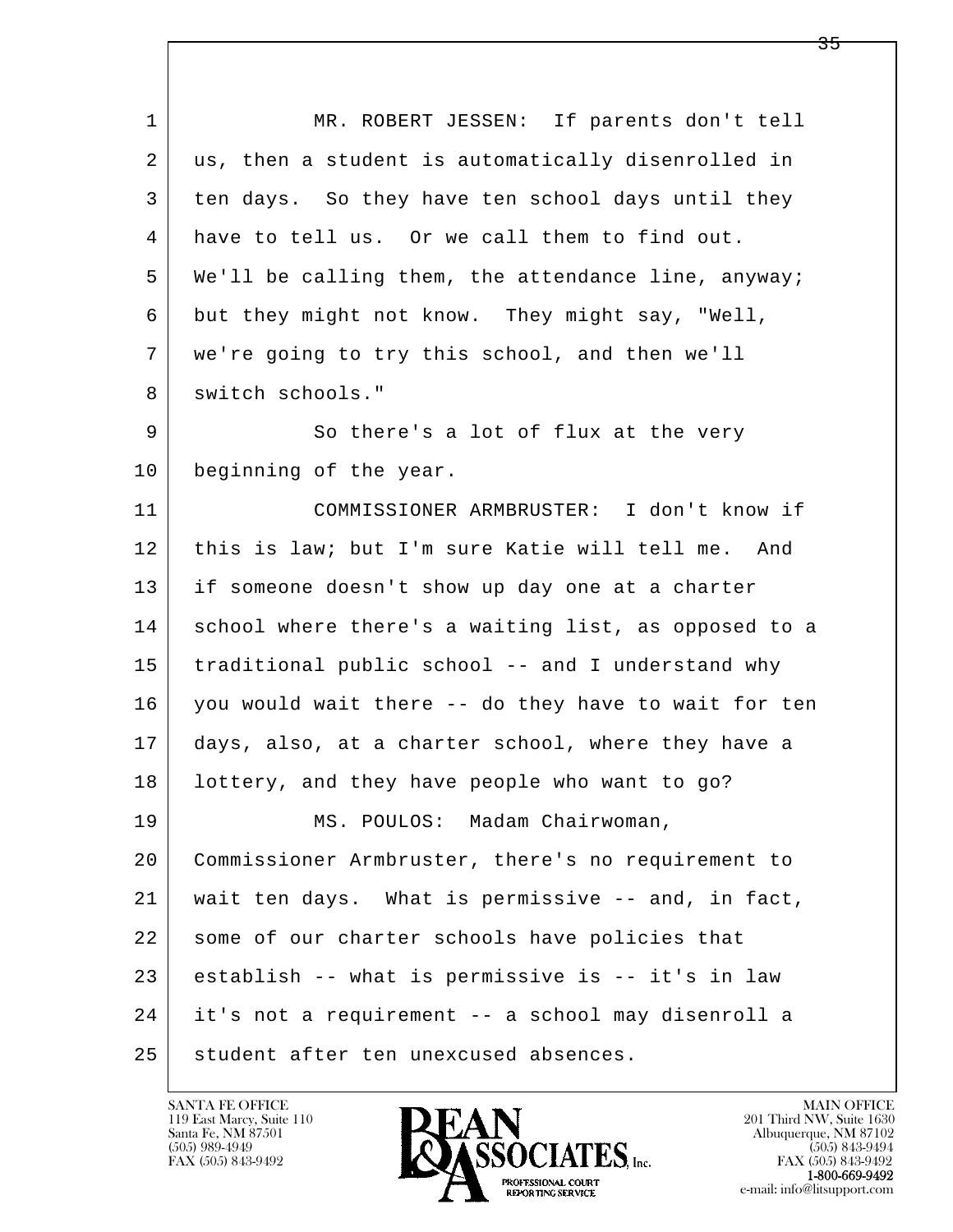MR. ROBERT JESSEN: If parents don't tell us, then a student is automatically disenrolled in ten days. So they have ten school days until they have to tell us. Or we call them to find out. We'll be calling them, the attendance line, anyway; but they might not know. They might say, "Well, we're going to try this school, and then we'll switch schools."

So there's a lot of flux at the very beginning of the year.

COMMISSIONER ARMBRUSTER: I don't know if this is law; but I'm sure Katie will tell me. And if someone doesn't show up day one at a charter school where there's a waiting list, as opposed to a traditional public school -- and I understand why you would wait there -- do they have to wait for ten days, also, at a charter school, where they have a lottery, and they have people who want to go?

MS. POULOS: Madam Chairwoman, Commissioner Armbruster, there's no requirement to wait ten days. What is permissive -- and, in fact, some of our charter schools have policies that establish -- what is permissive is -- it's in law it's not a requirement -- a school may disenroll a student after ten unexcused absences.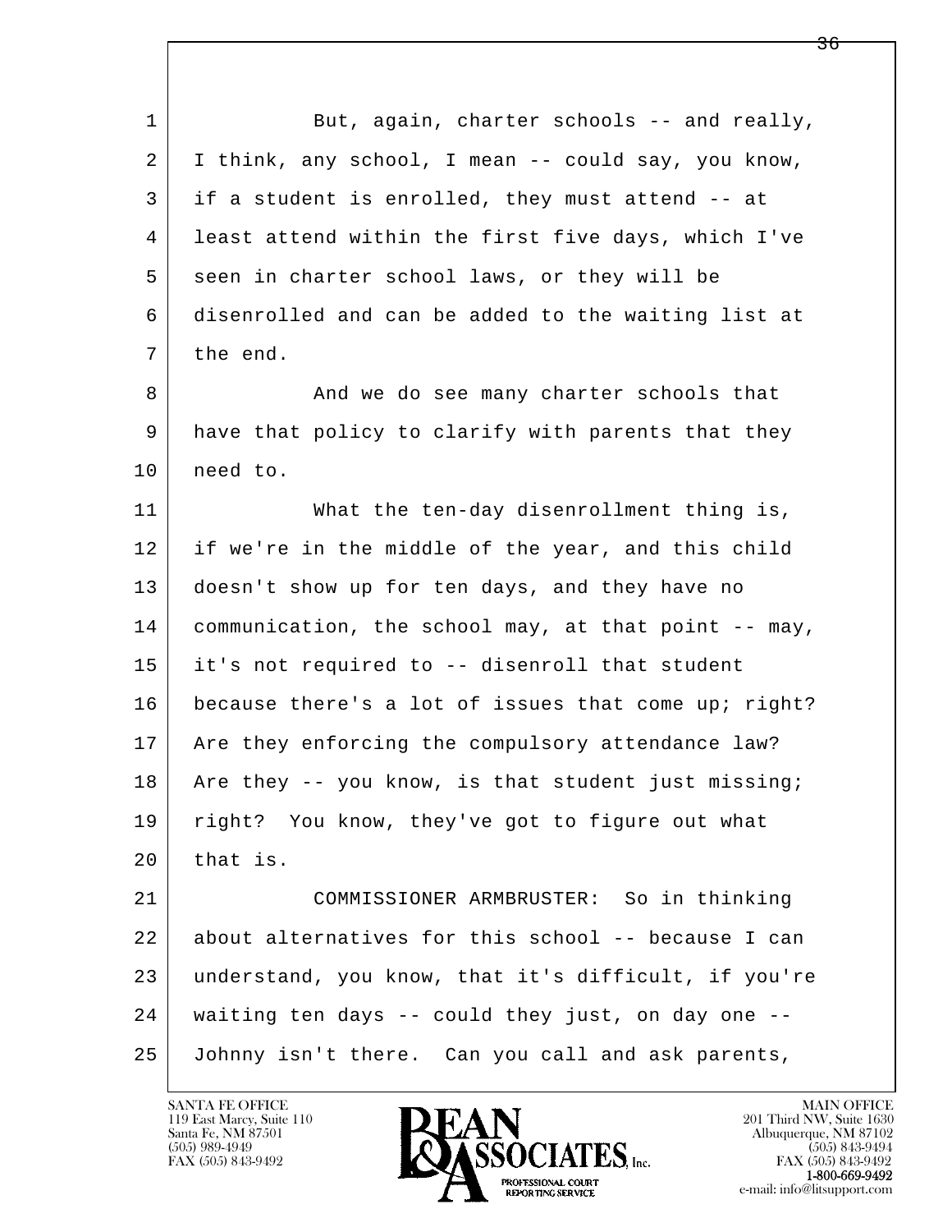1 But, again, charter schools -- and really,
2 I think, any school, I mean -- could say, you know,
3 if a student is enrolled, they must attend -- at
4 least attend within the first five days, which I've
5 seen in charter school laws, or they will be
6 disenrolled and can be added to the waiting list at
7 the end.

8 And we do see many charter schools that
9 have that policy to clarify with parents that they
10 need to.

11 What the ten-day disenrollment thing is,
12 if we're in the middle of the year, and this child
13 doesn't show up for ten days, and they have no
14 communication, the school may, at that point -- may,
15 it's not required to -- disenroll that student
16 because there's a lot of issues that come up; right?
17 Are they enforcing the compulsory attendance law?
18 Are they -- you know, is that student just missing;
19 right? You know, they've got to figure out what
20 that is.

21 COMMISSIONER ARMBRUSTER: So in thinking
22 about alternatives for this school -- because I can
23 understand, you know, that it's difficult, if you're
24 waiting ten days -- could they just, on day one --
25 Johnny isn't there. Can you call and ask parents,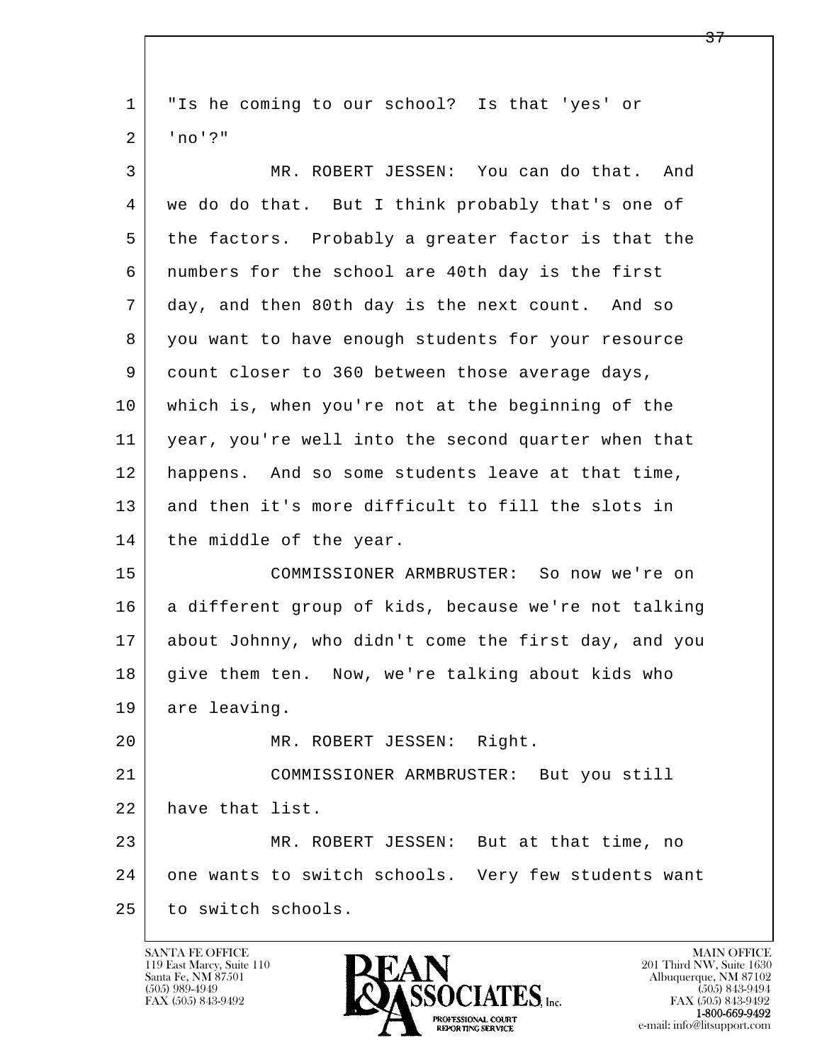1 "Is he coming to our school? Is that 'yes' or
2 'no'?"

3 MR. ROBERT JESSEN: You can do that. And
4 we do do that. But I think probably that's one of
5 the factors. Probably a greater factor is that the
6 numbers for the school are 40th day is the first
7 day, and then 80th day is the next count. And so
8 you want to have enough students for your resource
9 count closer to 360 between those average days,
10 which is, when you're not at the beginning of the
11 year, you're well into the second quarter when that
12 happens. And so some students leave at that time,
13 and then it's more difficult to fill the slots in
14 the middle of the year.

15 COMMISSIONER ARMBRUSTER: So now we're on
16 a different group of kids, because we're not talking
17 about Johnny, who didn't come the first day, and you
18 give them ten. Now, we're talking about kids who
19 are leaving.

20 MR. ROBERT JESSEN: Right.

21 COMMISSIONER ARMBRUSTER: But you still
22 have that list.

23 MR. ROBERT JESSEN: But at that time, no
24 one wants to switch schools. Very few students want
25 to switch schools.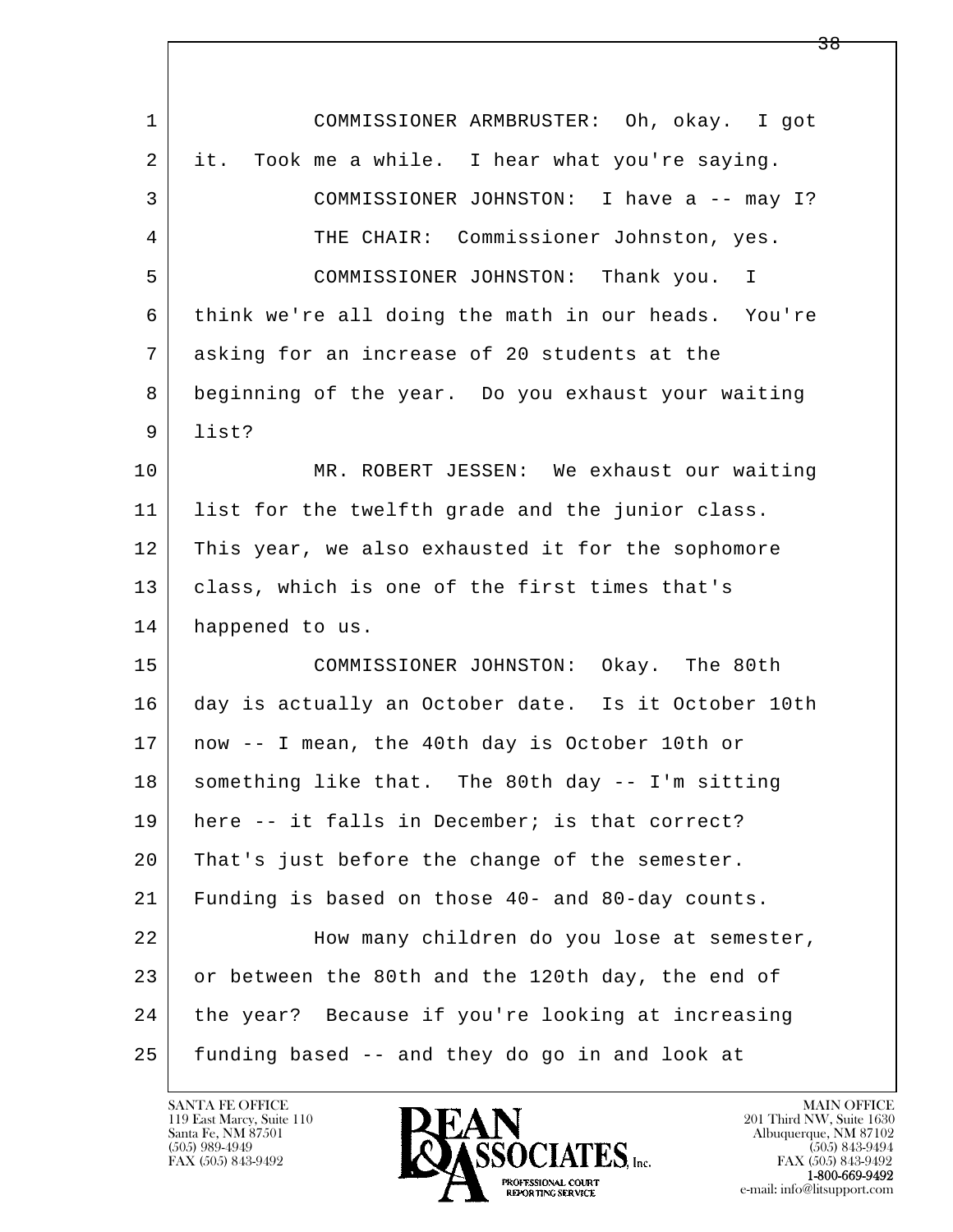1 COMMISSIONER ARMBRUSTER: Oh, okay. I got
2 it. Took me a while. I hear what you're saying.
3 COMMISSIONER JOHNSTON: I have a -- may I?
4 THE CHAIR: Commissioner Johnston, yes.
5 COMMISSIONER JOHNSTON: Thank you. I
6 think we're all doing the math in our heads. You're
7 asking for an increase of 20 students at the
8 beginning of the year. Do you exhaust your waiting
9 list?
10 MR. ROBERT JESSEN: We exhaust our waiting
11 list for the twelfth grade and the junior class.
12 This year, we also exhausted it for the sophomore
13 class, which is one of the first times that's
14 happened to us.
15 COMMISSIONER JOHNSTON: Okay. The 80th
16 day is actually an October date. Is it October 10th
17 now -- I mean, the 40th day is October 10th or
18 something like that. The 80th day -- I'm sitting
19 here -- it falls in December; is that correct?
20 That's just before the change of the semester.
21 Funding is based on those 40- and 80-day counts.
22 How many children do you lose at semester,
23 or between the 80th and the 120th day, the end of
24 the year? Because if you're looking at increasing
25 funding based -- and they do go in and look at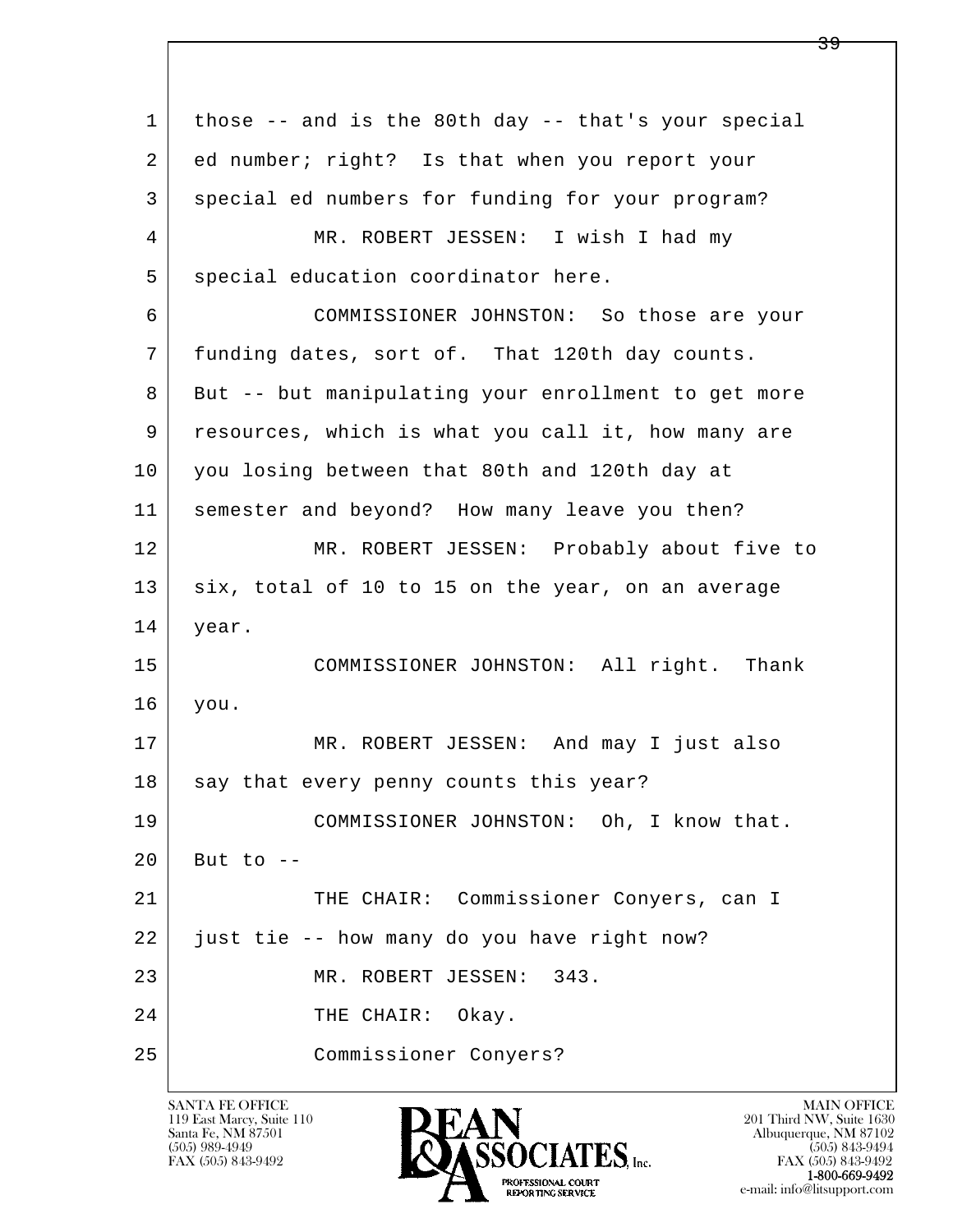1 those -- and is the 80th day -- that's your special
2 ed number; right? Is that when you report your
3 special ed numbers for funding for your program?
4 MR. ROBERT JESSEN: I wish I had my
5 special education coordinator here.
6 COMMISSIONER JOHNSTON: So those are your
7 funding dates, sort of. That 120th day counts.
8 But -- but manipulating your enrollment to get more
9 resources, which is what you call it, how many are
10 you losing between that 80th and 120th day at
11 semester and beyond? How many leave you then?
12 MR. ROBERT JESSEN: Probably about five to
13 six, total of 10 to 15 on the year, on an average
14 year.
15 COMMISSIONER JOHNSTON: All right. Thank
16 you.
17 MR. ROBERT JESSEN: And may I just also
18 say that every penny counts this year?
19 COMMISSIONER JOHNSTON: Oh, I know that.
20 But to --
21 THE CHAIR: Commissioner Conyers, can I
22 just tie -- how many do you have right now?
23 MR. ROBERT JESSEN: 343.
24 THE CHAIR: Okay.
25 Commissioner Conyers?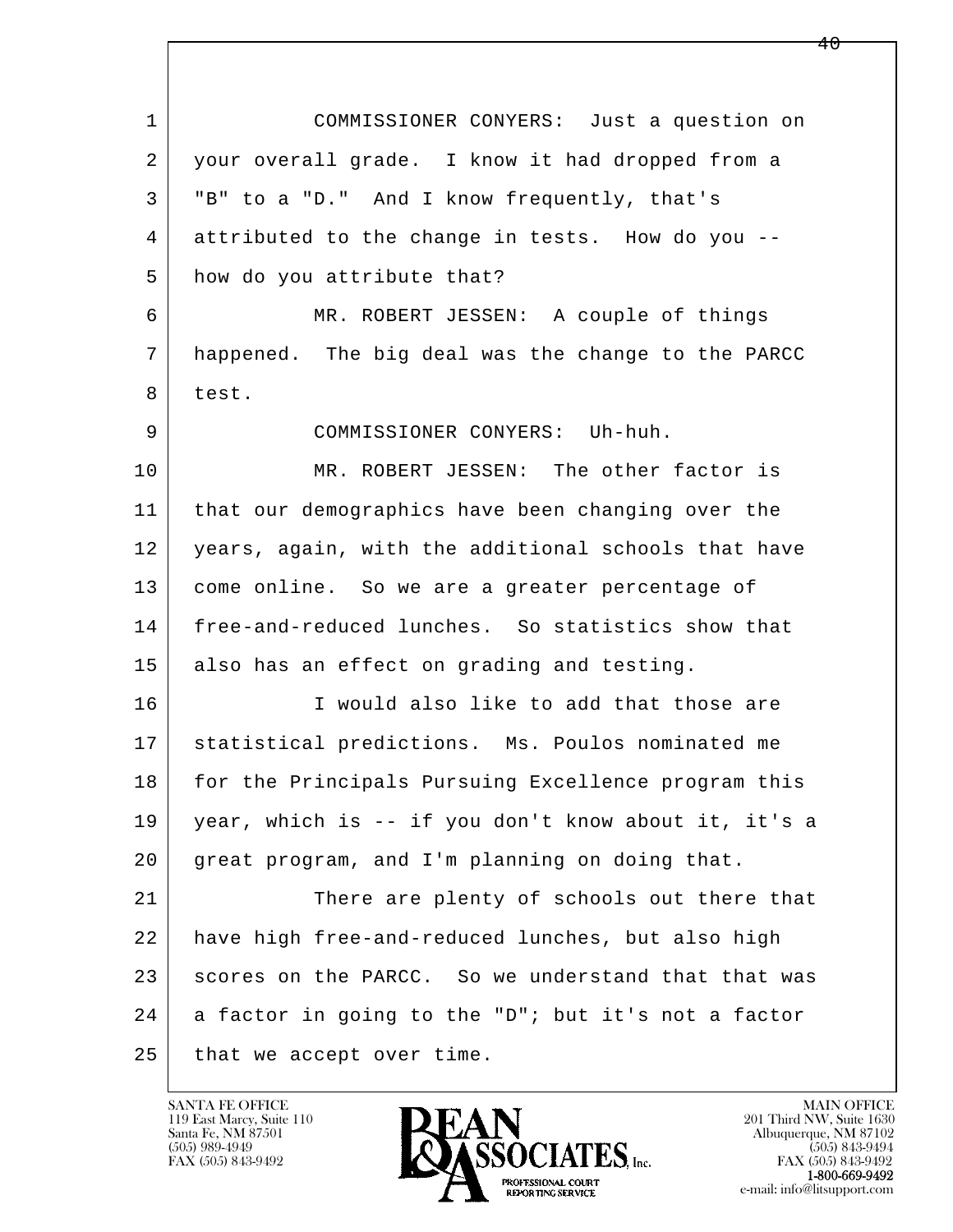COMMISSIONER CONYERS: Just a question on your overall grade. I know it had dropped from a "B" to a "D." And I know frequently, that's attributed to the change in tests. How do you -- how do you attribute that?

MR. ROBERT JESSEN: A couple of things happened. The big deal was the change to the PARCC test.

COMMISSIONER CONYERS: Uh-huh.

MR. ROBERT JESSEN: The other factor is that our demographics have been changing over the years, again, with the additional schools that have come online. So we are a greater percentage of free-and-reduced lunches. So statistics show that also has an effect on grading and testing.

I would also like to add that those are statistical predictions. Ms. Poulos nominated me for the Principals Pursuing Excellence program this year, which is -- if you don't know about it, it's a great program, and I'm planning on doing that.

There are plenty of schools out there that have high free-and-reduced lunches, but also high scores on the PARCC. So we understand that that was a factor in going to the "D"; but it's not a factor that we accept over time.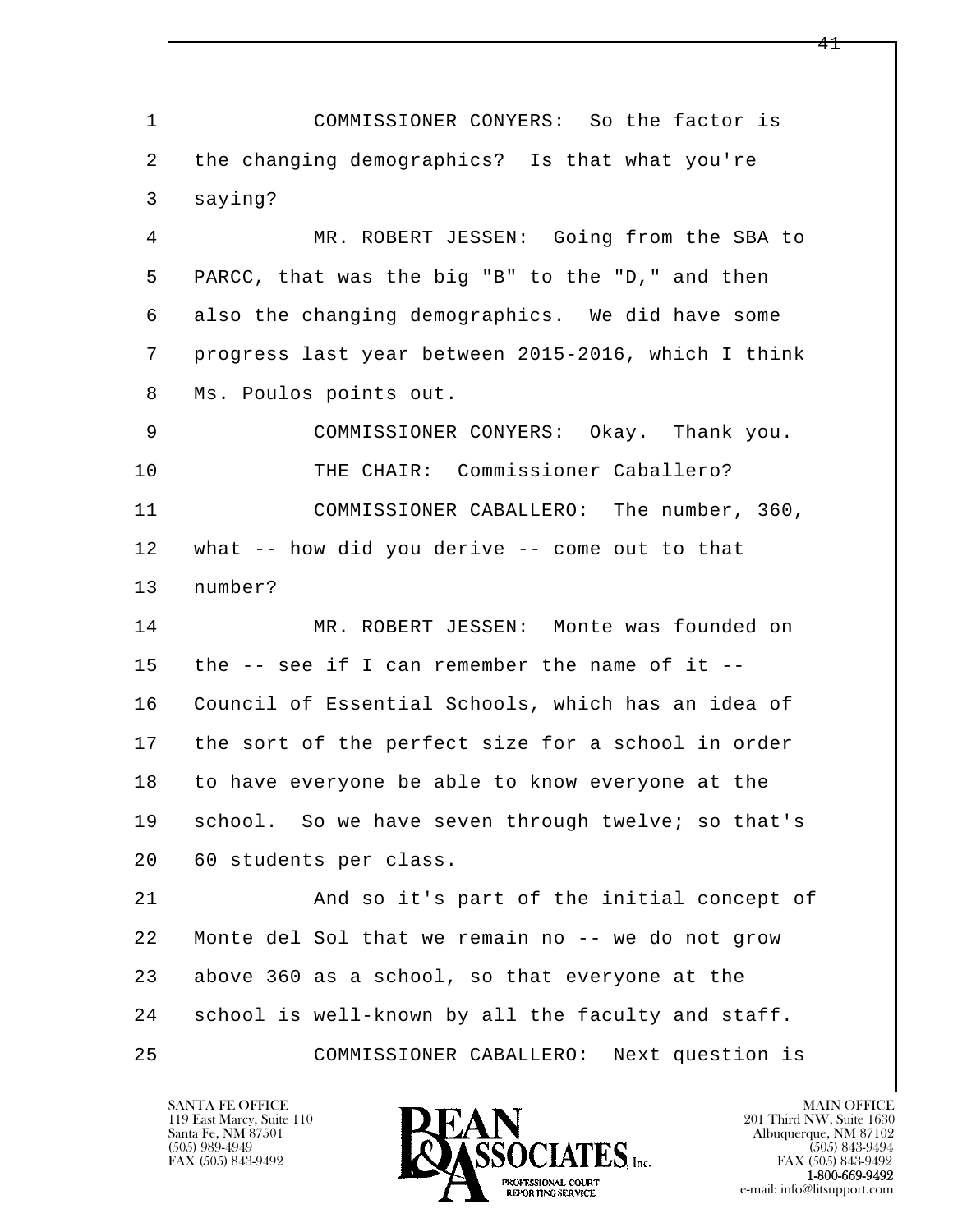COMMISSIONER CONYERS: So the factor is the changing demographics? Is that what you're saying?

MR. ROBERT JESSEN: Going from the SBA to PARCC, that was the big "B" to the "D," and then also the changing demographics. We did have some progress last year between 2015-2016, which I think Ms. Poulos points out.

COMMISSIONER CONYERS: Okay. Thank you.

THE CHAIR: Commissioner Caballero?

COMMISSIONER CABALLERO: The number, 360, what -- how did you derive -- come out to that number?

MR. ROBERT JESSEN: Monte was founded on the -- see if I can remember the name of it -- Council of Essential Schools, which has an idea of the sort of the perfect size for a school in order to have everyone be able to know everyone at the school. So we have seven through twelve; so that's 60 students per class.

And so it's part of the initial concept of Monte del Sol that we remain no -- we do not grow above 360 as a school, so that everyone at the school is well-known by all the faculty and staff.

COMMISSIONER CABALLERO: Next question is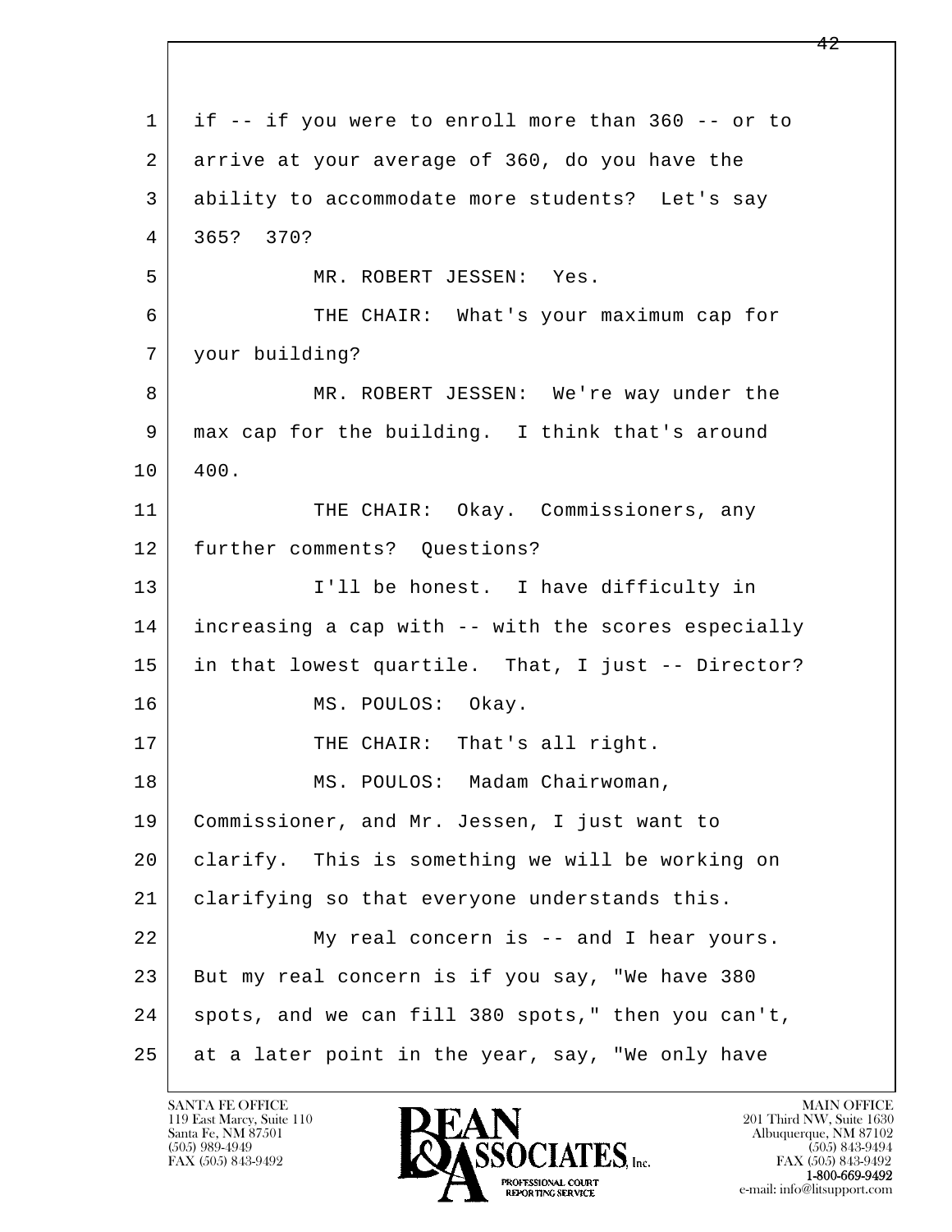if -- if you were to enroll more than 360 -- or to arrive at your average of 360, do you have the ability to accommodate more students? Let's say 365? 370?

MR. ROBERT JESSEN: Yes.

THE CHAIR: What's your maximum cap for your building?

MR. ROBERT JESSEN: We're way under the max cap for the building. I think that's around 400.

THE CHAIR: Okay. Commissioners, any further comments? Questions?

I'll be honest. I have difficulty in increasing a cap with -- with the scores especially in that lowest quartile. That, I just -- Director?

MS. POULOS: Okay.

THE CHAIR: That's all right.

MS. POULOS: Madam Chairwoman, Commissioner, and Mr. Jessen, I just want to clarify. This is something we will be working on clarifying so that everyone understands this.

My real concern is -- and I hear yours. But my real concern is if you say, "We have 380 spots, and we can fill 380 spots," then you can't, at a later point in the year, say, "We only have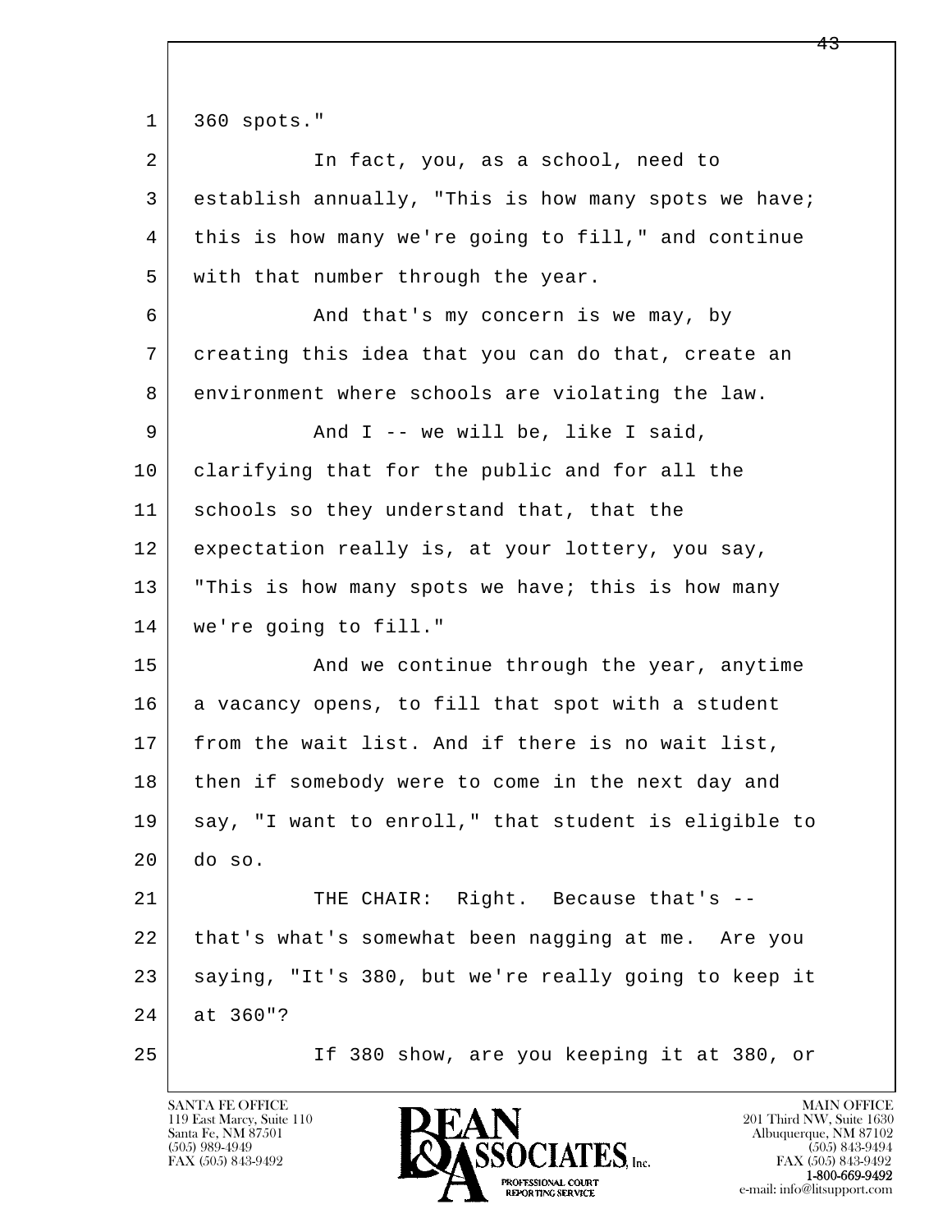360 spots."

In fact, you, as a school, need to establish annually, "This is how many spots we have; this is how many we're going to fill," and continue with that number through the year.

And that's my concern is we may, by creating this idea that you can do that, create an environment where schools are violating the law.

And I -- we will be, like I said, clarifying that for the public and for all the schools so they understand that, that the expectation really is, at your lottery, you say, "This is how many spots we have; this is how many we're going to fill."

And we continue through the year, anytime a vacancy opens, to fill that spot with a student from the wait list. And if there is no wait list, then if somebody were to come in the next day and say, "I want to enroll," that student is eligible to do so.

THE CHAIR: Right. Because that's -- that's what's somewhat been nagging at me. Are you saying, "It's 380, but we're really going to keep it at 360"?

If 380 show, are you keeping it at 380, or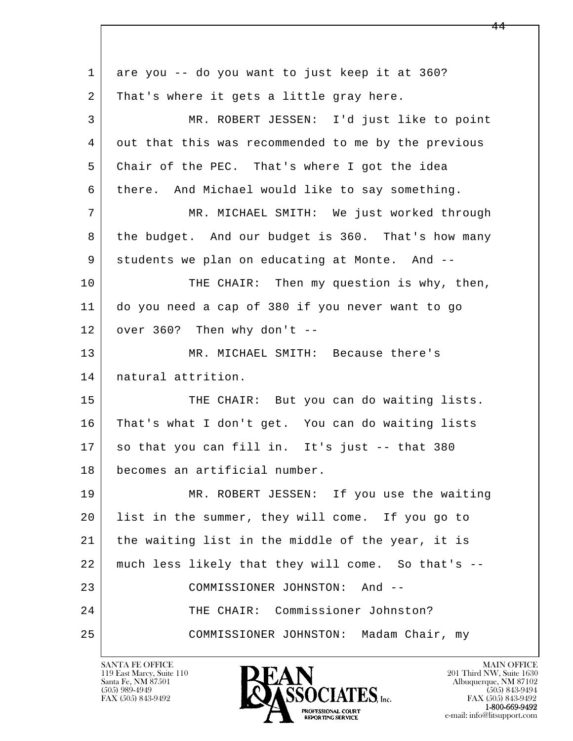are you -- do you want to just keep it at 360? That's where it gets a little gray here.

MR. ROBERT JESSEN: I'd just like to point out that this was recommended to me by the previous Chair of the PEC. That's where I got the idea there. And Michael would like to say something.

MR. MICHAEL SMITH: We just worked through the budget. And our budget is 360. That's how many students we plan on educating at Monte. And --

THE CHAIR: Then my question is why, then, do you need a cap of 380 if you never want to go over 360? Then why don't --

MR. MICHAEL SMITH: Because there's natural attrition.

THE CHAIR: But you can do waiting lists. That's what I don't get. You can do waiting lists so that you can fill in. It's just -- that 380 becomes an artificial number.

MR. ROBERT JESSEN: If you use the waiting list in the summer, they will come. If you go to the waiting list in the middle of the year, it is much less likely that they will come. So that's --

COMMISSIONER JOHNSTON: And --

THE CHAIR: Commissioner Johnston?

COMMISSIONER JOHNSTON: Madam Chair, my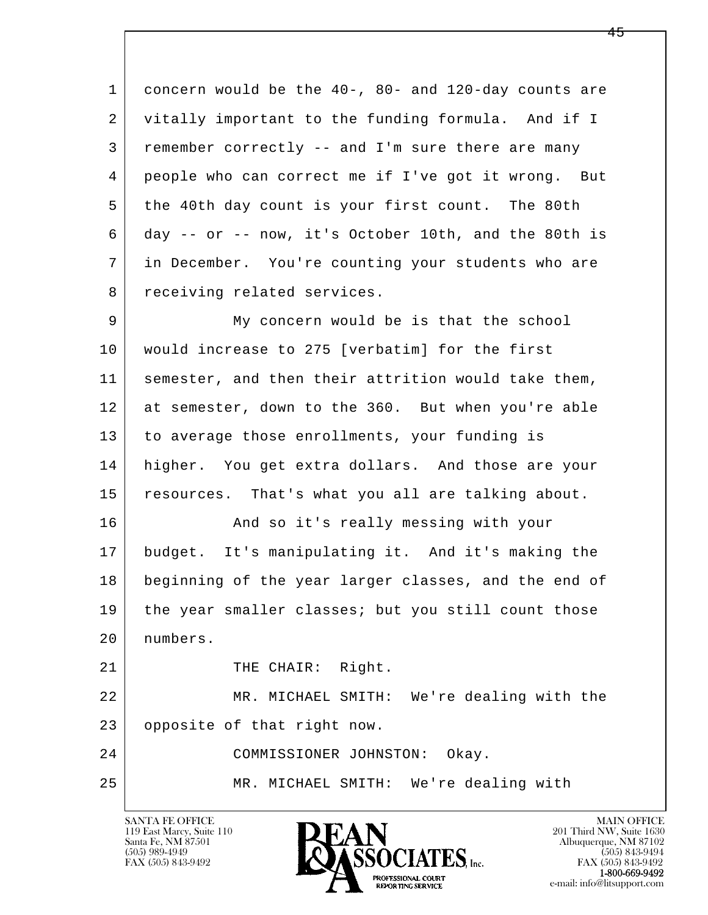1 concern would be the 40-, 80- and 120-day counts are
2 vitally important to the funding formula. And if I
3 remember correctly -- and I'm sure there are many
4 people who can correct me if I've got it wrong. But
5 the 40th day count is your first count. The 80th
6 day -- or -- now, it's October 10th, and the 80th is
7 in December. You're counting your students who are
8 receiving related services.

9 My concern would be is that the school
10 would increase to 275 [verbatim] for the first
11 semester, and then their attrition would take them,
12 at semester, down to the 360. But when you're able
13 to average those enrollments, your funding is
14 higher. You get extra dollars. And those are your
15 resources. That's what you all are talking about.

16 And so it's really messing with your
17 budget. It's manipulating it. And it's making the
18 beginning of the year larger classes, and the end of
19 the year smaller classes; but you still count those
20 numbers.

21 THE CHAIR: Right.

22 MR. MICHAEL SMITH: We're dealing with the
23 opposite of that right now.

24 COMMISSIONER JOHNSTON: Okay.

25 MR. MICHAEL SMITH: We're dealing with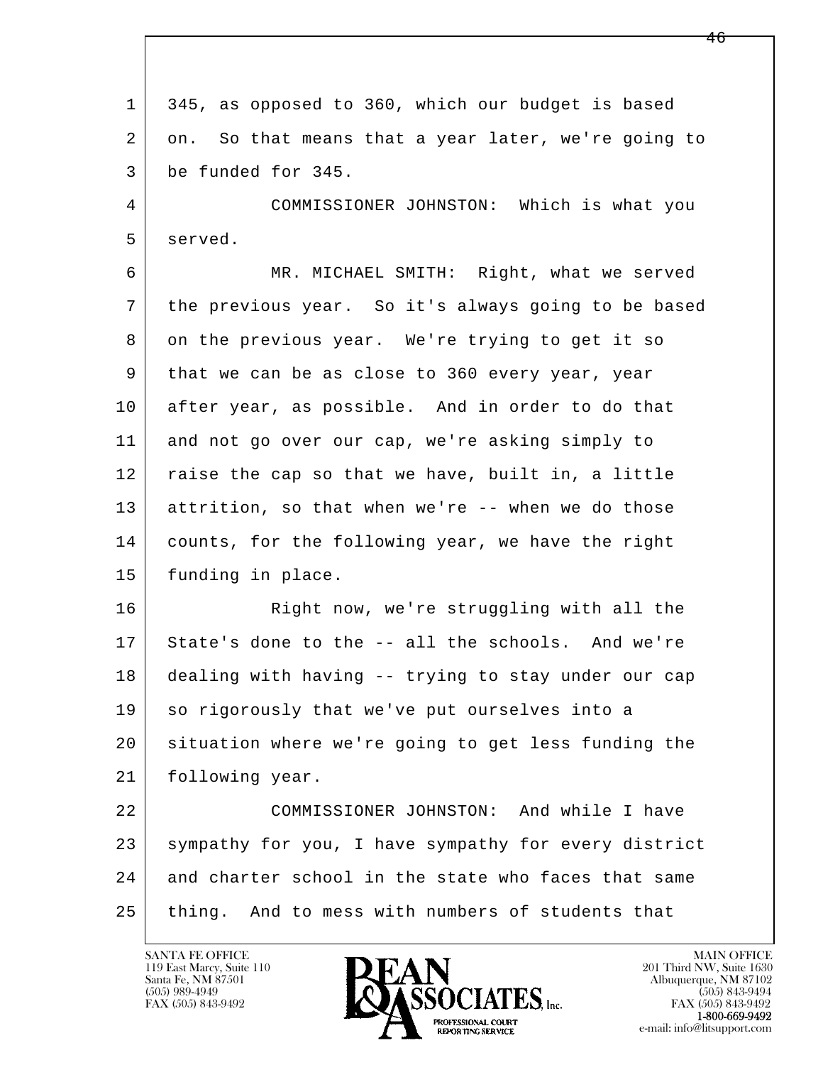345, as opposed to 360, which our budget is based on. So that means that a year later, we're going to be funded for 345.

COMMISSIONER JOHNSTON: Which is what you served.

MR. MICHAEL SMITH: Right, what we served the previous year. So it's always going to be based on the previous year. We're trying to get it so that we can be as close to 360 every year, year after year, as possible. And in order to do that and not go over our cap, we're asking simply to raise the cap so that we have, built in, a little attrition, so that when we're -- when we do those counts, for the following year, we have the right funding in place.

Right now, we're struggling with all the State's done to the -- all the schools. And we're dealing with having -- trying to stay under our cap so rigorously that we've put ourselves into a situation where we're going to get less funding the following year.

COMMISSIONER JOHNSTON: And while I have sympathy for you, I have sympathy for every district and charter school in the state who faces that same thing. And to mess with numbers of students that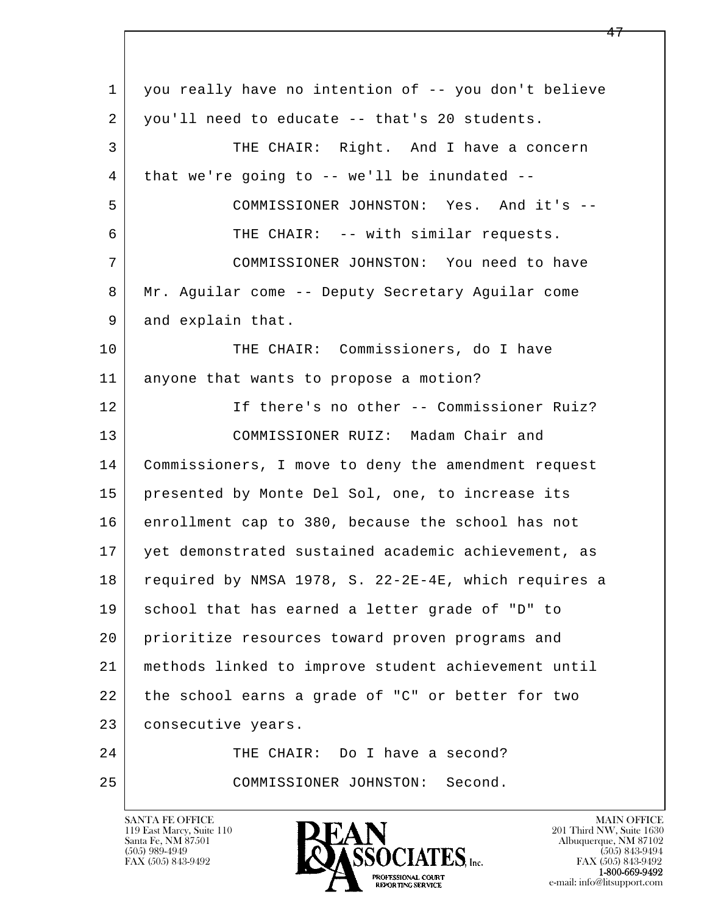you really have no intention of -- you don't believe you'll need to educate -- that's 20 students.

THE CHAIR: Right. And I have a concern that we're going to -- we'll be inundated --

COMMISSIONER JOHNSTON: Yes. And it's --

THE CHAIR: -- with similar requests.

COMMISSIONER JOHNSTON: You need to have Mr. Aguilar come -- Deputy Secretary Aguilar come and explain that.

THE CHAIR: Commissioners, do I have anyone that wants to propose a motion?

If there's no other -- Commissioner Ruiz?

COMMISSIONER RUIZ: Madam Chair and Commissioners, I move to deny the amendment request presented by Monte Del Sol, one, to increase its enrollment cap to 380, because the school has not yet demonstrated sustained academic achievement, as required by NMSA 1978, S. 22-2E-4E, which requires a school that has earned a letter grade of "D" to prioritize resources toward proven programs and methods linked to improve student achievement until the school earns a grade of "C" or better for two consecutive years.

THE CHAIR: Do I have a second?

COMMISSIONER JOHNSTON: Second.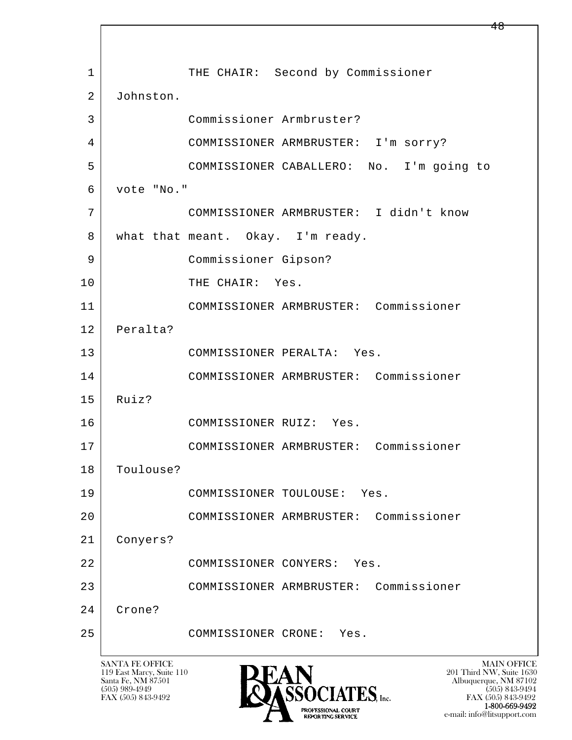1 THE CHAIR: Second by Commissioner
2 Johnston.
3 Commissioner Armbruster?
4 COMMISSIONER ARMBRUSTER: I'm sorry?
5 COMMISSIONER CABALLERO: No. I'm going to
6 vote "No."
7 COMMISSIONER ARMBRUSTER: I didn't know
8 what that meant. Okay. I'm ready.
9 Commissioner Gipson?
10 THE CHAIR: Yes.
11 COMMISSIONER ARMBRUSTER: Commissioner
12 Peralta?
13 COMMISSIONER PERALTA: Yes.
14 COMMISSIONER ARMBRUSTER: Commissioner
15 Ruiz?
16 COMMISSIONER RUIZ: Yes.
17 COMMISSIONER ARMBRUSTER: Commissioner
18 Toulouse?
19 COMMISSIONER TOULOUSE: Yes.
20 COMMISSIONER ARMBRUSTER: Commissioner
21 Conyers?
22 COMMISSIONER CONYERS: Yes.
23 COMMISSIONER ARMBRUSTER: Commissioner
24 Crone?
25 COMMISSIONER CRONE: Yes.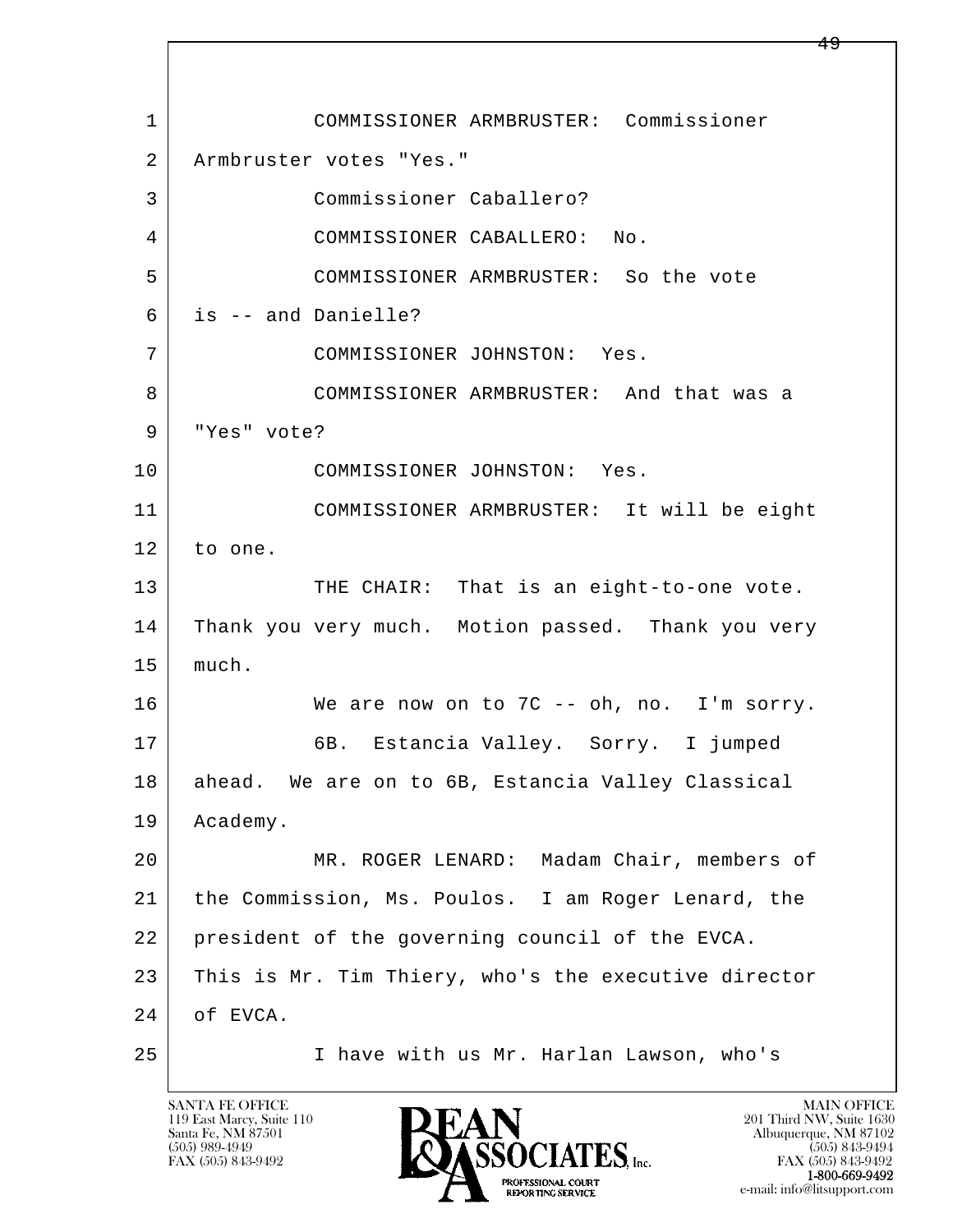1 COMMISSIONER ARMBRUSTER: Commissioner
2 Armbruster votes "Yes."
3 Commissioner Caballero?
4 COMMISSIONER CABALLERO: No.
5 COMMISSIONER ARMBRUSTER: So the vote
6 is -- and Danielle?
7 COMMISSIONER JOHNSTON: Yes.
8 COMMISSIONER ARMBRUSTER: And that was a
9 "Yes" vote?
10 COMMISSIONER JOHNSTON: Yes.
11 COMMISSIONER ARMBRUSTER: It will be eight
12 to one.
13 THE CHAIR: That is an eight-to-one vote.
14 Thank you very much. Motion passed. Thank you very
15 much.
16 We are now on to 7C -- oh, no. I'm sorry.
17 6B. Estancia Valley. Sorry. I jumped
18 ahead. We are on to 6B, Estancia Valley Classical
19 Academy.
20 MR. ROGER LENARD: Madam Chair, members of
21 the Commission, Ms. Poulos. I am Roger Lenard, the
22 president of the governing council of the EVCA.
23 This is Mr. Tim Thiery, who's the executive director
24 of EVCA.
25 I have with us Mr. Harlan Lawson, who's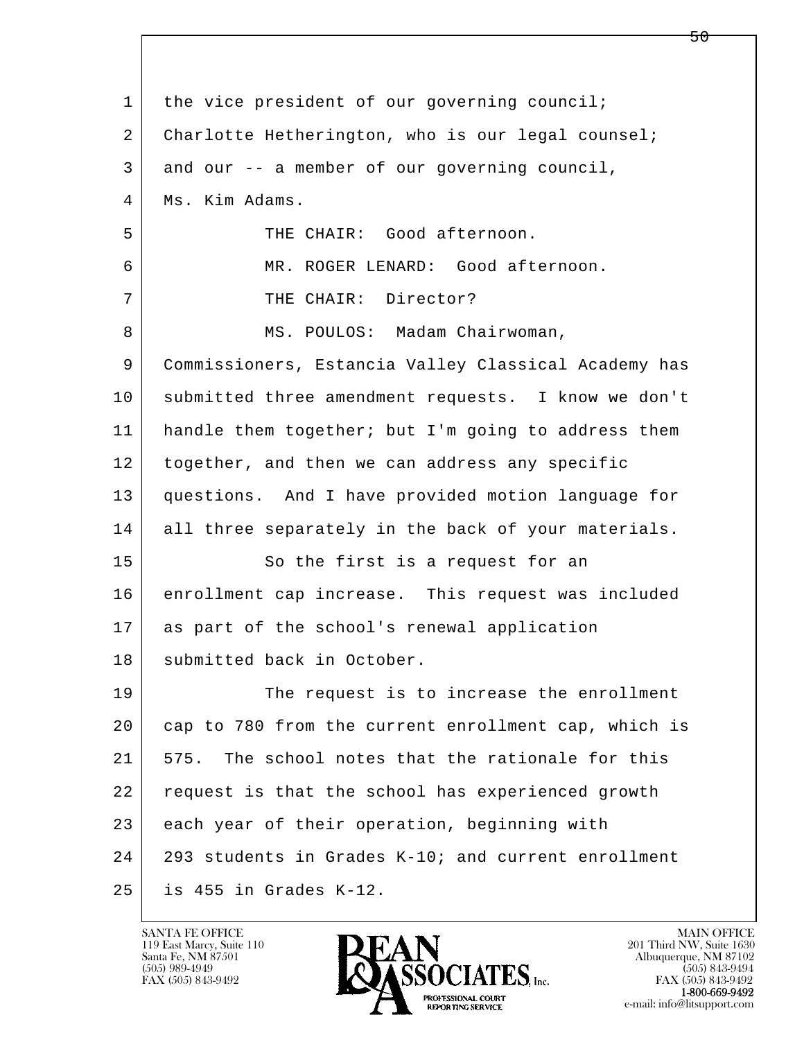the vice president of our governing council; Charlotte Hetherington, who is our legal counsel; and our -- a member of our governing council, Ms. Kim Adams.

THE CHAIR: Good afternoon.

MR. ROGER LENARD: Good afternoon.

THE CHAIR: Director?

MS. POULOS: Madam Chairwoman, Commissioners, Estancia Valley Classical Academy has submitted three amendment requests. I know we don't handle them together; but I'm going to address them together, and then we can address any specific questions. And I have provided motion language for all three separately in the back of your materials.

So the first is a request for an enrollment cap increase. This request was included as part of the school's renewal application submitted back in October.

The request is to increase the enrollment cap to 780 from the current enrollment cap, which is 575. The school notes that the rationale for this request is that the school has experienced growth each year of their operation, beginning with 293 students in Grades K-10; and current enrollment is 455 in Grades K-12.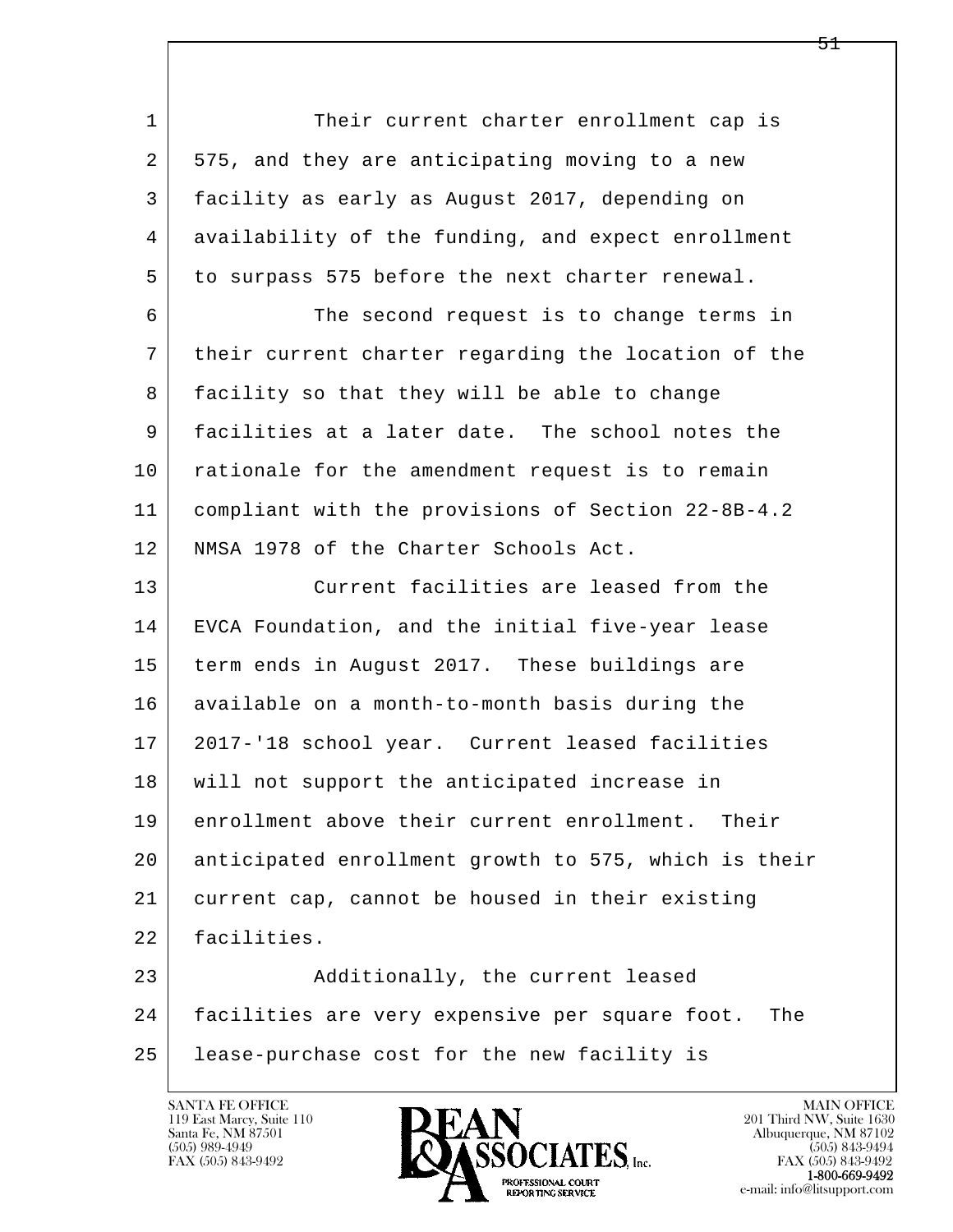Their current charter enrollment cap is 575, and they are anticipating moving to a new facility as early as August 2017, depending on availability of the funding, and expect enrollment to surpass 575 before the next charter renewal.

The second request is to change terms in their current charter regarding the location of the facility so that they will be able to change facilities at a later date. The school notes the rationale for the amendment request is to remain compliant with the provisions of Section 22-8B-4.2 NMSA 1978 of the Charter Schools Act.

Current facilities are leased from the EVCA Foundation, and the initial five-year lease term ends in August 2017. These buildings are available on a month-to-month basis during the 2017-'18 school year. Current leased facilities will not support the anticipated increase in enrollment above their current enrollment. Their anticipated enrollment growth to 575, which is their current cap, cannot be housed in their existing facilities.

Additionally, the current leased facilities are very expensive per square foot. The lease-purchase cost for the new facility is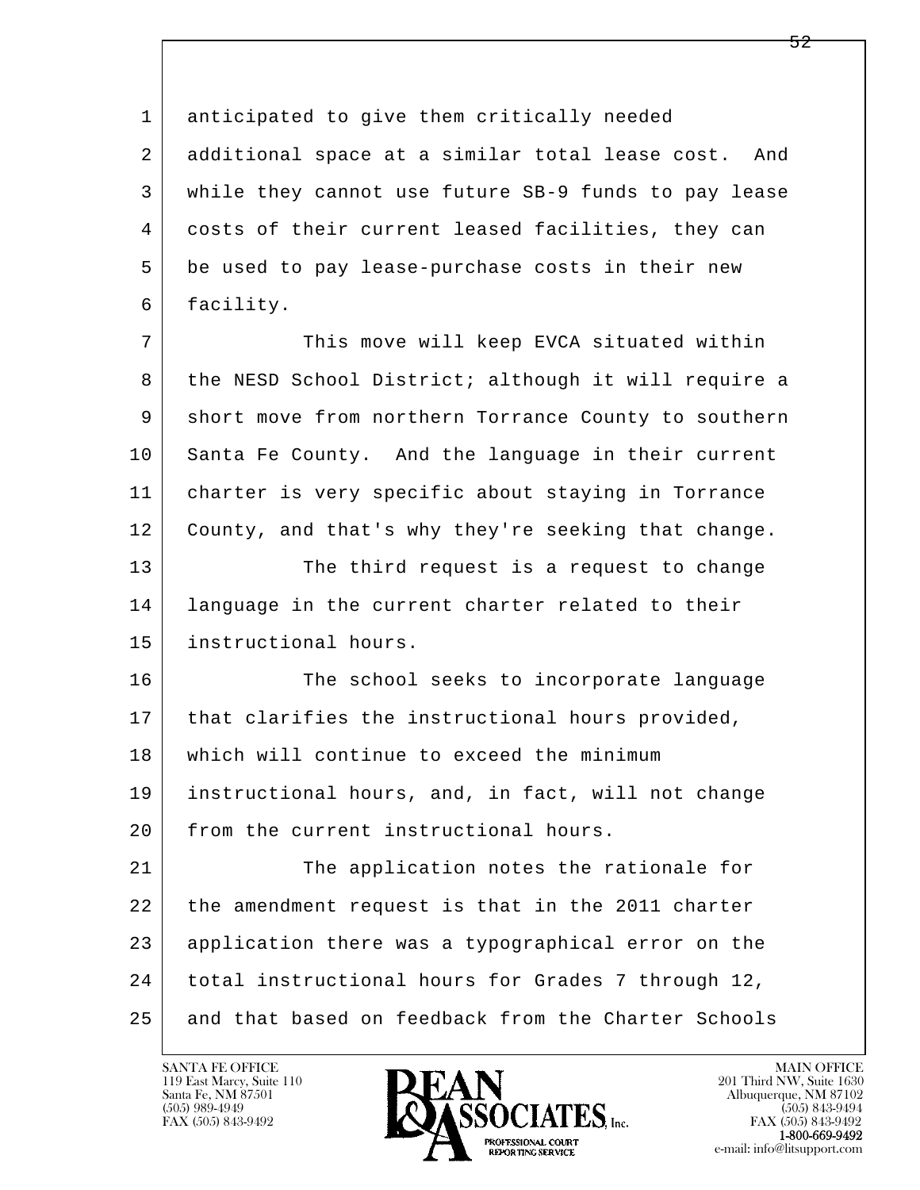anticipated to give them critically needed additional space at a similar total lease cost. And while they cannot use future SB-9 funds to pay lease costs of their current leased facilities, they can be used to pay lease-purchase costs in their new facility.

This move will keep EVCA situated within the NESD School District; although it will require a short move from northern Torrance County to southern Santa Fe County. And the language in their current charter is very specific about staying in Torrance County, and that's why they're seeking that change.

The third request is a request to change language in the current charter related to their instructional hours.

The school seeks to incorporate language that clarifies the instructional hours provided, which will continue to exceed the minimum instructional hours, and, in fact, will not change from the current instructional hours.

The application notes the rationale for the amendment request is that in the 2011 charter application there was a typographical error on the total instructional hours for Grades 7 through 12, and that based on feedback from the Charter Schools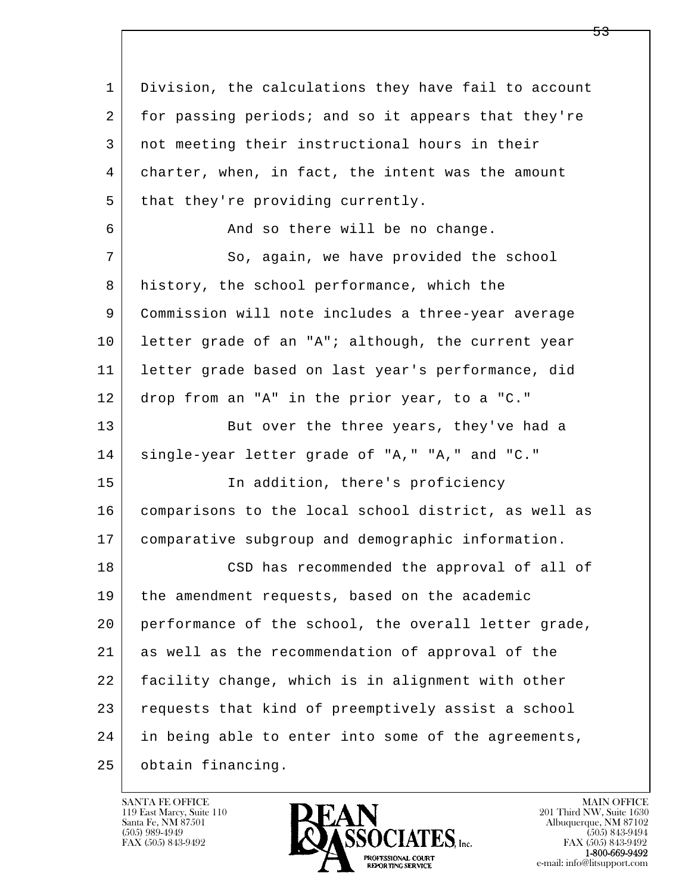Division, the calculations they have fail to account for passing periods; and so it appears that they're not meeting their instructional hours in their charter, when, in fact, the intent was the amount that they're providing currently.

And so there will be no change.

So, again, we have provided the school history, the school performance, which the Commission will note includes a three-year average letter grade of an "A"; although, the current year letter grade based on last year's performance, did drop from an "A" in the prior year, to a "C."

But over the three years, they've had a single-year letter grade of "A," "A," and "C."

In addition, there's proficiency comparisons to the local school district, as well as comparative subgroup and demographic information.

CSD has recommended the approval of all of the amendment requests, based on the academic performance of the school, the overall letter grade, as well as the recommendation of approval of the facility change, which is in alignment with other requests that kind of preemptively assist a school in being able to enter into some of the agreements, obtain financing.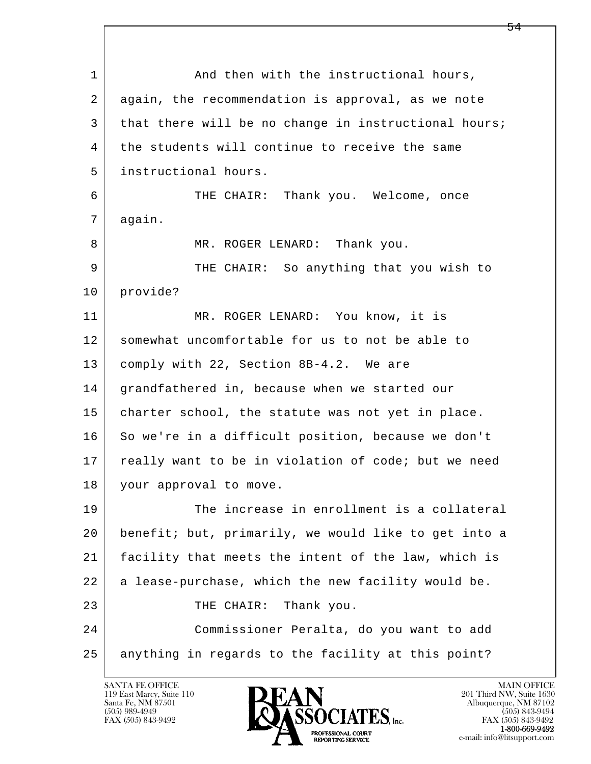And then with the instructional hours, again, the recommendation is approval, as we note that there will be no change in instructional hours; the students will continue to receive the same instructional hours.

THE CHAIR: Thank you. Welcome, once again.

MR. ROGER LENARD: Thank you.

THE CHAIR: So anything that you wish to provide?

MR. ROGER LENARD: You know, it is somewhat uncomfortable for us to not be able to comply with 22, Section 8B-4.2. We are grandfathered in, because when we started our charter school, the statute was not yet in place. So we're in a difficult position, because we don't really want to be in violation of code; but we need your approval to move.

The increase in enrollment is a collateral benefit; but, primarily, we would like to get into a facility that meets the intent of the law, which is a lease-purchase, which the new facility would be.

THE CHAIR: Thank you.

Commissioner Peralta, do you want to add anything in regards to the facility at this point?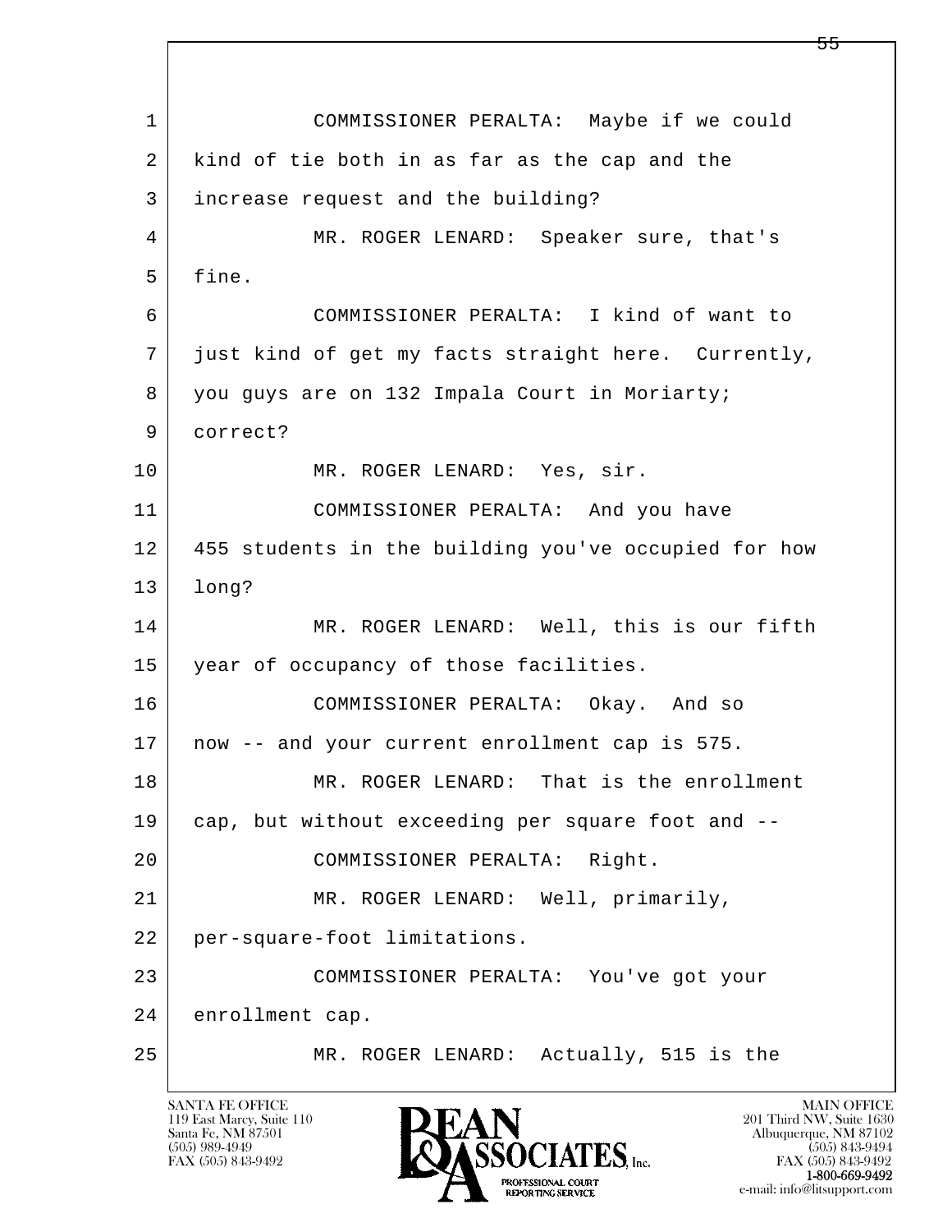1 COMMISSIONER PERALTA: Maybe if we could
2 kind of tie both in as far as the cap and the
3 increase request and the building?
4 MR. ROGER LENARD: Speaker sure, that's
5 fine.
6 COMMISSIONER PERALTA: I kind of want to
7 just kind of get my facts straight here. Currently,
8 you guys are on 132 Impala Court in Moriarty;
9 correct?
10 MR. ROGER LENARD: Yes, sir.
11 COMMISSIONER PERALTA: And you have
12 455 students in the building you've occupied for how
13 long?
14 MR. ROGER LENARD: Well, this is our fifth
15 year of occupancy of those facilities.
16 COMMISSIONER PERALTA: Okay. And so
17 now -- and your current enrollment cap is 575.
18 MR. ROGER LENARD: That is the enrollment
19 cap, but without exceeding per square foot and --
20 COMMISSIONER PERALTA: Right.
21 MR. ROGER LENARD: Well, primarily,
22 per-square-foot limitations.
23 COMMISSIONER PERALTA: You've got your
24 enrollment cap.
25 MR. ROGER LENARD: Actually, 515 is the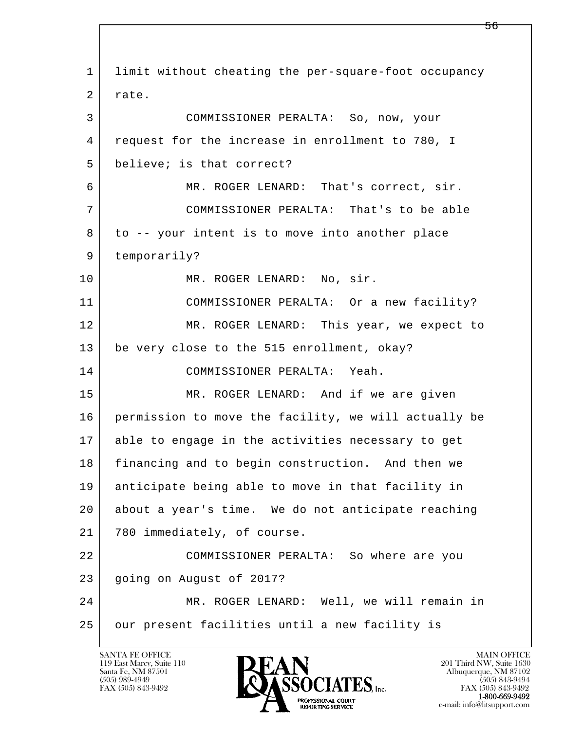limit without cheating the per-square-foot occupancy rate.

COMMISSIONER PERALTA: So, now, your request for the increase in enrollment to 780, I believe; is that correct?

MR. ROGER LENARD: That's correct, sir.

COMMISSIONER PERALTA: That's to be able to -- your intent is to move into another place temporarily?

MR. ROGER LENARD: No, sir.

COMMISSIONER PERALTA: Or a new facility?

MR. ROGER LENARD: This year, we expect to be very close to the 515 enrollment, okay?

COMMISSIONER PERALTA: Yeah.

MR. ROGER LENARD: And if we are given permission to move the facility, we will actually be able to engage in the activities necessary to get financing and to begin construction. And then we anticipate being able to move in that facility in about a year's time. We do not anticipate reaching 780 immediately, of course.

COMMISSIONER PERALTA: So where are you going on August of 2017?

MR. ROGER LENARD: Well, we will remain in our present facilities until a new facility is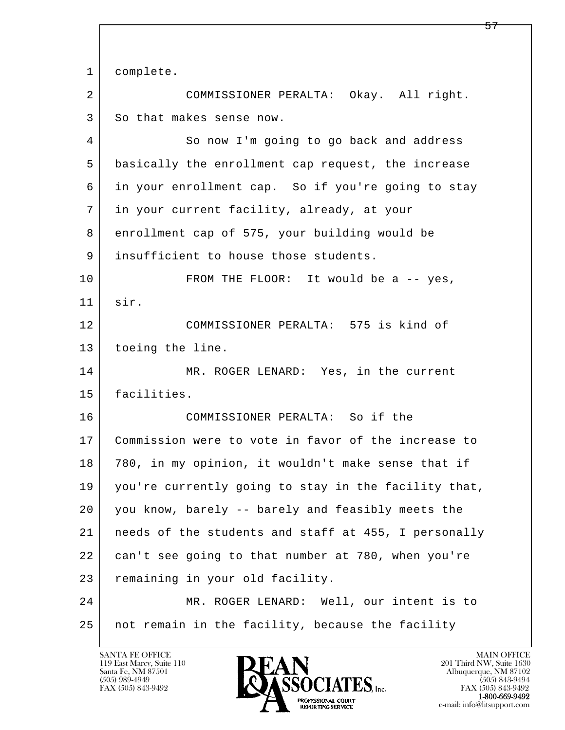complete.

COMMISSIONER PERALTA: Okay. All right. So that makes sense now.

So now I'm going to go back and address basically the enrollment cap request, the increase in your enrollment cap. So if you're going to stay in your current facility, already, at your enrollment cap of 575, your building would be insufficient to house those students.

FROM THE FLOOR: It would be a -- yes, sir.

COMMISSIONER PERALTA: 575 is kind of toeing the line.

MR. ROGER LENARD: Yes, in the current facilities.

COMMISSIONER PERALTA: So if the Commission were to vote in favor of the increase to 780, in my opinion, it wouldn't make sense that if you're currently going to stay in the facility that, you know, barely -- barely and feasibly meets the needs of the students and staff at 455, I personally can't see going to that number at 780, when you're remaining in your old facility.

MR. ROGER LENARD: Well, our intent is to not remain in the facility, because the facility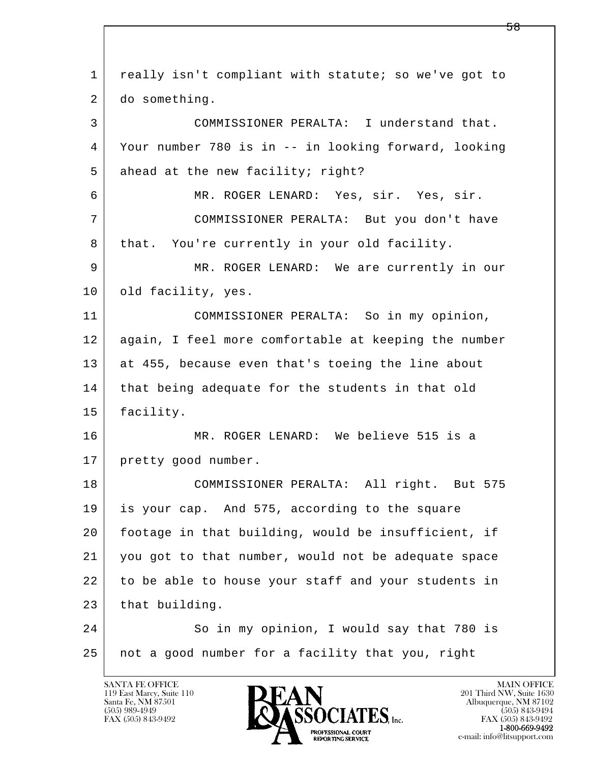really isn't compliant with statute; so we've got to do something.

COMMISSIONER PERALTA: I understand that. Your number 780 is in -- in looking forward, looking ahead at the new facility; right?

MR. ROGER LENARD: Yes, sir. Yes, sir.

COMMISSIONER PERALTA: But you don't have that. You're currently in your old facility.

MR. ROGER LENARD: We are currently in our old facility, yes.

COMMISSIONER PERALTA: So in my opinion, again, I feel more comfortable at keeping the number at 455, because even that's toeing the line about that being adequate for the students in that old facility.

MR. ROGER LENARD: We believe 515 is a pretty good number.

COMMISSIONER PERALTA: All right. But 575 is your cap. And 575, according to the square footage in that building, would be insufficient, if you got to that number, would not be adequate space to be able to house your staff and your students in that building.

So in my opinion, I would say that 780 is not a good number for a facility that you, right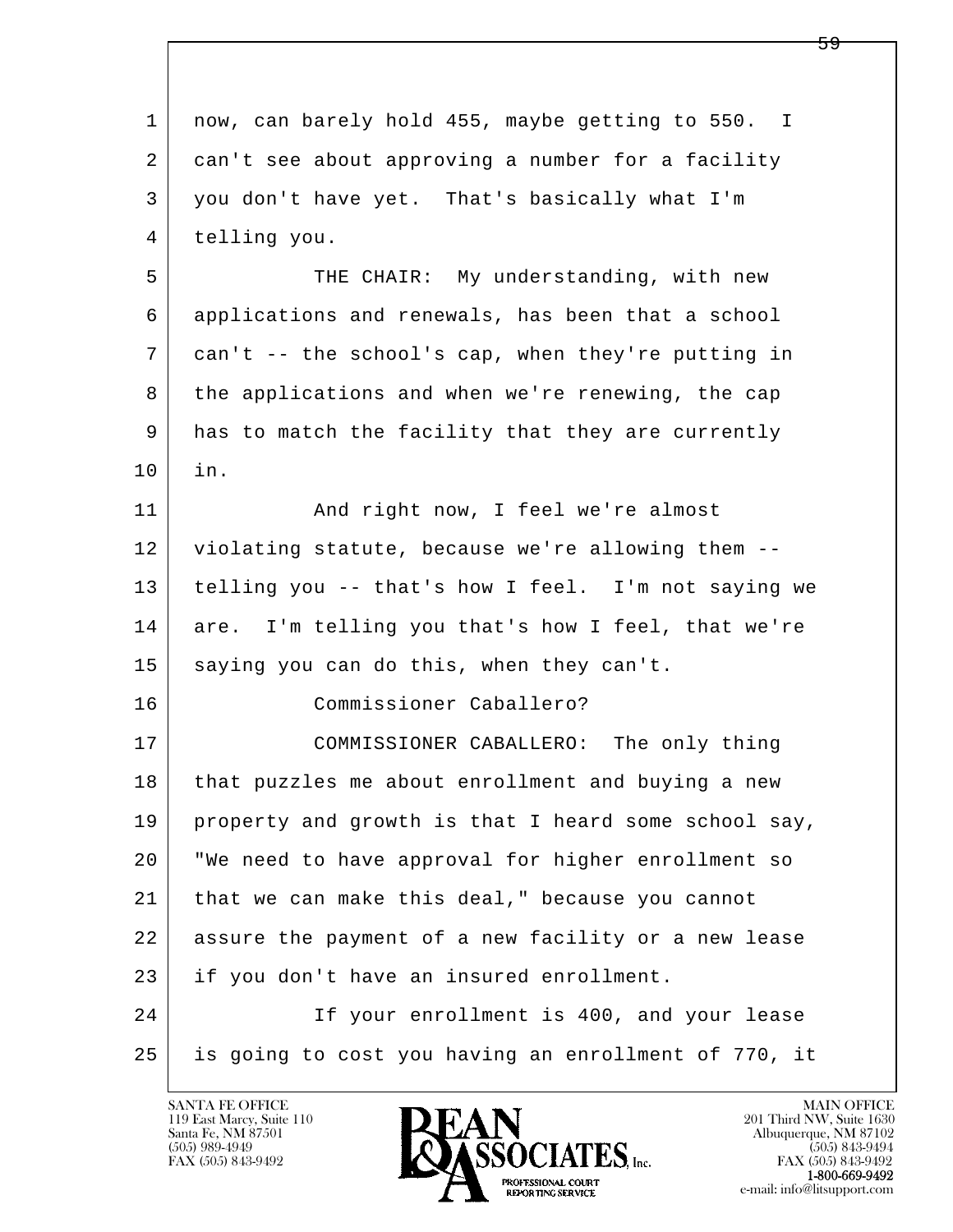now, can barely hold 455, maybe getting to 550. I can't see about approving a number for a facility you don't have yet. That's basically what I'm telling you.

THE CHAIR: My understanding, with new applications and renewals, has been that a school can't -- the school's cap, when they're putting in the applications and when we're renewing, the cap has to match the facility that they are currently in.

And right now, I feel we're almost violating statute, because we're allowing them -- telling you -- that's how I feel. I'm not saying we are. I'm telling you that's how I feel, that we're saying you can do this, when they can't.

Commissioner Caballero?

COMMISSIONER CABALLERO: The only thing that puzzles me about enrollment and buying a new property and growth is that I heard some school say, "We need to have approval for higher enrollment so that we can make this deal," because you cannot assure the payment of a new facility or a new lease if you don't have an insured enrollment.

If your enrollment is 400, and your lease is going to cost you having an enrollment of 770, it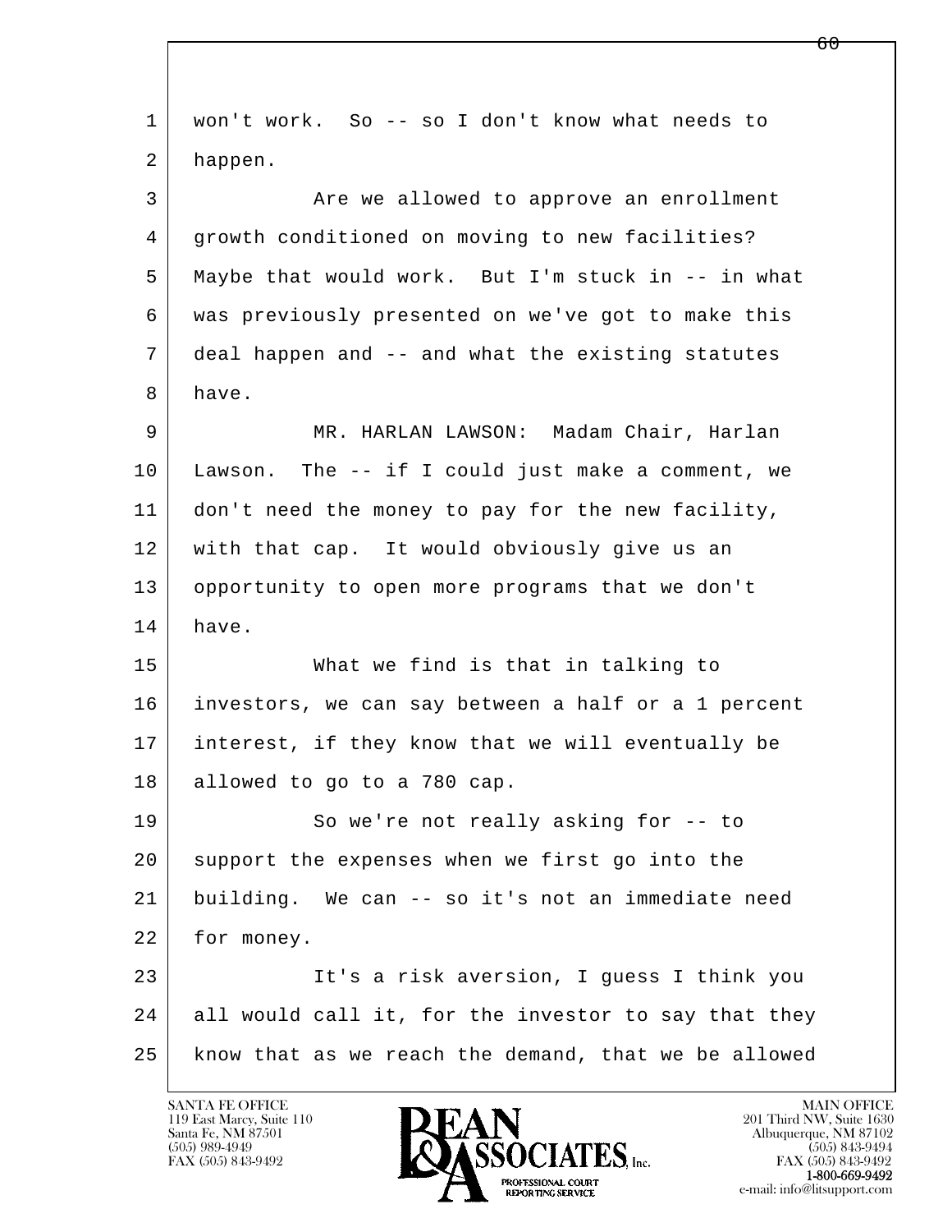won't work. So -- so I don't know what needs to happen.

Are we allowed to approve an enrollment growth conditioned on moving to new facilities? Maybe that would work. But I'm stuck in -- in what was previously presented on we've got to make this deal happen and -- and what the existing statutes have.

MR. HARLAN LAWSON: Madam Chair, Harlan Lawson. The -- if I could just make a comment, we don't need the money to pay for the new facility, with that cap. It would obviously give us an opportunity to open more programs that we don't have.

What we find is that in talking to investors, we can say between a half or a 1 percent interest, if they know that we will eventually be allowed to go to a 780 cap.

So we're not really asking for -- to support the expenses when we first go into the building. We can -- so it's not an immediate need for money.

It's a risk aversion, I guess I think you all would call it, for the investor to say that they know that as we reach the demand, that we be allowed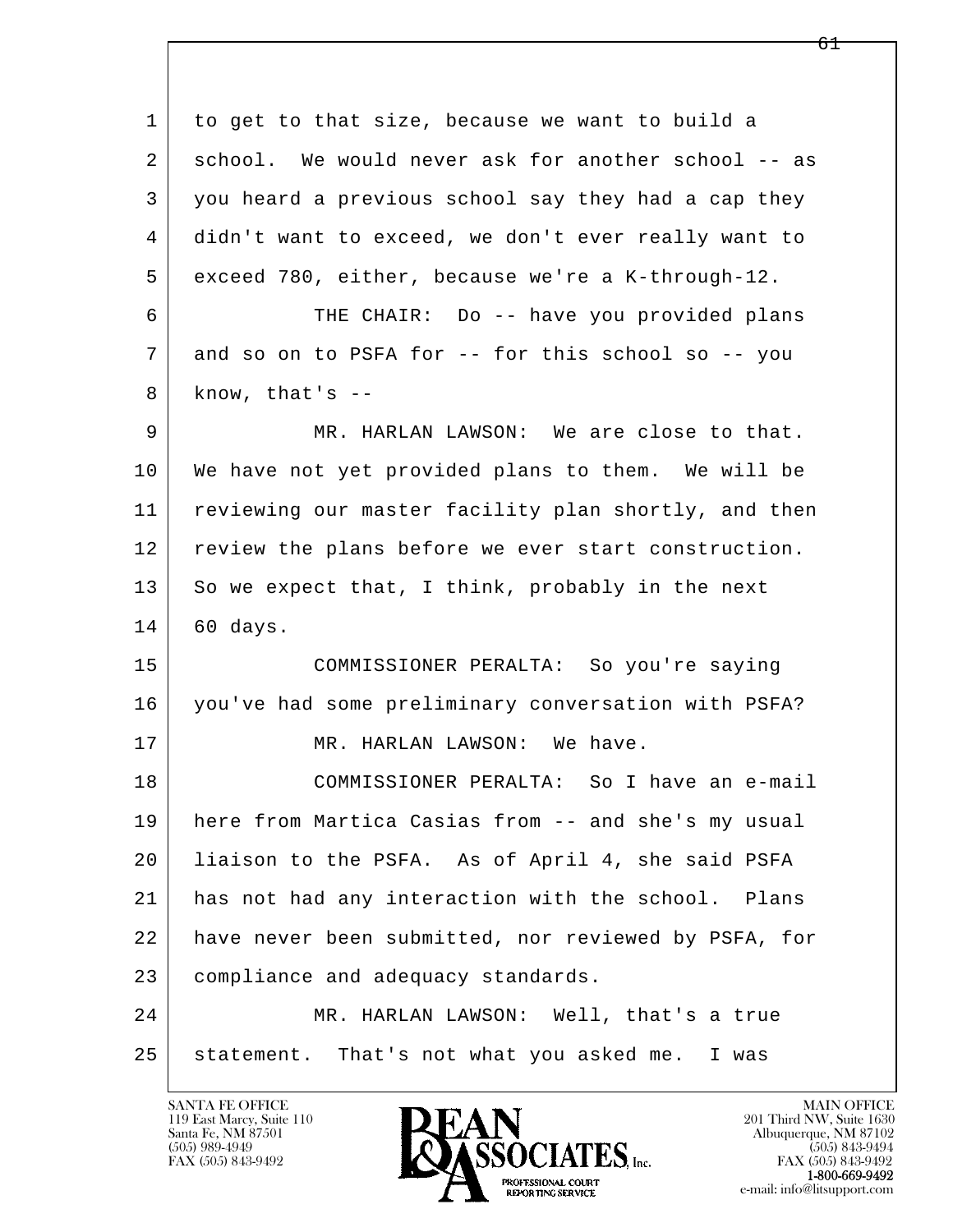1 to get to that size, because we want to build a
2 school. We would never ask for another school -- as
3 you heard a previous school say they had a cap they
4 didn't want to exceed, we don't ever really want to
5 exceed 780, either, because we're a K-through-12.
6 THE CHAIR: Do -- have you provided plans
7 and so on to PSFA for -- for this school so -- you
8 know, that's --
9 MR. HARLAN LAWSON: We are close to that.
10 We have not yet provided plans to them. We will be
11 reviewing our master facility plan shortly, and then
12 review the plans before we ever start construction.
13 So we expect that, I think, probably in the next
14 60 days.
15 COMMISSIONER PERALTA: So you're saying
16 you've had some preliminary conversation with PSFA?
17 MR. HARLAN LAWSON: We have.
18 COMMISSIONER PERALTA: So I have an e-mail
19 here from Martica Casias from -- and she's my usual
20 liaison to the PSFA. As of April 4, she said PSFA
21 has not had any interaction with the school. Plans
22 have never been submitted, nor reviewed by PSFA, for
23 compliance and adequacy standards.
24 MR. HARLAN LAWSON: Well, that's a true
25 statement. That's not what you asked me. I was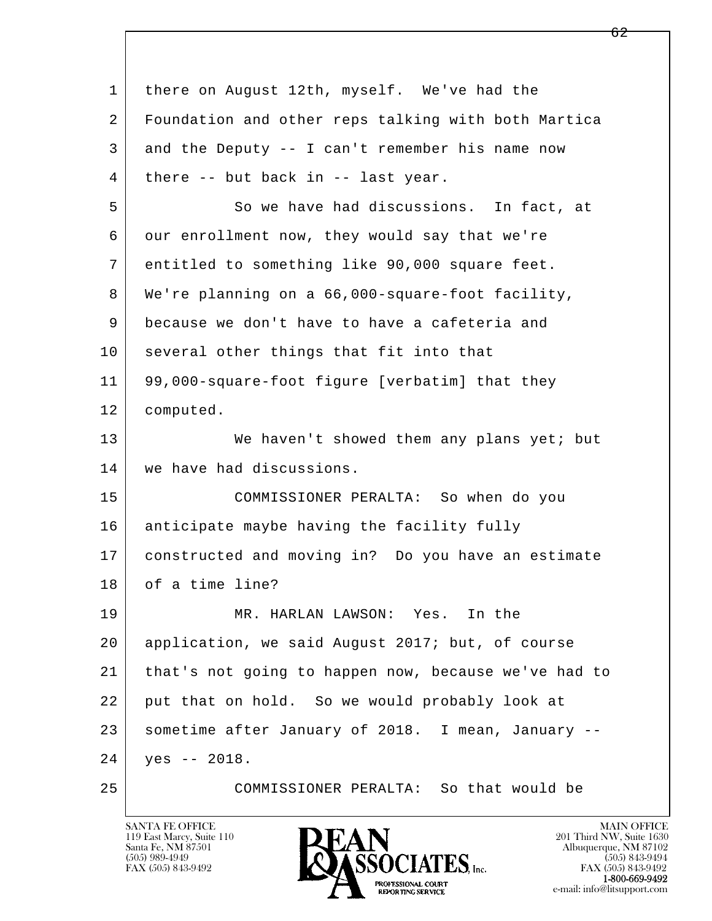there on August 12th, myself. We've had the Foundation and other reps talking with both Martica and the Deputy -- I can't remember his name now there -- but back in -- last year.

So we have had discussions. In fact, at our enrollment now, they would say that we're entitled to something like 90,000 square feet. We're planning on a 66,000-square-foot facility, because we don't have to have a cafeteria and several other things that fit into that 99,000-square-foot figure [verbatim] that they computed.

We haven't showed them any plans yet; but we have had discussions.

COMMISSIONER PERALTA: So when do you anticipate maybe having the facility fully constructed and moving in? Do you have an estimate of a time line?

MR. HARLAN LAWSON: Yes. In the application, we said August 2017; but, of course that's not going to happen now, because we've had to put that on hold. So we would probably look at sometime after January of 2018. I mean, January -- yes -- 2018.

COMMISSIONER PERALTA: So that would be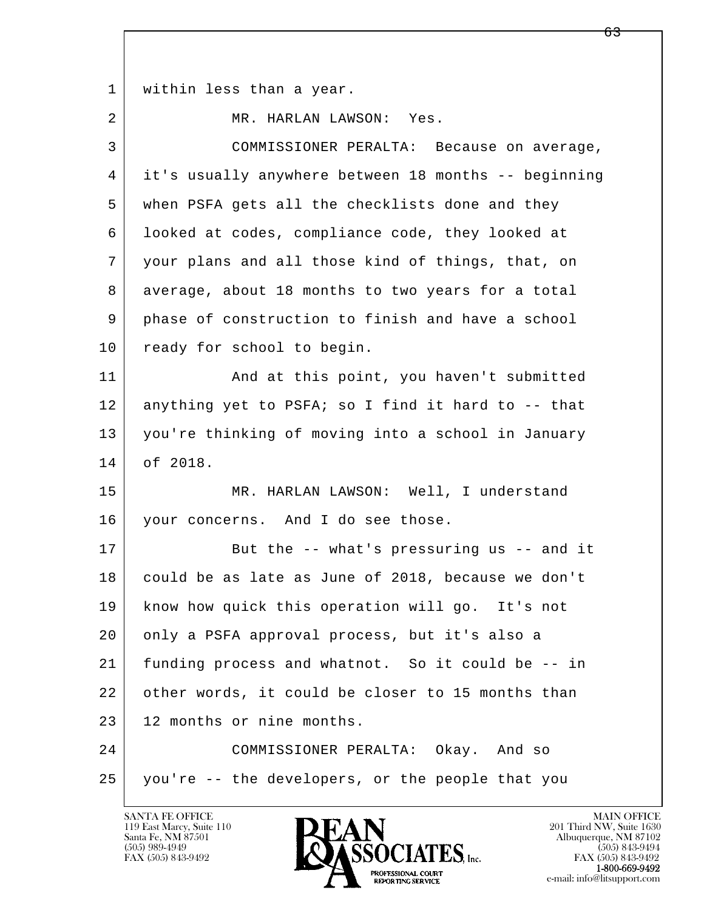within less than a year.

MR. HARLAN LAWSON: Yes.

COMMISSIONER PERALTA: Because on average, it's usually anywhere between 18 months -- beginning when PSFA gets all the checklists done and they looked at codes, compliance code, they looked at your plans and all those kind of things, that, on average, about 18 months to two years for a total phase of construction to finish and have a school ready for school to begin.

And at this point, you haven't submitted anything yet to PSFA; so I find it hard to -- that you're thinking of moving into a school in January of 2018.

MR. HARLAN LAWSON: Well, I understand your concerns. And I do see those.

But the -- what's pressuring us -- and it could be as late as June of 2018, because we don't know how quick this operation will go. It's not only a PSFA approval process, but it's also a funding process and whatnot. So it could be -- in other words, it could be closer to 15 months than 12 months or nine months.

COMMISSIONER PERALTA: Okay. And so you're -- the developers, or the people that you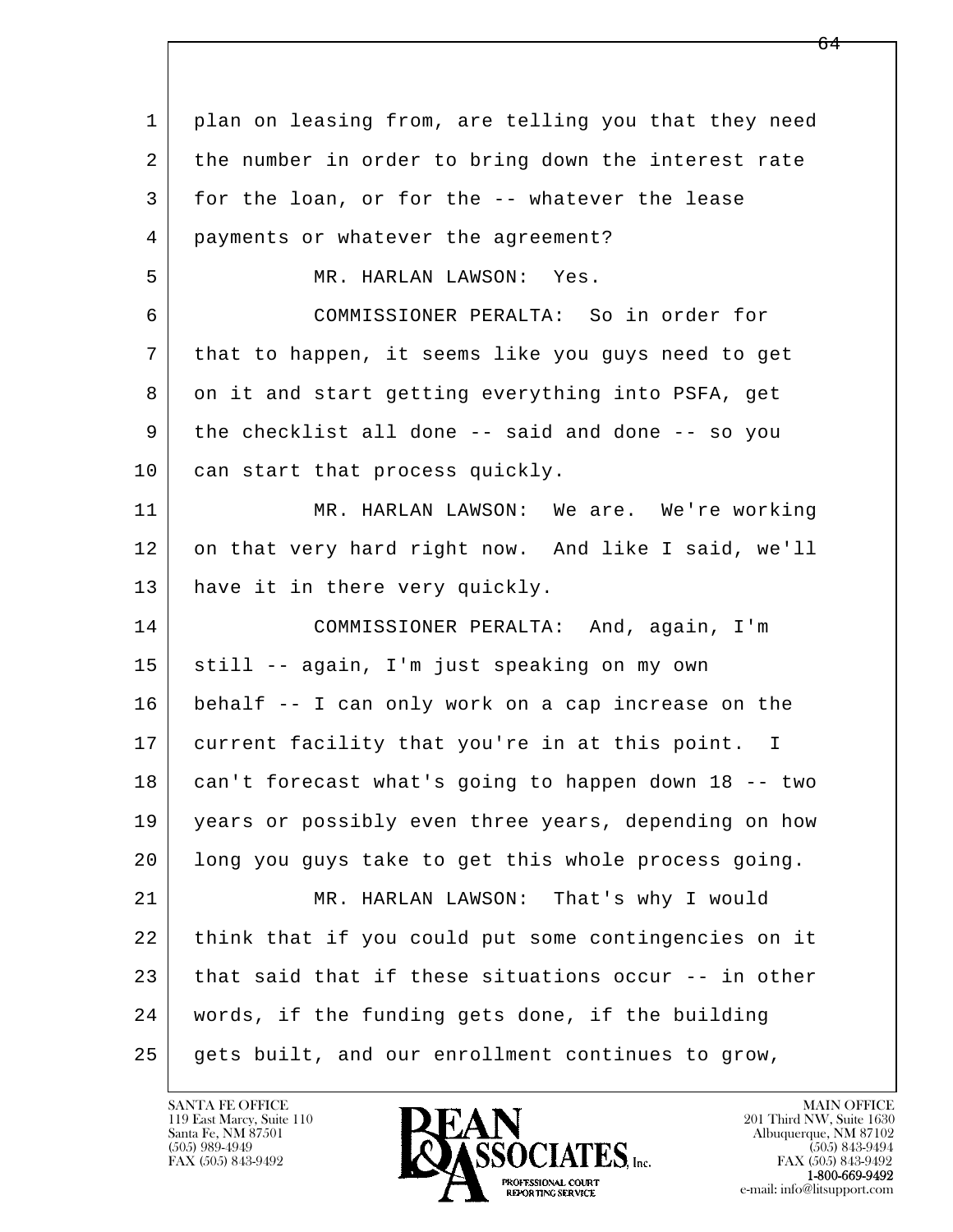plan on leasing from, are telling you that they need the number in order to bring down the interest rate for the loan, or for the -- whatever the lease payments or whatever the agreement?

MR. HARLAN LAWSON: Yes.

COMMISSIONER PERALTA: So in order for that to happen, it seems like you guys need to get on it and start getting everything into PSFA, get the checklist all done -- said and done -- so you can start that process quickly.

MR. HARLAN LAWSON: We are. We're working on that very hard right now. And like I said, we'll have it in there very quickly.

COMMISSIONER PERALTA: And, again, I'm still -- again, I'm just speaking on my own behalf -- I can only work on a cap increase on the current facility that you're in at this point. I can't forecast what's going to happen down 18 -- two years or possibly even three years, depending on how long you guys take to get this whole process going.

MR. HARLAN LAWSON: That's why I would think that if you could put some contingencies on it that said that if these situations occur -- in other words, if the funding gets done, if the building gets built, and our enrollment continues to grow,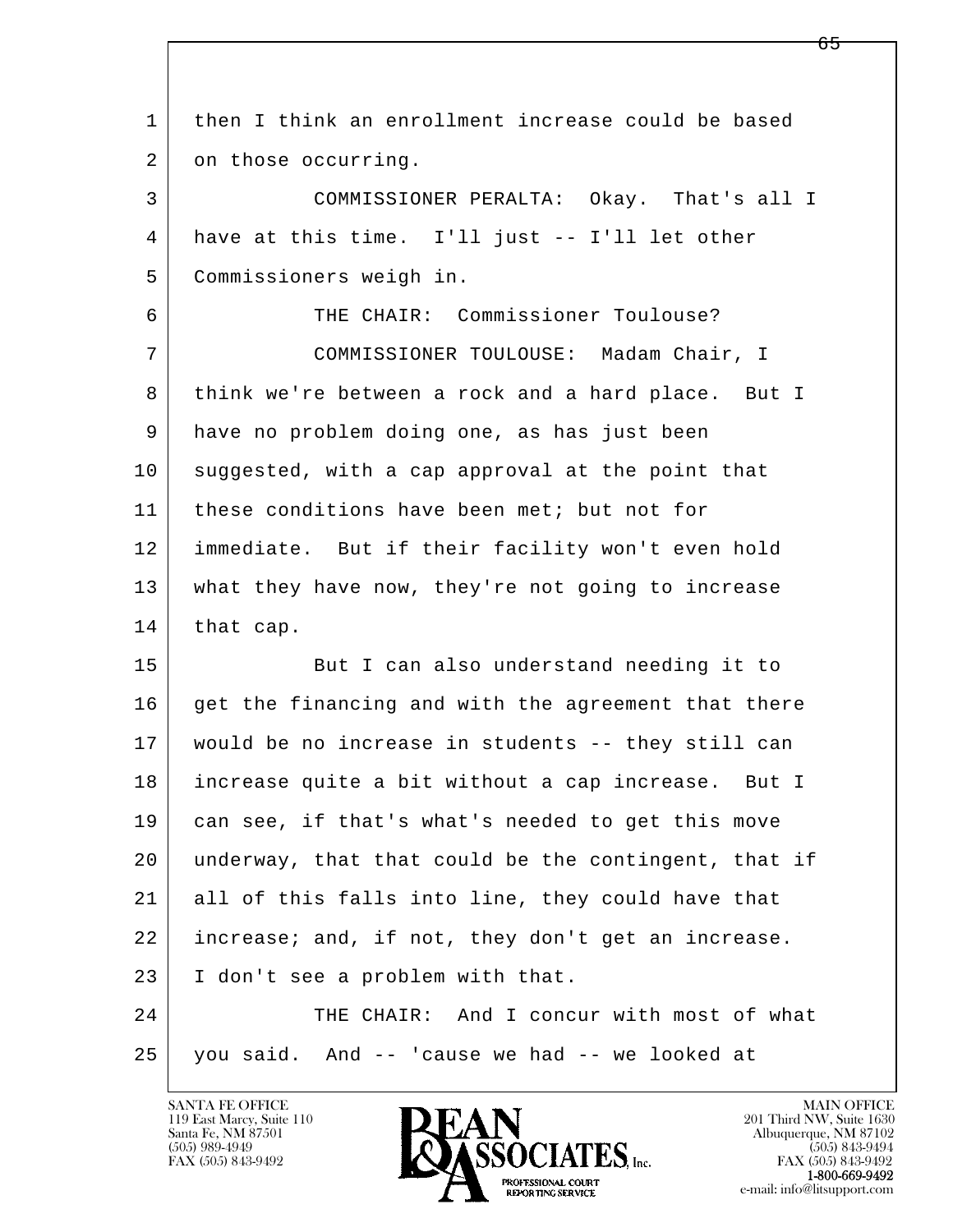1 then I think an enrollment increase could be based
2 on those occurring.

3 COMMISSIONER PERALTA: Okay. That's all I
4 have at this time. I'll just -- I'll let other
5 Commissioners weigh in.

6 THE CHAIR: Commissioner Toulouse?

7 COMMISSIONER TOULOUSE: Madam Chair, I
8 think we're between a rock and a hard place. But I
9 have no problem doing one, as has just been
10 suggested, with a cap approval at the point that
11 these conditions have been met; but not for
12 immediate. But if their facility won't even hold
13 what they have now, they're not going to increase
14 that cap.

15 But I can also understand needing it to
16 get the financing and with the agreement that there
17 would be no increase in students -- they still can
18 increase quite a bit without a cap increase. But I
19 can see, if that's what's needed to get this move
20 underway, that that could be the contingent, that if
21 all of this falls into line, they could have that
22 increase; and, if not, they don't get an increase.
23 I don't see a problem with that.

24 THE CHAIR: And I concur with most of what
25 you said. And -- 'cause we had -- we looked at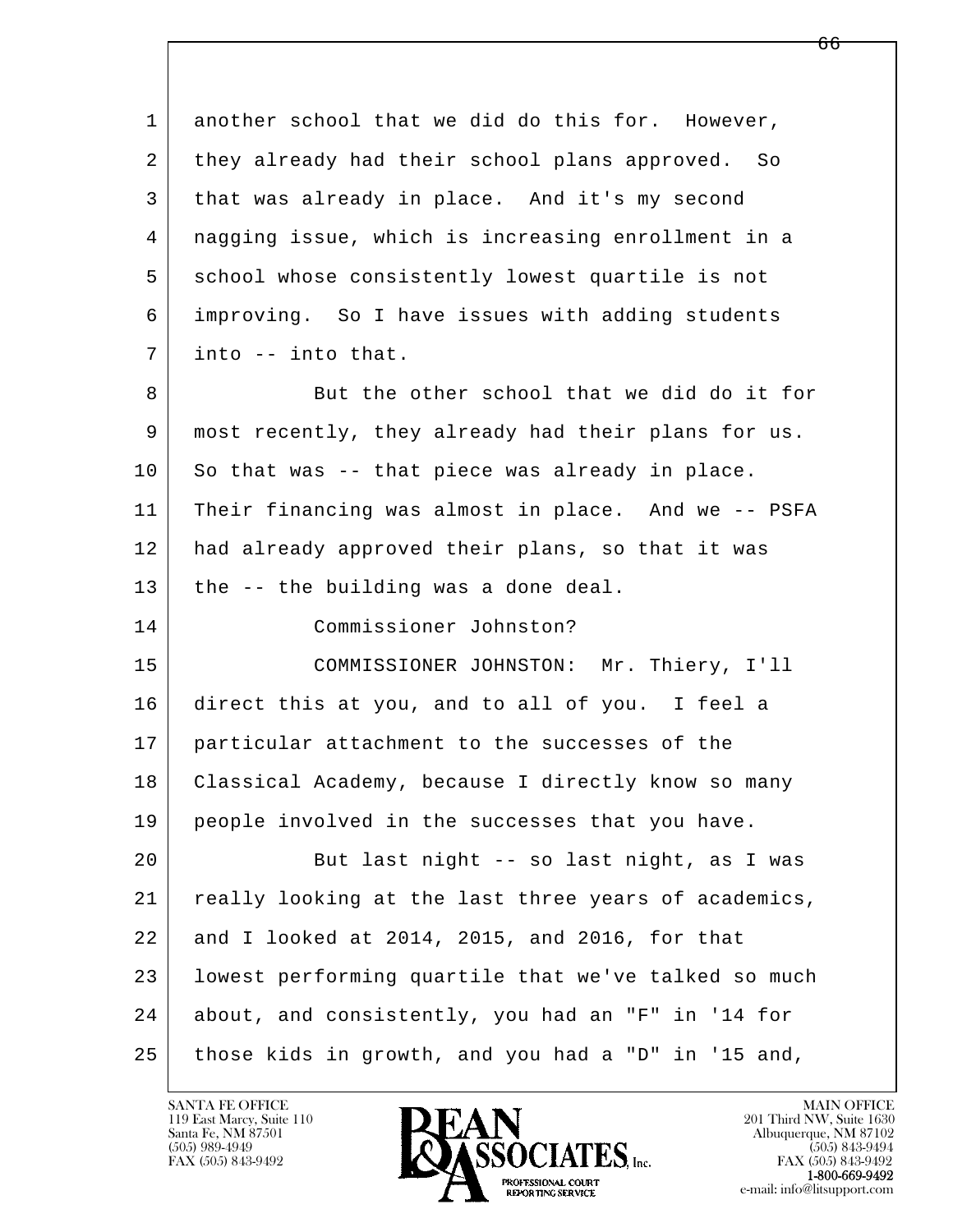another school that we did do this for. However, they already had their school plans approved. So that was already in place. And it's my second nagging issue, which is increasing enrollment in a school whose consistently lowest quartile is not improving. So I have issues with adding students into -- into that.

But the other school that we did do it for most recently, they already had their plans for us. So that was -- that piece was already in place. Their financing was almost in place. And we -- PSFA had already approved their plans, so that it was the -- the building was a done deal.

Commissioner Johnston?

COMMISSIONER JOHNSTON: Mr. Thiery, I'll direct this at you, and to all of you. I feel a particular attachment to the successes of the Classical Academy, because I directly know so many people involved in the successes that you have.

But last night -- so last night, as I was really looking at the last three years of academics, and I looked at 2014, 2015, and 2016, for that lowest performing quartile that we've talked so much about, and consistently, you had an "F" in '14 for those kids in growth, and you had a "D" in '15 and,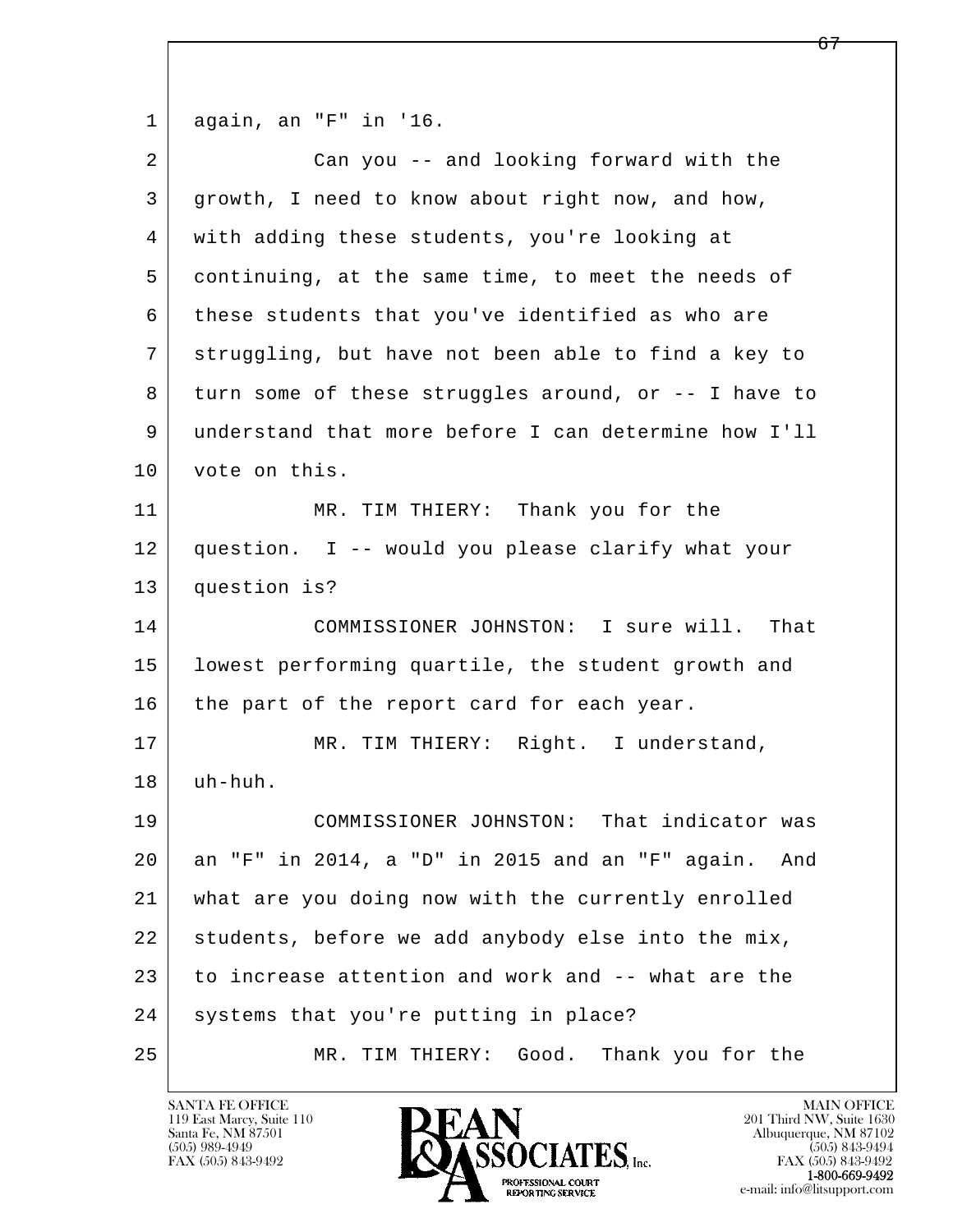again, an "F" in '16.

Can you -- and looking forward with the growth, I need to know about right now, and how, with adding these students, you're looking at continuing, at the same time, to meet the needs of these students that you've identified as who are struggling, but have not been able to find a key to turn some of these struggles around, or -- I have to understand that more before I can determine how I'll vote on this.

MR. TIM THIERY: Thank you for the question. I -- would you please clarify what your question is?

COMMISSIONER JOHNSTON: I sure will. That lowest performing quartile, the student growth and the part of the report card for each year.

MR. TIM THIERY: Right. I understand, uh-huh.

COMMISSIONER JOHNSTON: That indicator was an "F" in 2014, a "D" in 2015 and an "F" again. And what are you doing now with the currently enrolled students, before we add anybody else into the mix, to increase attention and work and -- what are the systems that you're putting in place?

MR. TIM THIERY: Good. Thank you for the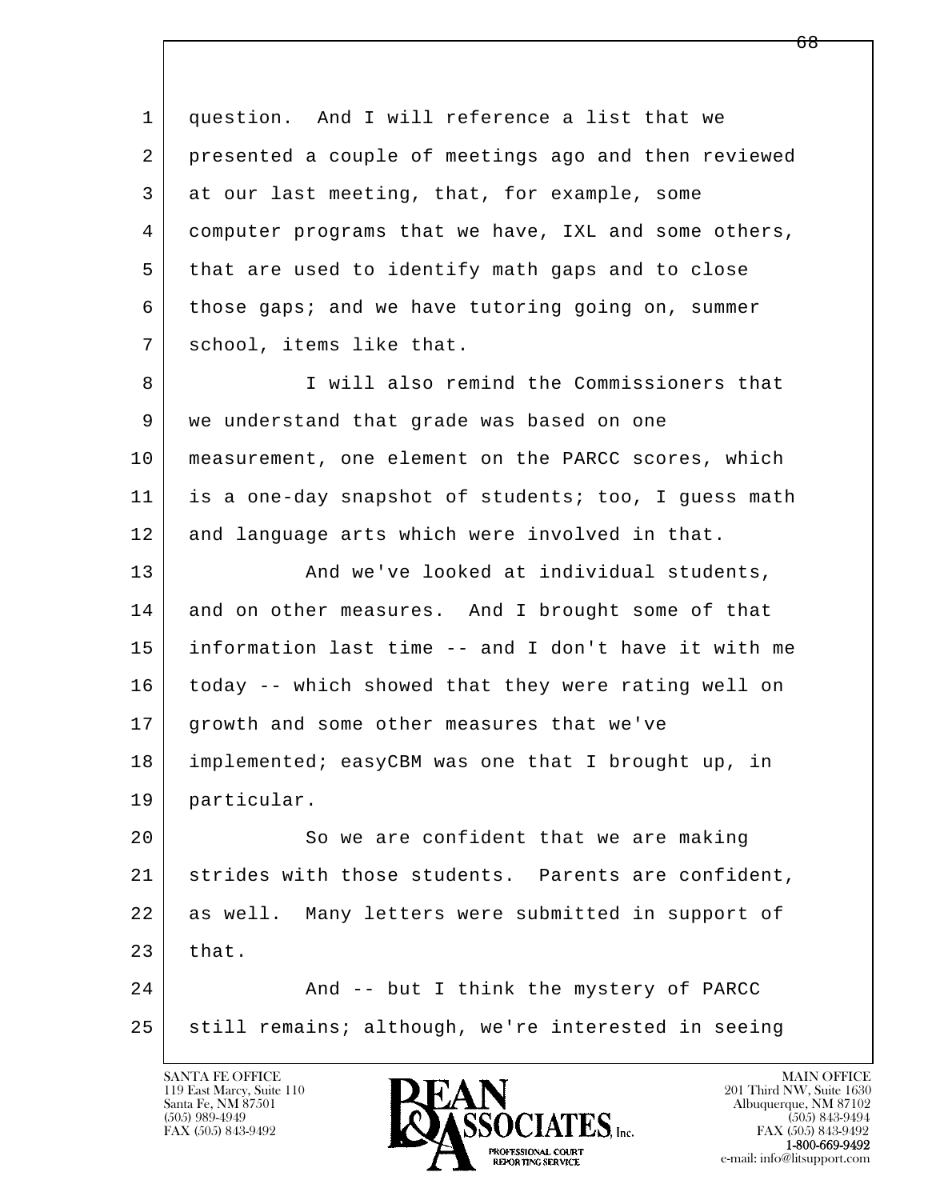question. And I will reference a list that we presented a couple of meetings ago and then reviewed at our last meeting, that, for example, some computer programs that we have, IXL and some others, that are used to identify math gaps and to close those gaps; and we have tutoring going on, summer school, items like that.

I will also remind the Commissioners that we understand that grade was based on one measurement, one element on the PARCC scores, which is a one-day snapshot of students; too, I guess math and language arts which were involved in that.

And we've looked at individual students, and on other measures. And I brought some of that information last time -- and I don't have it with me today -- which showed that they were rating well on growth and some other measures that we've implemented; easyCBM was one that I brought up, in particular.

So we are confident that we are making strides with those students. Parents are confident, as well. Many letters were submitted in support of that.

And -- but I think the mystery of PARCC still remains; although, we're interested in seeing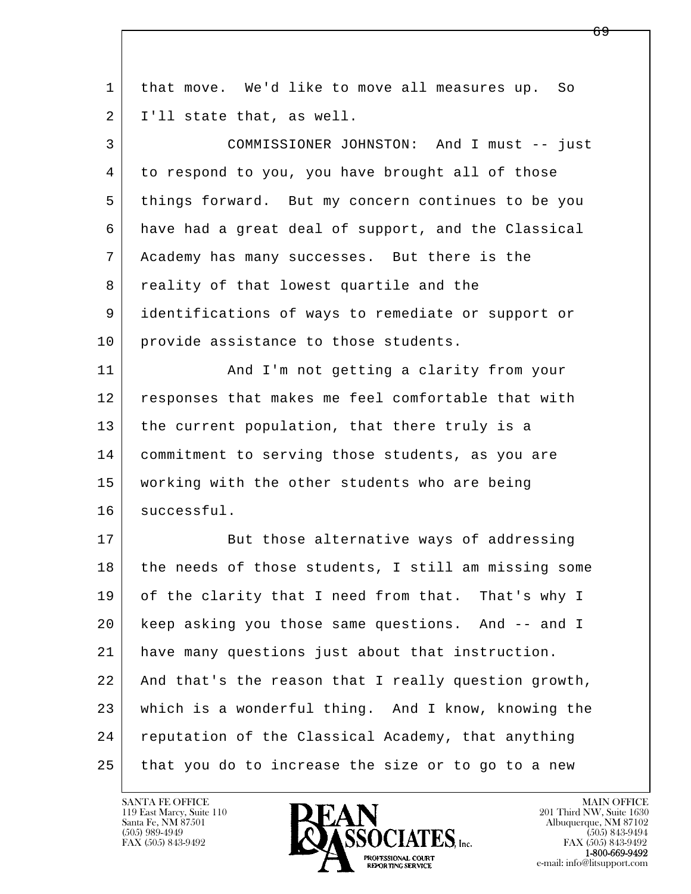1 that move. We'd like to move all measures up. So
2 I'll state that, as well.

3 COMMISSIONER JOHNSTON: And I must -- just
4 to respond to you, you have brought all of those
5 things forward. But my concern continues to be you
6 have had a great deal of support, and the Classical
7 Academy has many successes. But there is the
8 reality of that lowest quartile and the
9 identifications of ways to remediate or support or
10 provide assistance to those students.

11 And I'm not getting a clarity from your
12 responses that makes me feel comfortable that with
13 the current population, that there truly is a
14 commitment to serving those students, as you are
15 working with the other students who are being
16 successful.

17 But those alternative ways of addressing
18 the needs of those students, I still am missing some
19 of the clarity that I need from that. That's why I
20 keep asking you those same questions. And -- and I
21 have many questions just about that instruction.
22 And that's the reason that I really question growth,
23 which is a wonderful thing. And I know, knowing the
24 reputation of the Classical Academy, that anything
25 that you do to increase the size or to go to a new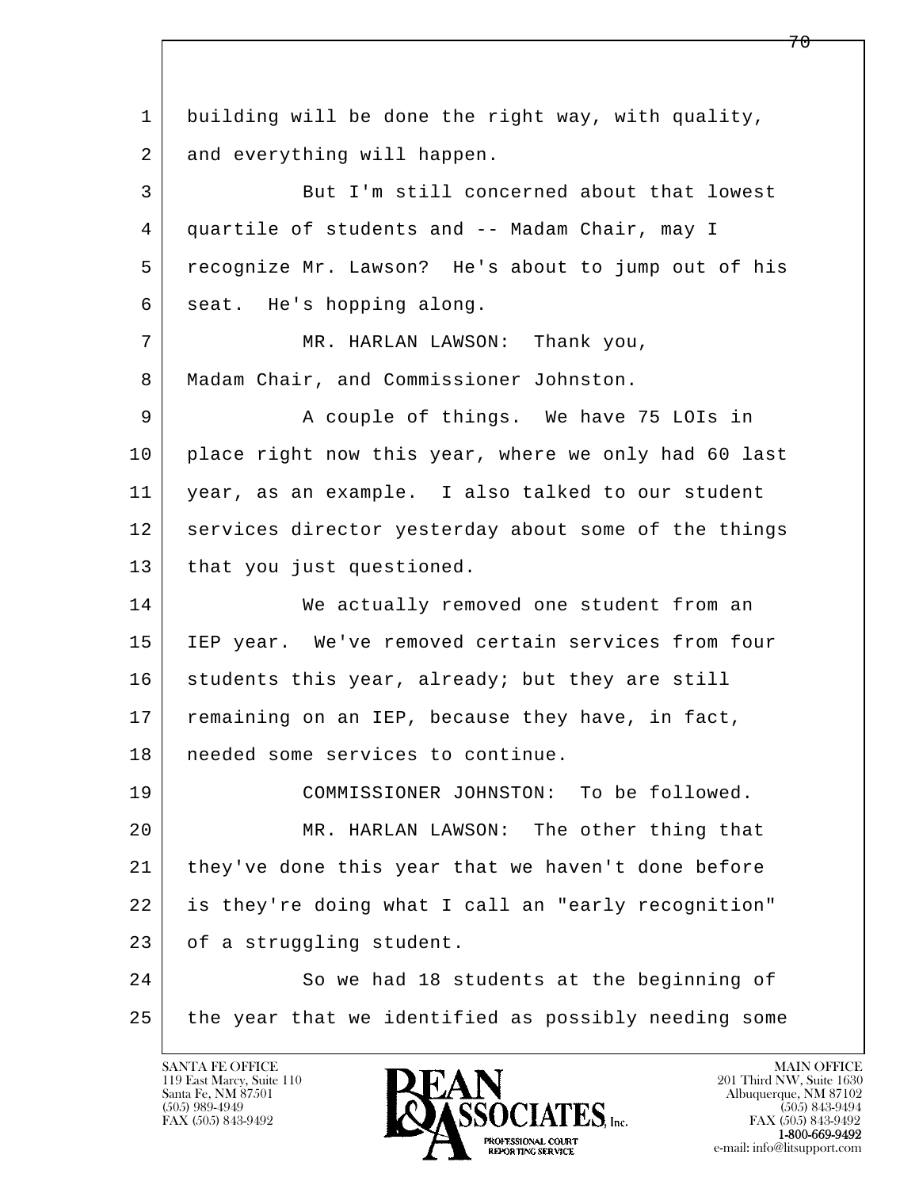1 building will be done the right way, with quality,
2 and everything will happen.

3 But I'm still concerned about that lowest
4 quartile of students and -- Madam Chair, may I
5 recognize Mr. Lawson? He's about to jump out of his
6 seat. He's hopping along.

7 MR. HARLAN LAWSON: Thank you,
8 Madam Chair, and Commissioner Johnston.

9 A couple of things. We have 75 LOIs in
10 place right now this year, where we only had 60 last
11 year, as an example. I also talked to our student
12 services director yesterday about some of the things
13 that you just questioned.

14 We actually removed one student from an
15 IEP year. We've removed certain services from four
16 students this year, already; but they are still
17 remaining on an IEP, because they have, in fact,
18 needed some services to continue.

19 COMMISSIONER JOHNSTON: To be followed.

20 MR. HARLAN LAWSON: The other thing that
21 they've done this year that we haven't done before
22 is they're doing what I call an "early recognition"
23 of a struggling student.

24 So we had 18 students at the beginning of
25 the year that we identified as possibly needing some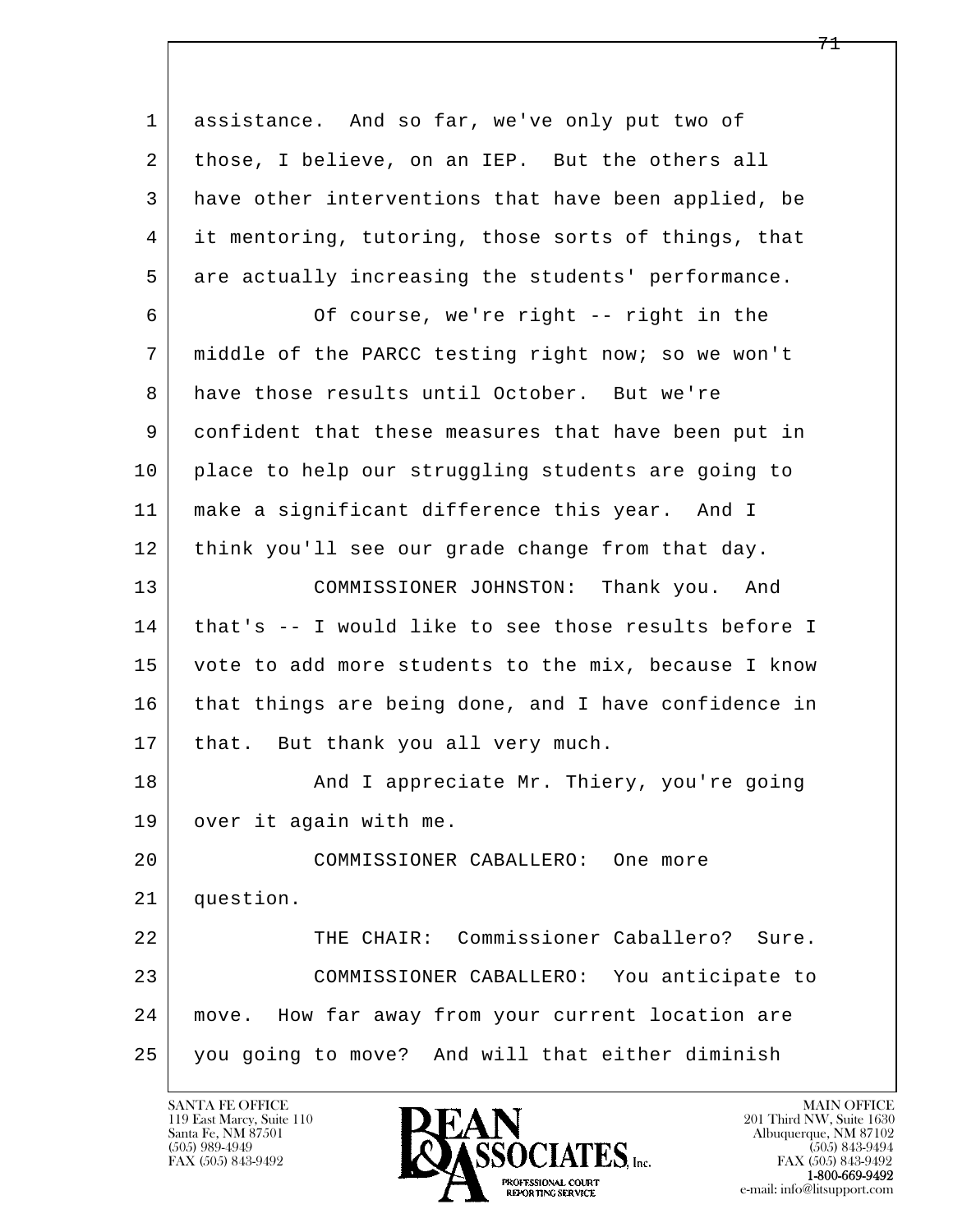assistance. And so far, we've only put two of those, I believe, on an IEP. But the others all have other interventions that have been applied, be it mentoring, tutoring, those sorts of things, that are actually increasing the students' performance.

Of course, we're right -- right in the middle of the PARCC testing right now; so we won't have those results until October. But we're confident that these measures that have been put in place to help our struggling students are going to make a significant difference this year. And I think you'll see our grade change from that day.

COMMISSIONER JOHNSTON: Thank you. And that's -- I would like to see those results before I vote to add more students to the mix, because I know that things are being done, and I have confidence in that. But thank you all very much.

And I appreciate Mr. Thiery, you're going over it again with me.

COMMISSIONER CABALLERO: One more question.

THE CHAIR: Commissioner Caballero? Sure.

COMMISSIONER CABALLERO: You anticipate to move. How far away from your current location are you going to move? And will that either diminish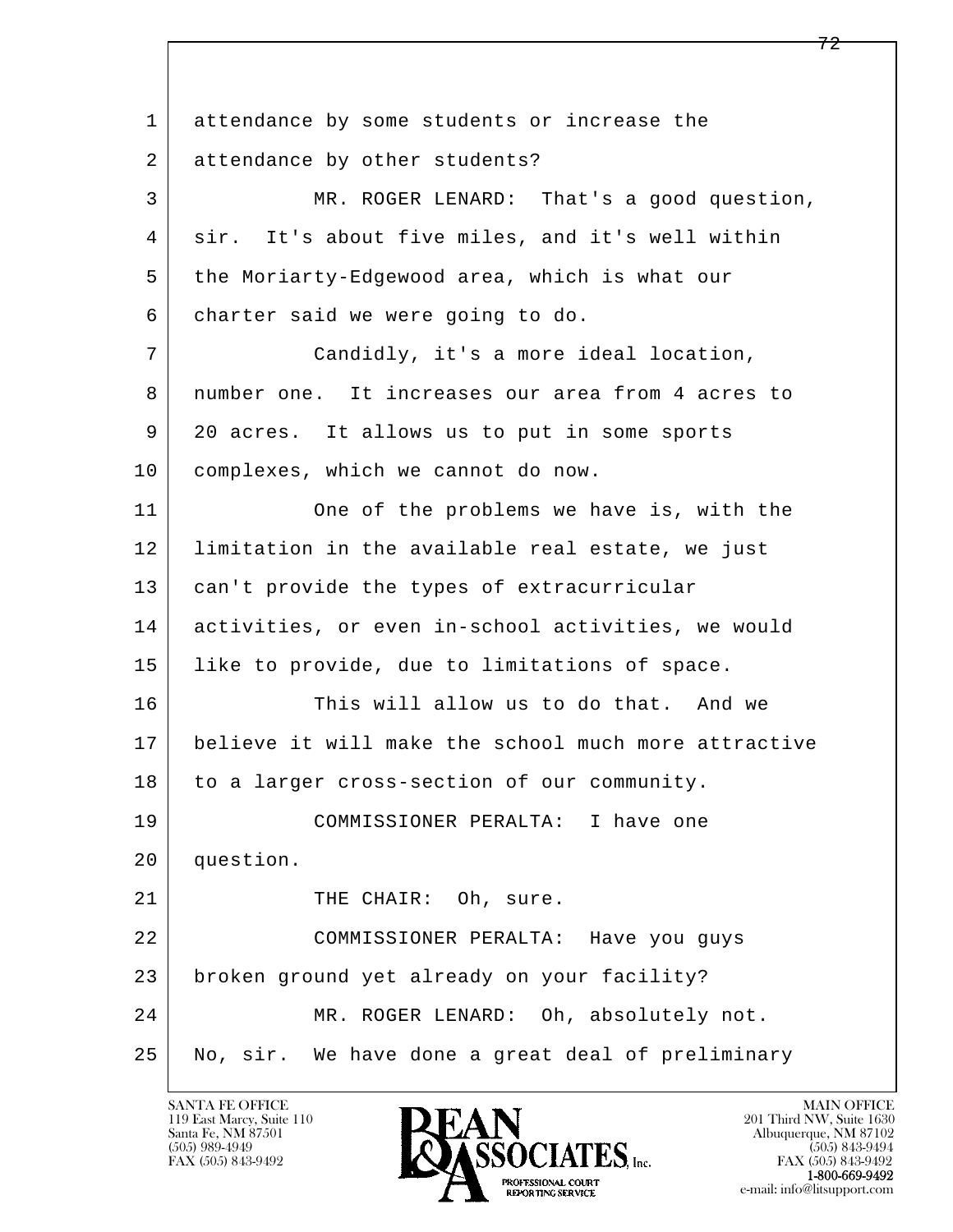attendance by some students or increase the attendance by other students?

MR. ROGER LENARD: That's a good question, sir. It's about five miles, and it's well within the Moriarty-Edgewood area, which is what our charter said we were going to do.

Candidly, it's a more ideal location, number one. It increases our area from 4 acres to 20 acres. It allows us to put in some sports complexes, which we cannot do now.

One of the problems we have is, with the limitation in the available real estate, we just can't provide the types of extracurricular activities, or even in-school activities, we would like to provide, due to limitations of space.

This will allow us to do that. And we believe it will make the school much more attractive to a larger cross-section of our community.

COMMISSIONER PERALTA: I have one question.

THE CHAIR: Oh, sure.

COMMISSIONER PERALTA: Have you guys broken ground yet already on your facility?

MR. ROGER LENARD: Oh, absolutely not. No, sir. We have done a great deal of preliminary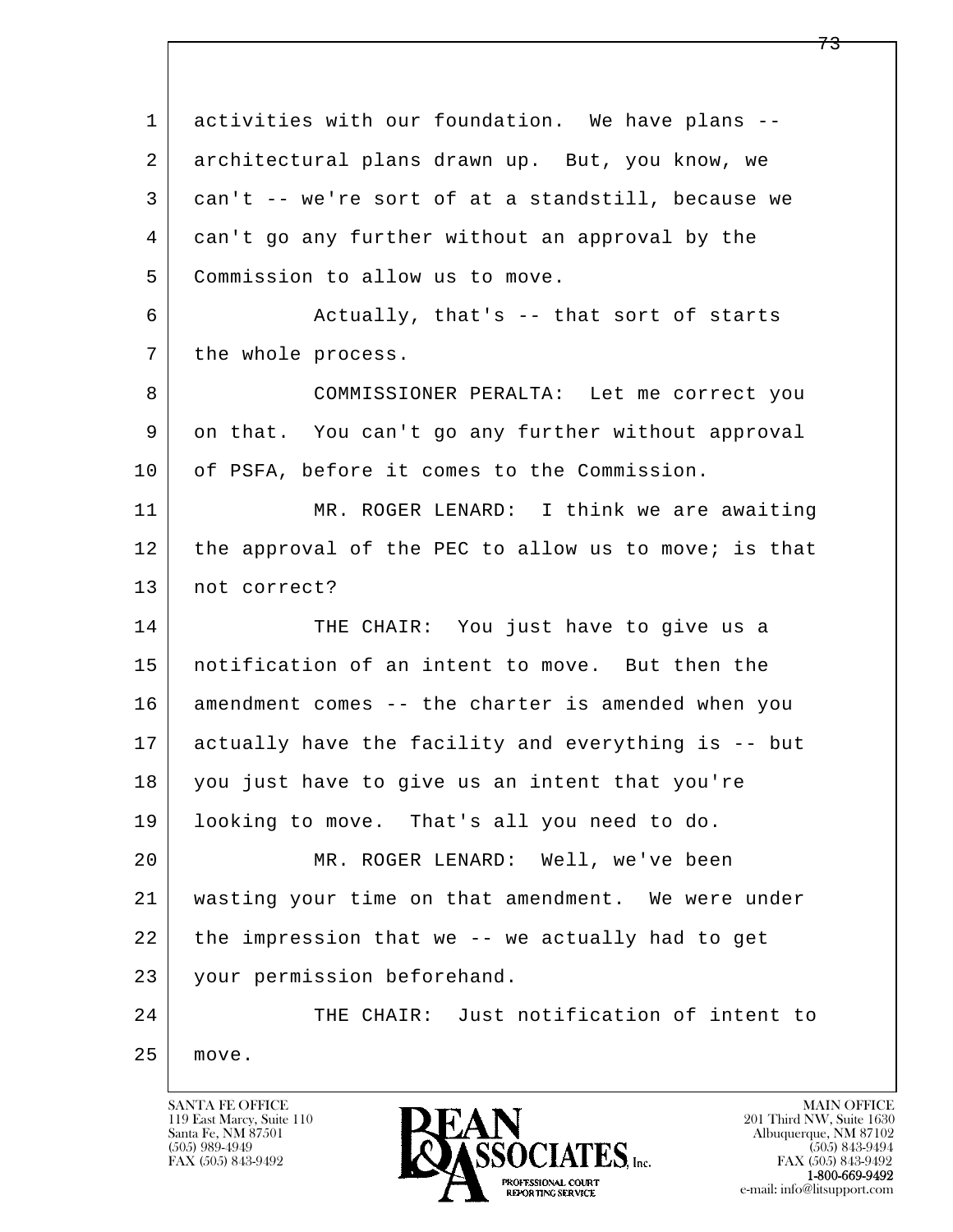activities with our foundation. We have plans -- architectural plans drawn up. But, you know, we can't -- we're sort of at a standstill, because we can't go any further without an approval by the Commission to allow us to move.

Actually, that's -- that sort of starts the whole process.

COMMISSIONER PERALTA: Let me correct you on that. You can't go any further without approval of PSFA, before it comes to the Commission.

MR. ROGER LENARD: I think we are awaiting the approval of the PEC to allow us to move; is that not correct?

THE CHAIR: You just have to give us a notification of an intent to move. But then the amendment comes -- the charter is amended when you actually have the facility and everything is -- but you just have to give us an intent that you're looking to move. That's all you need to do.

MR. ROGER LENARD: Well, we've been wasting your time on that amendment. We were under the impression that we -- we actually had to get your permission beforehand.

THE CHAIR: Just notification of intent to move.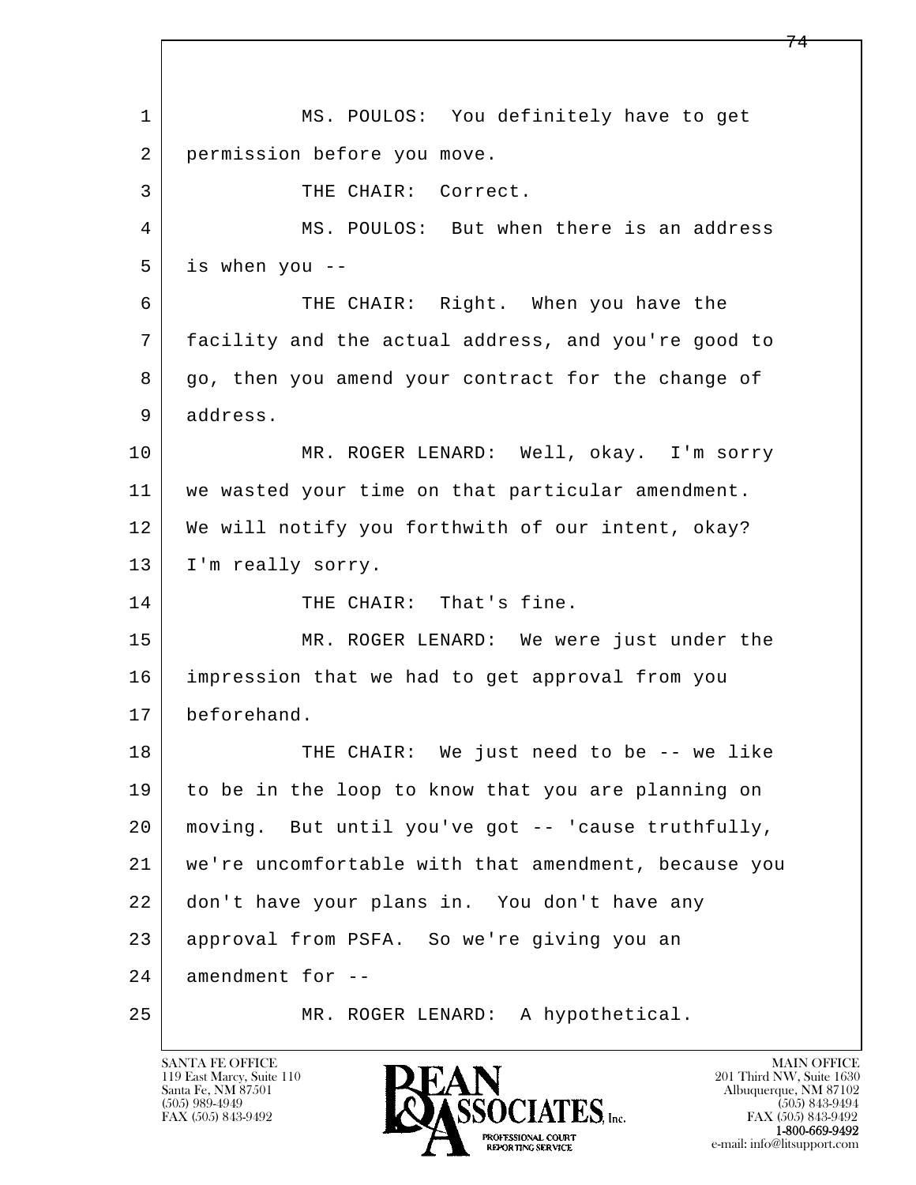MS. POULOS: You definitely have to get permission before you move.

THE CHAIR: Correct.

MS. POULOS: But when there is an address is when you --

THE CHAIR: Right. When you have the facility and the actual address, and you're good to go, then you amend your contract for the change of address.

MR. ROGER LENARD: Well, okay. I'm sorry we wasted your time on that particular amendment. We will notify you forthwith of our intent, okay? I'm really sorry.

THE CHAIR: That's fine.

MR. ROGER LENARD: We were just under the impression that we had to get approval from you beforehand.

THE CHAIR: We just need to be -- we like to be in the loop to know that you are planning on moving. But until you've got -- 'cause truthfully, we're uncomfortable with that amendment, because you don't have your plans in. You don't have any approval from PSFA. So we're giving you an amendment for --

MR. ROGER LENARD: A hypothetical.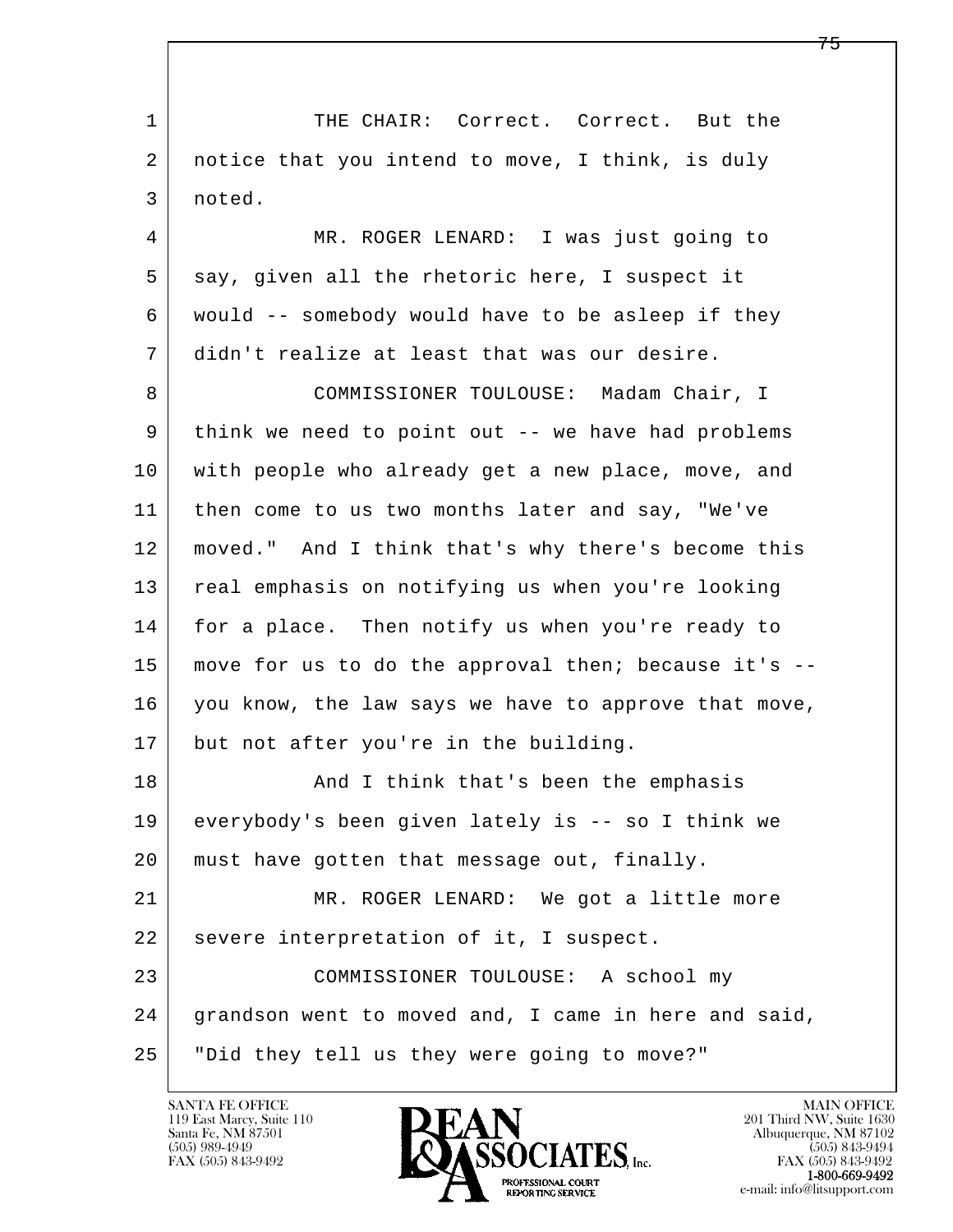THE CHAIR: Correct. Correct. But the notice that you intend to move, I think, is duly noted.

MR. ROGER LENARD: I was just going to say, given all the rhetoric here, I suspect it would -- somebody would have to be asleep if they didn't realize at least that was our desire.

COMMISSIONER TOULOUSE: Madam Chair, I think we need to point out -- we have had problems with people who already get a new place, move, and then come to us two months later and say, "We've moved." And I think that's why there's become this real emphasis on notifying us when you're looking for a place. Then notify us when you're ready to move for us to do the approval then; because it's -- you know, the law says we have to approve that move, but not after you're in the building.

And I think that's been the emphasis everybody's been given lately is -- so I think we must have gotten that message out, finally.

MR. ROGER LENARD: We got a little more severe interpretation of it, I suspect.

COMMISSIONER TOULOUSE: A school my grandson went to moved and, I came in here and said, "Did they tell us they were going to move?"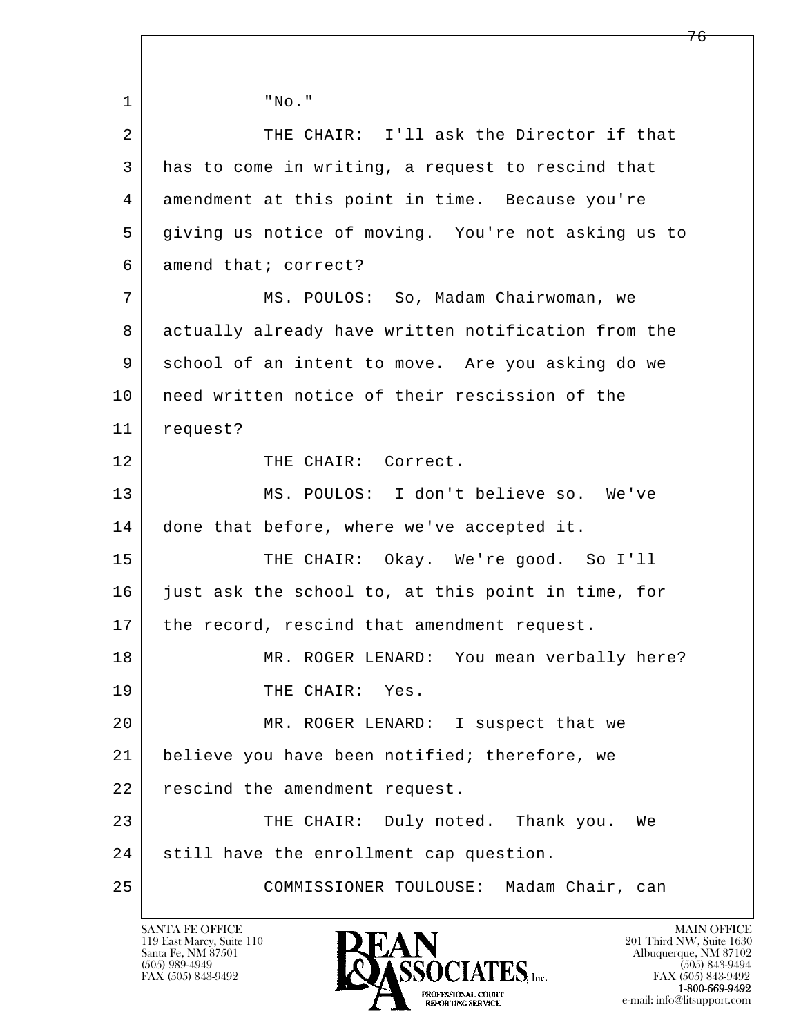"No."

THE CHAIR: I'll ask the Director if that has to come in writing, a request to rescind that amendment at this point in time. Because you're giving us notice of moving. You're not asking us to amend that; correct?

MS. POULOS: So, Madam Chairwoman, we actually already have written notification from the school of an intent to move. Are you asking do we need written notice of their rescission of the request?

THE CHAIR: Correct.

MS. POULOS: I don't believe so. We've done that before, where we've accepted it.

THE CHAIR: Okay. We're good. So I'll just ask the school to, at this point in time, for the record, rescind that amendment request.

MR. ROGER LENARD: You mean verbally here?

THE CHAIR: Yes.

MR. ROGER LENARD: I suspect that we believe you have been notified; therefore, we rescind the amendment request.

THE CHAIR: Duly noted. Thank you. We still have the enrollment cap question.

COMMISSIONER TOULOUSE: Madam Chair, can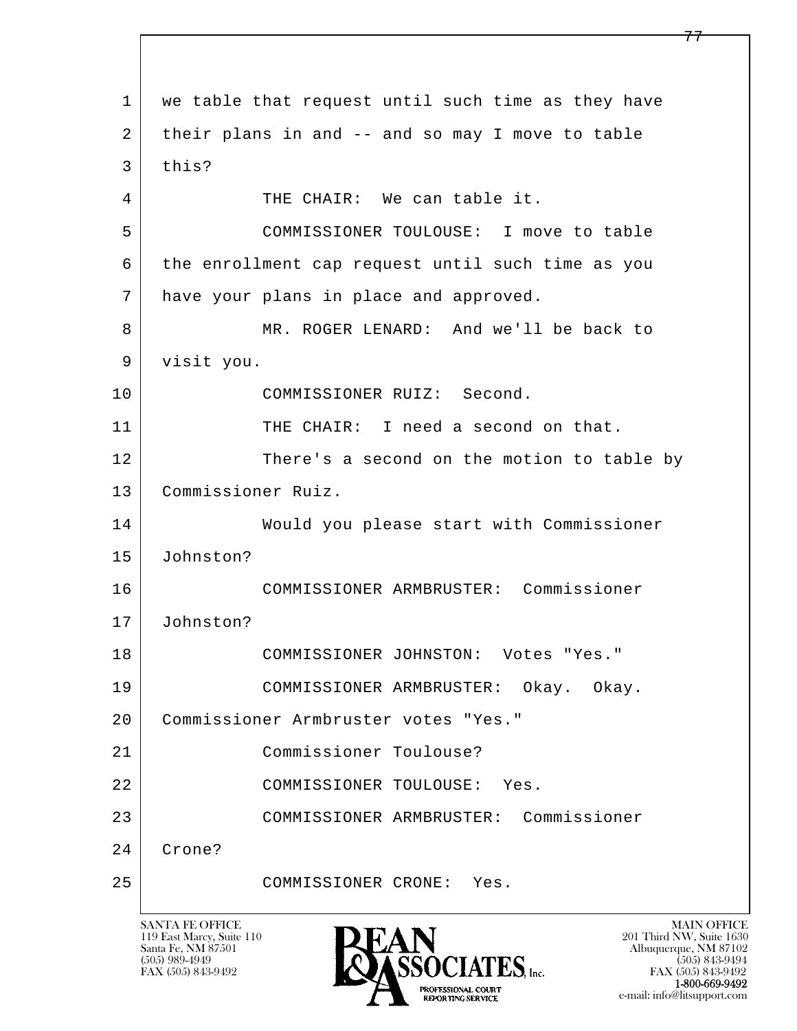we table that request until such time as they have their plans in and -- and so may I move to table this?

THE CHAIR: We can table it.

COMMISSIONER TOULOUSE: I move to table the enrollment cap request until such time as you have your plans in place and approved.

MR. ROGER LENARD: And we'll be back to visit you.

COMMISSIONER RUIZ: Second.

THE CHAIR: I need a second on that.

There's a second on the motion to table by Commissioner Ruiz.

Would you please start with Commissioner Johnston?

COMMISSIONER ARMBRUSTER: Commissioner Johnston?

COMMISSIONER JOHNSTON: Votes "Yes."

COMMISSIONER ARMBRUSTER: Okay. Okay. Commissioner Armbruster votes "Yes."

Commissioner Toulouse?

COMMISSIONER TOULOUSE: Yes.

COMMISSIONER ARMBRUSTER: Commissioner Crone?

COMMISSIONER CRONE: Yes.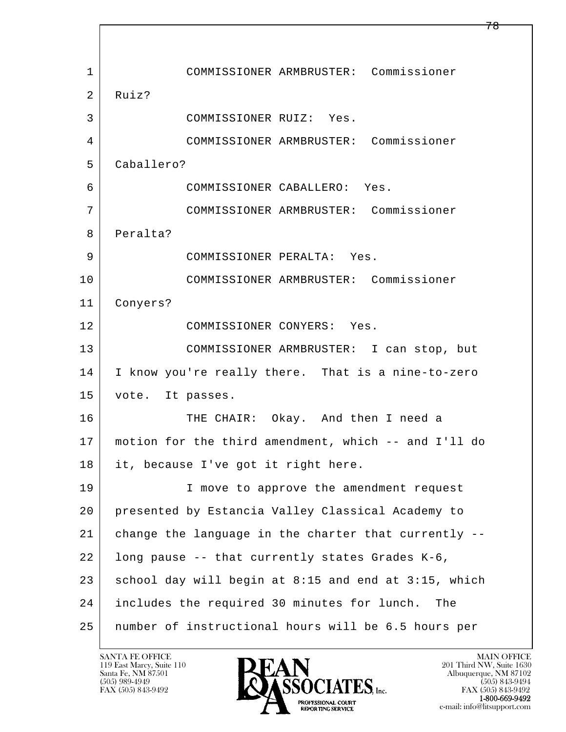COMMISSIONER ARMBRUSTER: Commissioner Ruiz?

COMMISSIONER RUIZ: Yes.

COMMISSIONER ARMBRUSTER: Commissioner Caballero?

COMMISSIONER CABALLERO: Yes.

COMMISSIONER ARMBRUSTER: Commissioner Peralta?

COMMISSIONER PERALTA: Yes.

COMMISSIONER ARMBRUSTER: Commissioner Conyers?

COMMISSIONER CONYERS: Yes.

COMMISSIONER ARMBRUSTER: I can stop, but I know you're really there. That is a nine-to-zero vote. It passes.

THE CHAIR: Okay. And then I need a motion for the third amendment, which -- and I'll do it, because I've got it right here.

I move to approve the amendment request presented by Estancia Valley Classical Academy to change the language in the charter that currently -- long pause -- that currently states Grades K-6, school day will begin at 8:15 and end at 3:15, which includes the required 30 minutes for lunch. The number of instructional hours will be 6.5 hours per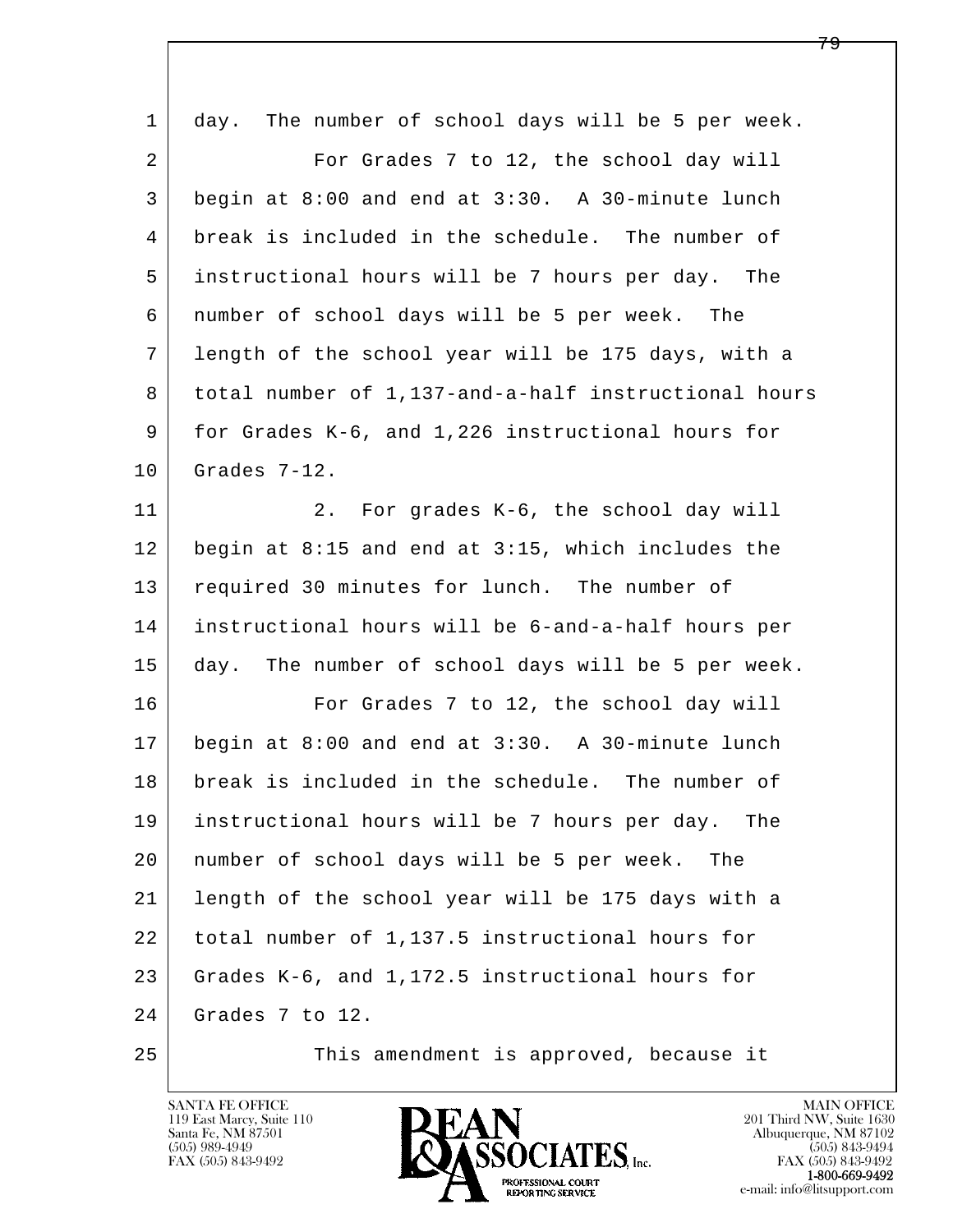1 day. The number of school days will be 5 per week.

2 For Grades 7 to 12, the school day will

3 begin at 8:00 and end at 3:30. A 30-minute lunch

4 break is included in the schedule. The number of

5 instructional hours will be 7 hours per day. The

6 number of school days will be 5 per week. The

7 length of the school year will be 175 days, with a

8 total number of 1,137-and-a-half instructional hours

9 for Grades K-6, and 1,226 instructional hours for

10 Grades 7-12.

11 2. For grades K-6, the school day will

12 begin at 8:15 and end at 3:15, which includes the

13 required 30 minutes for lunch. The number of

14 instructional hours will be 6-and-a-half hours per

15 day. The number of school days will be 5 per week.

16 For Grades 7 to 12, the school day will

17 begin at 8:00 and end at 3:30. A 30-minute lunch

18 break is included in the schedule. The number of

19 instructional hours will be 7 hours per day. The

20 number of school days will be 5 per week. The

21 length of the school year will be 175 days with a

22 total number of 1,137.5 instructional hours for

23 Grades K-6, and 1,172.5 instructional hours for

24 Grades 7 to 12.

25 This amendment is approved, because it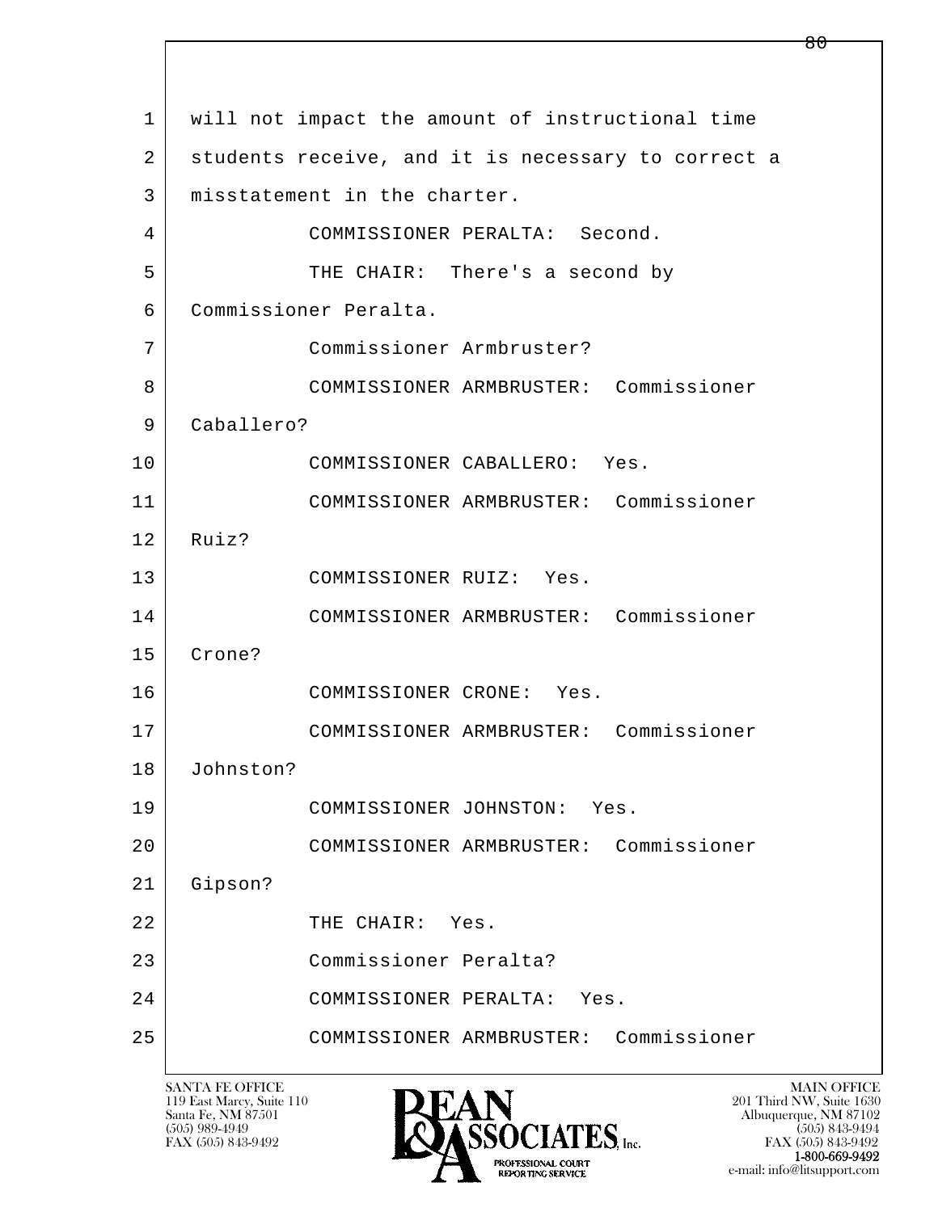1 will not impact the amount of instructional time
2 students receive, and it is necessary to correct a
3 misstatement in the charter.
4 COMMISSIONER PERALTA: Second.
5 THE CHAIR: There's a second by
6 Commissioner Peralta.
7 Commissioner Armbruster?
8 COMMISSIONER ARMBRUSTER: Commissioner
9 Caballero?
10 COMMISSIONER CABALLERO: Yes.
11 COMMISSIONER ARMBRUSTER: Commissioner
12 Ruiz?
13 COMMISSIONER RUIZ: Yes.
14 COMMISSIONER ARMBRUSTER: Commissioner
15 Crone?
16 COMMISSIONER CRONE: Yes.
17 COMMISSIONER ARMBRUSTER: Commissioner
18 Johnston?
19 COMMISSIONER JOHNSTON: Yes.
20 COMMISSIONER ARMBRUSTER: Commissioner
21 Gipson?
22 THE CHAIR: Yes.
23 Commissioner Peralta?
24 COMMISSIONER PERALTA: Yes.
25 COMMISSIONER ARMBRUSTER: Commissioner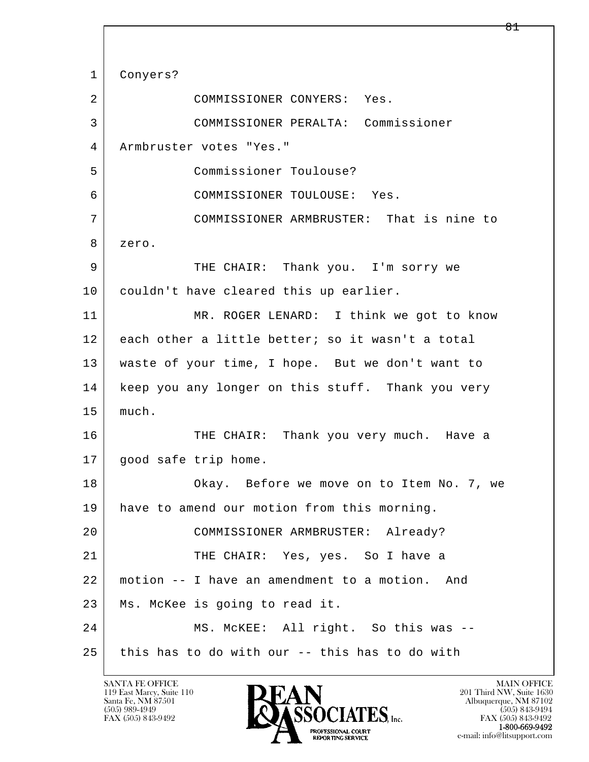1 Conyers?

2 COMMISSIONER CONYERS: Yes.

3 COMMISSIONER PERALTA: Commissioner

4 Armbruster votes "Yes."

5 Commissioner Toulouse?

6 COMMISSIONER TOULOUSE: Yes.

7 COMMISSIONER ARMBRUSTER: That is nine to

8 zero.

9 THE CHAIR: Thank you. I'm sorry we

10 couldn't have cleared this up earlier.

11 MR. ROGER LENARD: I think we got to know

12 each other a little better; so it wasn't a total

13 waste of your time, I hope. But we don't want to

14 keep you any longer on this stuff. Thank you very

15 much.

16 THE CHAIR: Thank you very much. Have a

17 good safe trip home.

18 Okay. Before we move on to Item No. 7, we

19 have to amend our motion from this morning.

20 COMMISSIONER ARMBRUSTER: Already?

21 THE CHAIR: Yes, yes. So I have a

22 motion -- I have an amendment to a motion. And

23 Ms. McKee is going to read it.

24 MS. McKEE: All right. So this was --

25 this has to do with our -- this has to do with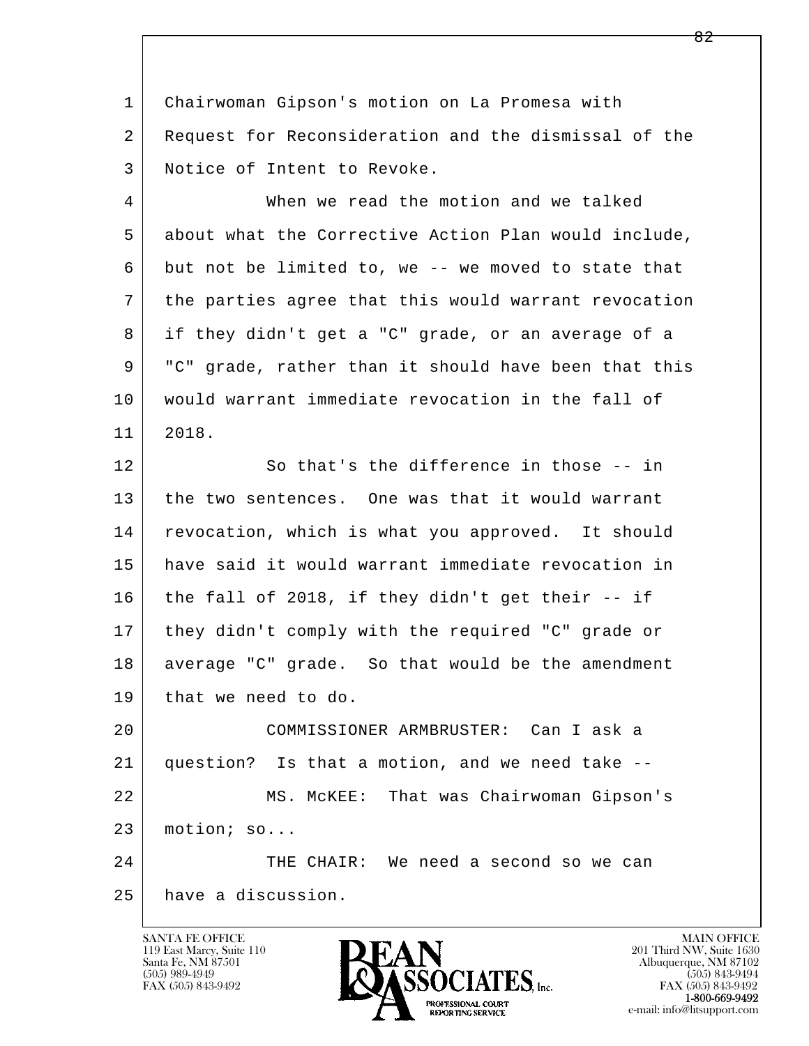Chairwoman Gipson's motion on La Promesa with Request for Reconsideration and the dismissal of the Notice of Intent to Revoke.

When we read the motion and we talked about what the Corrective Action Plan would include, but not be limited to, we -- we moved to state that the parties agree that this would warrant revocation if they didn't get a "C" grade, or an average of a "C" grade, rather than it should have been that this would warrant immediate revocation in the fall of 2018.

So that's the difference in those -- in the two sentences. One was that it would warrant revocation, which is what you approved. It should have said it would warrant immediate revocation in the fall of 2018, if they didn't get their -- if they didn't comply with the required "C" grade or average "C" grade. So that would be the amendment that we need to do.

COMMISSIONER ARMBRUSTER: Can I ask a question? Is that a motion, and we need take --

MS. McKEE: That was Chairwoman Gipson's motion; so...

THE CHAIR: We need a second so we can have a discussion.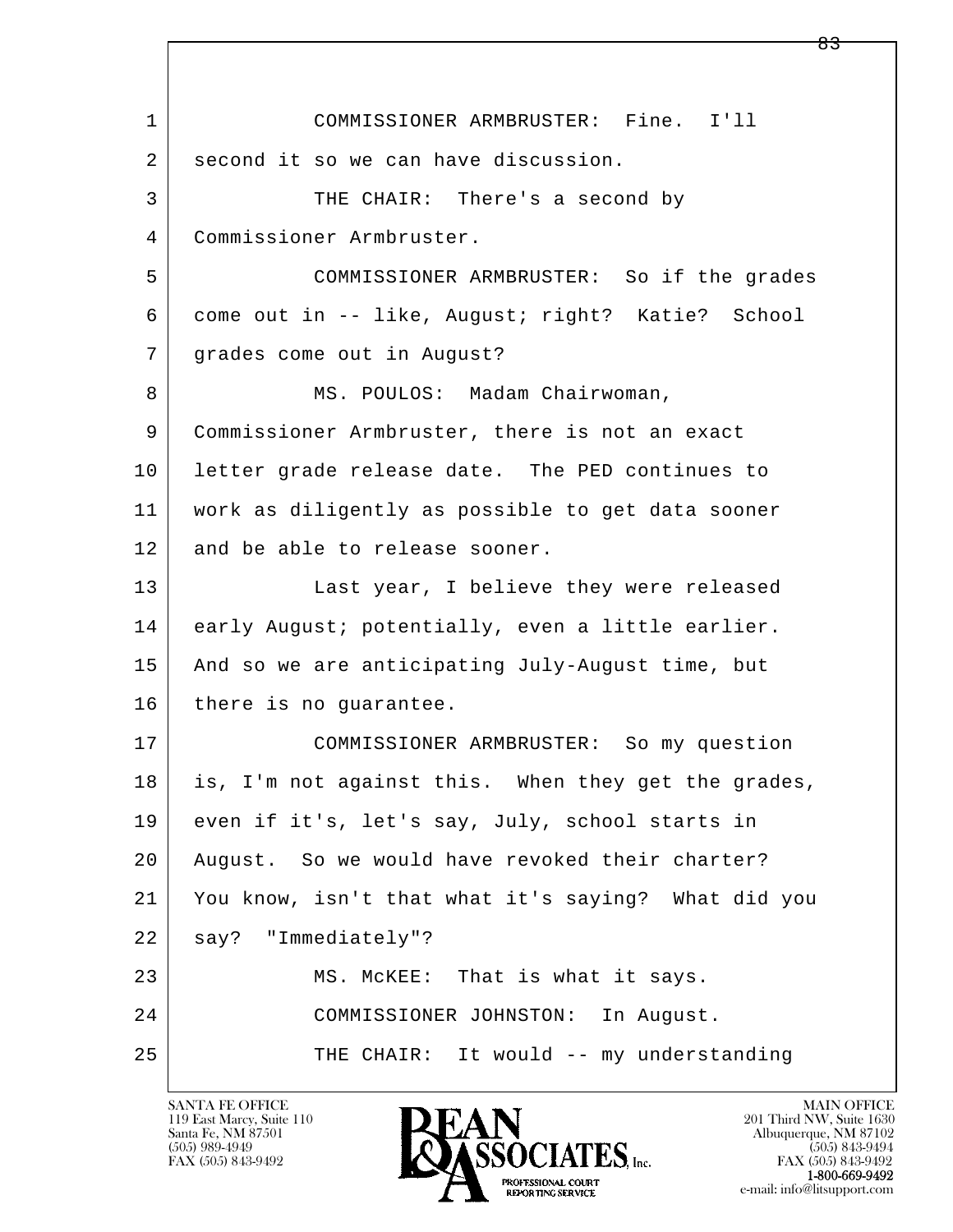1 COMMISSIONER ARMBRUSTER: Fine. I'll
2 second it so we can have discussion.
3 THE CHAIR: There's a second by
4 Commissioner Armbruster.
5 COMMISSIONER ARMBRUSTER: So if the grades
6 come out in -- like, August; right? Katie? School
7 grades come out in August?
8 MS. POULOS: Madam Chairwoman,
9 Commissioner Armbruster, there is not an exact
10 letter grade release date. The PED continues to
11 work as diligently as possible to get data sooner
12 and be able to release sooner.
13 Last year, I believe they were released
14 early August; potentially, even a little earlier.
15 And so we are anticipating July-August time, but
16 there is no guarantee.
17 COMMISSIONER ARMBRUSTER: So my question
18 is, I'm not against this. When they get the grades,
19 even if it's, let's say, July, school starts in
20 August. So we would have revoked their charter?
21 You know, isn't that what it's saying? What did you
22 say? "Immediately"?
23 MS. McKEE: That is what it says.
24 COMMISSIONER JOHNSTON: In August.
25 THE CHAIR: It would -- my understanding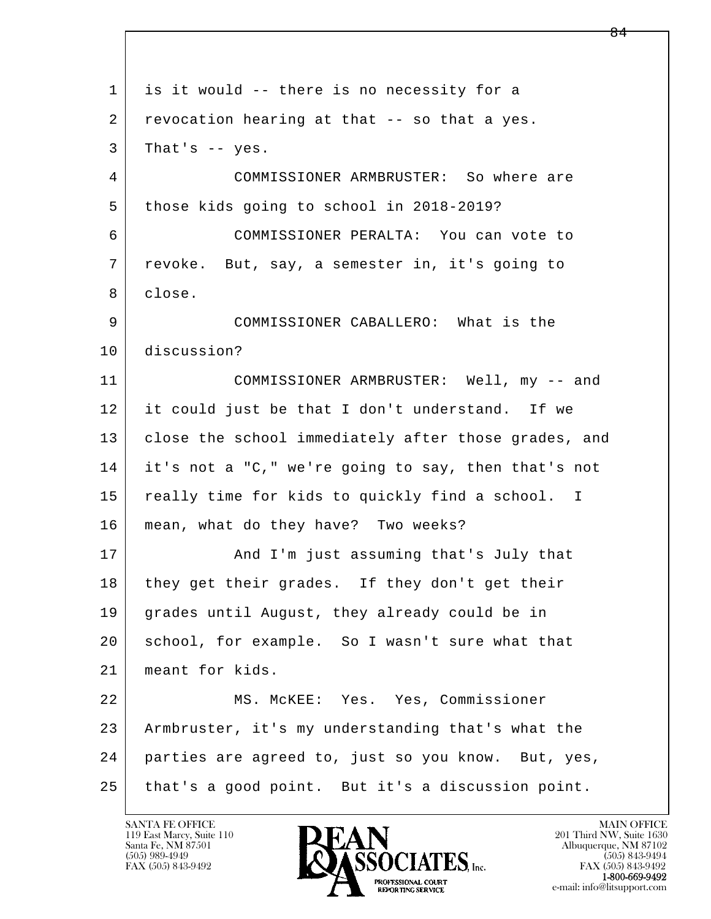1 is it would -- there is no necessity for a
2 revocation hearing at that -- so that a yes.
3 That's -- yes.

4 COMMISSIONER ARMBRUSTER: So where are
5 those kids going to school in 2018-2019?

6 COMMISSIONER PERALTA: You can vote to
7 revoke. But, say, a semester in, it's going to
8 close.

9 COMMISSIONER CABALLERO: What is the
10 discussion?

11 COMMISSIONER ARMBRUSTER: Well, my -- and
12 it could just be that I don't understand. If we
13 close the school immediately after those grades, and
14 it's not a "C," we're going to say, then that's not
15 really time for kids to quickly find a school. I
16 mean, what do they have? Two weeks?

17 And I'm just assuming that's July that
18 they get their grades. If they don't get their
19 grades until August, they already could be in
20 school, for example. So I wasn't sure what that
21 meant for kids.

22 MS. McKEE: Yes. Yes, Commissioner
23 Armbruster, it's my understanding that's what the
24 parties are agreed to, just so you know. But, yes,
25 that's a good point. But it's a discussion point.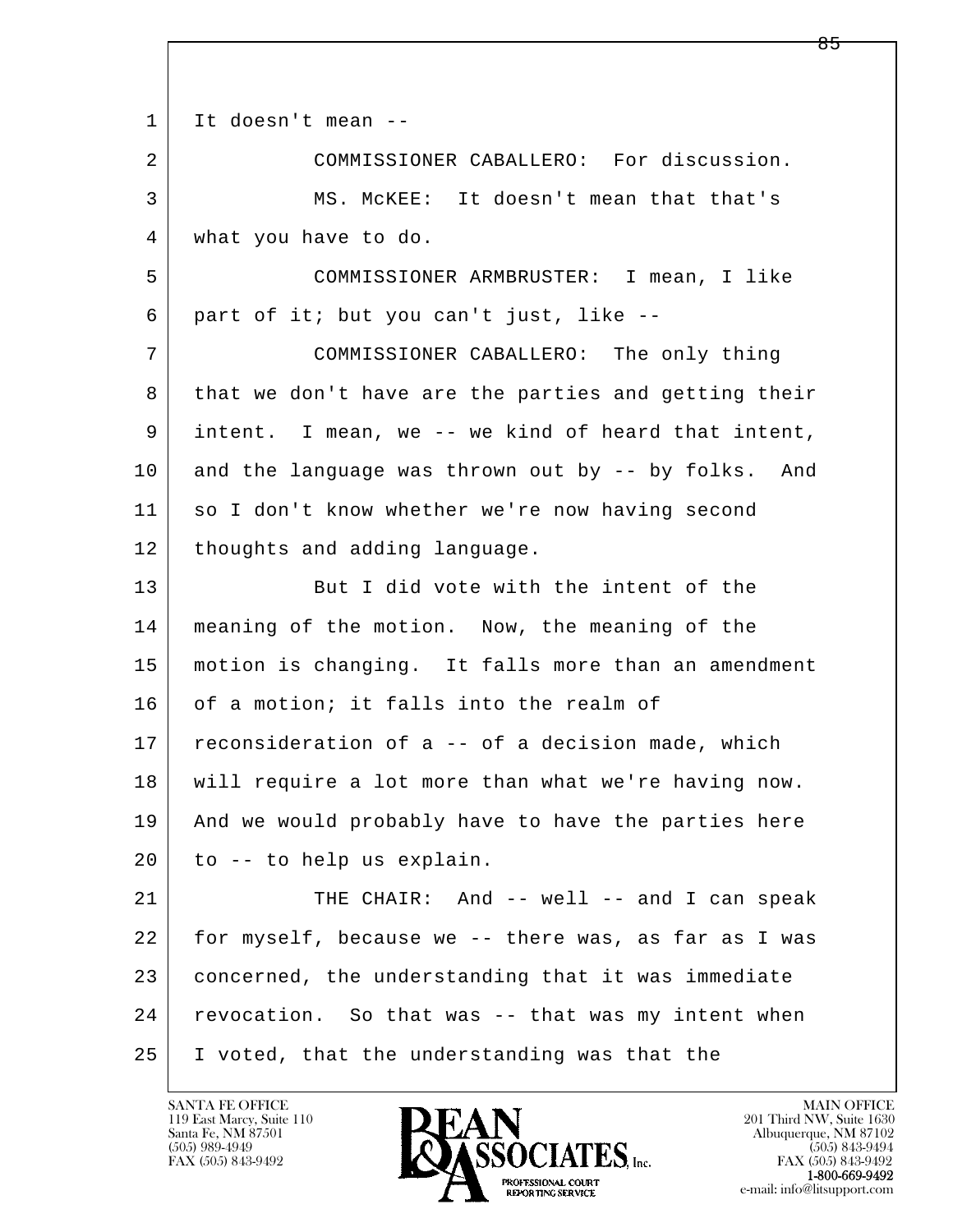It doesn't mean --

COMMISSIONER CABALLERO: For discussion.

MS. McKEE: It doesn't mean that that's what you have to do.

COMMISSIONER ARMBRUSTER: I mean, I like part of it; but you can't just, like --

COMMISSIONER CABALLERO: The only thing that we don't have are the parties and getting their intent. I mean, we -- we kind of heard that intent, and the language was thrown out by -- by folks. And so I don't know whether we're now having second thoughts and adding language.

But I did vote with the intent of the meaning of the motion. Now, the meaning of the motion is changing. It falls more than an amendment of a motion; it falls into the realm of reconsideration of a -- of a decision made, which will require a lot more than what we're having now. And we would probably have to have the parties here to -- to help us explain.

THE CHAIR: And -- well -- and I can speak for myself, because we -- there was, as far as I was concerned, the understanding that it was immediate revocation. So that was -- that was my intent when I voted, that the understanding was that the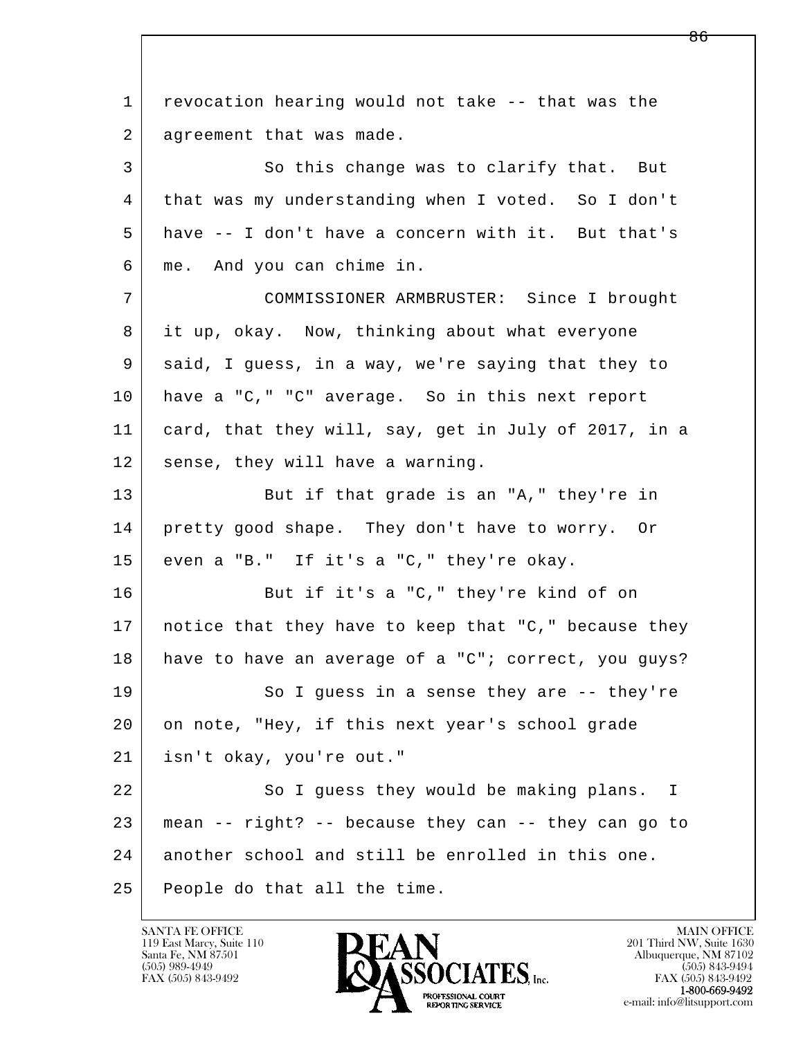revocation hearing would not take -- that was the agreement that was made.

So this change was to clarify that. But that was my understanding when I voted. So I don't have -- I don't have a concern with it. But that's me. And you can chime in.

COMMISSIONER ARMBRUSTER: Since I brought it up, okay. Now, thinking about what everyone said, I guess, in a way, we're saying that they to have a "C," "C" average. So in this next report card, that they will, say, get in July of 2017, in a sense, they will have a warning.

But if that grade is an "A," they're in pretty good shape. They don't have to worry. Or even a "B." If it's a "C," they're okay.

But if it's a "C," they're kind of on notice that they have to keep that "C," because they have to have an average of a "C"; correct, you guys?

So I guess in a sense they are -- they're on note, "Hey, if this next year's school grade isn't okay, you're out."

So I guess they would be making plans. I mean -- right? -- because they can -- they can go to another school and still be enrolled in this one. People do that all the time.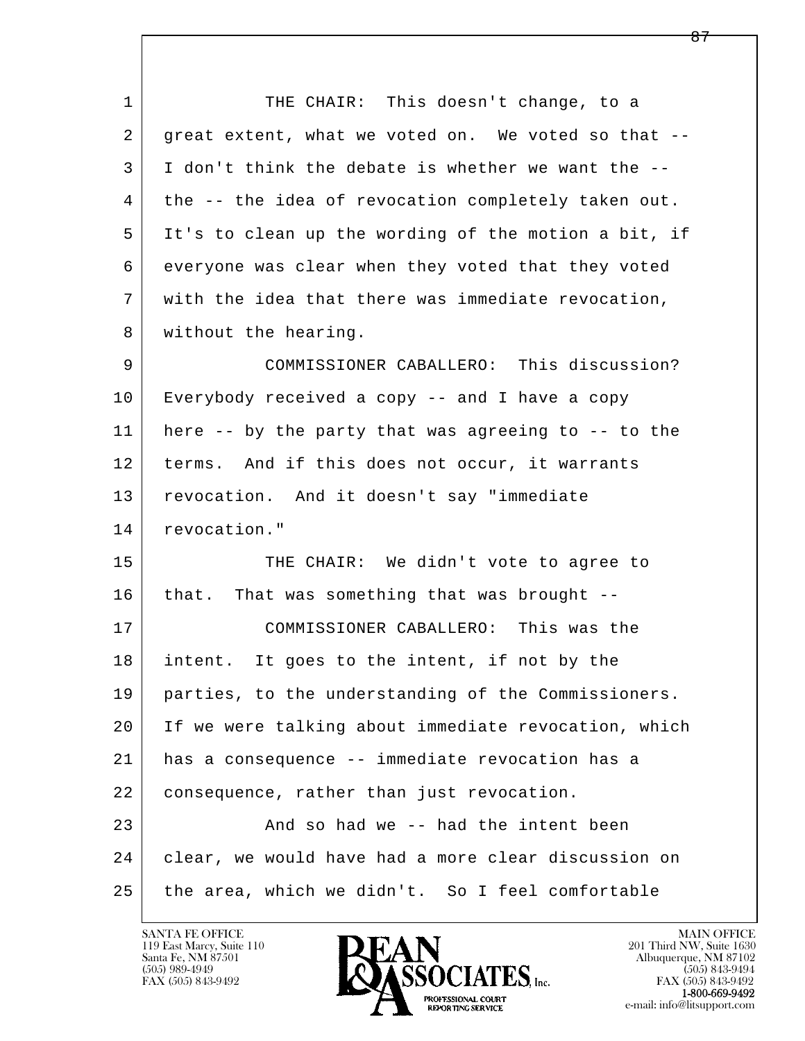THE CHAIR: This doesn't change, to a great extent, what we voted on. We voted so that -- I don't think the debate is whether we want the -- the -- the idea of revocation completely taken out. It's to clean up the wording of the motion a bit, if everyone was clear when they voted that they voted with the idea that there was immediate revocation, without the hearing.

COMMISSIONER CABALLERO: This discussion? Everybody received a copy -- and I have a copy here -- by the party that was agreeing to -- to the terms. And if this does not occur, it warrants revocation. And it doesn't say "immediate revocation."

THE CHAIR: We didn't vote to agree to that. That was something that was brought --

COMMISSIONER CABALLERO: This was the intent. It goes to the intent, if not by the parties, to the understanding of the Commissioners. If we were talking about immediate revocation, which has a consequence -- immediate revocation has a consequence, rather than just revocation.

And so had we -- had the intent been clear, we would have had a more clear discussion on the area, which we didn't. So I feel comfortable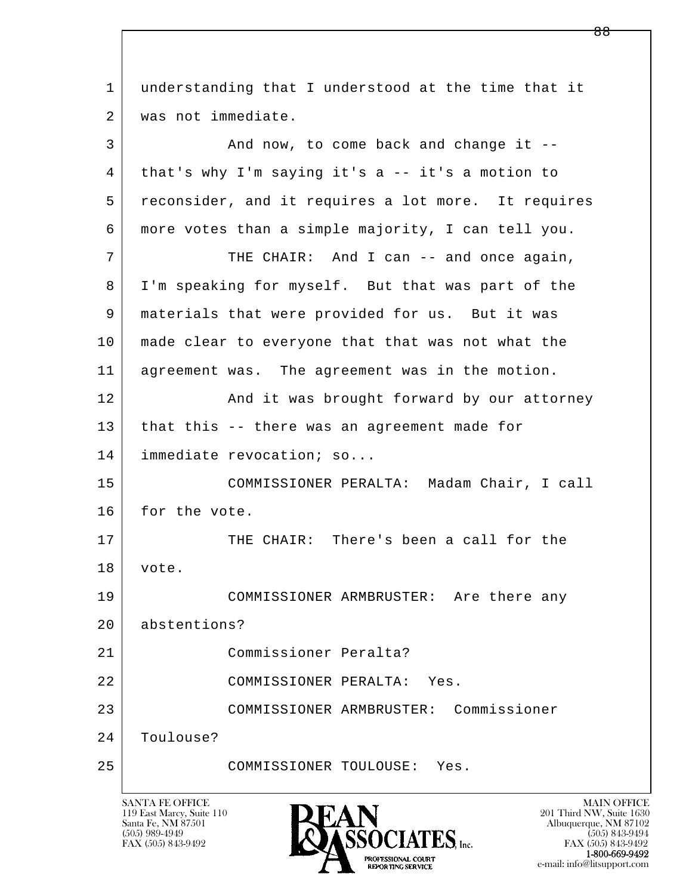understanding that I understood at the time that it was not immediate.

And now, to come back and change it -- that's why I'm saying it's a -- it's a motion to reconsider, and it requires a lot more. It requires more votes than a simple majority, I can tell you.

THE CHAIR: And I can -- and once again, I'm speaking for myself. But that was part of the materials that were provided for us. But it was made clear to everyone that that was not what the agreement was. The agreement was in the motion.

And it was brought forward by our attorney that this -- there was an agreement made for immediate revocation; so...

COMMISSIONER PERALTA: Madam Chair, I call for the vote.

THE CHAIR: There's been a call for the vote.

COMMISSIONER ARMBRUSTER: Are there any abstentions?

Commissioner Peralta?

COMMISSIONER PERALTA: Yes.

COMMISSIONER ARMBRUSTER: Commissioner Toulouse?

COMMISSIONER TOULOUSE: Yes.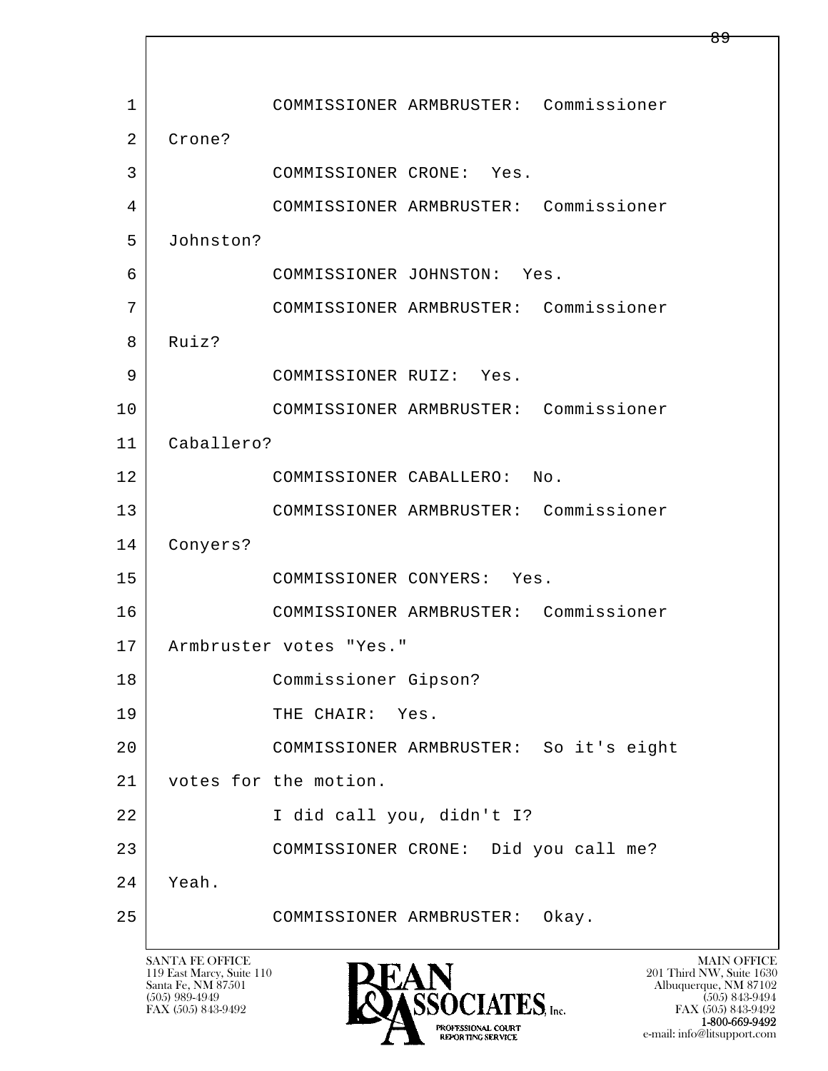1 COMMISSIONER ARMBRUSTER: Commissioner
2 Crone?
3 COMMISSIONER CRONE: Yes.
4 COMMISSIONER ARMBRUSTER: Commissioner
5 Johnston?
6 COMMISSIONER JOHNSTON: Yes.
7 COMMISSIONER ARMBRUSTER: Commissioner
8 Ruiz?
9 COMMISSIONER RUIZ: Yes.
10 COMMISSIONER ARMBRUSTER: Commissioner
11 Caballero?
12 COMMISSIONER CABALLERO: No.
13 COMMISSIONER ARMBRUSTER: Commissioner
14 Conyers?
15 COMMISSIONER CONYERS: Yes.
16 COMMISSIONER ARMBRUSTER: Commissioner
17 Armbruster votes "Yes."
18 Commissioner Gipson?
19 THE CHAIR: Yes.
20 COMMISSIONER ARMBRUSTER: So it's eight
21 votes for the motion.
22 I did call you, didn't I?
23 COMMISSIONER CRONE: Did you call me?
24 Yeah.
25 COMMISSIONER ARMBRUSTER: Okay.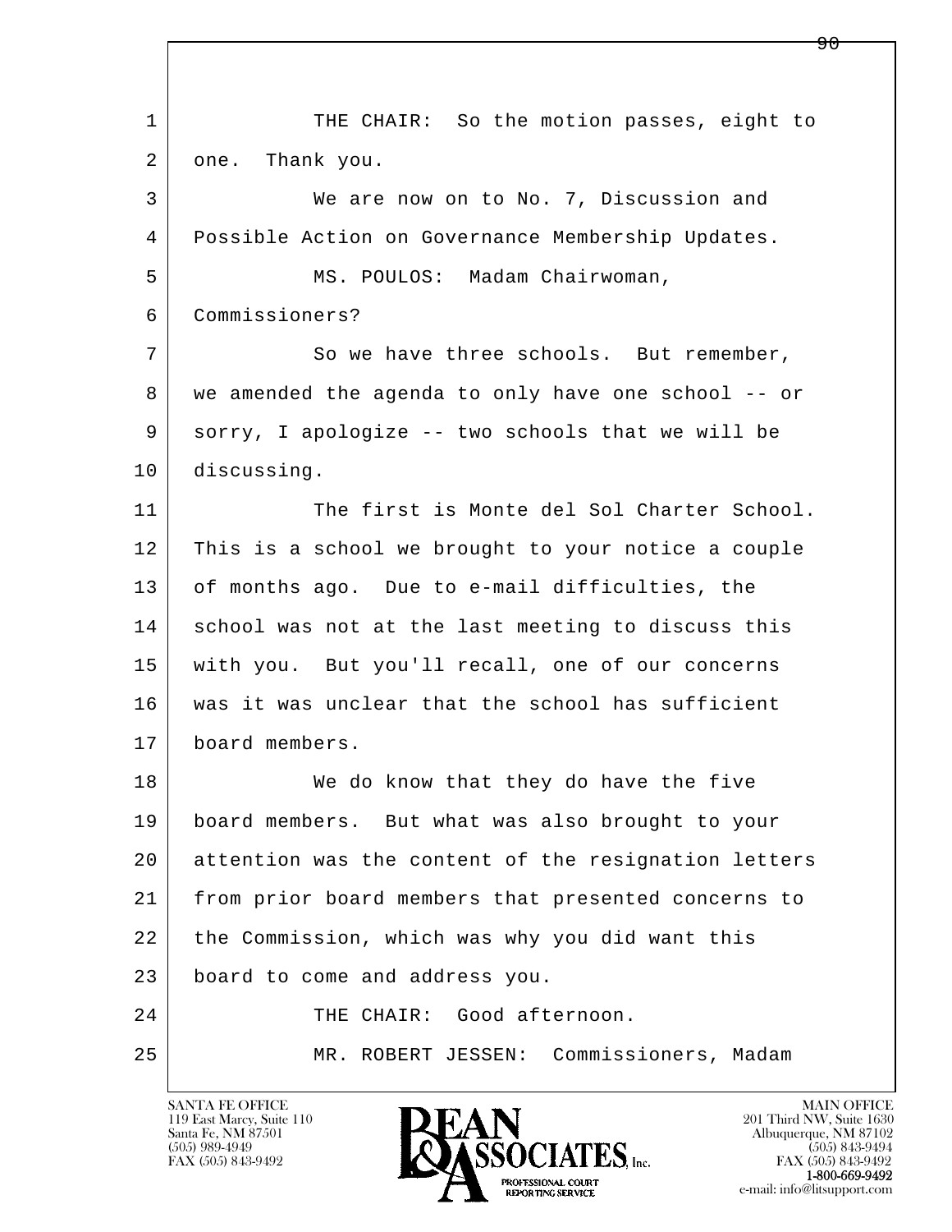1 THE CHAIR: So the motion passes, eight to
2 one. Thank you.
3 We are now on to No. 7, Discussion and
4 Possible Action on Governance Membership Updates.
5 MS. POULOS: Madam Chairwoman,
6 Commissioners?
7 So we have three schools. But remember,
8 we amended the agenda to only have one school -- or
9 sorry, I apologize -- two schools that we will be
10 discussing.
11 The first is Monte del Sol Charter School.
12 This is a school we brought to your notice a couple
13 of months ago. Due to e-mail difficulties, the
14 school was not at the last meeting to discuss this
15 with you. But you'll recall, one of our concerns
16 was it was unclear that the school has sufficient
17 board members.
18 We do know that they do have the five
19 board members. But what was also brought to your
20 attention was the content of the resignation letters
21 from prior board members that presented concerns to
22 the Commission, which was why you did want this
23 board to come and address you.
24 THE CHAIR: Good afternoon.
25 MR. ROBERT JESSEN: Commissioners, Madam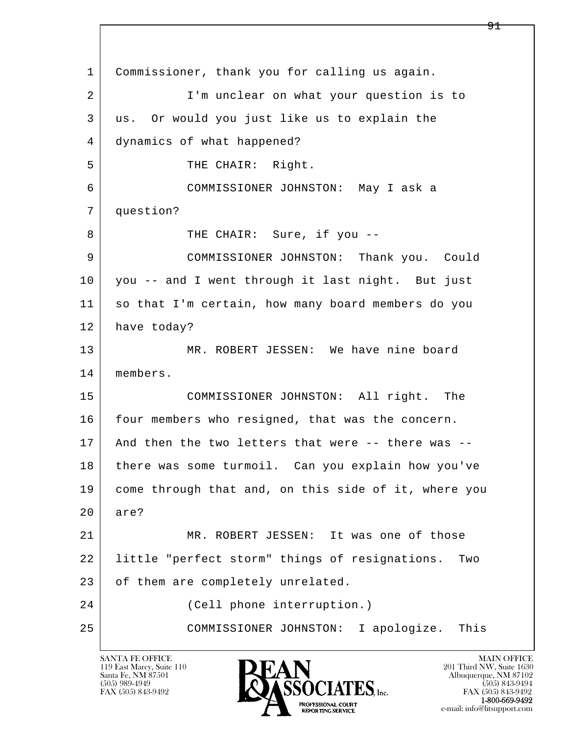Commissioner, thank you for calling us again.

I'm unclear on what your question is to us. Or would you just like us to explain the dynamics of what happened?

THE CHAIR: Right.

COMMISSIONER JOHNSTON: May I ask a question?

THE CHAIR: Sure, if you --

COMMISSIONER JOHNSTON: Thank you. Could you -- and I went through it last night. But just so that I'm certain, how many board members do you have today?

MR. ROBERT JESSEN: We have nine board members.

COMMISSIONER JOHNSTON: All right. The four members who resigned, that was the concern. And then the two letters that were -- there was -- there was some turmoil. Can you explain how you've come through that and, on this side of it, where you are?

MR. ROBERT JESSEN: It was one of those little "perfect storm" things of resignations. Two of them are completely unrelated.

(Cell phone interruption.)

COMMISSIONER JOHNSTON: I apologize. This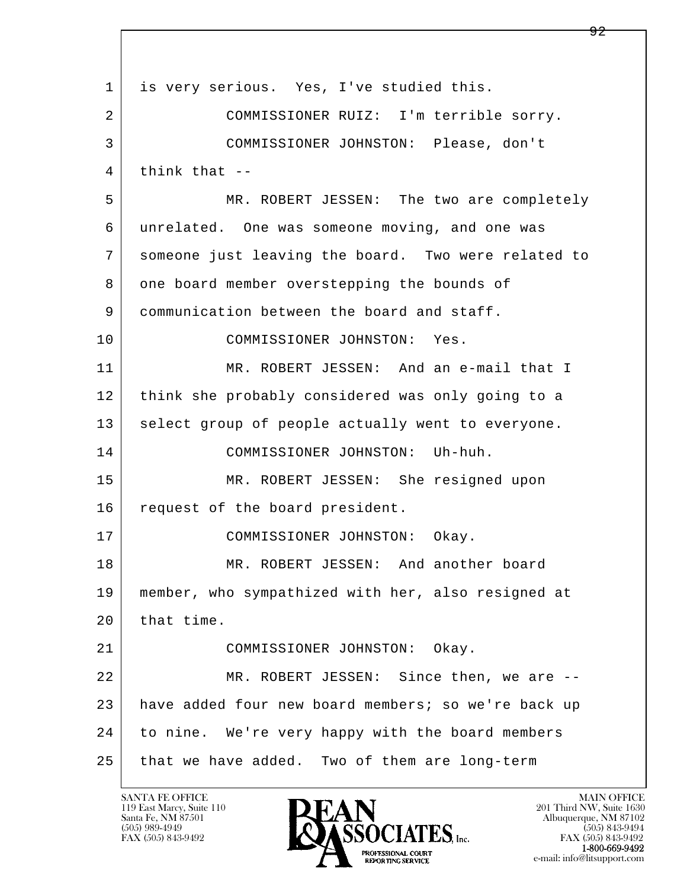1 is very serious. Yes, I've studied this.

2 COMMISSIONER RUIZ: I'm terrible sorry.

3 COMMISSIONER JOHNSTON: Please, don't

4 think that --

5 MR. ROBERT JESSEN: The two are completely

6 unrelated. One was someone moving, and one was

7 someone just leaving the board. Two were related to

8 one board member overstepping the bounds of

9 communication between the board and staff.

10 COMMISSIONER JOHNSTON: Yes.

11 MR. ROBERT JESSEN: And an e-mail that I

12 think she probably considered was only going to a

13 select group of people actually went to everyone.

14 COMMISSIONER JOHNSTON: Uh-huh.

15 MR. ROBERT JESSEN: She resigned upon

16 request of the board president.

17 COMMISSIONER JOHNSTON: Okay.

18 MR. ROBERT JESSEN: And another board

19 member, who sympathized with her, also resigned at

20 that time.

21 COMMISSIONER JOHNSTON: Okay.

22 MR. ROBERT JESSEN: Since then, we are --

23 have added four new board members; so we're back up

24 to nine. We're very happy with the board members

25 that we have added. Two of them are long-term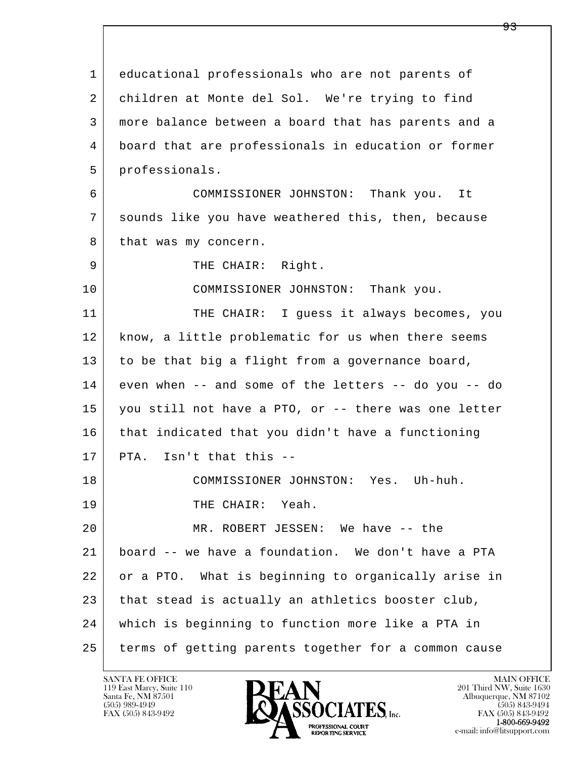educational professionals who are not parents of children at Monte del Sol. We're trying to find more balance between a board that has parents and a board that are professionals in education or former professionals.

COMMISSIONER JOHNSTON: Thank you. It sounds like you have weathered this, then, because that was my concern.

THE CHAIR: Right.

COMMISSIONER JOHNSTON: Thank you.

THE CHAIR: I guess it always becomes, you know, a little problematic for us when there seems to be that big a flight from a governance board, even when -- and some of the letters -- do you -- do you still not have a PTO, or -- there was one letter that indicated that you didn't have a functioning PTA. Isn't that this --

COMMISSIONER JOHNSTON: Yes. Uh-huh.

THE CHAIR: Yeah.

MR. ROBERT JESSEN: We have -- the board -- we have a foundation. We don't have a PTA or a PTO. What is beginning to organically arise in that stead is actually an athletics booster club, which is beginning to function more like a PTA in terms of getting parents together for a common cause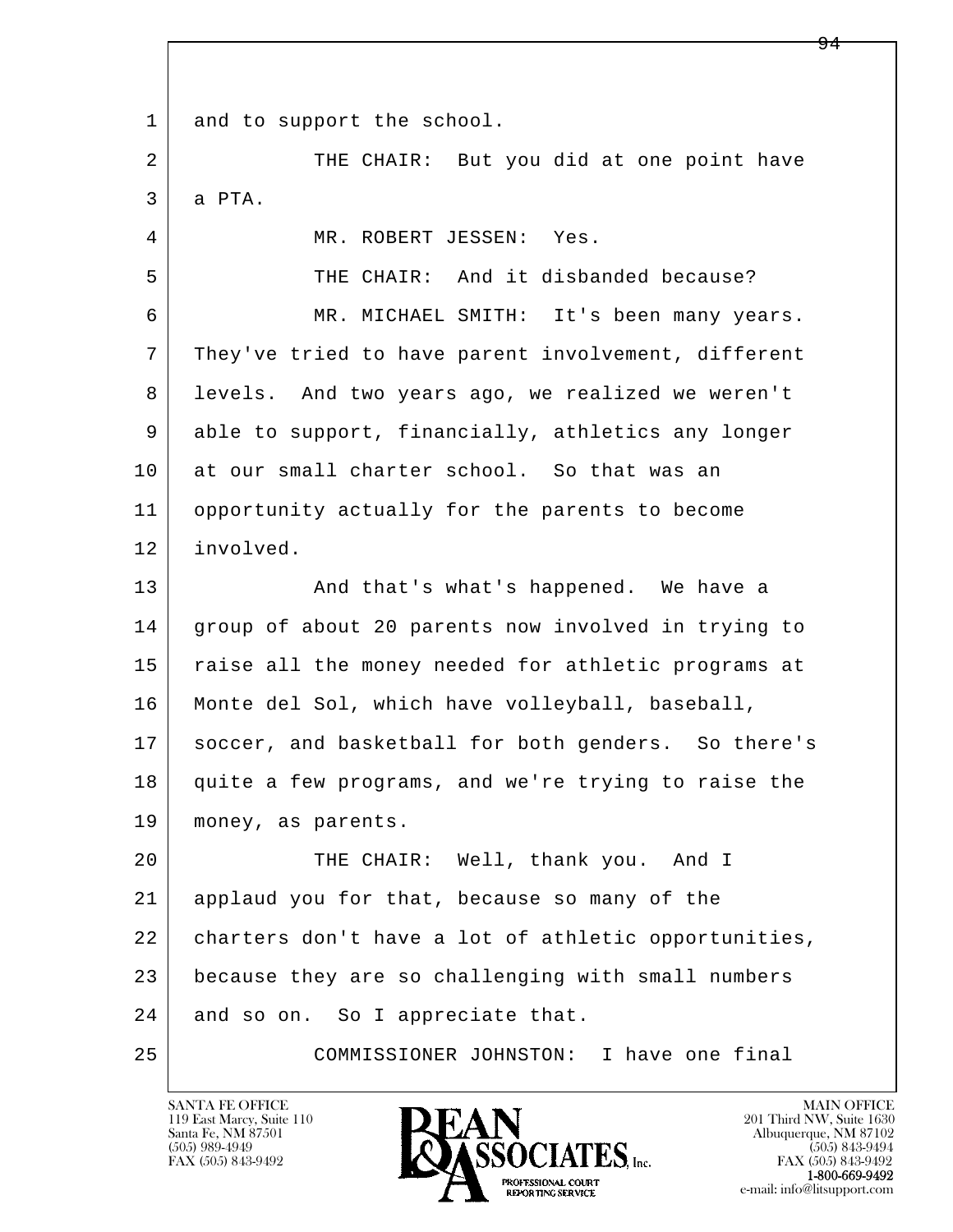and to support the school.

THE CHAIR: But you did at one point have a PTA.

MR. ROBERT JESSEN: Yes.

THE CHAIR: And it disbanded because?

MR. MICHAEL SMITH: It's been many years. They've tried to have parent involvement, different levels. And two years ago, we realized we weren't able to support, financially, athletics any longer at our small charter school. So that was an opportunity actually for the parents to become involved.

And that's what's happened. We have a group of about 20 parents now involved in trying to raise all the money needed for athletic programs at Monte del Sol, which have volleyball, baseball, soccer, and basketball for both genders. So there's quite a few programs, and we're trying to raise the money, as parents.

THE CHAIR: Well, thank you. And I applaud you for that, because so many of the charters don't have a lot of athletic opportunities, because they are so challenging with small numbers and so on. So I appreciate that.

COMMISSIONER JOHNSTON: I have one final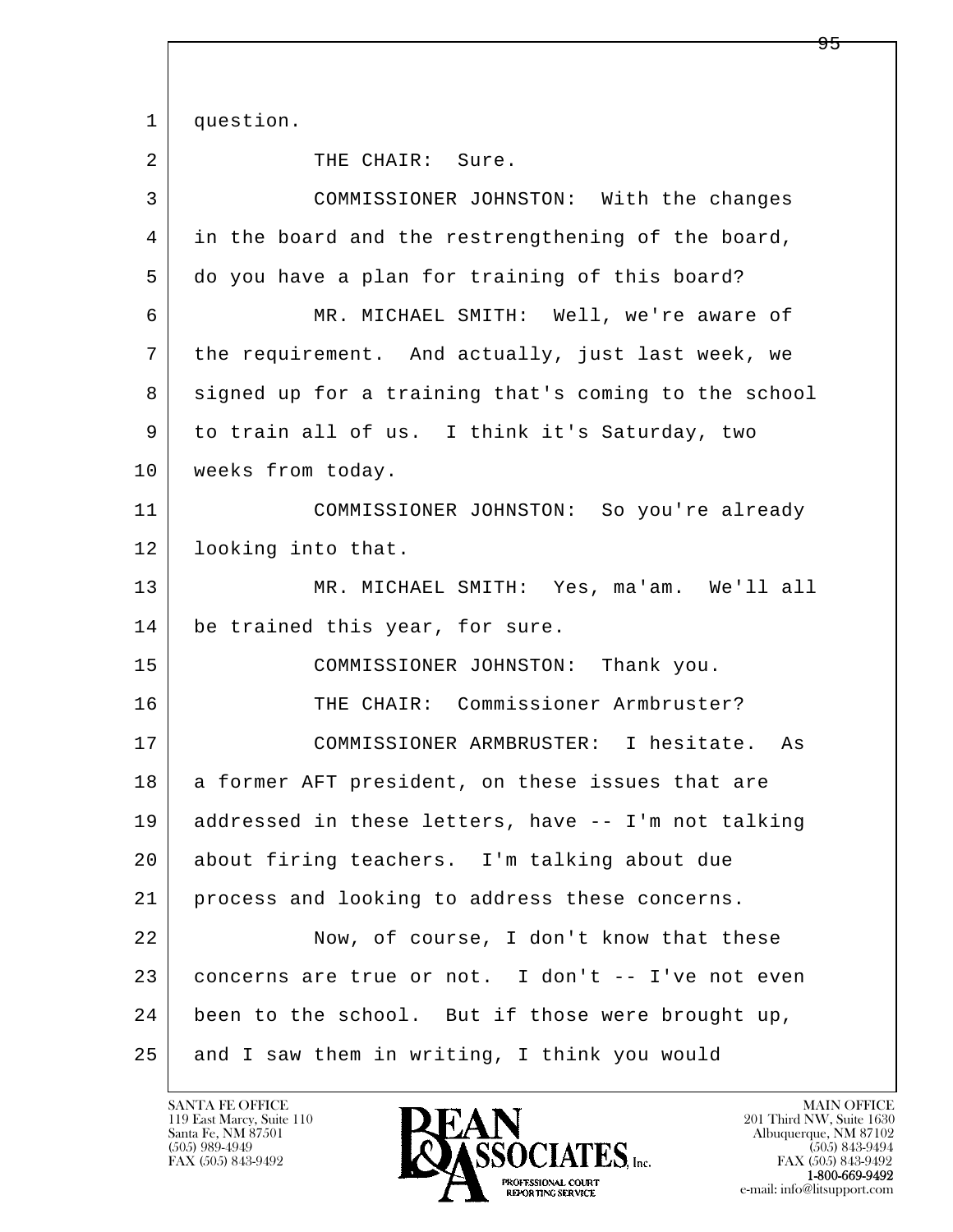question.

THE CHAIR: Sure.

COMMISSIONER JOHNSTON: With the changes in the board and the restrengthening of the board, do you have a plan for training of this board?

MR. MICHAEL SMITH: Well, we're aware of the requirement. And actually, just last week, we signed up for a training that's coming to the school to train all of us. I think it's Saturday, two weeks from today.

COMMISSIONER JOHNSTON: So you're already looking into that.

MR. MICHAEL SMITH: Yes, ma'am. We'll all be trained this year, for sure.

COMMISSIONER JOHNSTON: Thank you.

THE CHAIR: Commissioner Armbruster?

COMMISSIONER ARMBRUSTER: I hesitate. As a former AFT president, on these issues that are addressed in these letters, have -- I'm not talking about firing teachers. I'm talking about due process and looking to address these concerns.

Now, of course, I don't know that these concerns are true or not. I don't -- I've not even been to the school. But if those were brought up, and I saw them in writing, I think you would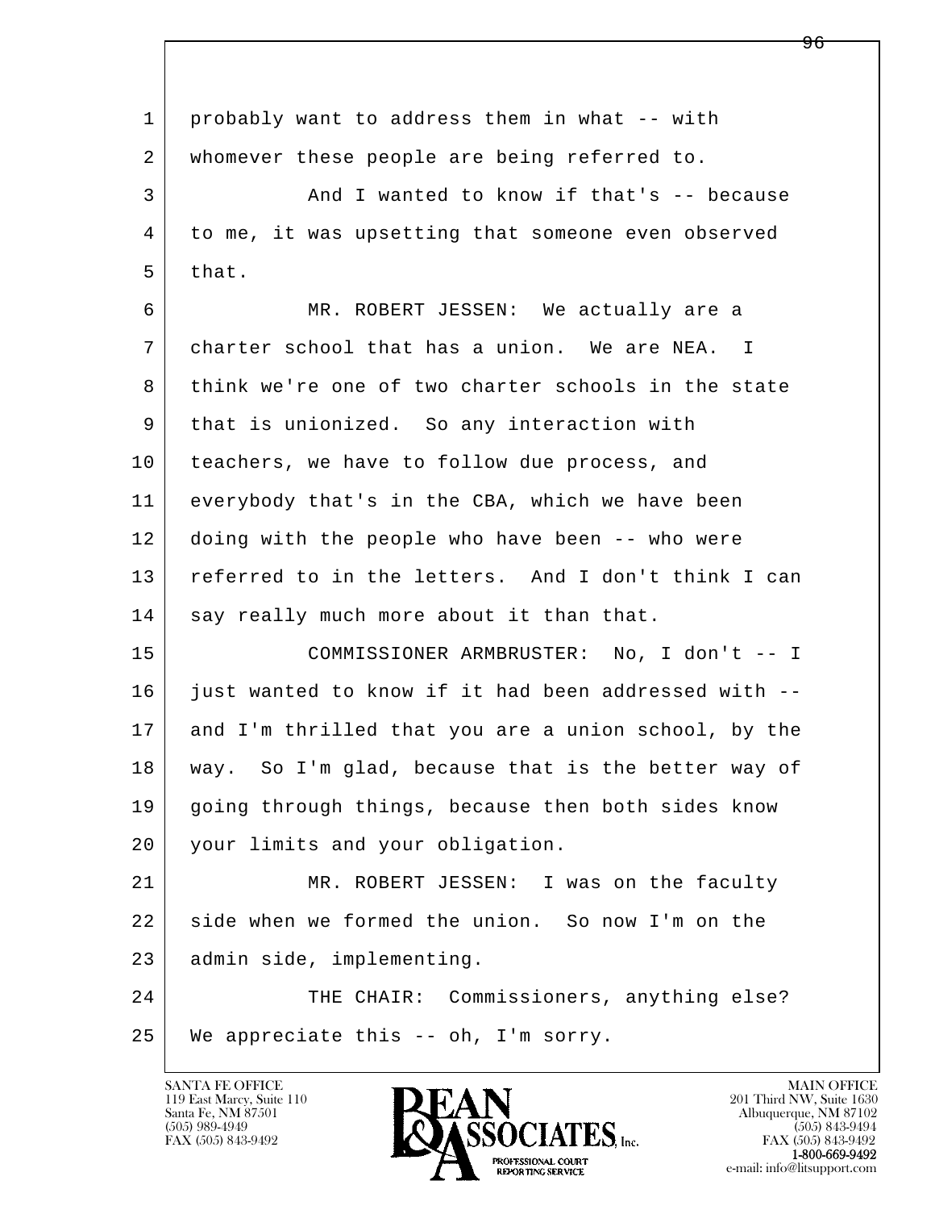1 probably want to address them in what -- with
2 whomever these people are being referred to.
3 And I wanted to know if that's -- because
4 to me, it was upsetting that someone even observed
5 that.
6 MR. ROBERT JESSEN: We actually are a
7 charter school that has a union. We are NEA. I
8 think we're one of two charter schools in the state
9 that is unionized. So any interaction with
10 teachers, we have to follow due process, and
11 everybody that's in the CBA, which we have been
12 doing with the people who have been -- who were
13 referred to in the letters. And I don't think I can
14 say really much more about it than that.
15 COMMISSIONER ARMBRUSTER: No, I don't -- I
16 just wanted to know if it had been addressed with --
17 and I'm thrilled that you are a union school, by the
18 way. So I'm glad, because that is the better way of
19 going through things, because then both sides know
20 your limits and your obligation.
21 MR. ROBERT JESSEN: I was on the faculty
22 side when we formed the union. So now I'm on the
23 admin side, implementing.
24 THE CHAIR: Commissioners, anything else?
25 We appreciate this -- oh, I'm sorry.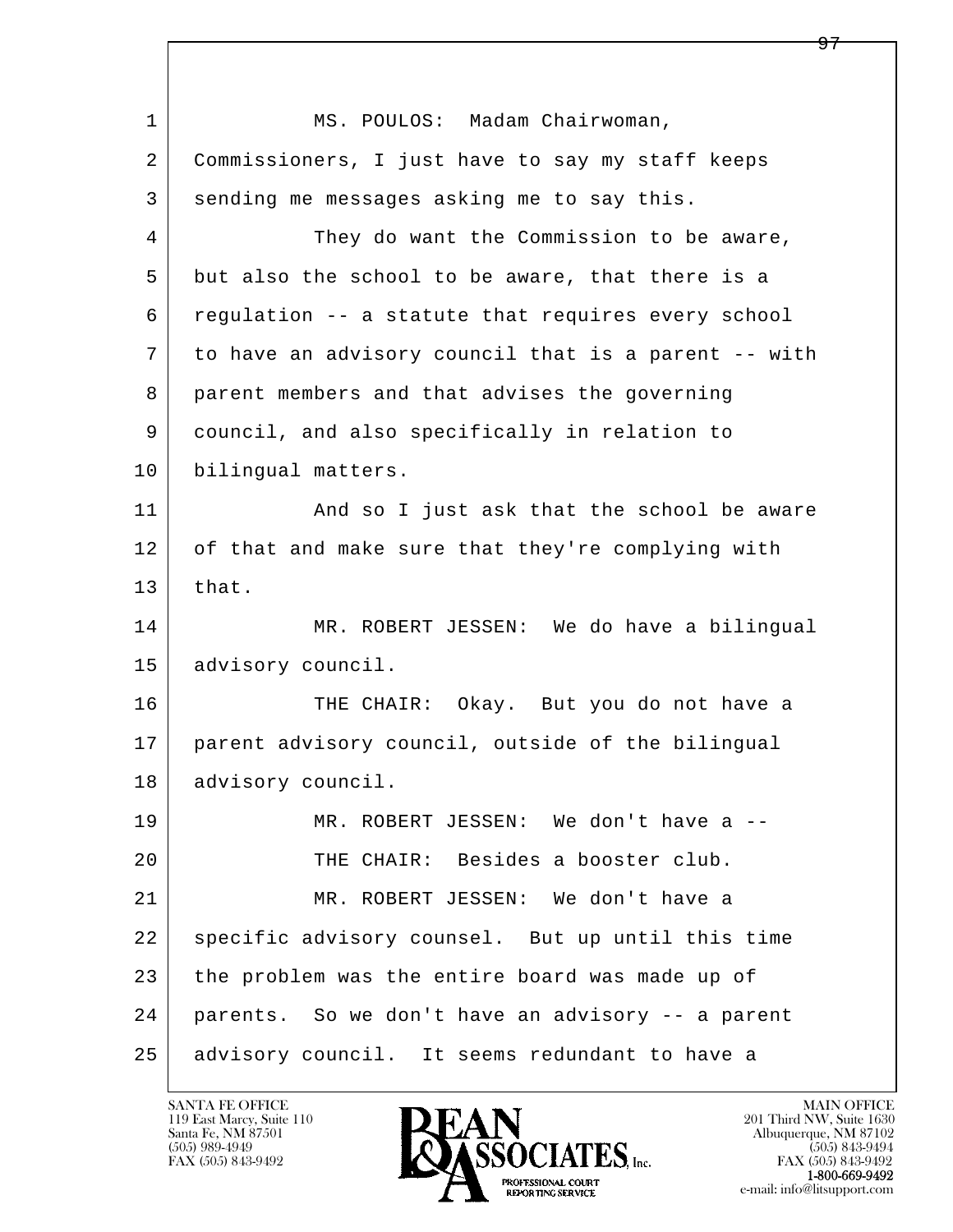MS. POULOS: Madam Chairwoman, Commissioners, I just have to say my staff keeps sending me messages asking me to say this.

They do want the Commission to be aware, but also the school to be aware, that there is a regulation -- a statute that requires every school to have an advisory council that is a parent -- with parent members and that advises the governing council, and also specifically in relation to bilingual matters.

And so I just ask that the school be aware of that and make sure that they're complying with that.

MR. ROBERT JESSEN: We do have a bilingual advisory council.

THE CHAIR: Okay. But you do not have a parent advisory council, outside of the bilingual advisory council.

MR. ROBERT JESSEN: We don't have a --

THE CHAIR: Besides a booster club.

MR. ROBERT JESSEN: We don't have a specific advisory counsel. But up until this time the problem was the entire board was made up of parents. So we don't have an advisory -- a parent advisory council. It seems redundant to have a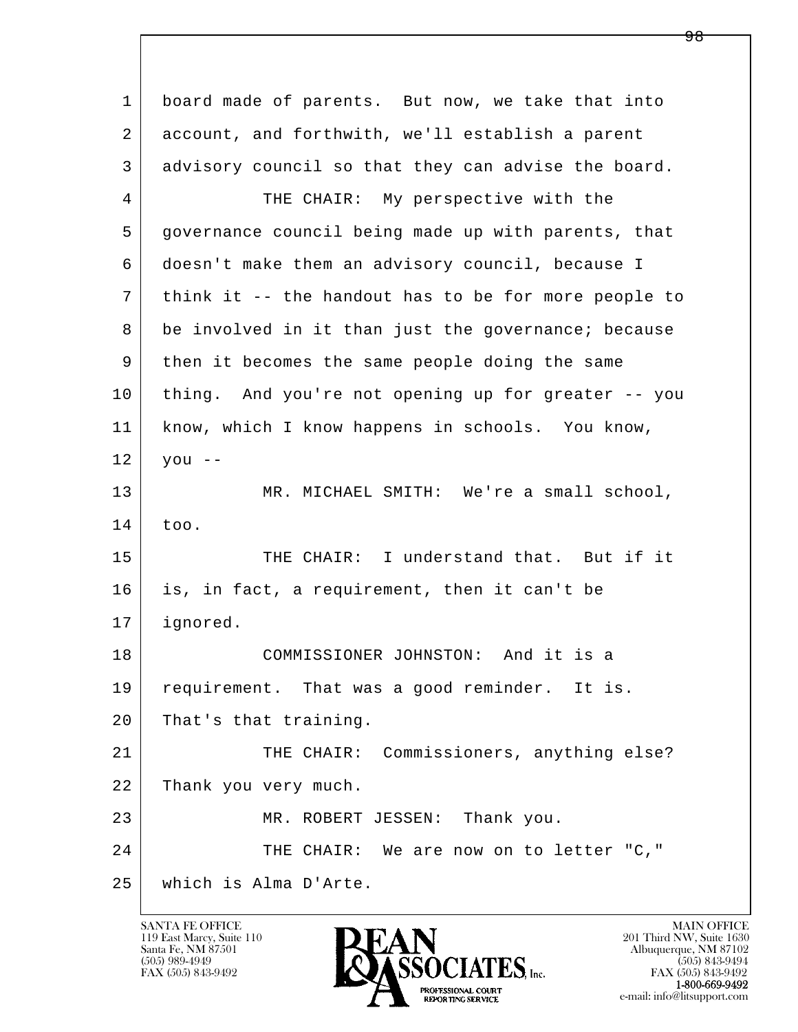board made of parents. But now, we take that into account, and forthwith, we'll establish a parent advisory council so that they can advise the board.

THE CHAIR: My perspective with the governance council being made up with parents, that doesn't make them an advisory council, because I think it -- the handout has to be for more people to be involved in it than just the governance; because then it becomes the same people doing the same thing. And you're not opening up for greater -- you know, which I know happens in schools. You know, you --

MR. MICHAEL SMITH: We're a small school, too.

THE CHAIR: I understand that. But if it is, in fact, a requirement, then it can't be ignored.

COMMISSIONER JOHNSTON: And it is a requirement. That was a good reminder. It is. That's that training.

THE CHAIR: Commissioners, anything else? Thank you very much.

MR. ROBERT JESSEN: Thank you.

THE CHAIR: We are now on to letter "C," which is Alma D'Arte.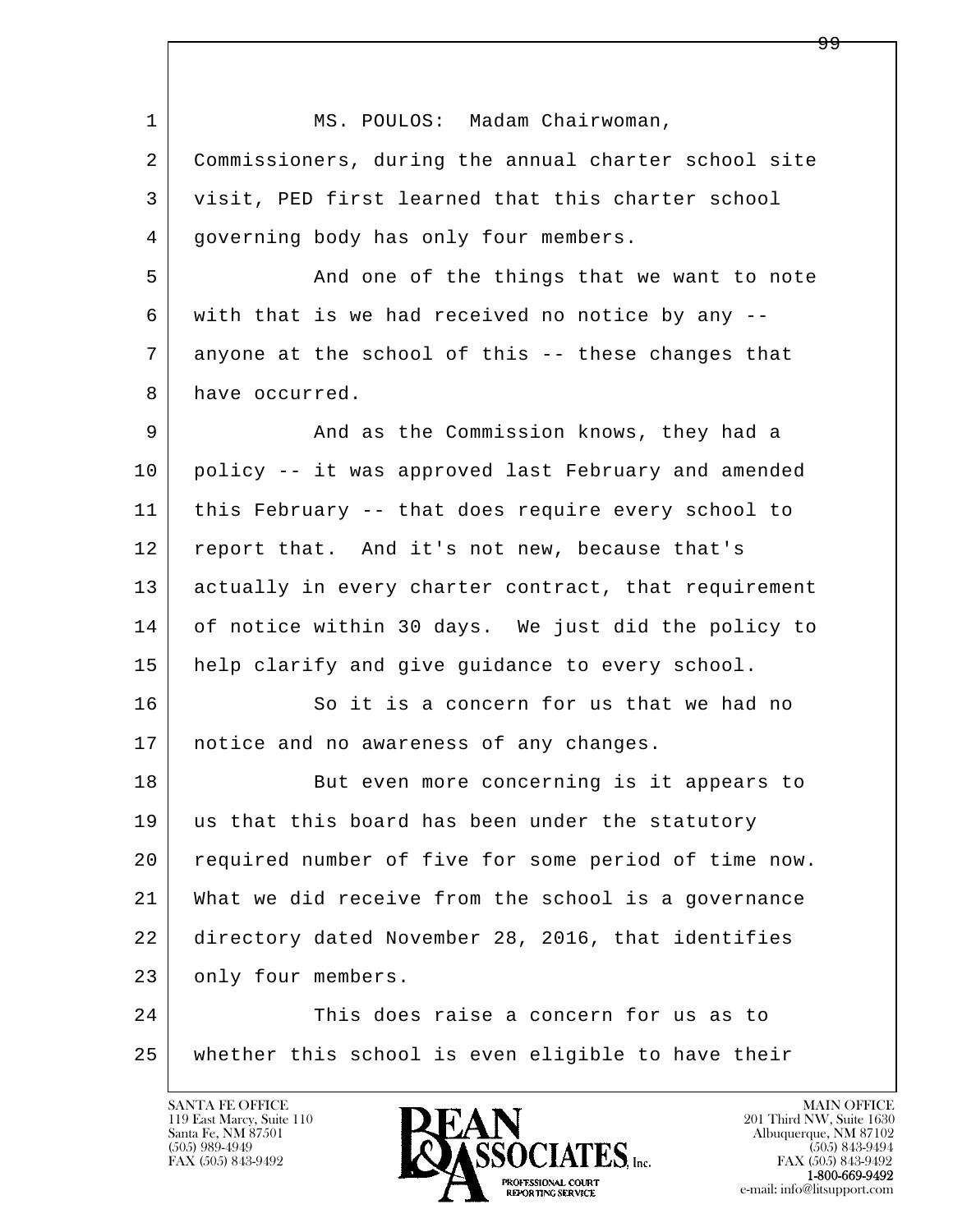MS. POULOS: Madam Chairwoman, Commissioners, during the annual charter school site visit, PED first learned that this charter school governing body has only four members.

And one of the things that we want to note with that is we had received no notice by any -- anyone at the school of this -- these changes that have occurred.

And as the Commission knows, they had a policy -- it was approved last February and amended this February -- that does require every school to report that. And it's not new, because that's actually in every charter contract, that requirement of notice within 30 days. We just did the policy to help clarify and give guidance to every school.

So it is a concern for us that we had no notice and no awareness of any changes.

But even more concerning is it appears to us that this board has been under the statutory required number of five for some period of time now. What we did receive from the school is a governance directory dated November 28, 2016, that identifies only four members.

This does raise a concern for us as to whether this school is even eligible to have their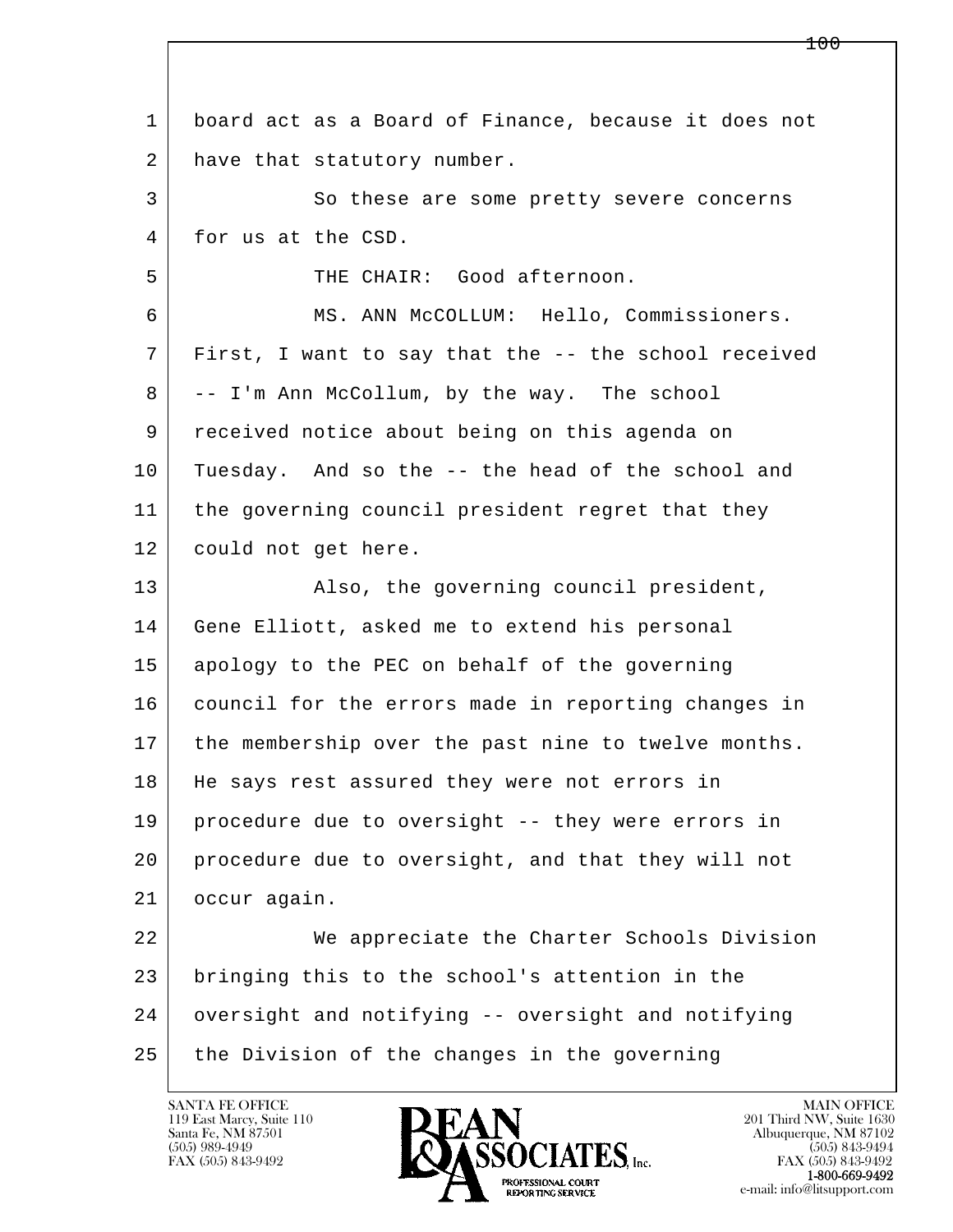1 board act as a Board of Finance, because it does not
2 have that statutory number.

3 So these are some pretty severe concerns
4 for us at the CSD.

5 THE CHAIR: Good afternoon.

6 MS. ANN McCOLLUM: Hello, Commissioners.
7 First, I want to say that the -- the school received
8 -- I'm Ann McCollum, by the way. The school
9 received notice about being on this agenda on
10 Tuesday. And so the -- the head of the school and
11 the governing council president regret that they
12 could not get here.

13 Also, the governing council president,
14 Gene Elliott, asked me to extend his personal
15 apology to the PEC on behalf of the governing
16 council for the errors made in reporting changes in
17 the membership over the past nine to twelve months.
18 He says rest assured they were not errors in
19 procedure due to oversight -- they were errors in
20 procedure due to oversight, and that they will not
21 occur again.

22 We appreciate the Charter Schools Division
23 bringing this to the school's attention in the
24 oversight and notifying -- oversight and notifying
25 the Division of the changes in the governing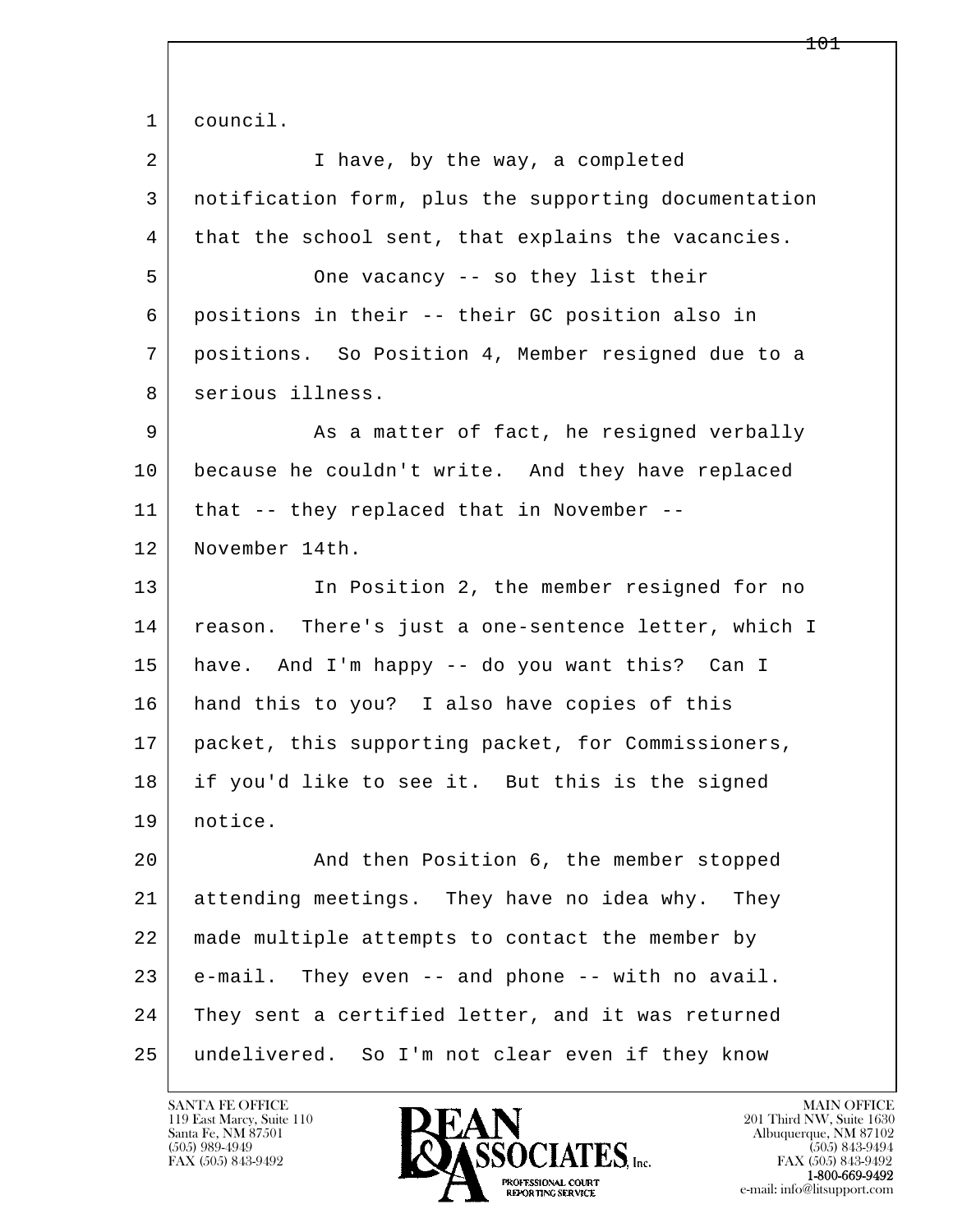council.

I have, by the way, a completed notification form, plus the supporting documentation that the school sent, that explains the vacancies.

One vacancy -- so they list their positions in their -- their GC position also in positions. So Position 4, Member resigned due to a serious illness.

As a matter of fact, he resigned verbally because he couldn't write. And they have replaced that -- they replaced that in November -- November 14th.

In Position 2, the member resigned for no reason. There's just a one-sentence letter, which I have. And I'm happy -- do you want this? Can I hand this to you? I also have copies of this packet, this supporting packet, for Commissioners, if you'd like to see it. But this is the signed notice.

And then Position 6, the member stopped attending meetings. They have no idea why. They made multiple attempts to contact the member by e-mail. They even -- and phone -- with no avail. They sent a certified letter, and it was returned undelivered. So I'm not clear even if they know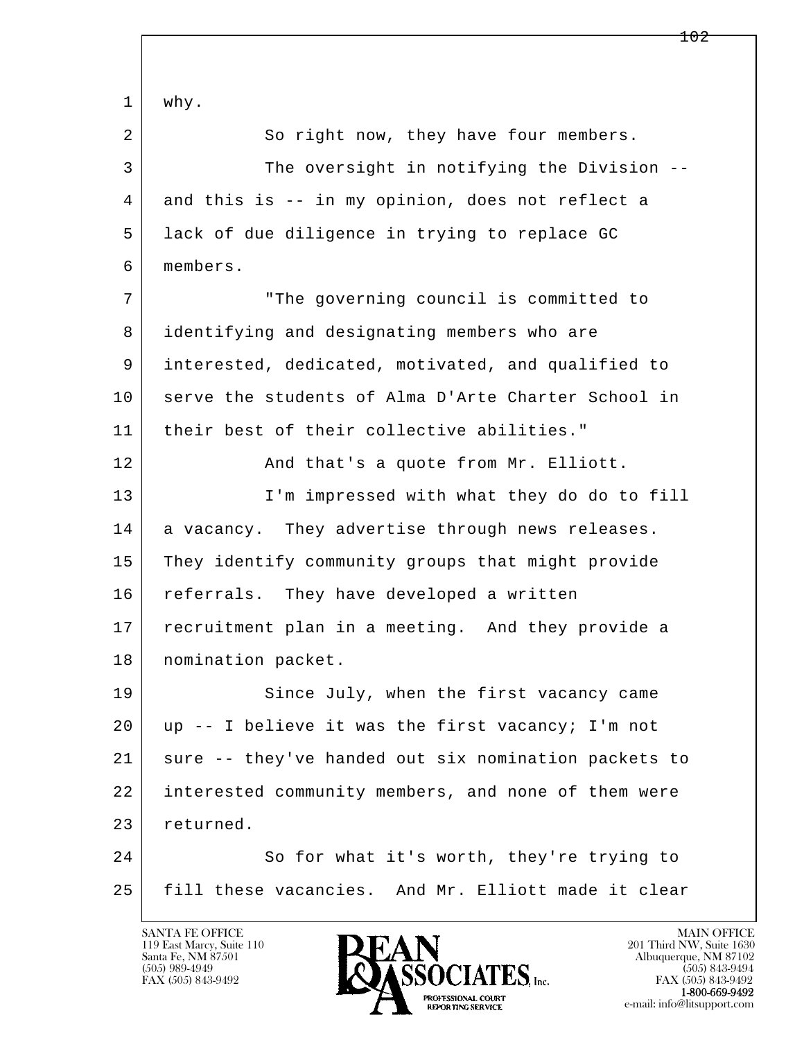why.

So right now, they have four members.

The oversight in notifying the Division -- and this is -- in my opinion, does not reflect a lack of due diligence in trying to replace GC members.

"The governing council is committed to identifying and designating members who are interested, dedicated, motivated, and qualified to serve the students of Alma D'Arte Charter School in their best of their collective abilities."

And that's a quote from Mr. Elliott.

I'm impressed with what they do do to fill a vacancy. They advertise through news releases. They identify community groups that might provide referrals. They have developed a written recruitment plan in a meeting. And they provide a nomination packet.

Since July, when the first vacancy came up -- I believe it was the first vacancy; I'm not sure -- they've handed out six nomination packets to interested community members, and none of them were returned.

So for what it's worth, they're trying to fill these vacancies. And Mr. Elliott made it clear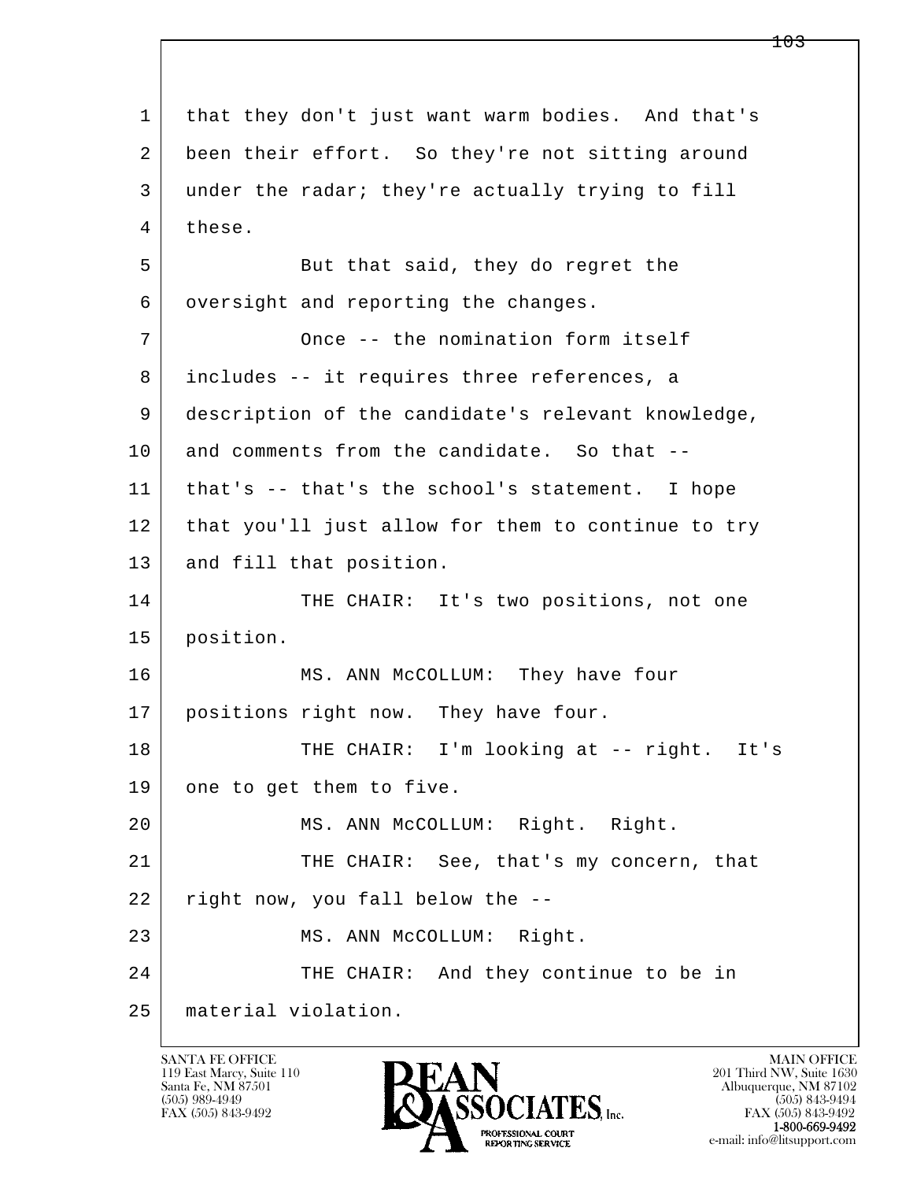that they don't just want warm bodies. And that's been their effort. So they're not sitting around under the radar; they're actually trying to fill these.

But that said, they do regret the oversight and reporting the changes.

Once -- the nomination form itself includes -- it requires three references, a description of the candidate's relevant knowledge, and comments from the candidate. So that -- that's -- that's the school's statement. I hope that you'll just allow for them to continue to try and fill that position.

THE CHAIR: It's two positions, not one position.

MS. ANN McCOLLUM: They have four positions right now. They have four.

THE CHAIR: I'm looking at -- right. It's one to get them to five.

MS. ANN McCOLLUM: Right. Right.

THE CHAIR: See, that's my concern, that right now, you fall below the --

MS. ANN McCOLLUM: Right.

THE CHAIR: And they continue to be in material violation.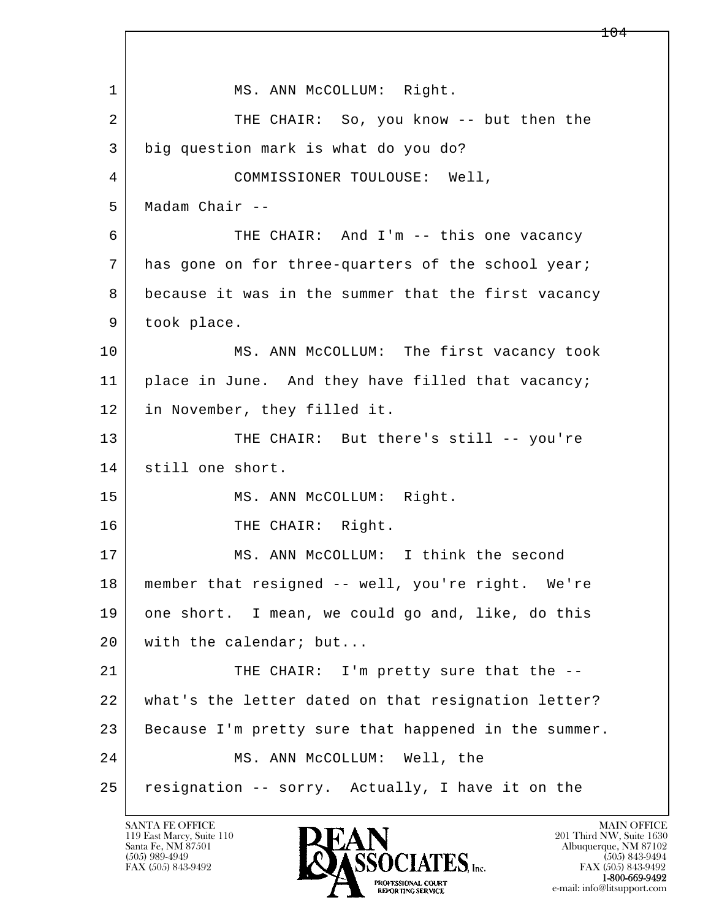MS. ANN McCOLLUM: Right.

THE CHAIR: So, you know -- but then the big question mark is what do you do?

COMMISSIONER TOULOUSE: Well, Madam Chair --

THE CHAIR: And I'm -- this one vacancy has gone on for three-quarters of the school year; because it was in the summer that the first vacancy took place.

MS. ANN McCOLLUM: The first vacancy took place in June. And they have filled that vacancy; in November, they filled it.

THE CHAIR: But there's still -- you're still one short.

MS. ANN McCOLLUM: Right.

THE CHAIR: Right.

MS. ANN McCOLLUM: I think the second member that resigned -- well, you're right. We're one short. I mean, we could go and, like, do this with the calendar; but...

THE CHAIR: I'm pretty sure that the -- what's the letter dated on that resignation letter? Because I'm pretty sure that happened in the summer.

MS. ANN McCOLLUM: Well, the resignation -- sorry. Actually, I have it on the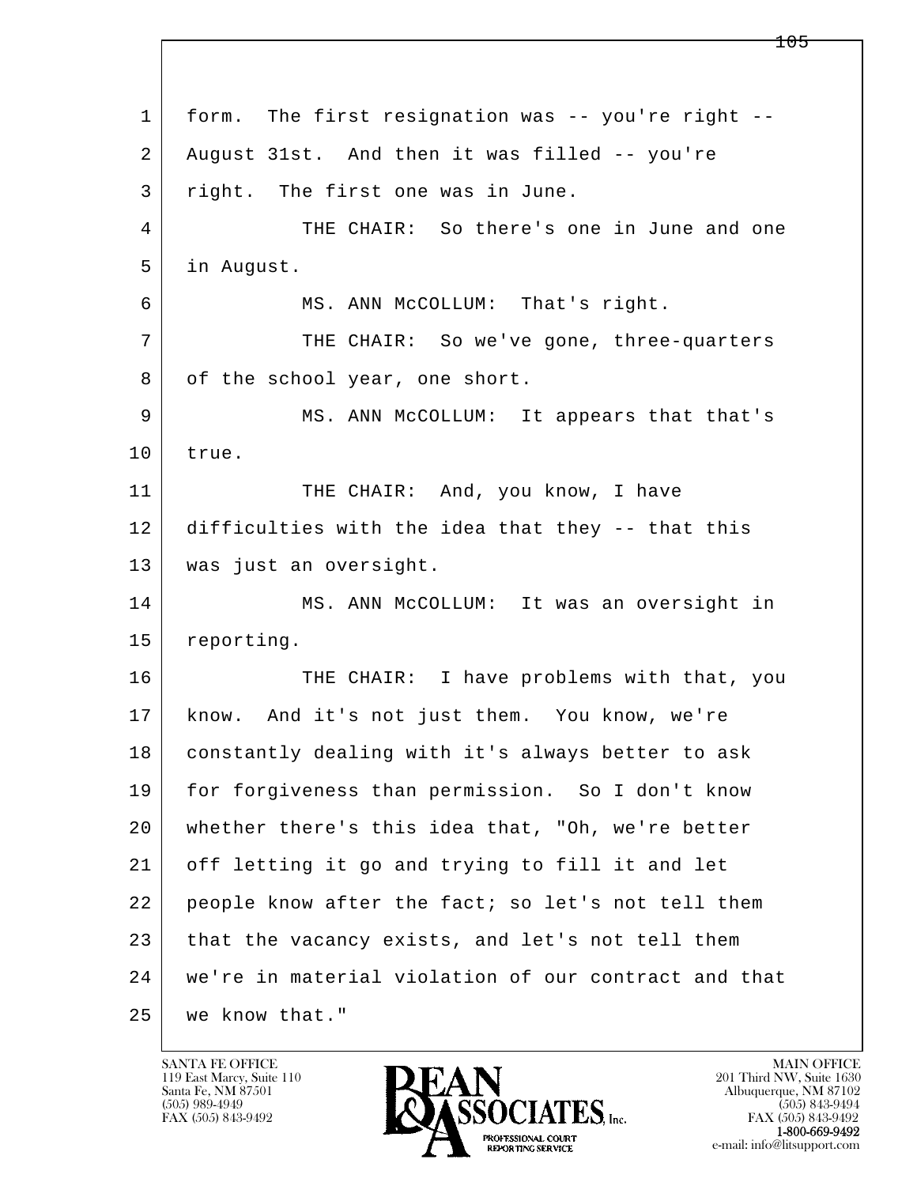form. The first resignation was -- you're right -- August 31st. And then it was filled -- you're right. The first one was in June.

THE CHAIR: So there's one in June and one in August.

MS. ANN McCOLLUM: That's right.

THE CHAIR: So we've gone, three-quarters of the school year, one short.

MS. ANN McCOLLUM: It appears that that's true.

THE CHAIR: And, you know, I have difficulties with the idea that they -- that this was just an oversight.

MS. ANN McCOLLUM: It was an oversight in reporting.

THE CHAIR: I have problems with that, you know. And it's not just them. You know, we're constantly dealing with it's always better to ask for forgiveness than permission. So I don't know whether there's this idea that, "Oh, we're better off letting it go and trying to fill it and let people know after the fact; so let's not tell them that the vacancy exists, and let's not tell them we're in material violation of our contract and that we know that."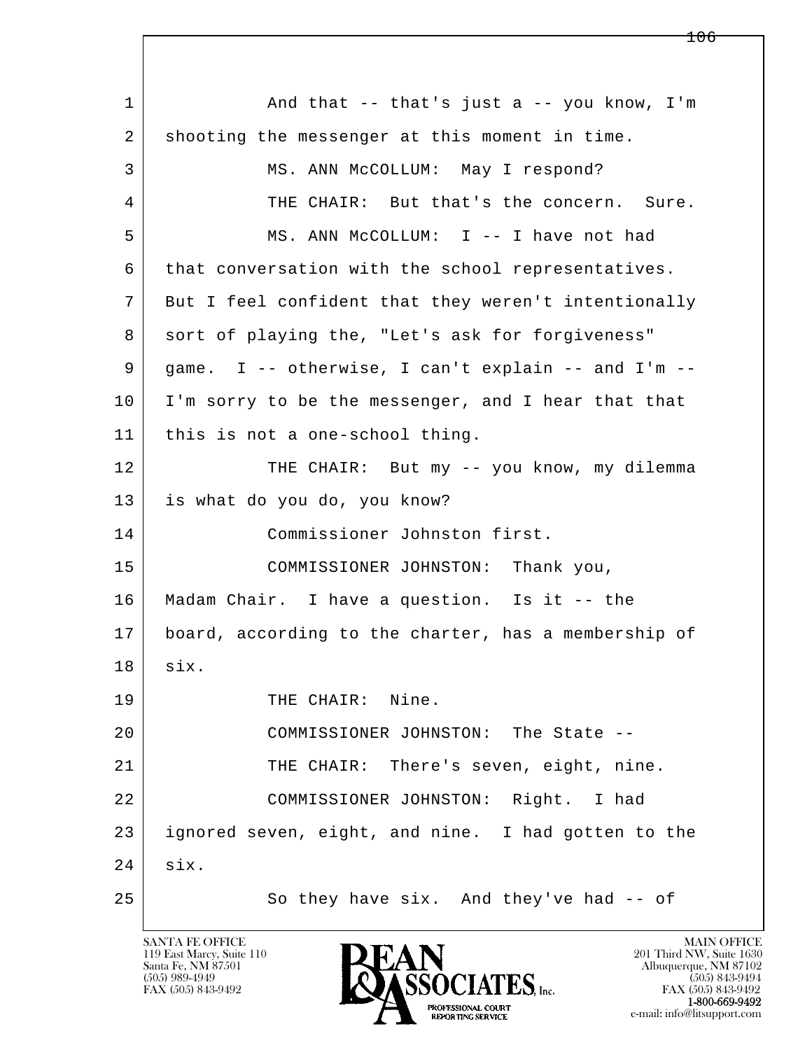1 And that -- that's just a -- you know, I'm
2 shooting the messenger at this moment in time.
3 MS. ANN McCOLLUM: May I respond?
4 THE CHAIR: But that's the concern. Sure.
5 MS. ANN McCOLLUM: I -- I have not had
6 that conversation with the school representatives.
7 But I feel confident that they weren't intentionally
8 sort of playing the, "Let's ask for forgiveness"
9 game. I -- otherwise, I can't explain -- and I'm --
10 I'm sorry to be the messenger, and I hear that that
11 this is not a one-school thing.
12 THE CHAIR: But my -- you know, my dilemma
13 is what do you do, you know?
14 Commissioner Johnston first.
15 COMMISSIONER JOHNSTON: Thank you,
16 Madam Chair. I have a question. Is it -- the
17 board, according to the charter, has a membership of
18 six.
19 THE CHAIR: Nine.
20 COMMISSIONER JOHNSTON: The State --
21 THE CHAIR: There's seven, eight, nine.
22 COMMISSIONER JOHNSTON: Right. I had
23 ignored seven, eight, and nine. I had gotten to the
24 six.
25 So they have six. And they've had -- of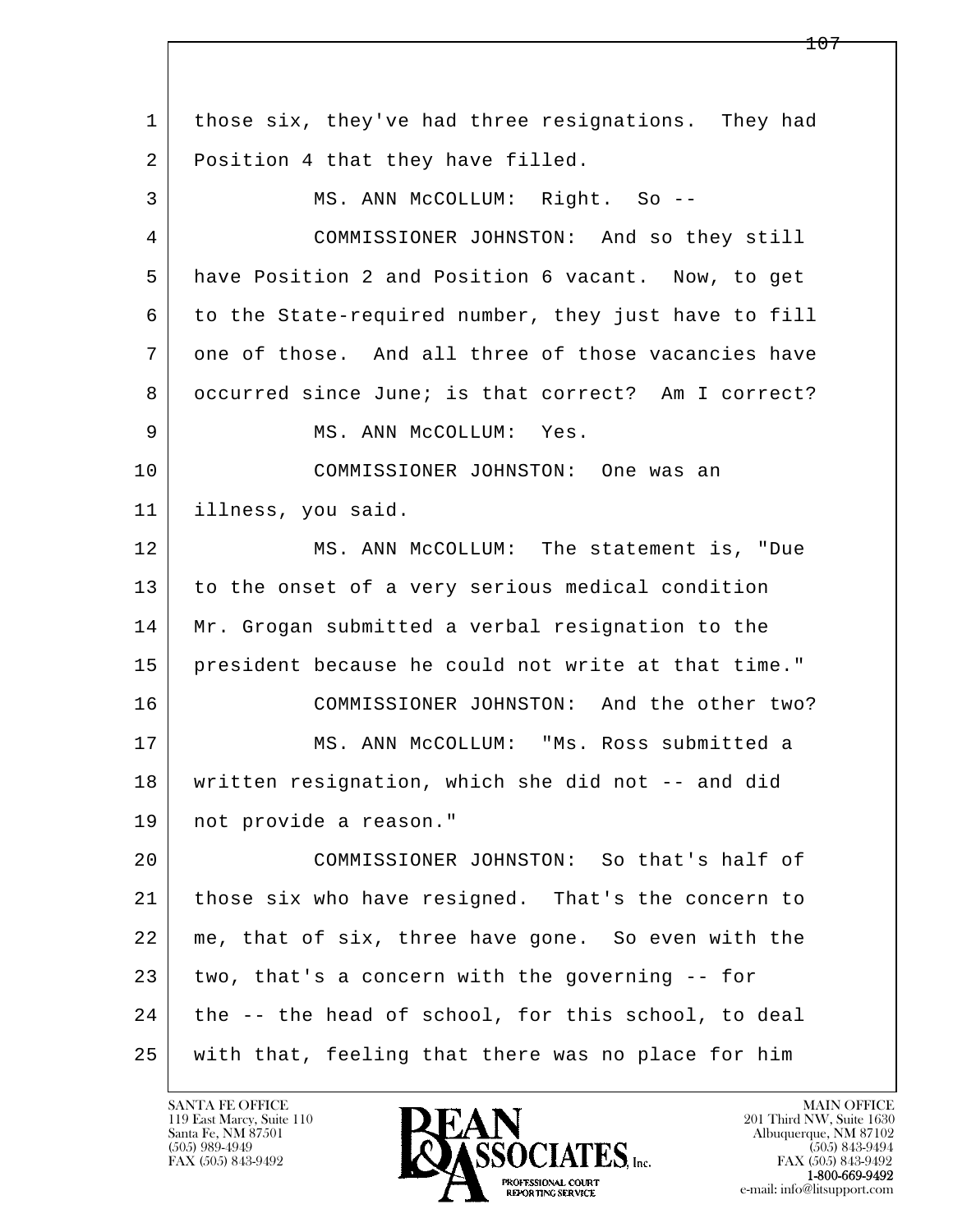1 those six, they've had three resignations. They had
2 Position 4 that they have filled.
3 MS. ANN McCOLLUM: Right. So --
4 COMMISSIONER JOHNSTON: And so they still
5 have Position 2 and Position 6 vacant. Now, to get
6 to the State-required number, they just have to fill
7 one of those. And all three of those vacancies have
8 occurred since June; is that correct? Am I correct?
9 MS. ANN McCOLLUM: Yes.
10 COMMISSIONER JOHNSTON: One was an
11 illness, you said.
12 MS. ANN McCOLLUM: The statement is, "Due
13 to the onset of a very serious medical condition
14 Mr. Grogan submitted a verbal resignation to the
15 president because he could not write at that time."
16 COMMISSIONER JOHNSTON: And the other two?
17 MS. ANN McCOLLUM: "Ms. Ross submitted a
18 written resignation, which she did not -- and did
19 not provide a reason."
20 COMMISSIONER JOHNSTON: So that's half of
21 those six who have resigned. That's the concern to
22 me, that of six, three have gone. So even with the
23 two, that's a concern with the governing -- for
24 the -- the head of school, for this school, to deal
25 with that, feeling that there was no place for him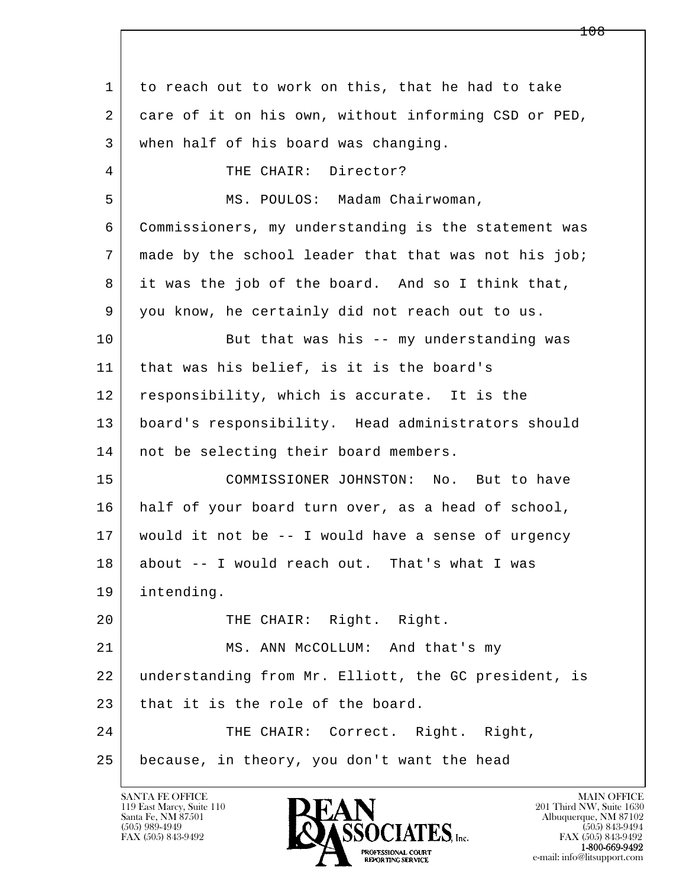1 to reach out to work on this, that he had to take
2 care of it on his own, without informing CSD or PED,
3 when half of his board was changing.
4 THE CHAIR: Director?
5 MS. POULOS: Madam Chairwoman,
6 Commissioners, my understanding is the statement was
7 made by the school leader that that was not his job;
8 it was the job of the board. And so I think that,
9 you know, he certainly did not reach out to us.
10 But that was his -- my understanding was
11 that was his belief, is it is the board's
12 responsibility, which is accurate. It is the
13 board's responsibility. Head administrators should
14 not be selecting their board members.
15 COMMISSIONER JOHNSTON: No. But to have
16 half of your board turn over, as a head of school,
17 would it not be -- I would have a sense of urgency
18 about -- I would reach out. That's what I was
19 intending.
20 THE CHAIR: Right. Right.
21 MS. ANN McCOLLUM: And that's my
22 understanding from Mr. Elliott, the GC president, is
23 that it is the role of the board.
24 THE CHAIR: Correct. Right. Right,
25 because, in theory, you don't want the head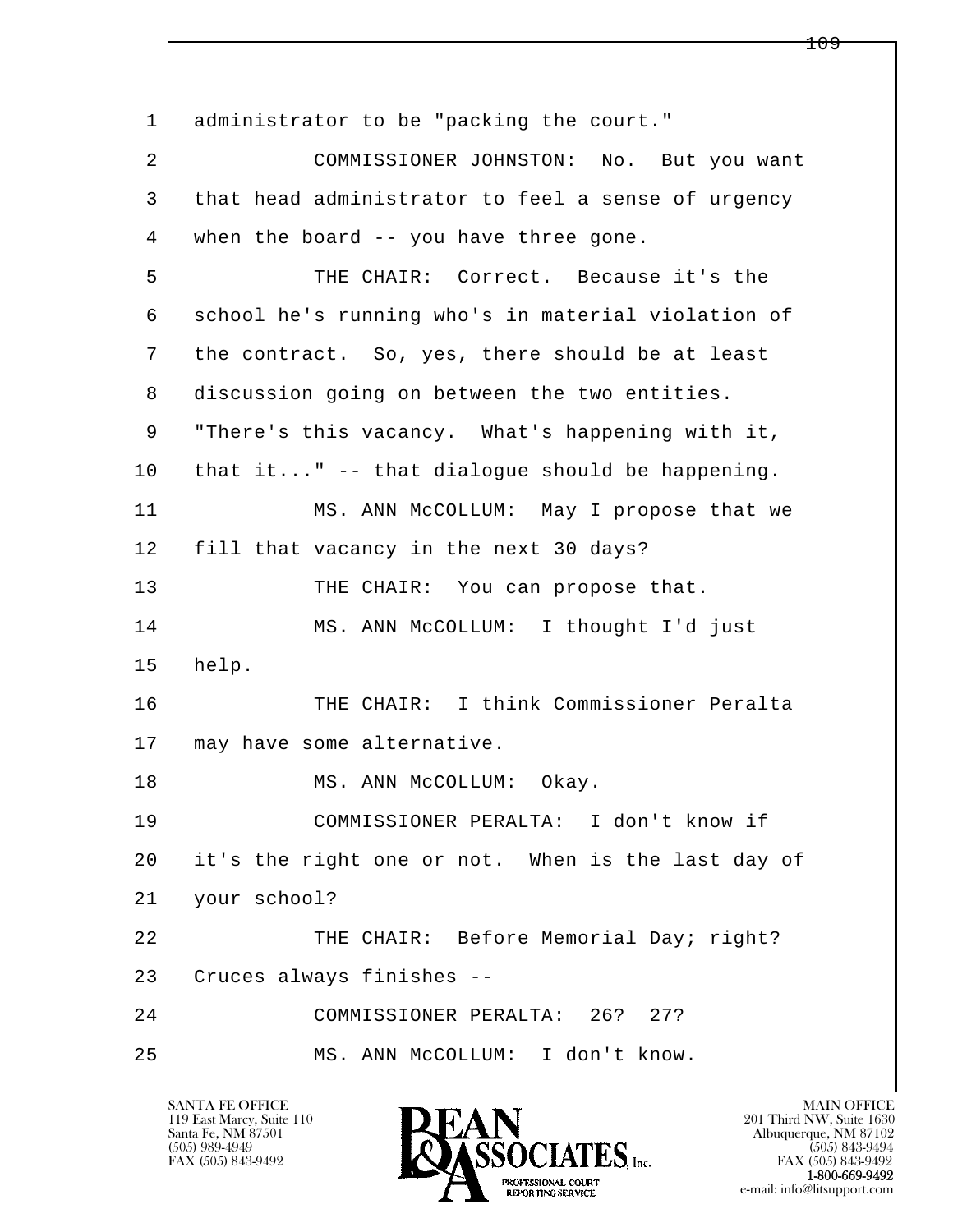administrator to be "packing the court."

COMMISSIONER JOHNSTON: No. But you want that head administrator to feel a sense of urgency when the board -- you have three gone.

THE CHAIR: Correct. Because it's the school he's running who's in material violation of the contract. So, yes, there should be at least discussion going on between the two entities. "There's this vacancy. What's happening with it, that it..." -- that dialogue should be happening.

MS. ANN McCOLLUM: May I propose that we fill that vacancy in the next 30 days?

THE CHAIR: You can propose that.

MS. ANN McCOLLUM: I thought I'd just help.

THE CHAIR: I think Commissioner Peralta may have some alternative.

MS. ANN McCOLLUM: Okay.

COMMISSIONER PERALTA: I don't know if it's the right one or not. When is the last day of your school?

THE CHAIR: Before Memorial Day; right? Cruces always finishes --

COMMISSIONER PERALTA: 26? 27?

MS. ANN McCOLLUM: I don't know.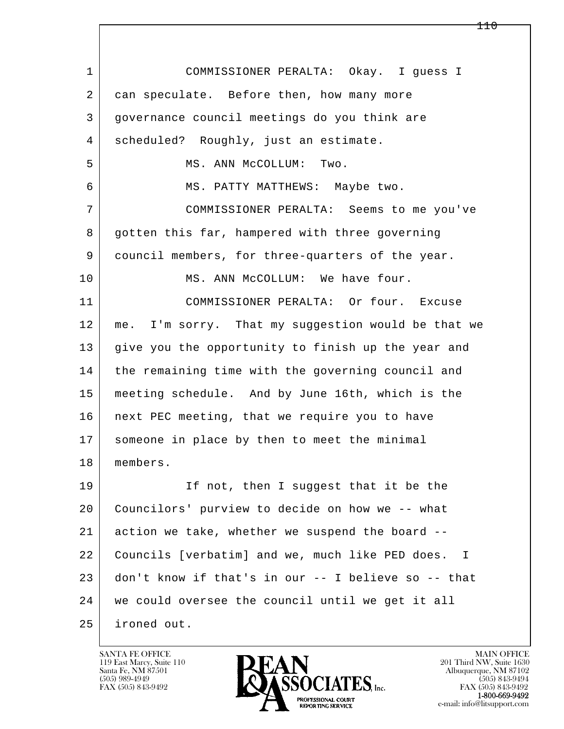COMMISSIONER PERALTA: Okay. I guess I can speculate. Before then, how many more governance council meetings do you think are scheduled? Roughly, just an estimate.

MS. ANN McCOLLUM: Two.

MS. PATTY MATTHEWS: Maybe two.

COMMISSIONER PERALTA: Seems to me you've gotten this far, hampered with three governing council members, for three-quarters of the year.

MS. ANN McCOLLUM: We have four.

COMMISSIONER PERALTA: Or four. Excuse me. I'm sorry. That my suggestion would be that we give you the opportunity to finish up the year and the remaining time with the governing council and meeting schedule. And by June 16th, which is the next PEC meeting, that we require you to have someone in place by then to meet the minimal members.

If not, then I suggest that it be the Councilors' purview to decide on how we -- what action we take, whether we suspend the board -- Councils [verbatim] and we, much like PED does. I don't know if that's in our -- I believe so -- that we could oversee the council until we get it all ironed out.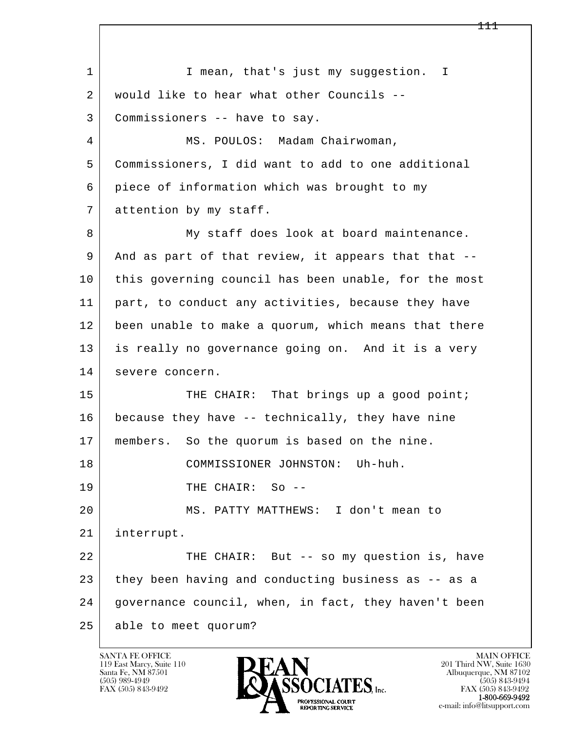I mean, that's just my suggestion. I would like to hear what other Councils -- Commissioners -- have to say.

MS. POULOS: Madam Chairwoman, Commissioners, I did want to add to one additional piece of information which was brought to my attention by my staff.

My staff does look at board maintenance. And as part of that review, it appears that that -- this governing council has been unable, for the most part, to conduct any activities, because they have been unable to make a quorum, which means that there is really no governance going on. And it is a very severe concern.

THE CHAIR: That brings up a good point; because they have -- technically, they have nine members. So the quorum is based on the nine.

COMMISSIONER JOHNSTON: Uh-huh.

THE CHAIR: So --

MS. PATTY MATTHEWS: I don't mean to interrupt.

THE CHAIR: But -- so my question is, have they been having and conducting business as -- as a governance council, when, in fact, they haven't been able to meet quorum?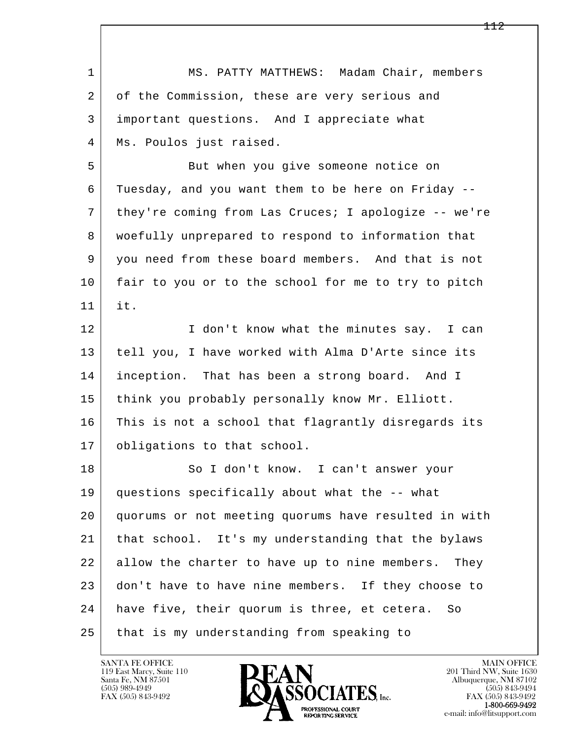MS. PATTY MATTHEWS: Madam Chair, members of the Commission, these are very serious and important questions. And I appreciate what Ms. Poulos just raised.

But when you give someone notice on Tuesday, and you want them to be here on Friday -- they're coming from Las Cruces; I apologize -- we're woefully unprepared to respond to information that you need from these board members. And that is not fair to you or to the school for me to try to pitch it.

I don't know what the minutes say. I can tell you, I have worked with Alma D'Arte since its inception. That has been a strong board. And I think you probably personally know Mr. Elliott. This is not a school that flagrantly disregards its obligations to that school.

So I don't know. I can't answer your questions specifically about what the -- what quorums or not meeting quorums have resulted in with that school. It's my understanding that the bylaws allow the charter to have up to nine members. They don't have to have nine members. If they choose to have five, their quorum is three, et cetera. So that is my understanding from speaking to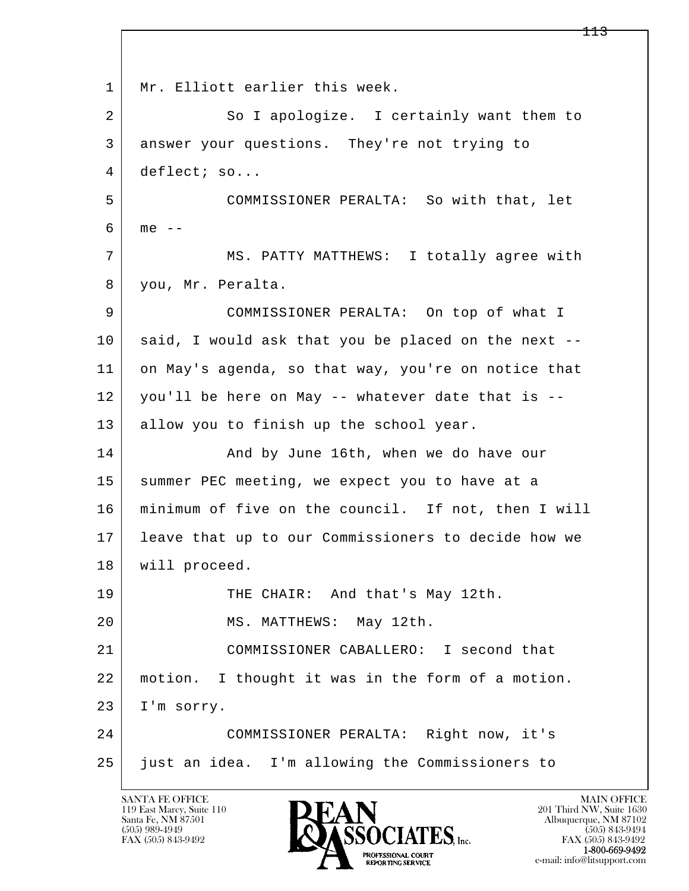Mr. Elliott earlier this week.

So I apologize. I certainly want them to answer your questions. They're not trying to deflect; so...

COMMISSIONER PERALTA: So with that, let me --

MS. PATTY MATTHEWS: I totally agree with you, Mr. Peralta.

COMMISSIONER PERALTA: On top of what I said, I would ask that you be placed on the next -- on May's agenda, so that way, you're on notice that you'll be here on May -- whatever date that is -- allow you to finish up the school year.

And by June 16th, when we do have our summer PEC meeting, we expect you to have at a minimum of five on the council. If not, then I will leave that up to our Commissioners to decide how we will proceed.

THE CHAIR: And that's May 12th.

MS. MATTHEWS: May 12th.

COMMISSIONER CABALLERO: I second that motion. I thought it was in the form of a motion. I'm sorry.

COMMISSIONER PERALTA: Right now, it's just an idea. I'm allowing the Commissioners to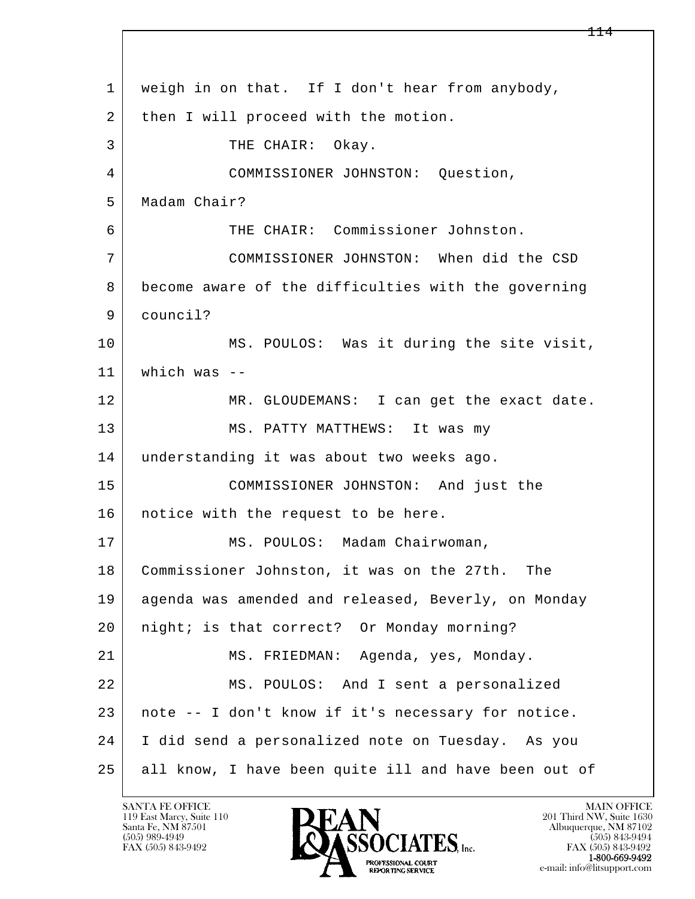weigh in on that. If I don't hear from anybody, then I will proceed with the motion.

THE CHAIR: Okay.

COMMISSIONER JOHNSTON: Question, Madam Chair?

THE CHAIR: Commissioner Johnston.

COMMISSIONER JOHNSTON: When did the CSD become aware of the difficulties with the governing council?

MS. POULOS: Was it during the site visit, which was --

MR. GLOUDEMANS: I can get the exact date.

MS. PATTY MATTHEWS: It was my understanding it was about two weeks ago.

COMMISSIONER JOHNSTON: And just the notice with the request to be here.

MS. POULOS: Madam Chairwoman, Commissioner Johnston, it was on the 27th. The agenda was amended and released, Beverly, on Monday night; is that correct? Or Monday morning?

MS. FRIEDMAN: Agenda, yes, Monday.

MS. POULOS: And I sent a personalized note -- I don't know if it's necessary for notice. I did send a personalized note on Tuesday. As you all know, I have been quite ill and have been out of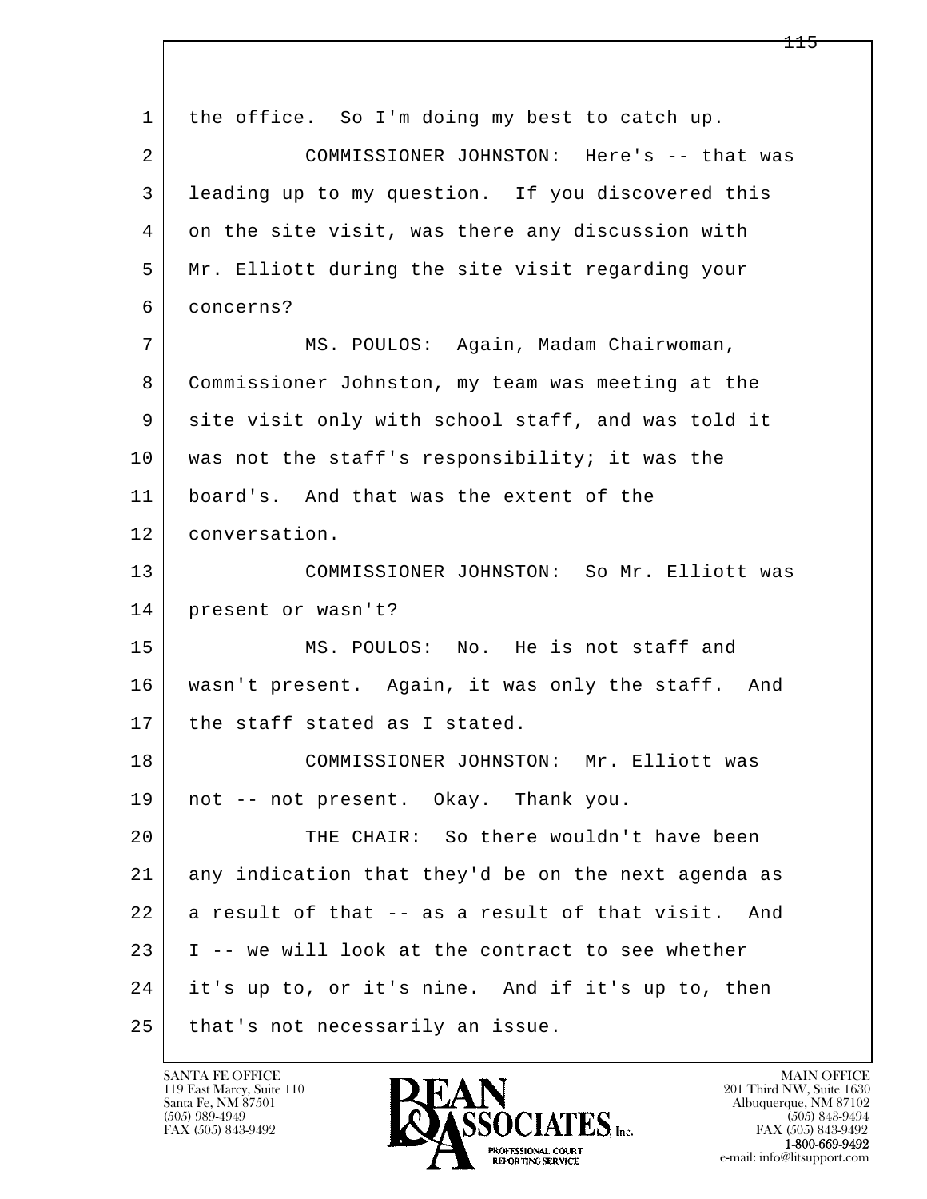1 the office. So I'm doing my best to catch up.

2 COMMISSIONER JOHNSTON: Here's -- that was
3 leading up to my question. If you discovered this
4 on the site visit, was there any discussion with
5 Mr. Elliott during the site visit regarding your
6 concerns?

7 MS. POULOS: Again, Madam Chairwoman,
8 Commissioner Johnston, my team was meeting at the
9 site visit only with school staff, and was told it
10 was not the staff's responsibility; it was the
11 board's. And that was the extent of the
12 conversation.

13 COMMISSIONER JOHNSTON: So Mr. Elliott was
14 present or wasn't?

15 MS. POULOS: No. He is not staff and
16 wasn't present. Again, it was only the staff. And
17 the staff stated as I stated.

18 COMMISSIONER JOHNSTON: Mr. Elliott was
19 not -- not present. Okay. Thank you.

20 THE CHAIR: So there wouldn't have been
21 any indication that they'd be on the next agenda as
22 a result of that -- as a result of that visit. And
23 I -- we will look at the contract to see whether
24 it's up to, or it's nine. And if it's up to, then
25 that's not necessarily an issue.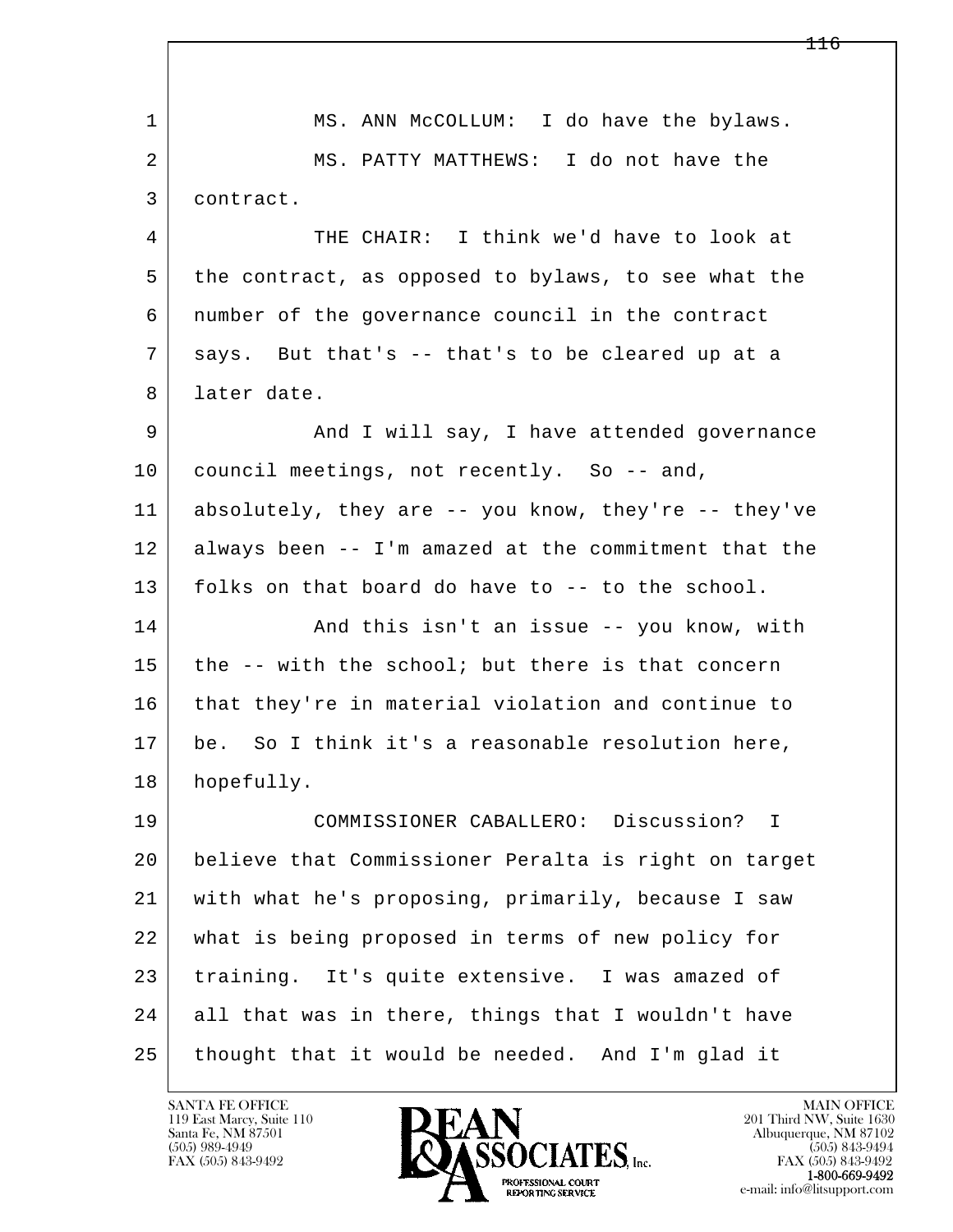1 MS. ANN McCOLLUM: I do have the bylaws.
2 MS. PATTY MATTHEWS: I do not have the
3 contract.
4 THE CHAIR: I think we'd have to look at
5 the contract, as opposed to bylaws, to see what the
6 number of the governance council in the contract
7 says. But that's -- that's to be cleared up at a
8 later date.
9 And I will say, I have attended governance
10 council meetings, not recently. So -- and,
11 absolutely, they are -- you know, they're -- they've
12 always been -- I'm amazed at the commitment that the
13 folks on that board do have to -- to the school.
14 And this isn't an issue -- you know, with
15 the -- with the school; but there is that concern
16 that they're in material violation and continue to
17 be. So I think it's a reasonable resolution here,
18 hopefully.
19 COMMISSIONER CABALLERO: Discussion? I
20 believe that Commissioner Peralta is right on target
21 with what he's proposing, primarily, because I saw
22 what is being proposed in terms of new policy for
23 training. It's quite extensive. I was amazed of
24 all that was in there, things that I wouldn't have
25 thought that it would be needed. And I'm glad it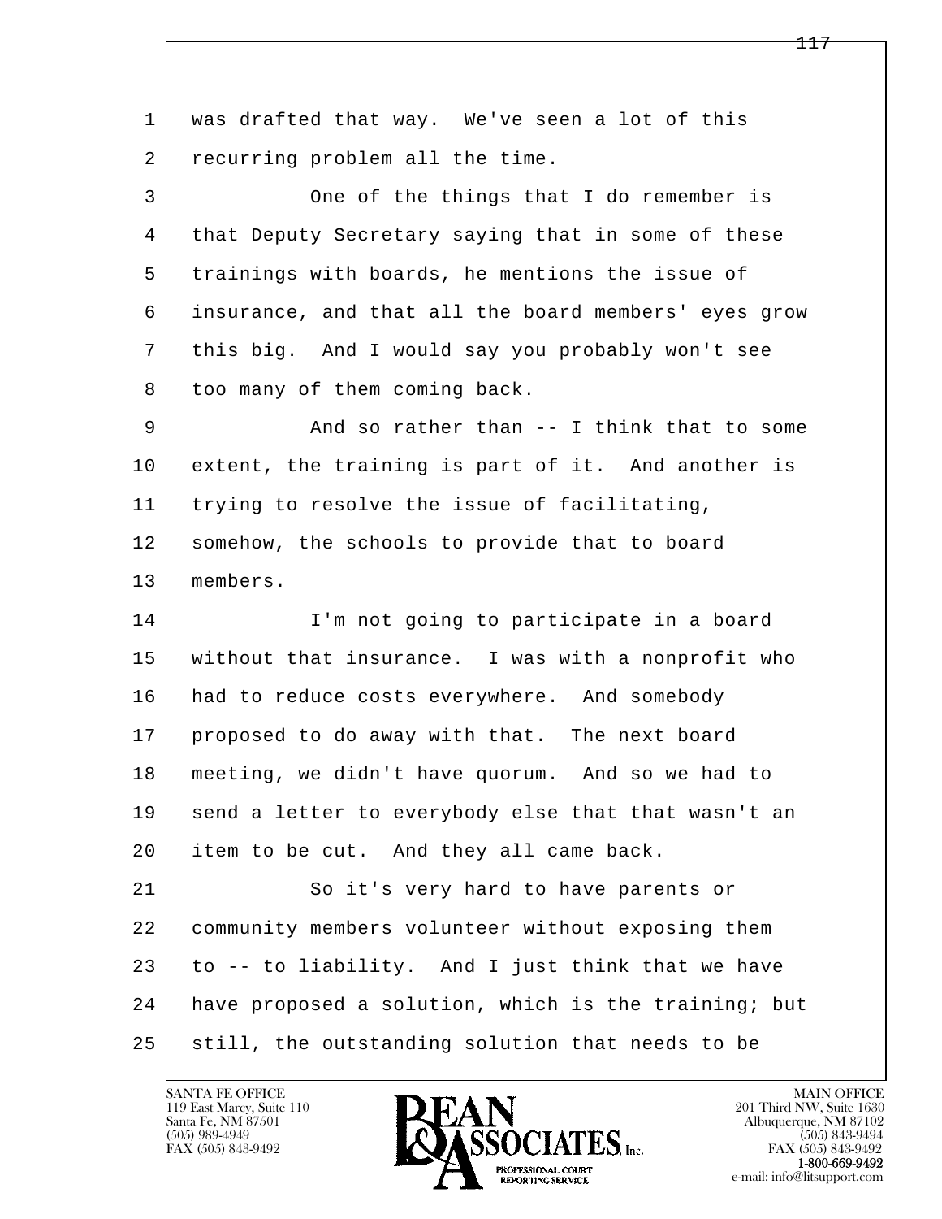was drafted that way. We've seen a lot of this recurring problem all the time.

One of the things that I do remember is that Deputy Secretary saying that in some of these trainings with boards, he mentions the issue of insurance, and that all the board members' eyes grow this big. And I would say you probably won't see too many of them coming back.

And so rather than -- I think that to some extent, the training is part of it. And another is trying to resolve the issue of facilitating, somehow, the schools to provide that to board members.

I'm not going to participate in a board without that insurance. I was with a nonprofit who had to reduce costs everywhere. And somebody proposed to do away with that. The next board meeting, we didn't have quorum. And so we had to send a letter to everybody else that that wasn't an item to be cut. And they all came back.

So it's very hard to have parents or community members volunteer without exposing them to -- to liability. And I just think that we have have proposed a solution, which is the training; but still, the outstanding solution that needs to be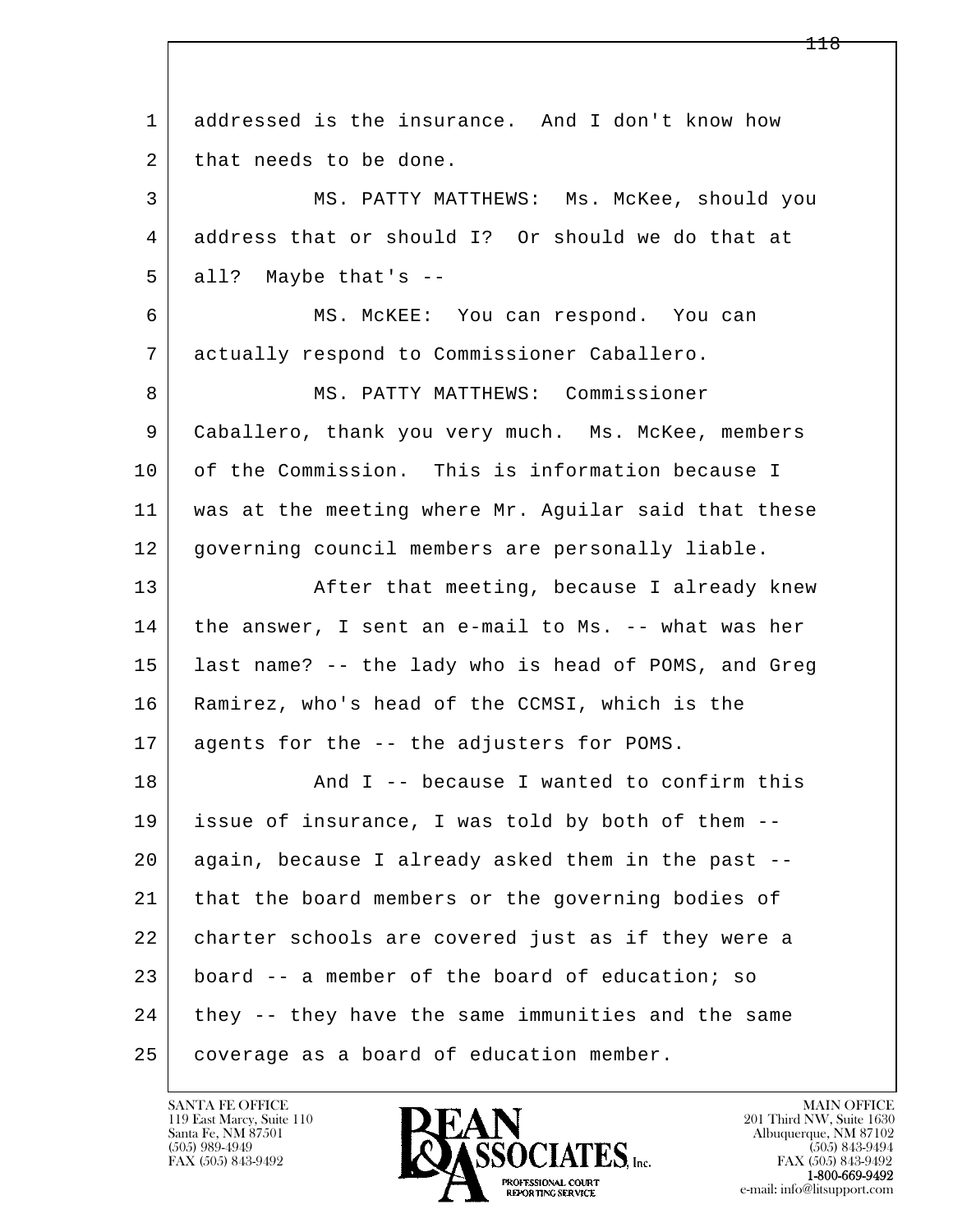addressed is the insurance. And I don't know how that needs to be done.

MS. PATTY MATTHEWS: Ms. McKee, should you address that or should I? Or should we do that at all? Maybe that's --

MS. McKEE: You can respond. You can actually respond to Commissioner Caballero.

MS. PATTY MATTHEWS: Commissioner Caballero, thank you very much. Ms. McKee, members of the Commission. This is information because I was at the meeting where Mr. Aguilar said that these governing council members are personally liable.

After that meeting, because I already knew the answer, I sent an e-mail to Ms. -- what was her last name? -- the lady who is head of POMS, and Greg Ramirez, who's head of the CCMSI, which is the agents for the -- the adjusters for POMS.

And I -- because I wanted to confirm this issue of insurance, I was told by both of them -- again, because I already asked them in the past -- that the board members or the governing bodies of charter schools are covered just as if they were a board -- a member of the board of education; so they -- they have the same immunities and the same coverage as a board of education member.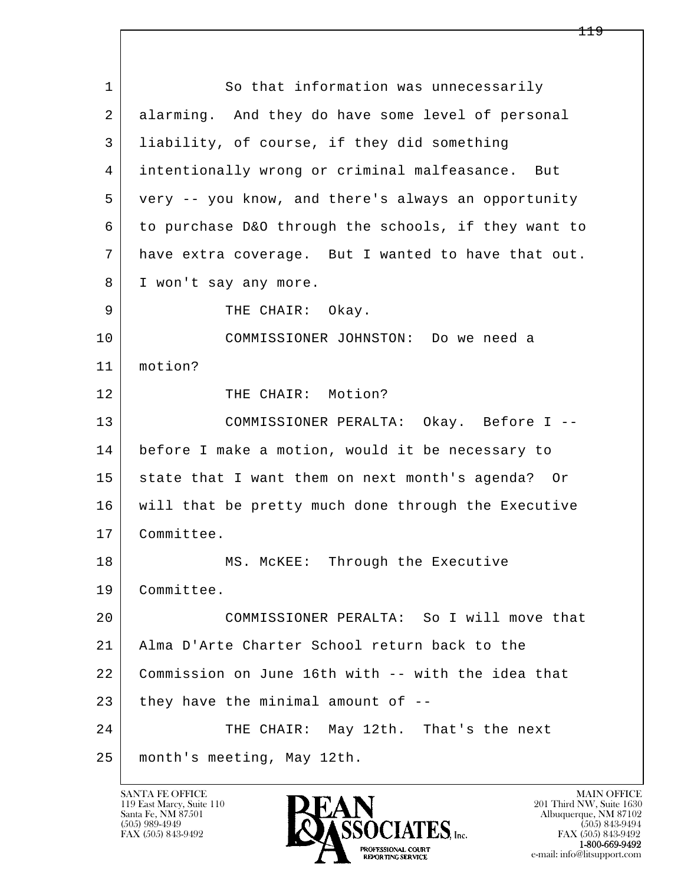1 So that information was unnecessarily
2 alarming. And they do have some level of personal
3 liability, of course, if they did something
4 intentionally wrong or criminal malfeasance. But
5 very -- you know, and there's always an opportunity
6 to purchase D&O through the schools, if they want to
7 have extra coverage. But I wanted to have that out.
8 I won't say any more.
9 THE CHAIR: Okay.
10 COMMISSIONER JOHNSTON: Do we need a
11 motion?
12 THE CHAIR: Motion?
13 COMMISSIONER PERALTA: Okay. Before I --
14 before I make a motion, would it be necessary to
15 state that I want them on next month's agenda? Or
16 will that be pretty much done through the Executive
17 Committee.
18 MS. McKEE: Through the Executive
19 Committee.
20 COMMISSIONER PERALTA: So I will move that
21 Alma D'Arte Charter School return back to the
22 Commission on June 16th with -- with the idea that
23 they have the minimal amount of --
24 THE CHAIR: May 12th. That's the next
25 month's meeting, May 12th.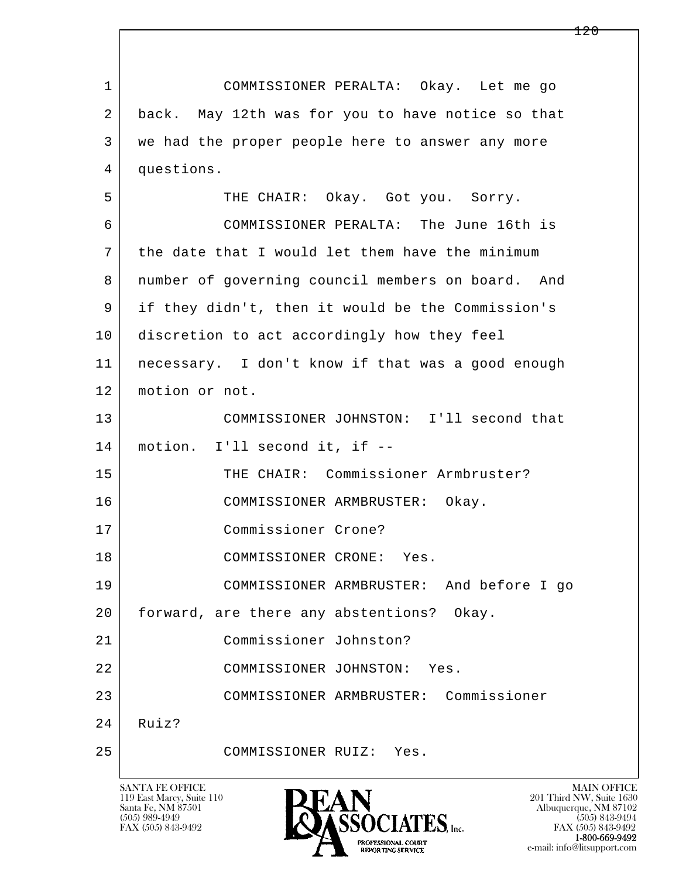1 COMMISSIONER PERALTA: Okay. Let me go
2 back. May 12th was for you to have notice so that
3 we had the proper people here to answer any more
4 questions.
5 THE CHAIR: Okay. Got you. Sorry.
6 COMMISSIONER PERALTA: The June 16th is
7 the date that I would let them have the minimum
8 number of governing council members on board. And
9 if they didn't, then it would be the Commission's
10 discretion to act accordingly how they feel
11 necessary. I don't know if that was a good enough
12 motion or not.
13 COMMISSIONER JOHNSTON: I'll second that
14 motion. I'll second it, if --
15 THE CHAIR: Commissioner Armbruster?
16 COMMISSIONER ARMBRUSTER: Okay.
17 Commissioner Crone?
18 COMMISSIONER CRONE: Yes.
19 COMMISSIONER ARMBRUSTER: And before I go
20 forward, are there any abstentions? Okay.
21 Commissioner Johnston?
22 COMMISSIONER JOHNSTON: Yes.
23 COMMISSIONER ARMBRUSTER: Commissioner
24 Ruiz?
25 COMMISSIONER RUIZ: Yes.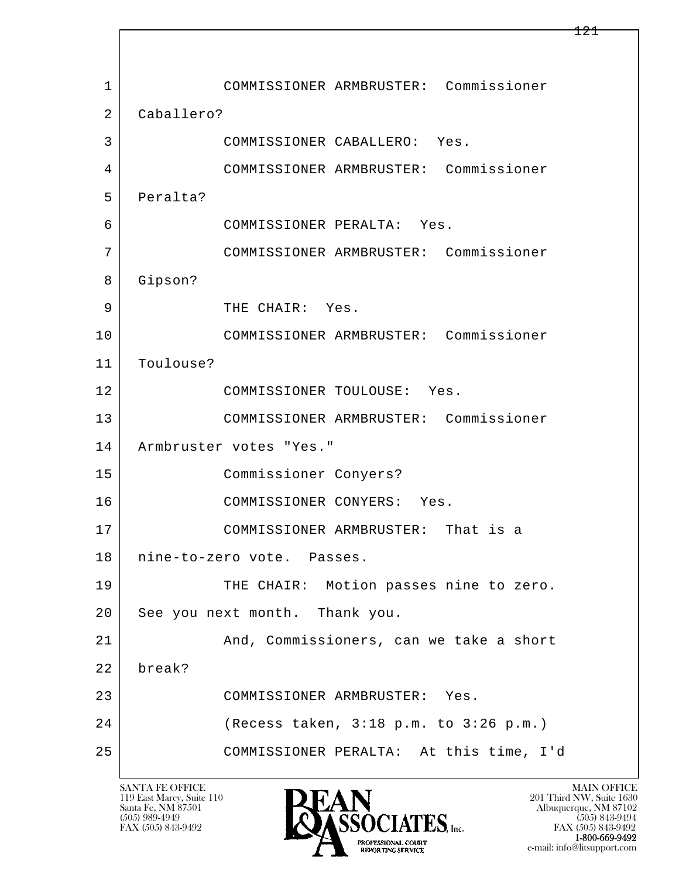1 COMMISSIONER ARMBRUSTER: Commissioner
2 Caballero?
3 COMMISSIONER CABALLERO: Yes.
4 COMMISSIONER ARMBRUSTER: Commissioner
5 Peralta?
6 COMMISSIONER PERALTA: Yes.
7 COMMISSIONER ARMBRUSTER: Commissioner
8 Gipson?
9 THE CHAIR: Yes.
10 COMMISSIONER ARMBRUSTER: Commissioner
11 Toulouse?
12 COMMISSIONER TOULOUSE: Yes.
13 COMMISSIONER ARMBRUSTER: Commissioner
14 Armbruster votes "Yes."
15 Commissioner Conyers?
16 COMMISSIONER CONYERS: Yes.
17 COMMISSIONER ARMBRUSTER: That is a
18 nine-to-zero vote. Passes.
19 THE CHAIR: Motion passes nine to zero.
20 See you next month. Thank you.
21 And, Commissioners, can we take a short
22 break?
23 COMMISSIONER ARMBRUSTER: Yes.
24 (Recess taken, 3:18 p.m. to 3:26 p.m.)
25 COMMISSIONER PERALTA: At this time, I'd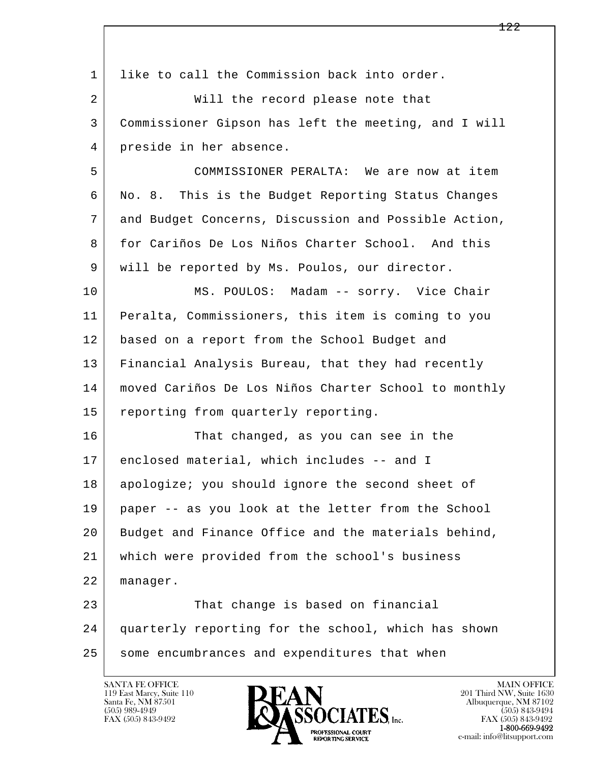like to call the Commission back into order.

Will the record please note that Commissioner Gipson has left the meeting, and I will preside in her absence.

COMMISSIONER PERALTA: We are now at item No. 8. This is the Budget Reporting Status Changes and Budget Concerns, Discussion and Possible Action, for Cariños De Los Niños Charter School. And this will be reported by Ms. Poulos, our director.

MS. POULOS: Madam -- sorry. Vice Chair Peralta, Commissioners, this item is coming to you based on a report from the School Budget and Financial Analysis Bureau, that they had recently moved Cariños De Los Niños Charter School to monthly reporting from quarterly reporting.

That changed, as you can see in the enclosed material, which includes -- and I apologize; you should ignore the second sheet of paper -- as you look at the letter from the School Budget and Finance Office and the materials behind, which were provided from the school's business manager.

That change is based on financial quarterly reporting for the school, which has shown some encumbrances and expenditures that when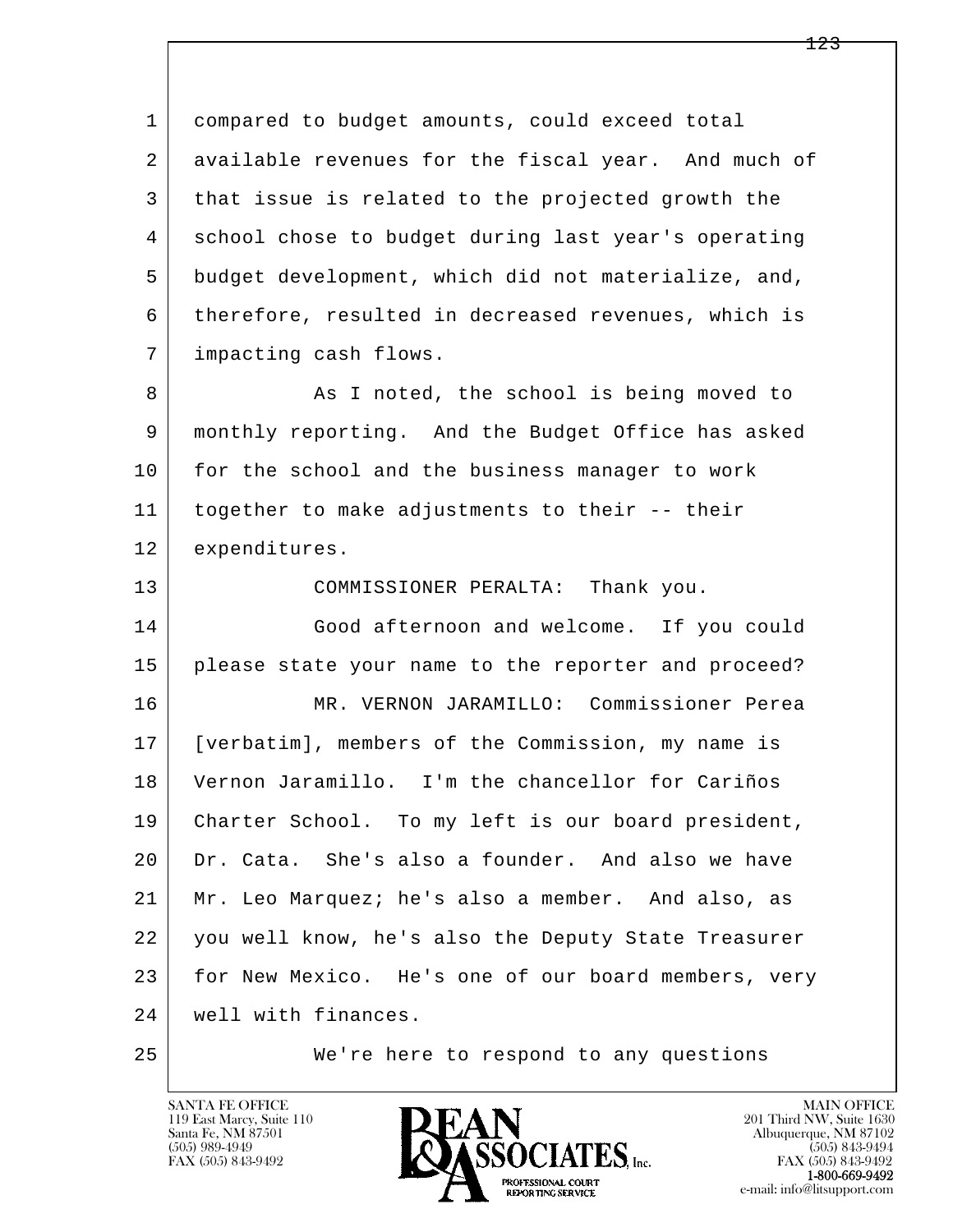compared to budget amounts, could exceed total available revenues for the fiscal year. And much of that issue is related to the projected growth the school chose to budget during last year's operating budget development, which did not materialize, and, therefore, resulted in decreased revenues, which is impacting cash flows.

As I noted, the school is being moved to monthly reporting. And the Budget Office has asked for the school and the business manager to work together to make adjustments to their -- their expenditures.

COMMISSIONER PERALTA: Thank you.

Good afternoon and welcome. If you could please state your name to the reporter and proceed?

MR. VERNON JARAMILLO: Commissioner Perea [verbatim], members of the Commission, my name is Vernon Jaramillo. I'm the chancellor for Cariños Charter School. To my left is our board president, Dr. Cata. She's also a founder. And also we have Mr. Leo Marquez; he's also a member. And also, as you well know, he's also the Deputy State Treasurer for New Mexico. He's one of our board members, very well with finances.

We're here to respond to any questions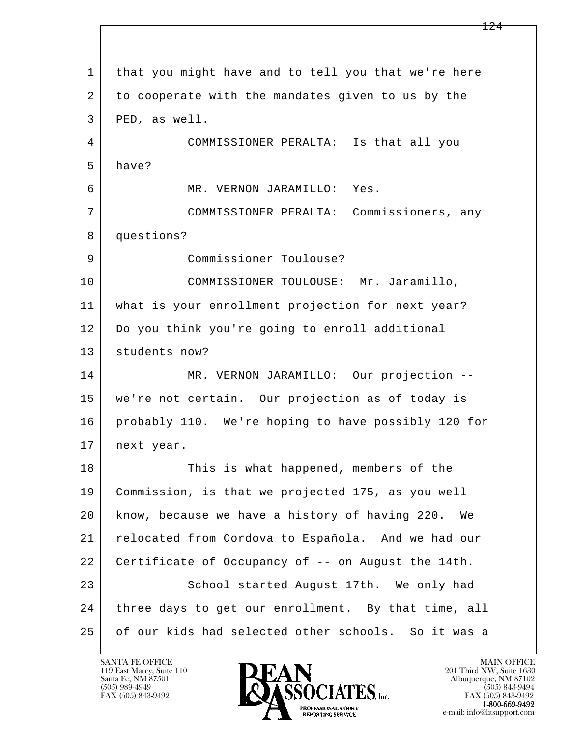that you might have and to tell you that we're here to cooperate with the mandates given to us by the PED, as well.

COMMISSIONER PERALTA: Is that all you have?

MR. VERNON JARAMILLO: Yes.

COMMISSIONER PERALTA: Commissioners, any questions?

Commissioner Toulouse?

COMMISSIONER TOULOUSE: Mr. Jaramillo, what is your enrollment projection for next year? Do you think you're going to enroll additional students now?

MR. VERNON JARAMILLO: Our projection -- we're not certain. Our projection as of today is probably 110. We're hoping to have possibly 120 for next year.

This is what happened, members of the Commission, is that we projected 175, as you well know, because we have a history of having 220. We relocated from Cordova to Española. And we had our Certificate of Occupancy of -- on August the 14th.

School started August 17th. We only had three days to get our enrollment. By that time, all of our kids had selected other schools. So it was a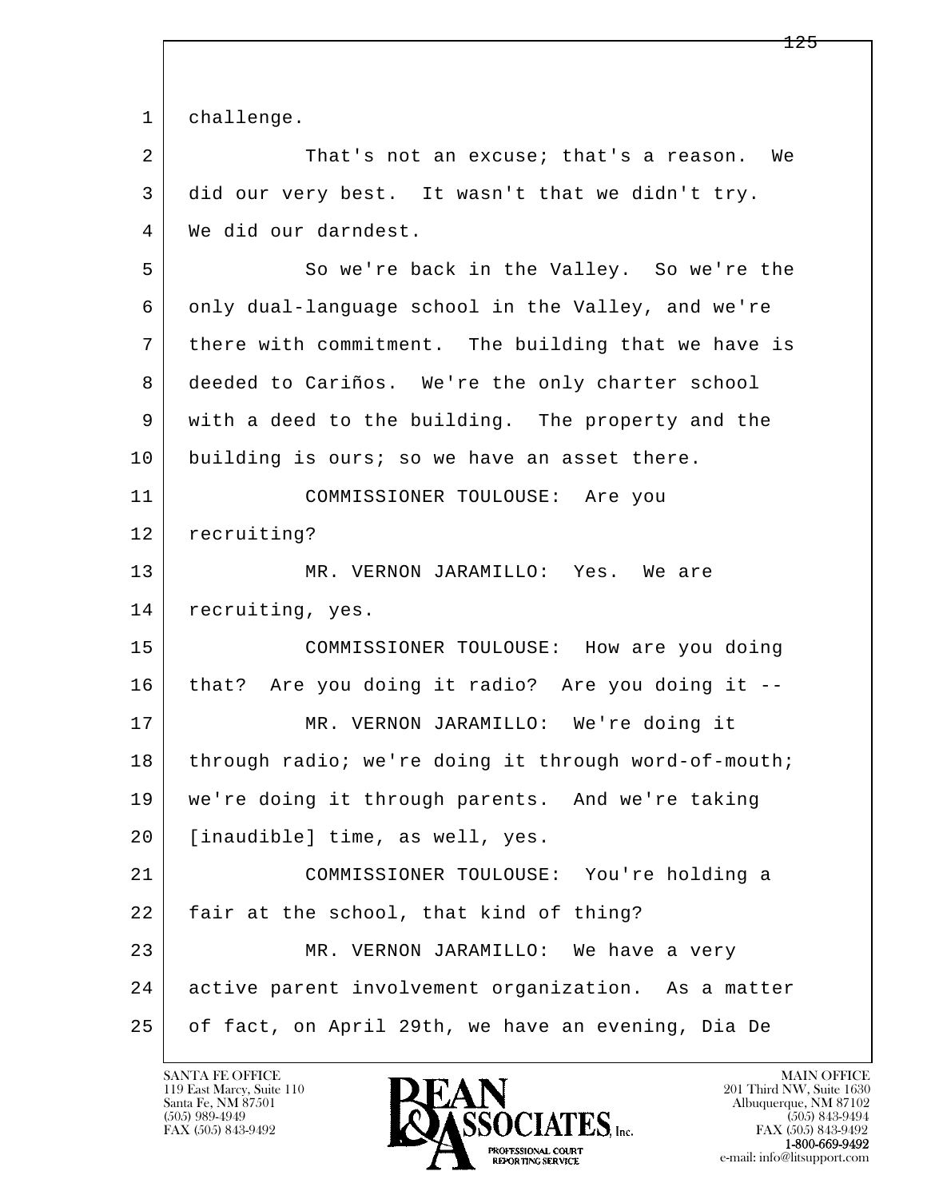1 challenge.

2 That's not an excuse; that's a reason. We

3 did our very best. It wasn't that we didn't try.

4 We did our darndest.

5 So we're back in the Valley. So we're the

6 only dual-language school in the Valley, and we're

7 there with commitment. The building that we have is

8 deeded to Cariños. We're the only charter school

9 with a deed to the building. The property and the

10 building is ours; so we have an asset there.

11 COMMISSIONER TOULOUSE: Are you

12 recruiting?

13 MR. VERNON JARAMILLO: Yes. We are

14 recruiting, yes.

15 COMMISSIONER TOULOUSE: How are you doing

16 that? Are you doing it radio? Are you doing it --

17 MR. VERNON JARAMILLO: We're doing it

18 through radio; we're doing it through word-of-mouth;

19 we're doing it through parents. And we're taking

20 [inaudible] time, as well, yes.

21 COMMISSIONER TOULOUSE: You're holding a

22 fair at the school, that kind of thing?

23 MR. VERNON JARAMILLO: We have a very

24 active parent involvement organization. As a matter

25 of fact, on April 29th, we have an evening, Dia De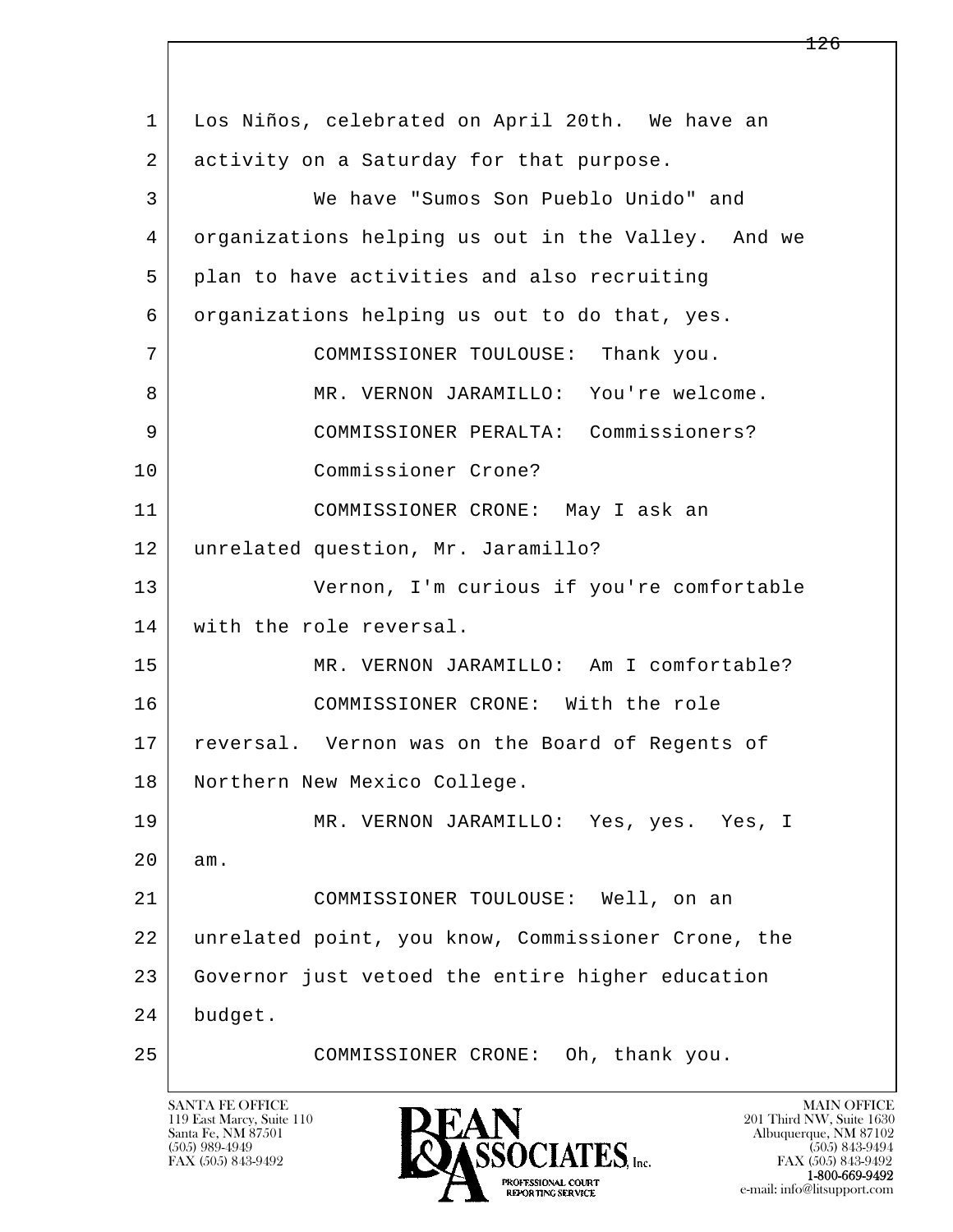Los Niños, celebrated on April 20th. We have an activity on a Saturday for that purpose.

We have "Sumos Son Pueblo Unido" and organizations helping us out in the Valley. And we plan to have activities and also recruiting organizations helping us out to do that, yes.

COMMISSIONER TOULOUSE: Thank you.

MR. VERNON JARAMILLO: You're welcome.

COMMISSIONER PERALTA: Commissioners? Commissioner Crone?

COMMISSIONER CRONE: May I ask an unrelated question, Mr. Jaramillo?

Vernon, I'm curious if you're comfortable with the role reversal.

MR. VERNON JARAMILLO: Am I comfortable?

COMMISSIONER CRONE: With the role reversal. Vernon was on the Board of Regents of Northern New Mexico College.

MR. VERNON JARAMILLO: Yes, yes. Yes, I am.

COMMISSIONER TOULOUSE: Well, on an unrelated point, you know, Commissioner Crone, the Governor just vetoed the entire higher education budget.

COMMISSIONER CRONE: Oh, thank you.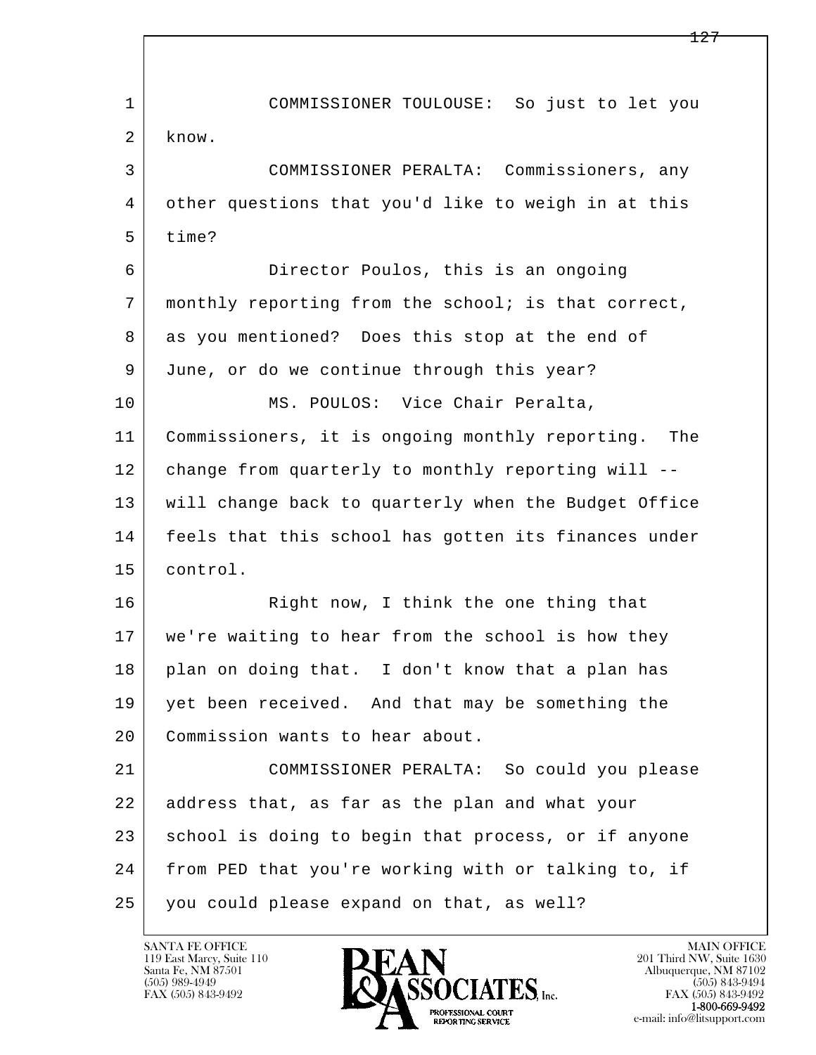COMMISSIONER TOULOUSE: So just to let you know.

COMMISSIONER PERALTA: Commissioners, any other questions that you'd like to weigh in at this time?

Director Poulos, this is an ongoing monthly reporting from the school; is that correct, as you mentioned? Does this stop at the end of June, or do we continue through this year?

MS. POULOS: Vice Chair Peralta, Commissioners, it is ongoing monthly reporting. The change from quarterly to monthly reporting will -- will change back to quarterly when the Budget Office feels that this school has gotten its finances under control.

Right now, I think the one thing that we're waiting to hear from the school is how they plan on doing that. I don't know that a plan has yet been received. And that may be something the Commission wants to hear about.

COMMISSIONER PERALTA: So could you please address that, as far as the plan and what your school is doing to begin that process, or if anyone from PED that you're working with or talking to, if you could please expand on that, as well?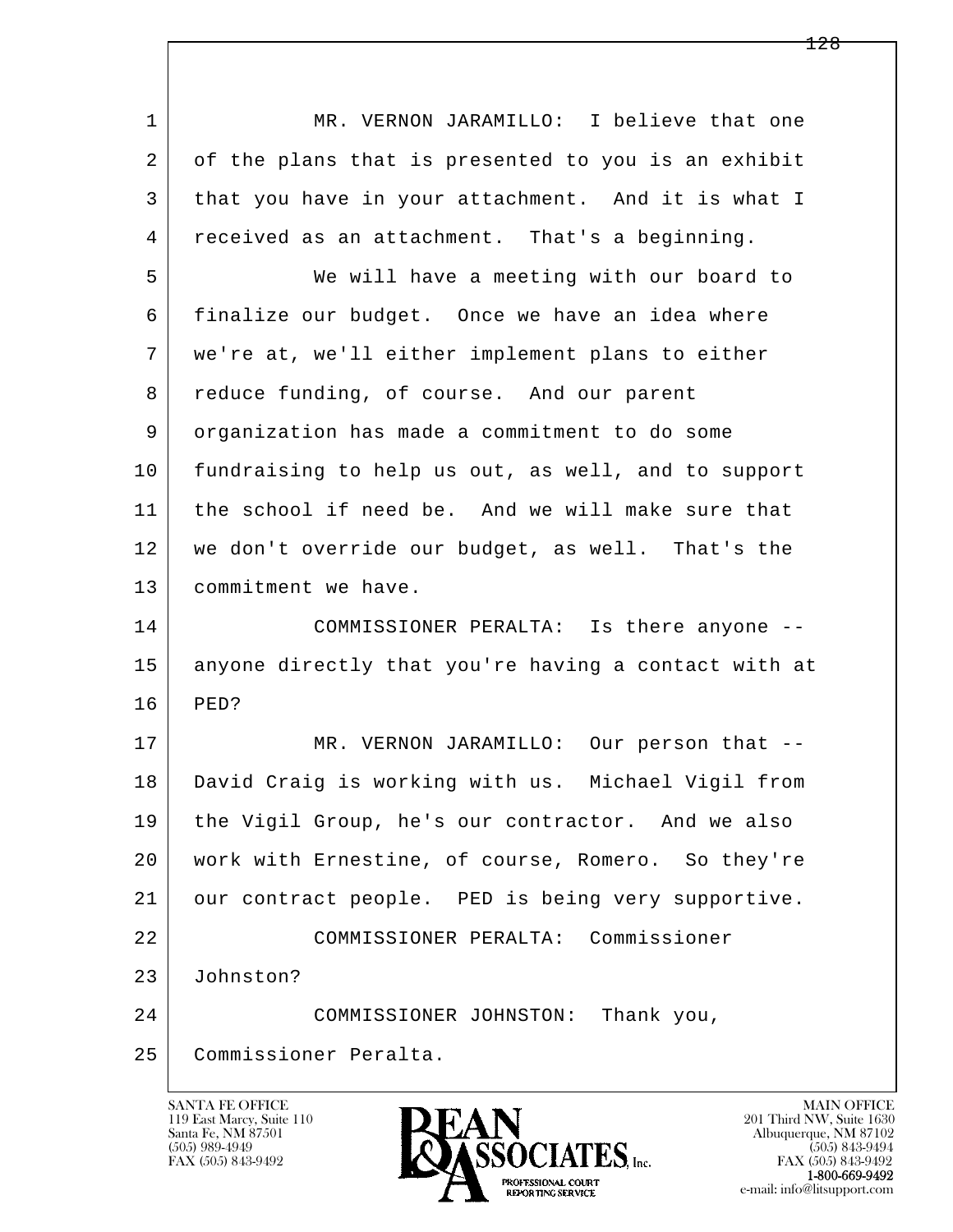1 MR. VERNON JARAMILLO: I believe that one
2 of the plans that is presented to you is an exhibit
3 that you have in your attachment. And it is what I
4 received as an attachment. That's a beginning.
5 We will have a meeting with our board to
6 finalize our budget. Once we have an idea where
7 we're at, we'll either implement plans to either
8 reduce funding, of course. And our parent
9 organization has made a commitment to do some
10 fundraising to help us out, as well, and to support
11 the school if need be. And we will make sure that
12 we don't override our budget, as well. That's the
13 commitment we have.
14 COMMISSIONER PERALTA: Is there anyone --
15 anyone directly that you're having a contact with at
16 PED?
17 MR. VERNON JARAMILLO: Our person that --
18 David Craig is working with us. Michael Vigil from
19 the Vigil Group, he's our contractor. And we also
20 work with Ernestine, of course, Romero. So they're
21 our contract people. PED is being very supportive.
22 COMMISSIONER PERALTA: Commissioner
23 Johnston?
24 COMMISSIONER JOHNSTON: Thank you,
25 Commissioner Peralta.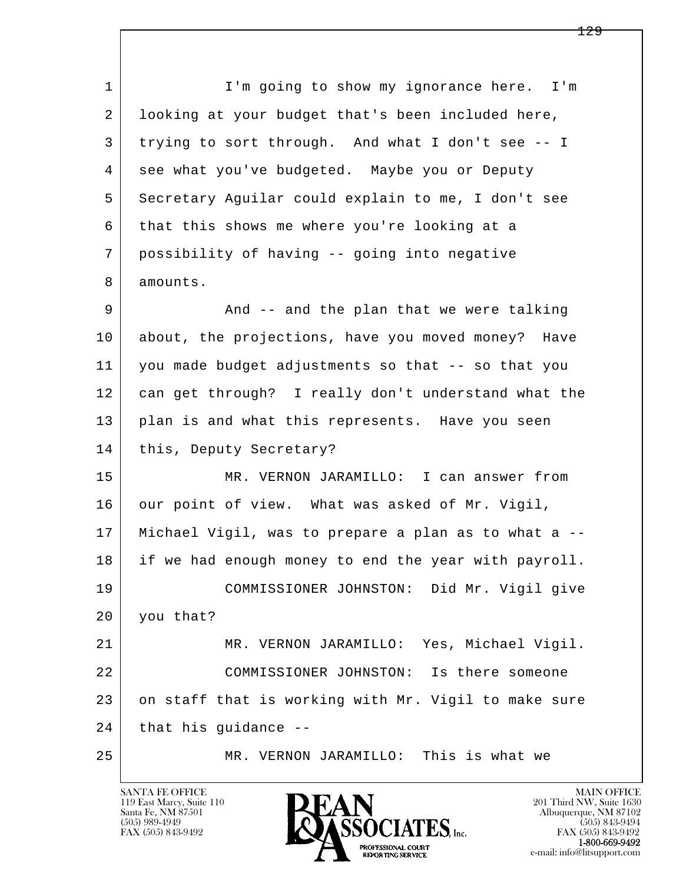I'm going to show my ignorance here. I'm looking at your budget that's been included here, trying to sort through. And what I don't see -- I see what you've budgeted. Maybe you or Deputy Secretary Aguilar could explain to me, I don't see that this shows me where you're looking at a possibility of having -- going into negative amounts.

And -- and the plan that we were talking about, the projections, have you moved money? Have you made budget adjustments so that -- so that you can get through? I really don't understand what the plan is and what this represents. Have you seen this, Deputy Secretary?

MR. VERNON JARAMILLO: I can answer from our point of view. What was asked of Mr. Vigil, Michael Vigil, was to prepare a plan as to what a -- if we had enough money to end the year with payroll.

COMMISSIONER JOHNSTON: Did Mr. Vigil give you that?

MR. VERNON JARAMILLO: Yes, Michael Vigil.

COMMISSIONER JOHNSTON: Is there someone on staff that is working with Mr. Vigil to make sure that his guidance --

MR. VERNON JARAMILLO: This is what we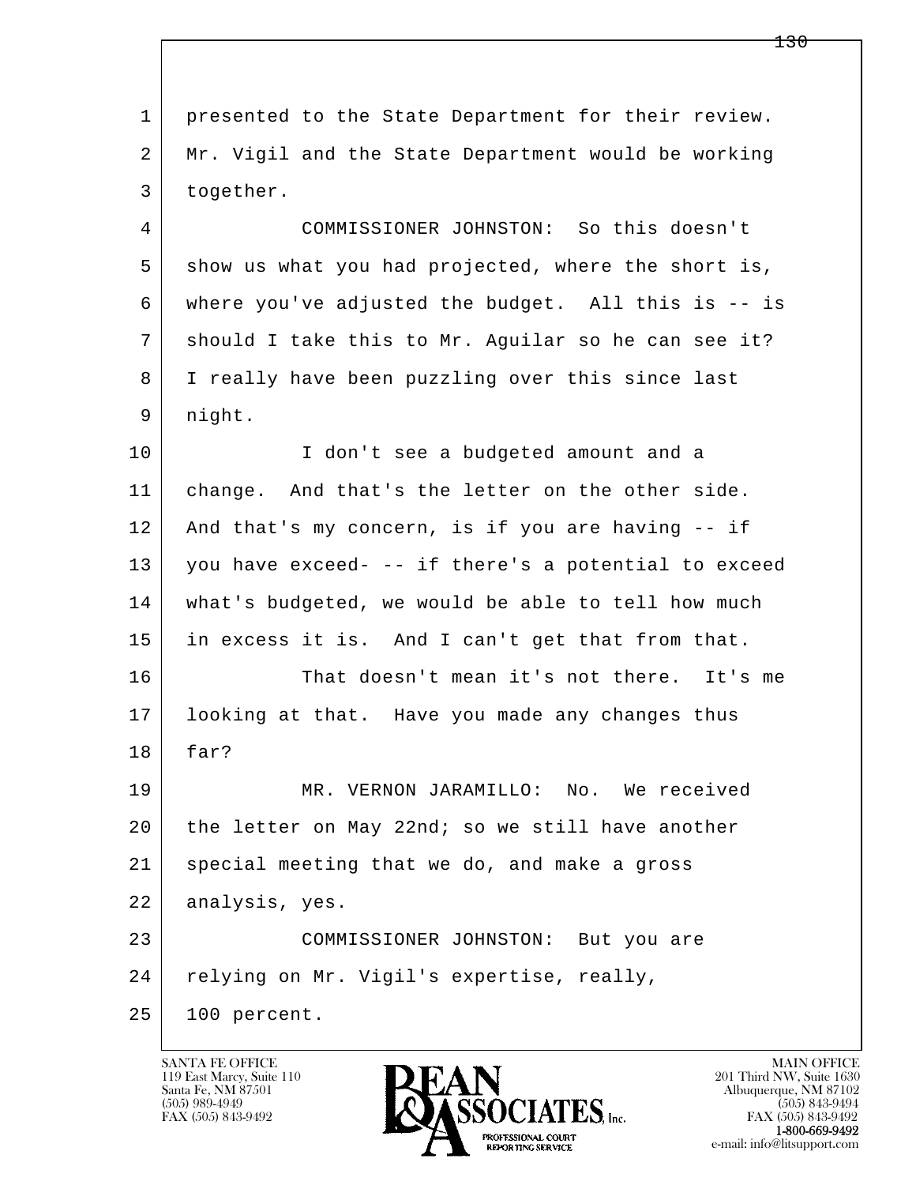1 presented to the State Department for their review.
2 Mr. Vigil and the State Department would be working
3 together.
4 COMMISSIONER JOHNSTON: So this doesn't
5 show us what you had projected, where the short is,
6 where you've adjusted the budget. All this is -- is
7 should I take this to Mr. Aguilar so he can see it?
8 I really have been puzzling over this since last
9 night.
10 I don't see a budgeted amount and a
11 change. And that's the letter on the other side.
12 And that's my concern, is if you are having -- if
13 you have exceed- -- if there's a potential to exceed
14 what's budgeted, we would be able to tell how much
15 in excess it is. And I can't get that from that.
16 That doesn't mean it's not there. It's me
17 looking at that. Have you made any changes thus
18 far?
19 MR. VERNON JARAMILLO: No. We received
20 the letter on May 22nd; so we still have another
21 special meeting that we do, and make a gross
22 analysis, yes.
23 COMMISSIONER JOHNSTON: But you are
24 relying on Mr. Vigil's expertise, really,
25 100 percent.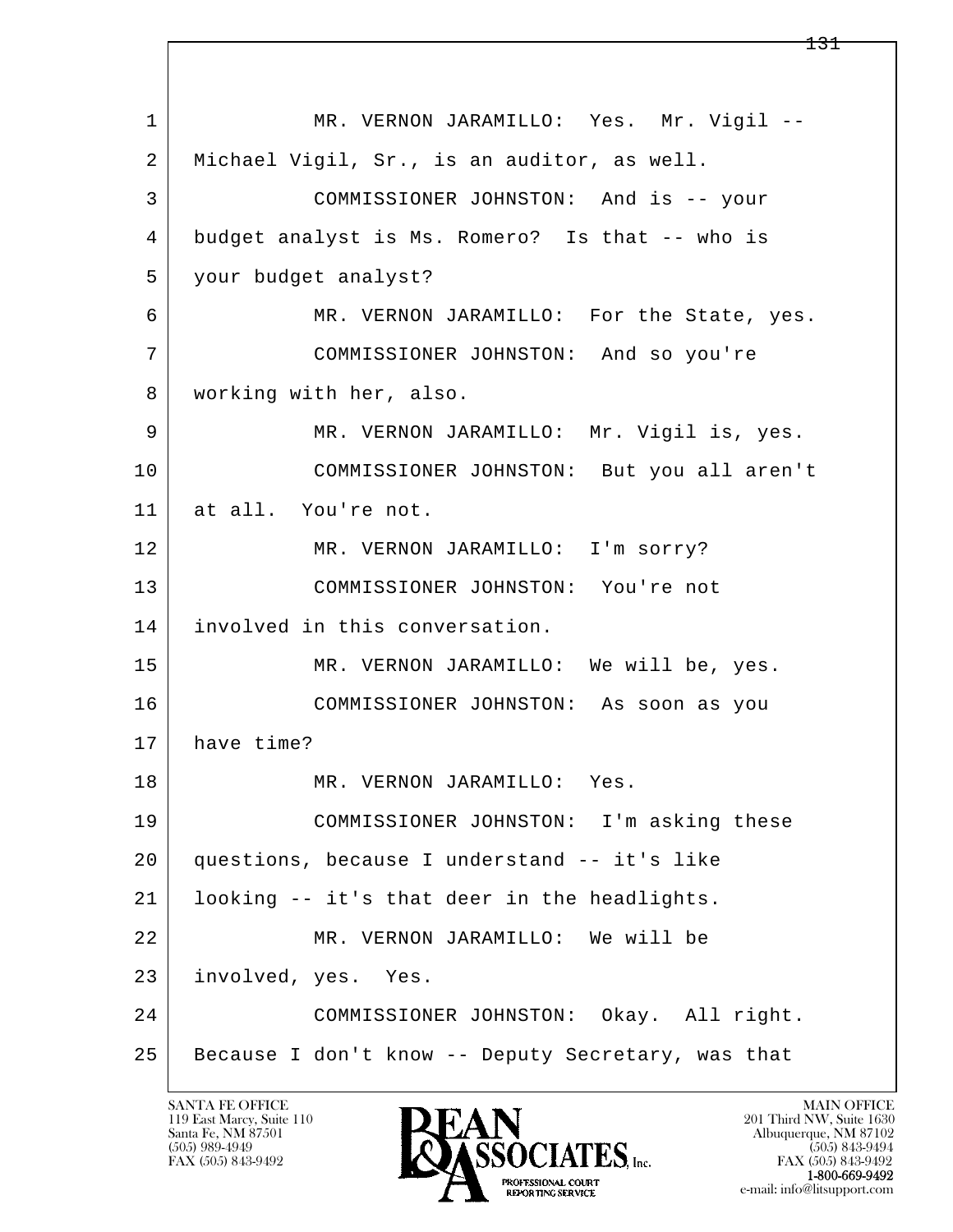MR. VERNON JARAMILLO: Yes. Mr. Vigil -- Michael Vigil, Sr., is an auditor, as well.

COMMISSIONER JOHNSTON: And is -- your budget analyst is Ms. Romero? Is that -- who is your budget analyst?

MR. VERNON JARAMILLO: For the State, yes.

COMMISSIONER JOHNSTON: And so you're working with her, also.

MR. VERNON JARAMILLO: Mr. Vigil is, yes.

COMMISSIONER JOHNSTON: But you all aren't at all. You're not.

MR. VERNON JARAMILLO: I'm sorry?

COMMISSIONER JOHNSTON: You're not involved in this conversation.

MR. VERNON JARAMILLO: We will be, yes.

COMMISSIONER JOHNSTON: As soon as you have time?

MR. VERNON JARAMILLO: Yes.

COMMISSIONER JOHNSTON: I'm asking these questions, because I understand -- it's like looking -- it's that deer in the headlights.

MR. VERNON JARAMILLO: We will be involved, yes. Yes.

COMMISSIONER JOHNSTON: Okay. All right. Because I don't know -- Deputy Secretary, was that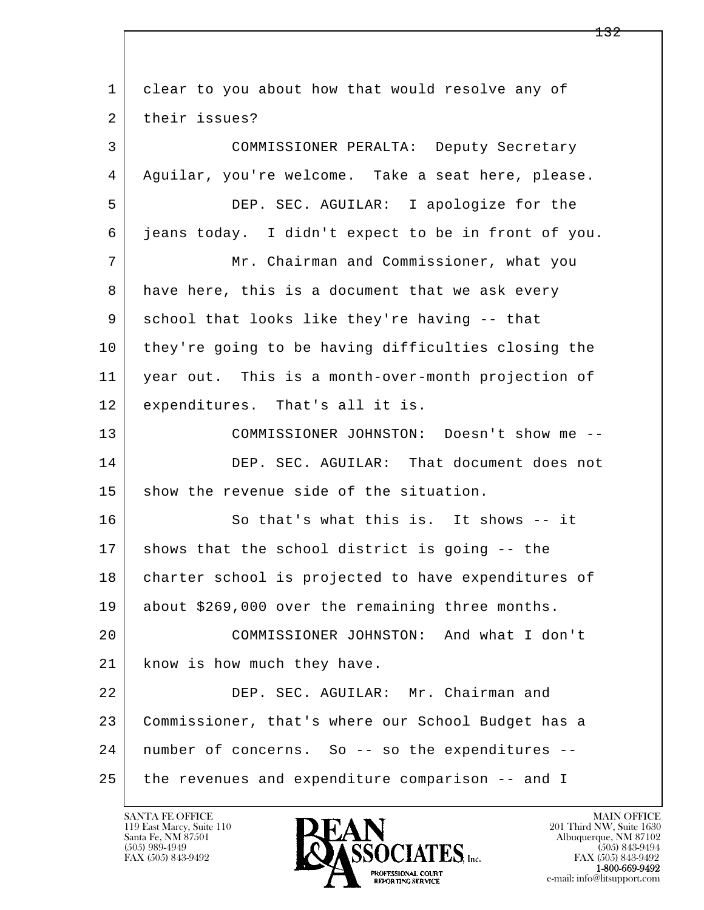1 clear to you about how that would resolve any of
2 their issues?
3 COMMISSIONER PERALTA: Deputy Secretary
4 Aguilar, you're welcome. Take a seat here, please.
5 DEP. SEC. AGUILAR: I apologize for the
6 jeans today. I didn't expect to be in front of you.
7 Mr. Chairman and Commissioner, what you
8 have here, this is a document that we ask every
9 school that looks like they're having -- that
10 they're going to be having difficulties closing the
11 year out. This is a month-over-month projection of
12 expenditures. That's all it is.
13 COMMISSIONER JOHNSTON: Doesn't show me --
14 DEP. SEC. AGUILAR: That document does not
15 show the revenue side of the situation.
16 So that's what this is. It shows -- it
17 shows that the school district is going -- the
18 charter school is projected to have expenditures of
19 about $269,000 over the remaining three months.
20 COMMISSIONER JOHNSTON: And what I don't
21 know is how much they have.
22 DEP. SEC. AGUILAR: Mr. Chairman and
23 Commissioner, that's where our School Budget has a
24 number of concerns. So -- so the expenditures --
25 the revenues and expenditure comparison -- and I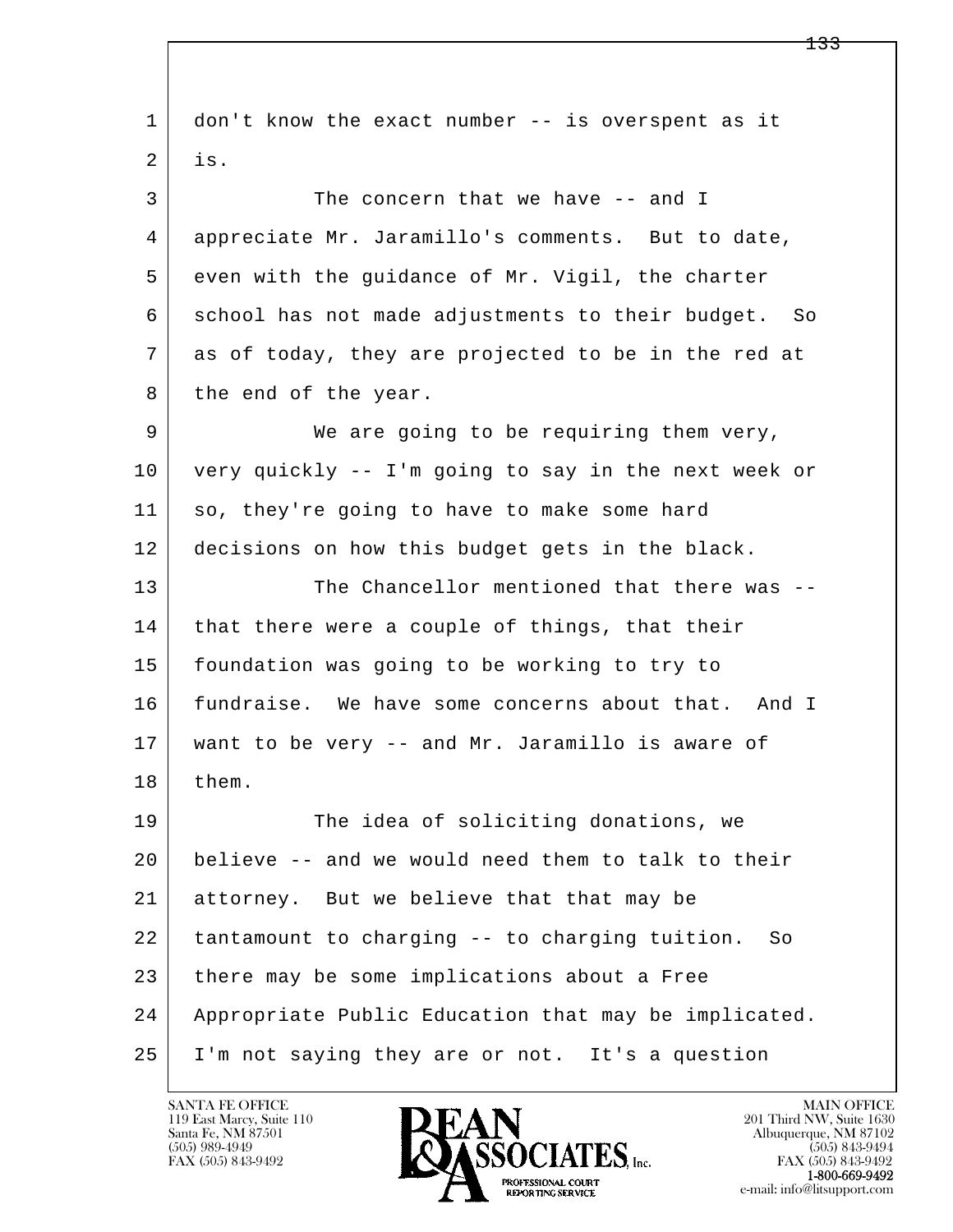don't know the exact number -- is overspent as it is.

The concern that we have -- and I appreciate Mr. Jaramillo's comments. But to date, even with the guidance of Mr. Vigil, the charter school has not made adjustments to their budget. So as of today, they are projected to be in the red at the end of the year.

We are going to be requiring them very, very quickly -- I'm going to say in the next week or so, they're going to have to make some hard decisions on how this budget gets in the black.

The Chancellor mentioned that there was -- that there were a couple of things, that their foundation was going to be working to try to fundraise. We have some concerns about that. And I want to be very -- and Mr. Jaramillo is aware of them.

The idea of soliciting donations, we believe -- and we would need them to talk to their attorney. But we believe that that may be tantamount to charging -- to charging tuition. So there may be some implications about a Free Appropriate Public Education that may be implicated. I'm not saying they are or not. It's a question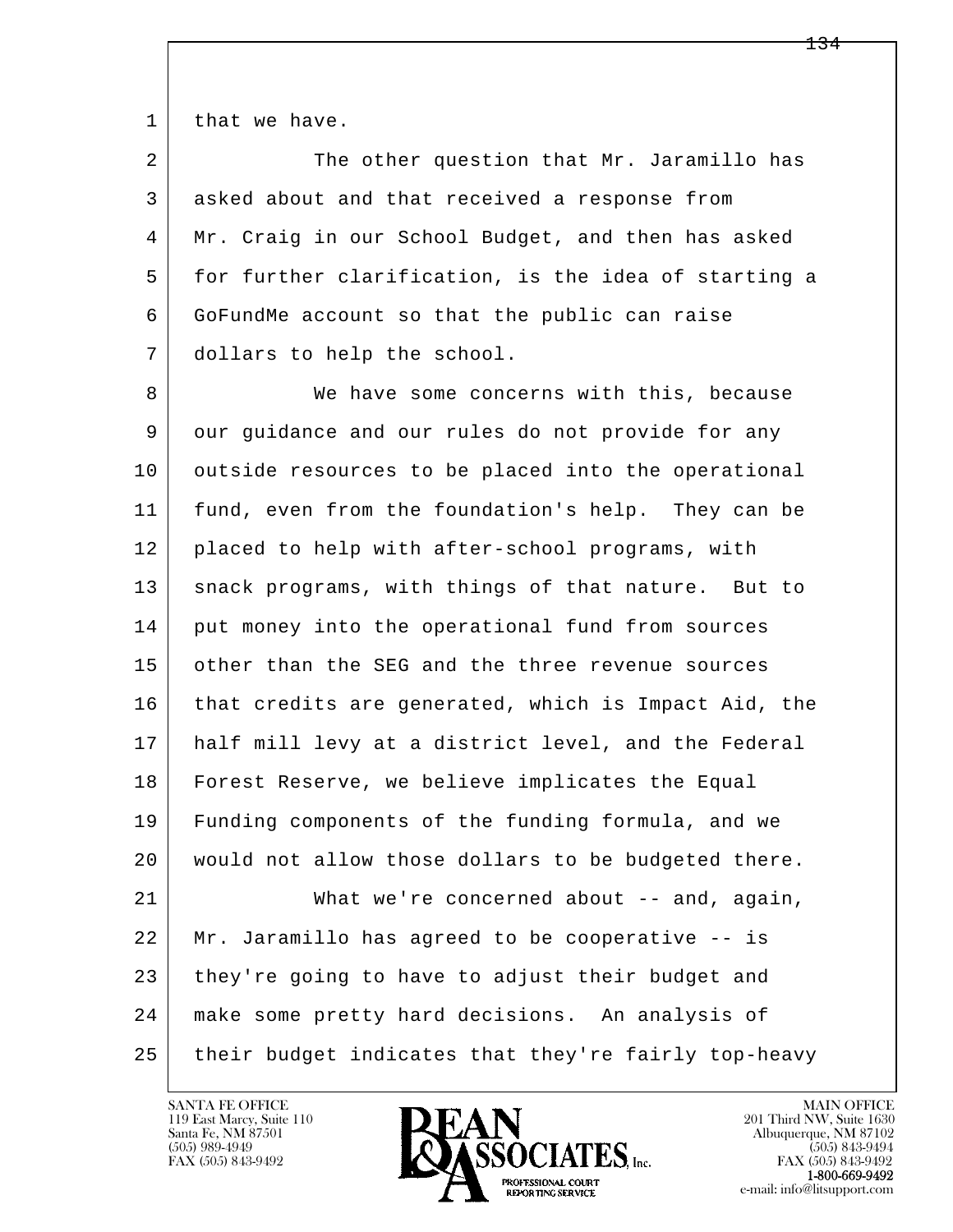that we have.

The other question that Mr. Jaramillo has asked about and that received a response from Mr. Craig in our School Budget, and then has asked for further clarification, is the idea of starting a GoFundMe account so that the public can raise dollars to help the school.

We have some concerns with this, because our guidance and our rules do not provide for any outside resources to be placed into the operational fund, even from the foundation's help. They can be placed to help with after-school programs, with snack programs, with things of that nature. But to put money into the operational fund from sources other than the SEG and the three revenue sources that credits are generated, which is Impact Aid, the half mill levy at a district level, and the Federal Forest Reserve, we believe implicates the Equal Funding components of the funding formula, and we would not allow those dollars to be budgeted there.

What we're concerned about -- and, again, Mr. Jaramillo has agreed to be cooperative -- is they're going to have to adjust their budget and make some pretty hard decisions. An analysis of their budget indicates that they're fairly top-heavy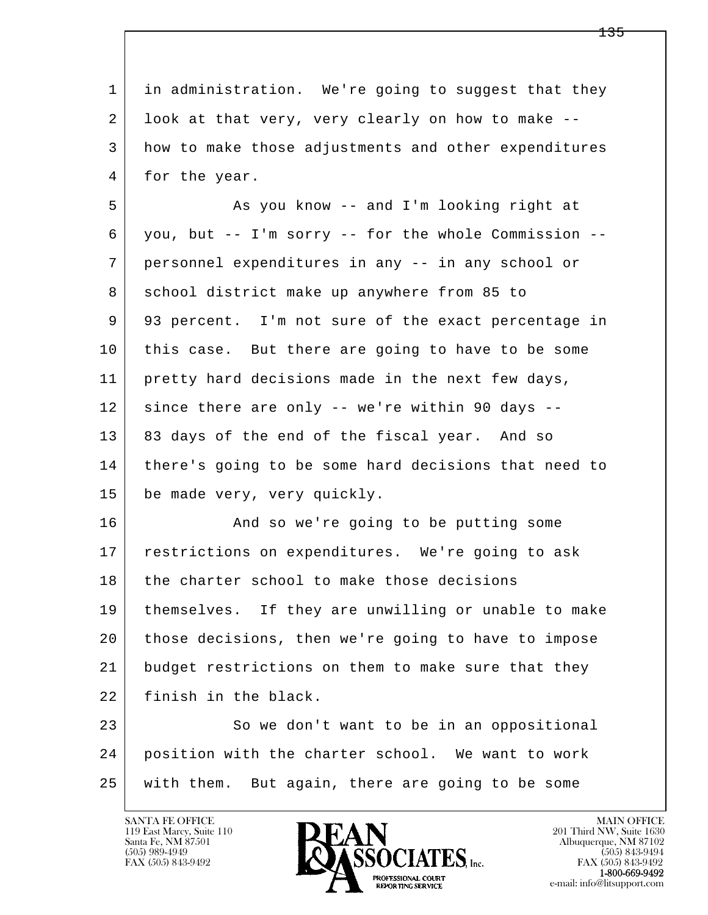1 in administration. We're going to suggest that they
2 look at that very, very clearly on how to make --
3 how to make those adjustments and other expenditures
4 for the year.

5 As you know -- and I'm looking right at
6 you, but -- I'm sorry -- for the whole Commission --
7 personnel expenditures in any -- in any school or
8 school district make up anywhere from 85 to
9 93 percent. I'm not sure of the exact percentage in
10 this case. But there are going to have to be some
11 pretty hard decisions made in the next few days,
12 since there are only -- we're within 90 days --
13 83 days of the end of the fiscal year. And so
14 there's going to be some hard decisions that need to
15 be made very, very quickly.

16 And so we're going to be putting some
17 restrictions on expenditures. We're going to ask
18 the charter school to make those decisions
19 themselves. If they are unwilling or unable to make
20 those decisions, then we're going to have to impose
21 budget restrictions on them to make sure that they
22 finish in the black.

23 So we don't want to be in an oppositional
24 position with the charter school. We want to work
25 with them. But again, there are going to be some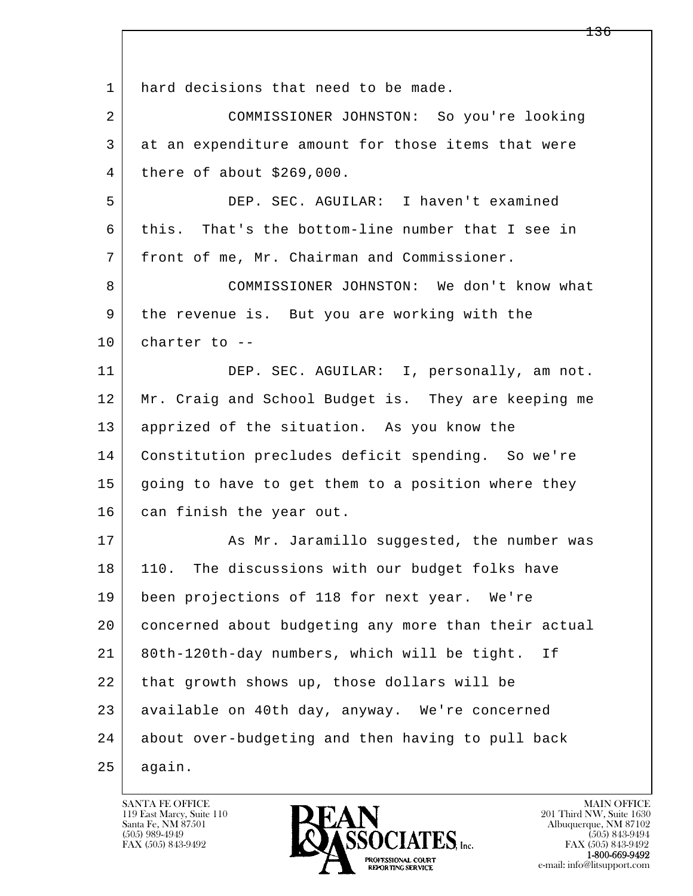hard decisions that need to be made.

COMMISSIONER JOHNSTON: So you're looking at an expenditure amount for those items that were there of about $269,000.

DEP. SEC. AGUILAR: I haven't examined this. That's the bottom-line number that I see in front of me, Mr. Chairman and Commissioner.

COMMISSIONER JOHNSTON: We don't know what the revenue is. But you are working with the charter to --

DEP. SEC. AGUILAR: I, personally, am not. Mr. Craig and School Budget is. They are keeping me apprized of the situation. As you know the Constitution precludes deficit spending. So we're going to have to get them to a position where they can finish the year out.

As Mr. Jaramillo suggested, the number was 110. The discussions with our budget folks have been projections of 118 for next year. We're concerned about budgeting any more than their actual 80th-120th-day numbers, which will be tight. If that growth shows up, those dollars will be available on 40th day, anyway. We're concerned about over-budgeting and then having to pull back again.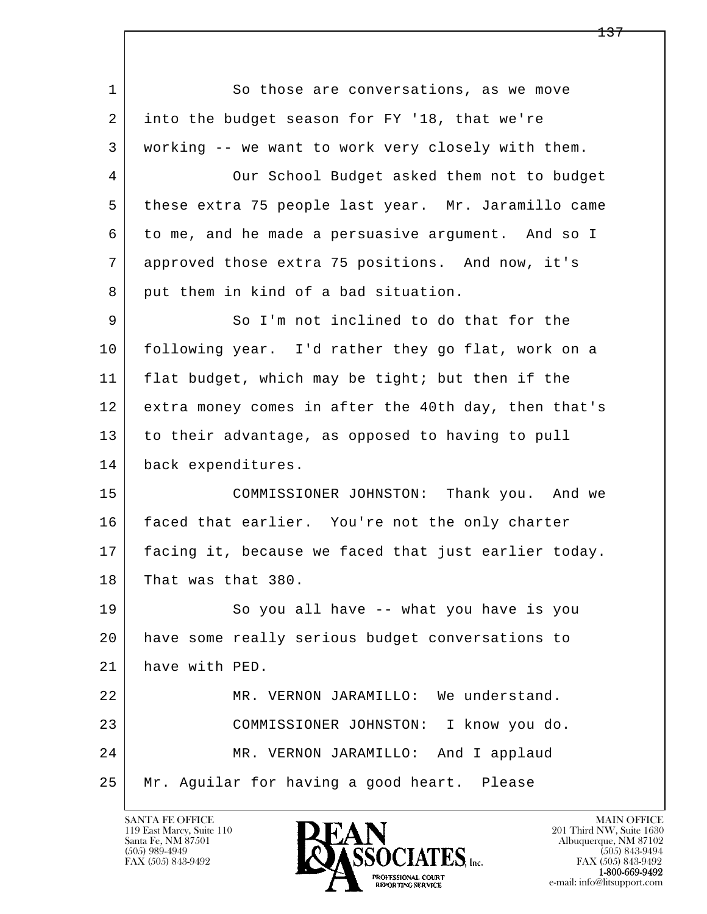So those are conversations, as we move into the budget season for FY '18, that we're working -- we want to work very closely with them.

Our School Budget asked them not to budget these extra 75 people last year. Mr. Jaramillo came to me, and he made a persuasive argument. And so I approved those extra 75 positions. And now, it's put them in kind of a bad situation.

So I'm not inclined to do that for the following year. I'd rather they go flat, work on a flat budget, which may be tight; but then if the extra money comes in after the 40th day, then that's to their advantage, as opposed to having to pull back expenditures.

COMMISSIONER JOHNSTON: Thank you. And we faced that earlier. You're not the only charter facing it, because we faced that just earlier today. That was that 380.

So you all have -- what you have is you have some really serious budget conversations to have with PED.

MR. VERNON JARAMILLO: We understand.

COMMISSIONER JOHNSTON: I know you do.

MR. VERNON JARAMILLO: And I applaud Mr. Aguilar for having a good heart. Please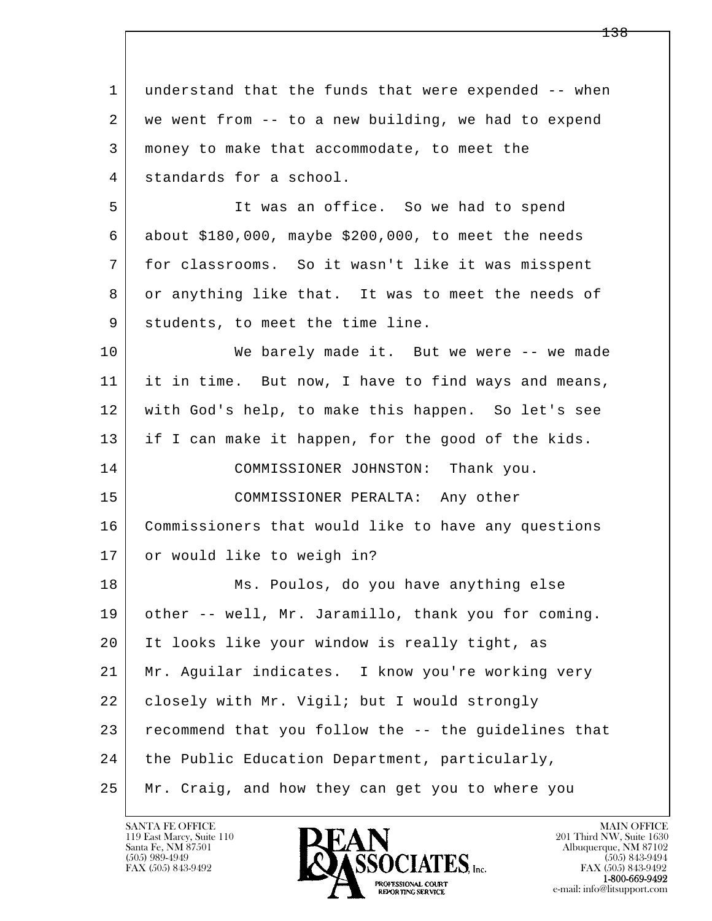1 understand that the funds that were expended -- when
2 we went from -- to a new building, we had to expend
3 money to make that accommodate, to meet the
4 standards for a school.

5 It was an office. So we had to spend
6 about $180,000, maybe $200,000, to meet the needs
7 for classrooms. So it wasn't like it was misspent
8 or anything like that. It was to meet the needs of
9 students, to meet the time line.

10 We barely made it. But we were -- we made
11 it in time. But now, I have to find ways and means,
12 with God's help, to make this happen. So let's see
13 if I can make it happen, for the good of the kids.

14 COMMISSIONER JOHNSTON: Thank you.

15 COMMISSIONER PERALTA: Any other
16 Commissioners that would like to have any questions
17 or would like to weigh in?

18 Ms. Poulos, do you have anything else
19 other -- well, Mr. Jaramillo, thank you for coming.
20 It looks like your window is really tight, as
21 Mr. Aguilar indicates. I know you're working very
22 closely with Mr. Vigil; but I would strongly
23 recommend that you follow the -- the guidelines that
24 the Public Education Department, particularly,
25 Mr. Craig, and how they can get you to where you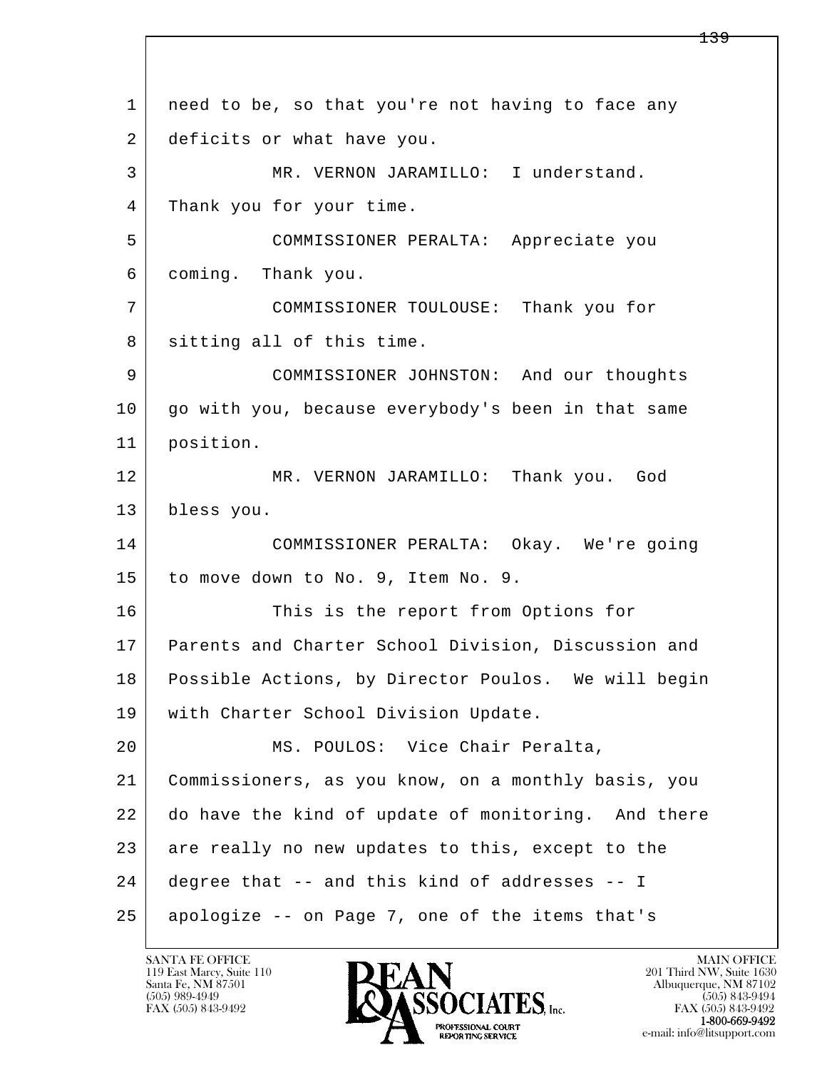1 need to be, so that you're not having to face any
2 deficits or what have you.

3 MR. VERNON JARAMILLO: I understand.
4 Thank you for your time.

5 COMMISSIONER PERALTA: Appreciate you
6 coming. Thank you.

7 COMMISSIONER TOULOUSE: Thank you for
8 sitting all of this time.

9 COMMISSIONER JOHNSTON: And our thoughts
10 go with you, because everybody's been in that same
11 position.

12 MR. VERNON JARAMILLO: Thank you. God
13 bless you.

14 COMMISSIONER PERALTA: Okay. We're going
15 to move down to No. 9, Item No. 9.

16 This is the report from Options for
17 Parents and Charter School Division, Discussion and
18 Possible Actions, by Director Poulos. We will begin
19 with Charter School Division Update.

20 MS. POULOS: Vice Chair Peralta,
21 Commissioners, as you know, on a monthly basis, you
22 do have the kind of update of monitoring. And there
23 are really no new updates to this, except to the
24 degree that -- and this kind of addresses -- I
25 apologize -- on Page 7, one of the items that's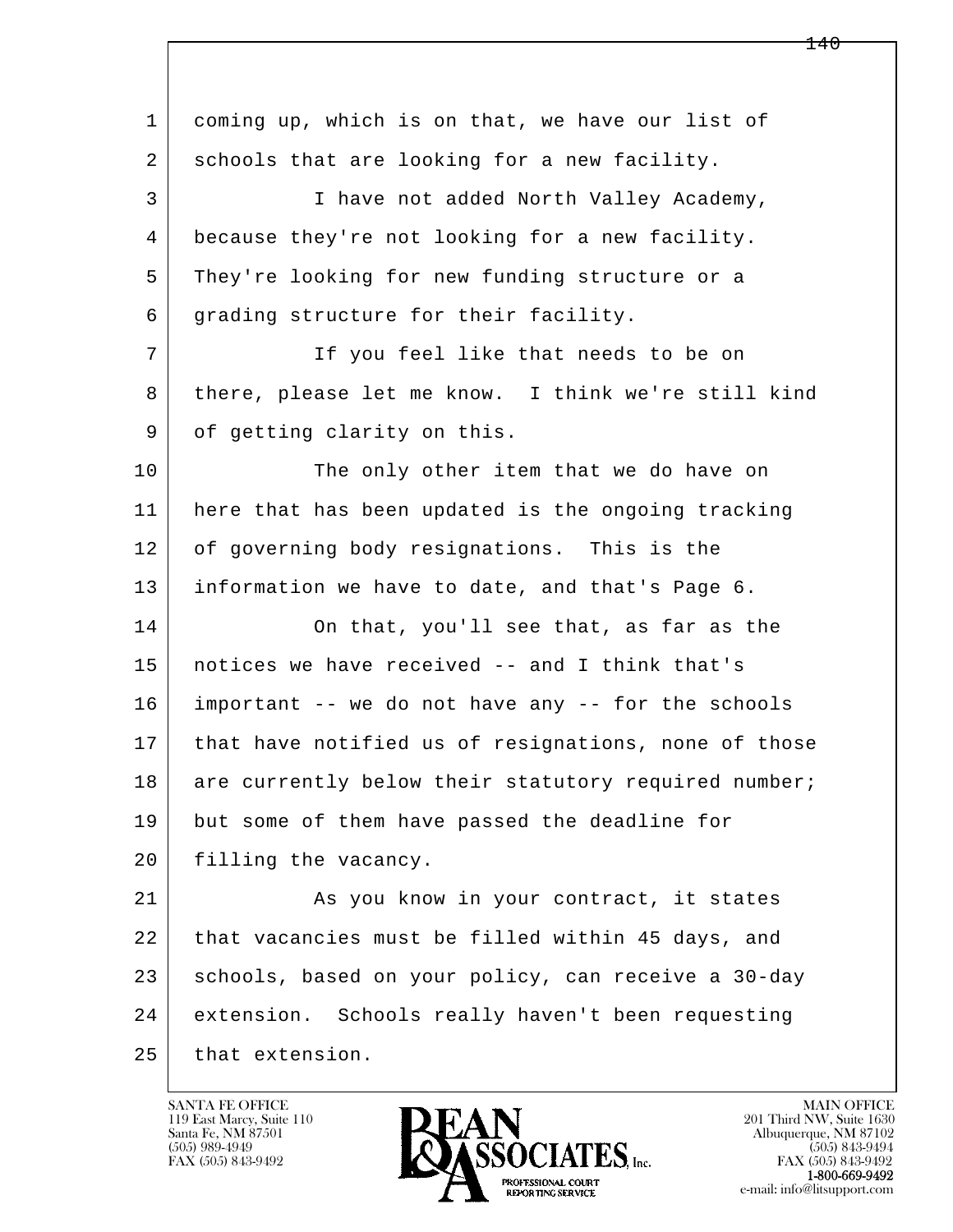coming up, which is on that, we have our list of schools that are looking for a new facility.

I have not added North Valley Academy, because they're not looking for a new facility. They're looking for new funding structure or a grading structure for their facility.

If you feel like that needs to be on there, please let me know. I think we're still kind of getting clarity on this.

The only other item that we do have on here that has been updated is the ongoing tracking of governing body resignations. This is the information we have to date, and that's Page 6.

On that, you'll see that, as far as the notices we have received -- and I think that's important -- we do not have any -- for the schools that have notified us of resignations, none of those are currently below their statutory required number; but some of them have passed the deadline for filling the vacancy.

As you know in your contract, it states that vacancies must be filled within 45 days, and schools, based on your policy, can receive a 30-day extension. Schools really haven't been requesting that extension.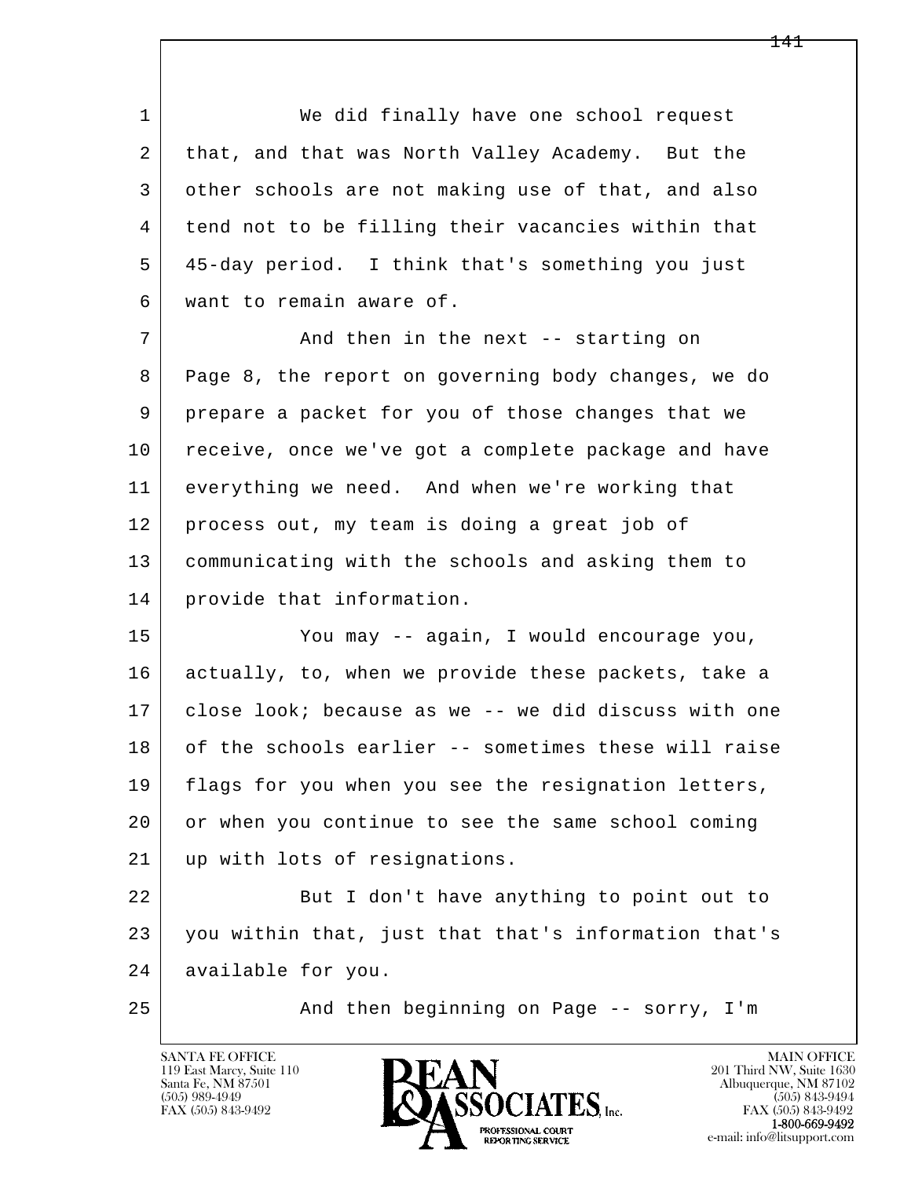We did finally have one school request that, and that was North Valley Academy. But the other schools are not making use of that, and also tend not to be filling their vacancies within that 45-day period. I think that's something you just want to remain aware of.

And then in the next -- starting on Page 8, the report on governing body changes, we do prepare a packet for you of those changes that we receive, once we've got a complete package and have everything we need. And when we're working that process out, my team is doing a great job of communicating with the schools and asking them to provide that information.

You may -- again, I would encourage you, actually, to, when we provide these packets, take a close look; because as we -- we did discuss with one of the schools earlier -- sometimes these will raise flags for you when you see the resignation letters, or when you continue to see the same school coming up with lots of resignations.

But I don't have anything to point out to you within that, just that that's information that's available for you.

And then beginning on Page -- sorry, I'm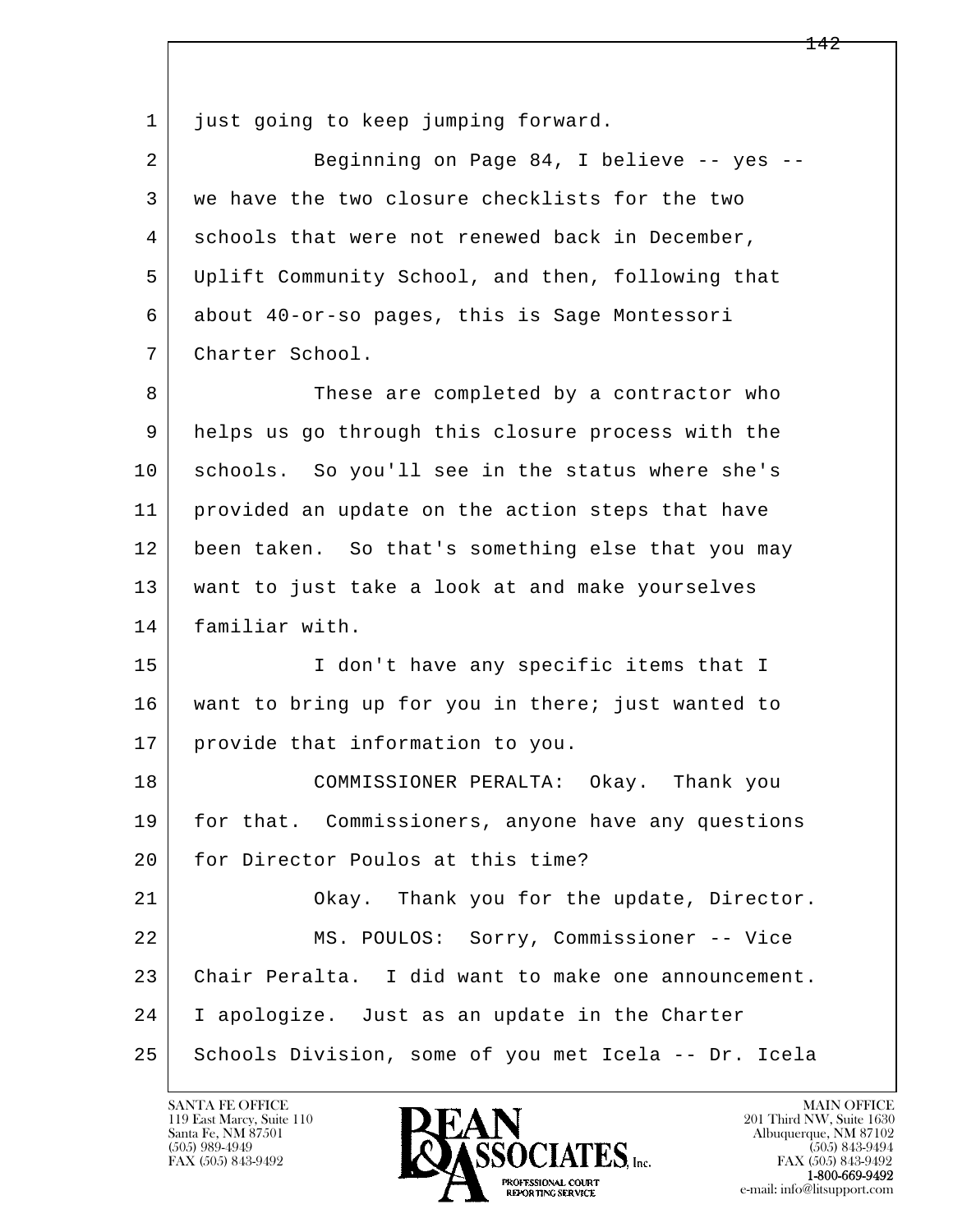1 just going to keep jumping forward.

2 Beginning on Page 84, I believe -- yes --

3 we have the two closure checklists for the two

4 schools that were not renewed back in December,

5 Uplift Community School, and then, following that

6 about 40-or-so pages, this is Sage Montessori

7 Charter School.

8 These are completed by a contractor who

9 helps us go through this closure process with the

10 schools. So you'll see in the status where she's

11 provided an update on the action steps that have

12 been taken. So that's something else that you may

13 want to just take a look at and make yourselves

14 familiar with.

15 I don't have any specific items that I

16 want to bring up for you in there; just wanted to

17 provide that information to you.

18 COMMISSIONER PERALTA: Okay. Thank you

19 for that. Commissioners, anyone have any questions

20 for Director Poulos at this time?

21 Okay. Thank you for the update, Director.

22 MS. POULOS: Sorry, Commissioner -- Vice

23 Chair Peralta. I did want to make one announcement.

24 I apologize. Just as an update in the Charter

25 Schools Division, some of you met Icela -- Dr. Icela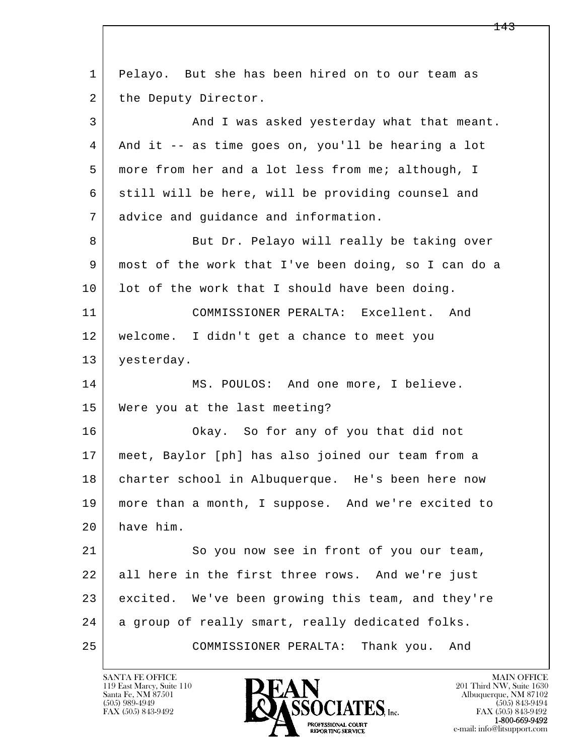1 Pelayo. But she has been hired on to our team as
2 the Deputy Director.
3 And I was asked yesterday what that meant.
4 And it -- as time goes on, you'll be hearing a lot
5 more from her and a lot less from me; although, I
6 still will be here, will be providing counsel and
7 advice and guidance and information.
8 But Dr. Pelayo will really be taking over
9 most of the work that I've been doing, so I can do a
10 lot of the work that I should have been doing.
11 COMMISSIONER PERALTA: Excellent. And
12 welcome. I didn't get a chance to meet you
13 yesterday.
14 MS. POULOS: And one more, I believe.
15 Were you at the last meeting?
16 Okay. So for any of you that did not
17 meet, Baylor [ph] has also joined our team from a
18 charter school in Albuquerque. He's been here now
19 more than a month, I suppose. And we're excited to
20 have him.
21 So you now see in front of you our team,
22 all here in the first three rows. And we're just
23 excited. We've been growing this team, and they're
24 a group of really smart, really dedicated folks.
25 COMMISSIONER PERALTA: Thank you. And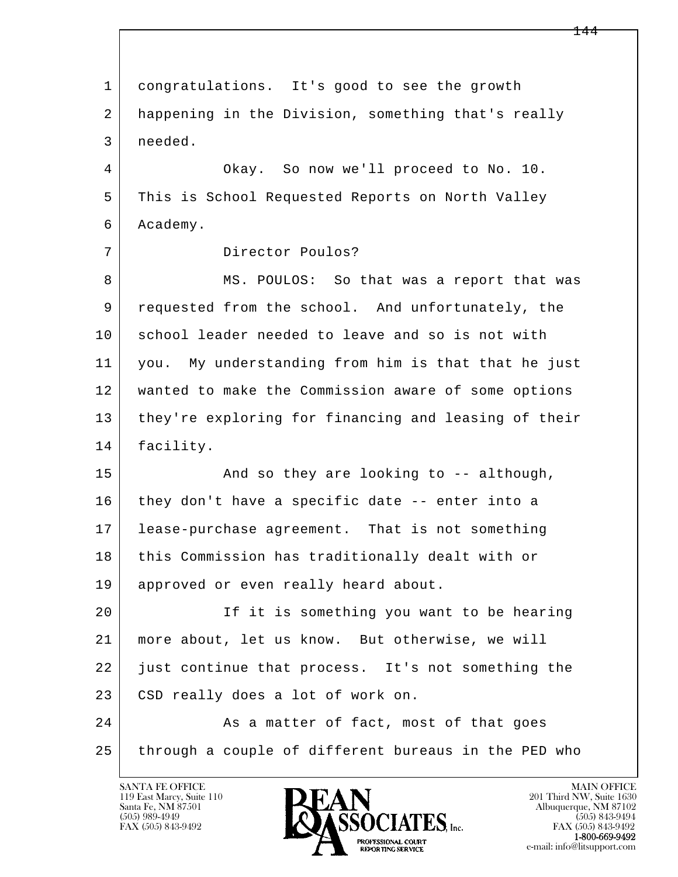congratulations. It's good to see the growth happening in the Division, something that's really needed.

Okay. So now we'll proceed to No. 10. This is School Requested Reports on North Valley Academy.

Director Poulos?

MS. POULOS: So that was a report that was requested from the school. And unfortunately, the school leader needed to leave and so is not with you. My understanding from him is that that he just wanted to make the Commission aware of some options they're exploring for financing and leasing of their facility.

And so they are looking to -- although, they don't have a specific date -- enter into a lease-purchase agreement. That is not something this Commission has traditionally dealt with or approved or even really heard about.

If it is something you want to be hearing more about, let us know. But otherwise, we will just continue that process. It's not something the CSD really does a lot of work on.

As a matter of fact, most of that goes through a couple of different bureaus in the PED who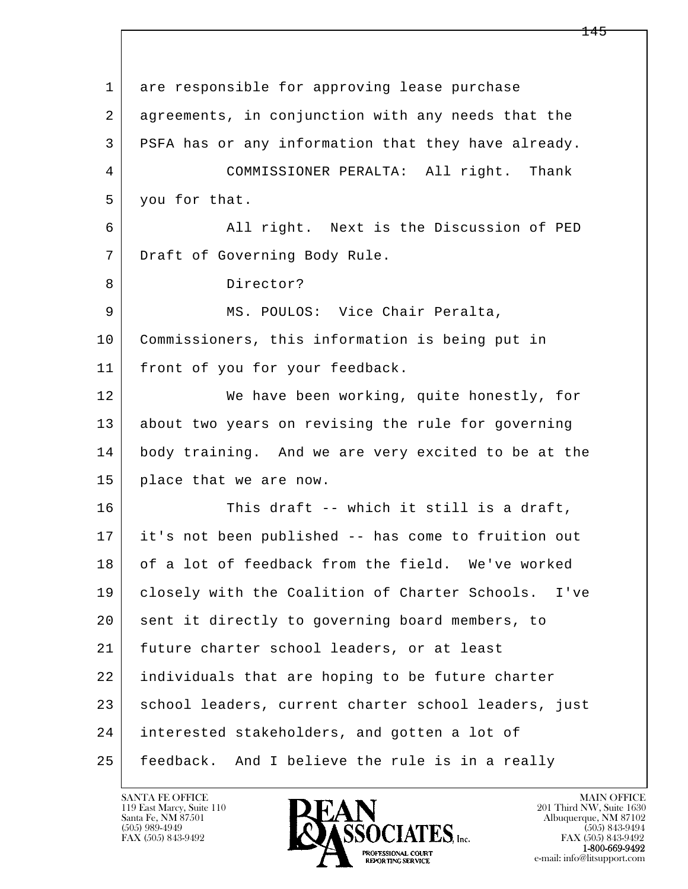are responsible for approving lease purchase agreements, in conjunction with any needs that the PSFA has or any information that they have already.

COMMISSIONER PERALTA: All right. Thank you for that.

All right. Next is the Discussion of PED Draft of Governing Body Rule.

Director?

MS. POULOS: Vice Chair Peralta, Commissioners, this information is being put in front of you for your feedback.

We have been working, quite honestly, for about two years on revising the rule for governing body training. And we are very excited to be at the place that we are now.

This draft -- which it still is a draft, it's not been published -- has come to fruition out of a lot of feedback from the field. We've worked closely with the Coalition of Charter Schools. I've sent it directly to governing board members, to future charter school leaders, or at least individuals that are hoping to be future charter school leaders, current charter school leaders, just interested stakeholders, and gotten a lot of feedback. And I believe the rule is in a really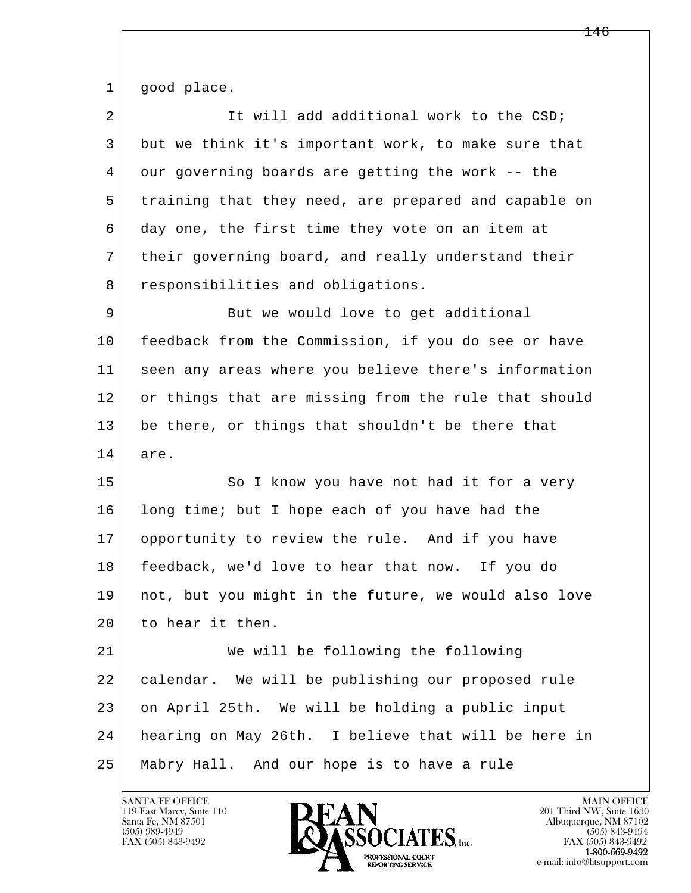good place.

It will add additional work to the CSD; but we think it's important work, to make sure that our governing boards are getting the work -- the training that they need, are prepared and capable on day one, the first time they vote on an item at their governing board, and really understand their responsibilities and obligations.

But we would love to get additional feedback from the Commission, if you do see or have seen any areas where you believe there's information or things that are missing from the rule that should be there, or things that shouldn't be there that are.

So I know you have not had it for a very long time; but I hope each of you have had the opportunity to review the rule. And if you have feedback, we'd love to hear that now. If you do not, but you might in the future, we would also love to hear it then.

We will be following the following calendar. We will be publishing our proposed rule on April 25th. We will be holding a public input hearing on May 26th. I believe that will be here in Mabry Hall. And our hope is to have a rule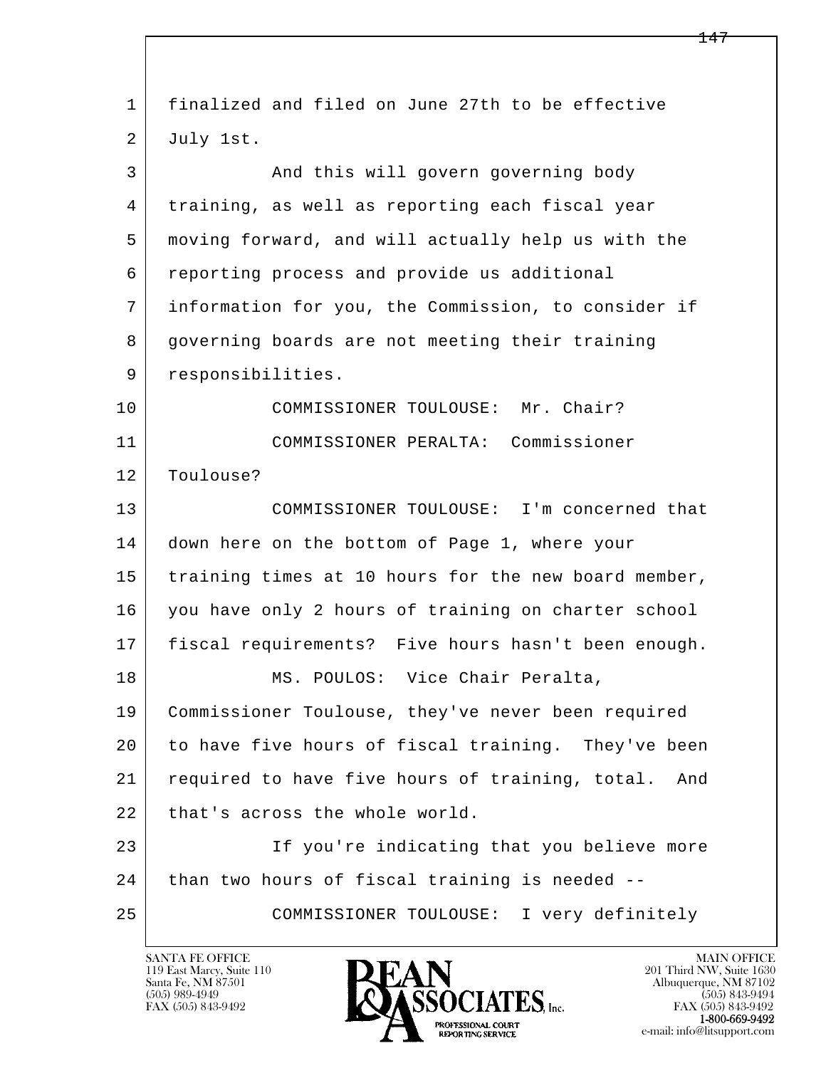finalized and filed on June 27th to be effective July 1st.

And this will govern governing body training, as well as reporting each fiscal year moving forward, and will actually help us with the reporting process and provide us additional information for you, the Commission, to consider if governing boards are not meeting their training responsibilities.

COMMISSIONER TOULOUSE: Mr. Chair?

COMMISSIONER PERALTA: Commissioner Toulouse?

COMMISSIONER TOULOUSE: I'm concerned that down here on the bottom of Page 1, where your training times at 10 hours for the new board member, you have only 2 hours of training on charter school fiscal requirements? Five hours hasn't been enough.

MS. POULOS: Vice Chair Peralta, Commissioner Toulouse, they've never been required to have five hours of fiscal training. They've been required to have five hours of training, total. And that's across the whole world.

If you're indicating that you believe more than two hours of fiscal training is needed --

COMMISSIONER TOULOUSE: I very definitely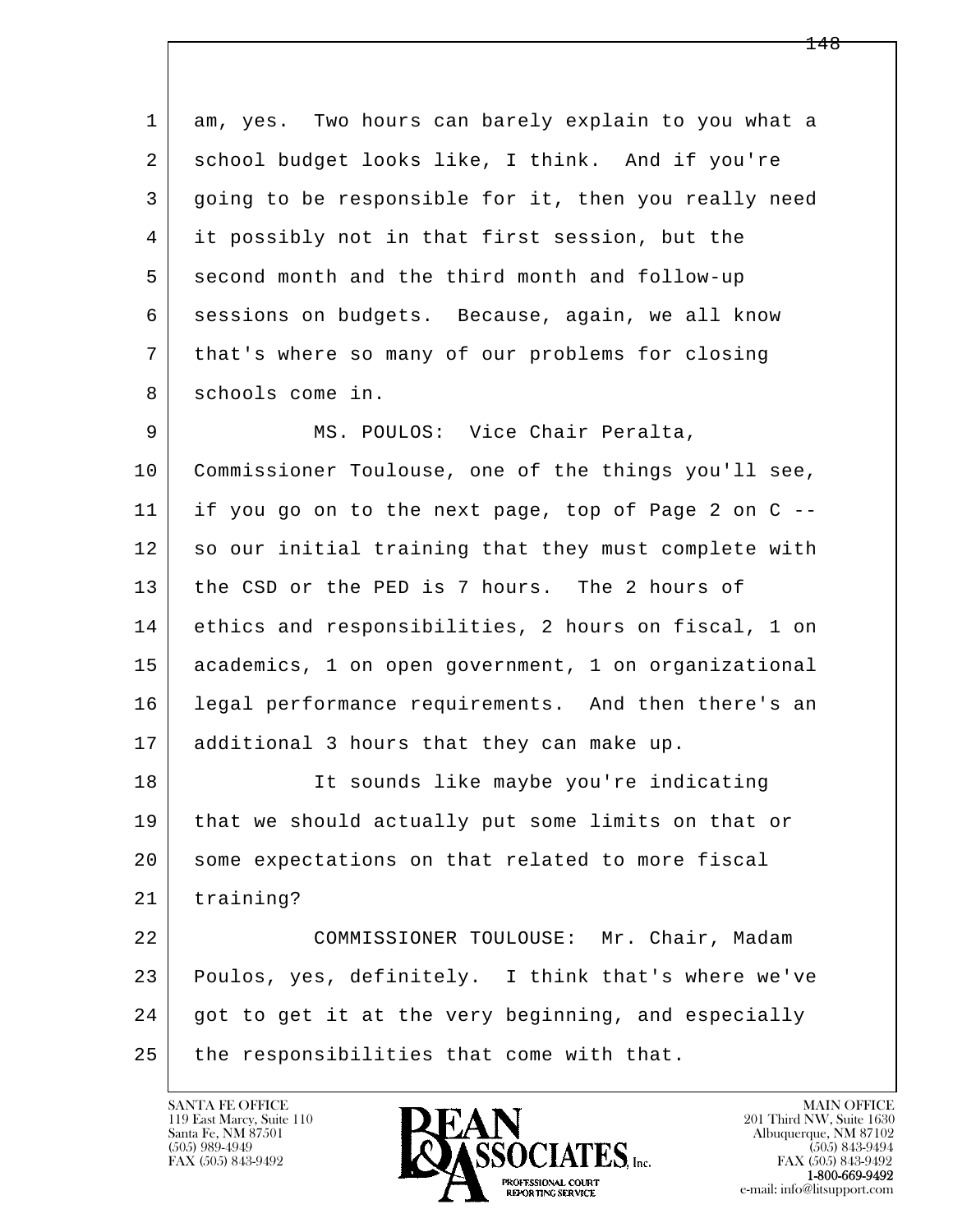am, yes. Two hours can barely explain to you what a school budget looks like, I think. And if you're going to be responsible for it, then you really need it possibly not in that first session, but the second month and the third month and follow-up sessions on budgets. Because, again, we all know that's where so many of our problems for closing schools come in.

MS. POULOS: Vice Chair Peralta, Commissioner Toulouse, one of the things you'll see, if you go on to the next page, top of Page 2 on C -- so our initial training that they must complete with the CSD or the PED is 7 hours. The 2 hours of ethics and responsibilities, 2 hours on fiscal, 1 on academics, 1 on open government, 1 on organizational legal performance requirements. And then there's an additional 3 hours that they can make up.

It sounds like maybe you're indicating that we should actually put some limits on that or some expectations on that related to more fiscal training?

COMMISSIONER TOULOUSE: Mr. Chair, Madam Poulos, yes, definitely. I think that's where we've got to get it at the very beginning, and especially the responsibilities that come with that.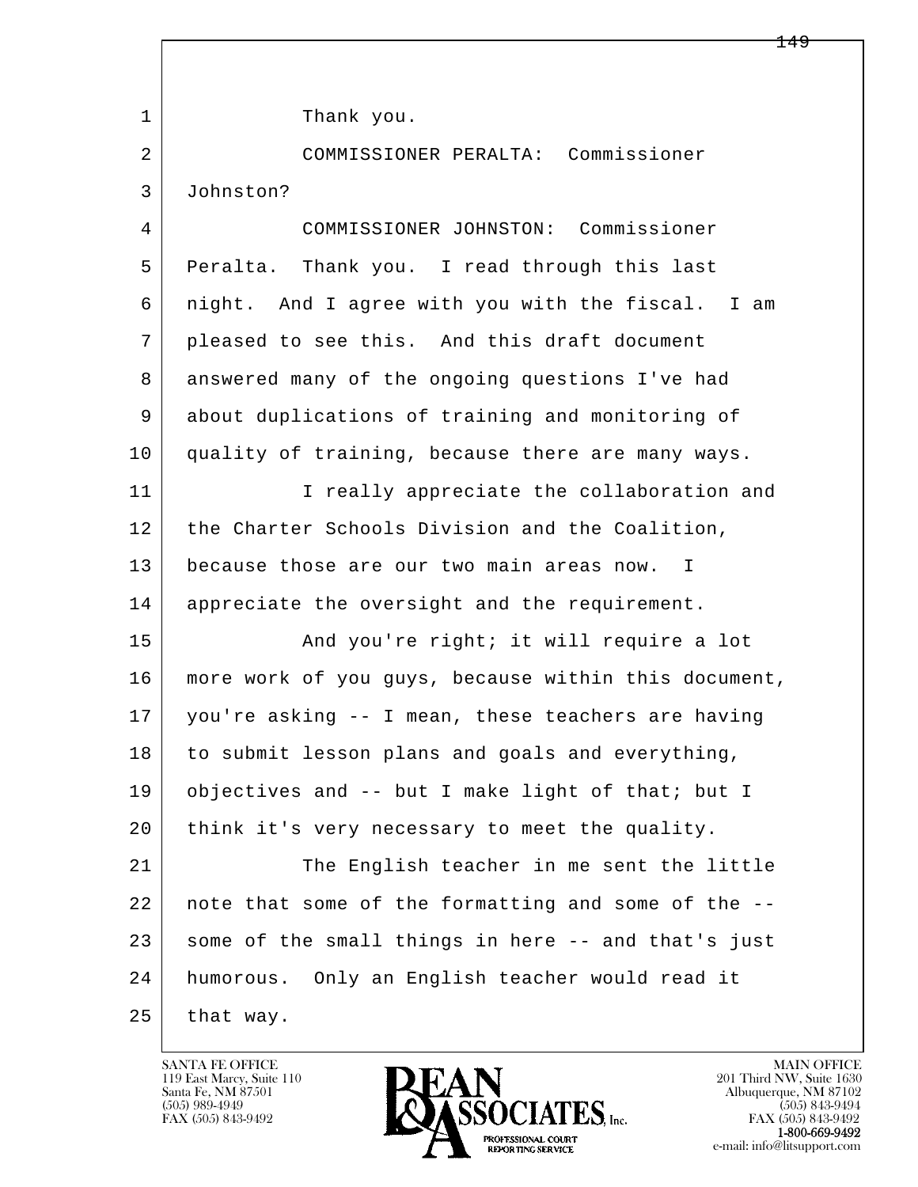1 Thank you.

2 COMMISSIONER PERALTA: Commissioner

3 Johnston?

4 COMMISSIONER JOHNSTON: Commissioner

5 Peralta. Thank you. I read through this last

6 night. And I agree with you with the fiscal. I am

7 pleased to see this. And this draft document

8 answered many of the ongoing questions I've had

9 about duplications of training and monitoring of

10 quality of training, because there are many ways.

11 I really appreciate the collaboration and

12 the Charter Schools Division and the Coalition,

13 because those are our two main areas now. I

14 appreciate the oversight and the requirement.

15 And you're right; it will require a lot

16 more work of you guys, because within this document,

17 you're asking -- I mean, these teachers are having

18 to submit lesson plans and goals and everything,

19 objectives and -- but I make light of that; but I

20 think it's very necessary to meet the quality.

21 The English teacher in me sent the little

22 note that some of the formatting and some of the --

23 some of the small things in here -- and that's just

24 humorous. Only an English teacher would read it

25 that way.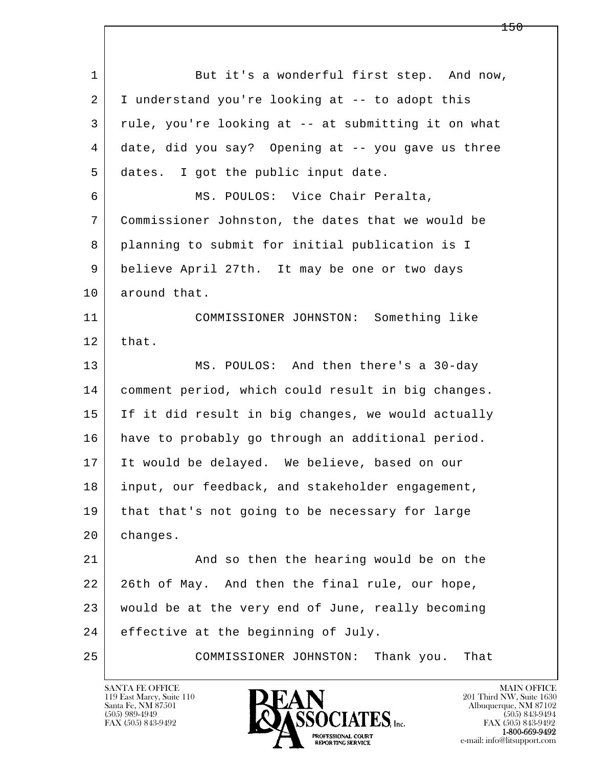But it's a wonderful first step. And now, I understand you're looking at -- to adopt this rule, you're looking at -- at submitting it on what date, did you say? Opening at -- you gave us three dates. I got the public input date.

MS. POULOS: Vice Chair Peralta, Commissioner Johnston, the dates that we would be planning to submit for initial publication is I believe April 27th. It may be one or two days around that.

COMMISSIONER JOHNSTON: Something like that.

MS. POULOS: And then there's a 30-day comment period, which could result in big changes. If it did result in big changes, we would actually have to probably go through an additional period. It would be delayed. We believe, based on our input, our feedback, and stakeholder engagement, that that's not going to be necessary for large changes.

And so then the hearing would be on the 26th of May. And then the final rule, our hope, would be at the very end of June, really becoming effective at the beginning of July.

COMMISSIONER JOHNSTON: Thank you. That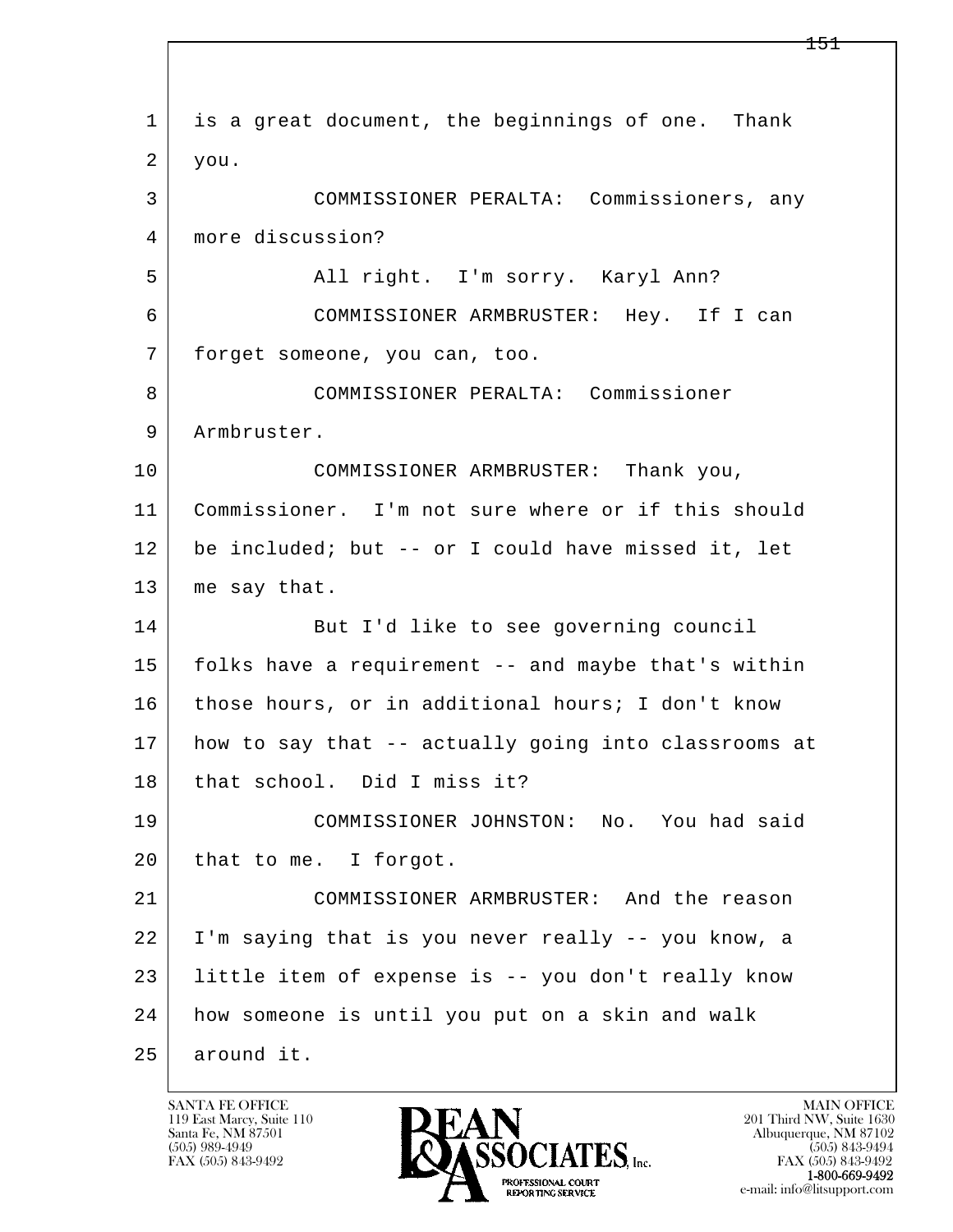is a great document, the beginnings of one. Thank you.

COMMISSIONER PERALTA: Commissioners, any more discussion?

All right. I'm sorry. Karyl Ann?

COMMISSIONER ARMBRUSTER: Hey. If I can forget someone, you can, too.

COMMISSIONER PERALTA: Commissioner Armbruster.

COMMISSIONER ARMBRUSTER: Thank you, Commissioner. I'm not sure where or if this should be included; but -- or I could have missed it, let me say that.

But I'd like to see governing council folks have a requirement -- and maybe that's within those hours, or in additional hours; I don't know how to say that -- actually going into classrooms at that school. Did I miss it?

COMMISSIONER JOHNSTON: No. You had said that to me. I forgot.

COMMISSIONER ARMBRUSTER: And the reason I'm saying that is you never really -- you know, a little item of expense is -- you don't really know how someone is until you put on a skin and walk around it.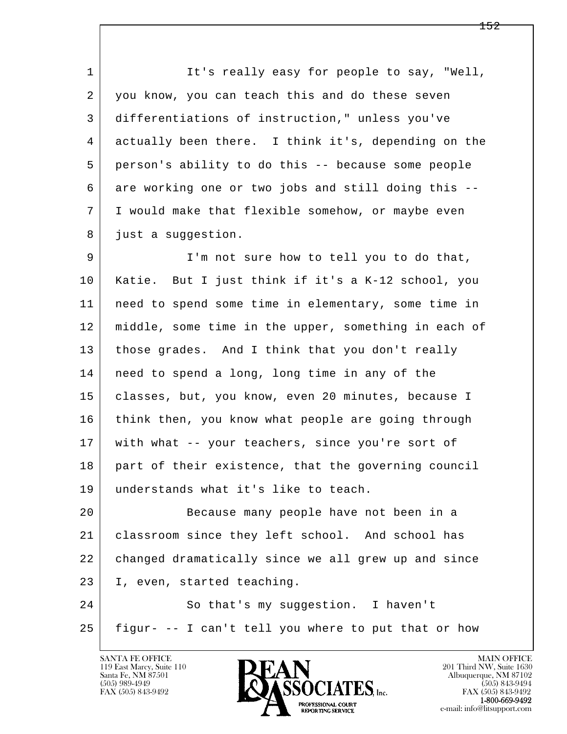It's really easy for people to say, "Well, you know, you can teach this and do these seven differentiations of instruction," unless you've actually been there. I think it's, depending on the person's ability to do this -- because some people are working one or two jobs and still doing this -- I would make that flexible somehow, or maybe even just a suggestion.

I'm not sure how to tell you to do that, Katie. But I just think if it's a K-12 school, you need to spend some time in elementary, some time in middle, some time in the upper, something in each of those grades. And I think that you don't really need to spend a long, long time in any of the classes, but, you know, even 20 minutes, because I think then, you know what people are going through with what -- your teachers, since you're sort of part of their existence, that the governing council understands what it's like to teach.

Because many people have not been in a classroom since they left school. And school has changed dramatically since we all grew up and since I, even, started teaching.

So that's my suggestion. I haven't figur- -- I can't tell you where to put that or how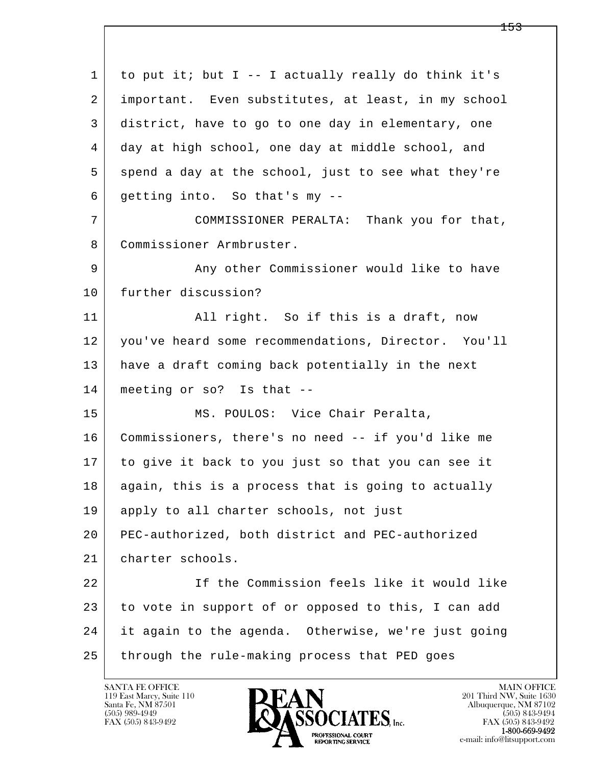to put it; but I -- I actually really do think it's important. Even substitutes, at least, in my school district, have to go to one day in elementary, one day at high school, one day at middle school, and spend a day at the school, just to see what they're getting into. So that's my --

COMMISSIONER PERALTA: Thank you for that, Commissioner Armbruster.

Any other Commissioner would like to have further discussion?

All right. So if this is a draft, now you've heard some recommendations, Director. You'll have a draft coming back potentially in the next meeting or so? Is that --

MS. POULOS: Vice Chair Peralta, Commissioners, there's no need -- if you'd like me to give it back to you just so that you can see it again, this is a process that is going to actually apply to all charter schools, not just PEC-authorized, both district and PEC-authorized charter schools.

If the Commission feels like it would like to vote in support of or opposed to this, I can add it again to the agenda. Otherwise, we're just going through the rule-making process that PED goes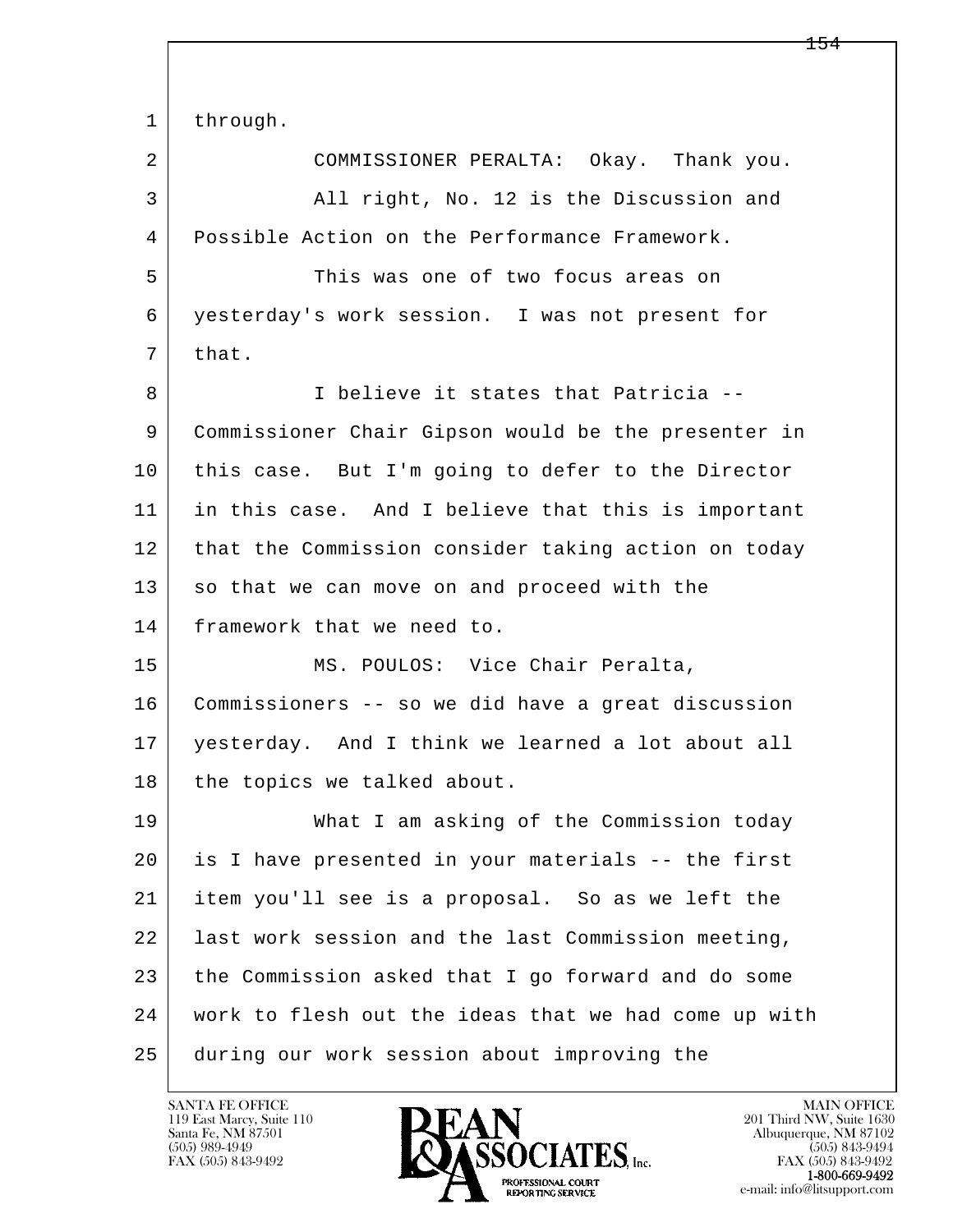through.

COMMISSIONER PERALTA: Okay. Thank you.

All right, No. 12 is the Discussion and Possible Action on the Performance Framework.

This was one of two focus areas on yesterday's work session. I was not present for that.

I believe it states that Patricia -- Commissioner Chair Gipson would be the presenter in this case. But I'm going to defer to the Director in this case. And I believe that this is important that the Commission consider taking action on today so that we can move on and proceed with the framework that we need to.

MS. POULOS: Vice Chair Peralta, Commissioners -- so we did have a great discussion yesterday. And I think we learned a lot about all the topics we talked about.

What I am asking of the Commission today is I have presented in your materials -- the first item you'll see is a proposal. So as we left the last work session and the last Commission meeting, the Commission asked that I go forward and do some work to flesh out the ideas that we had come up with during our work session about improving the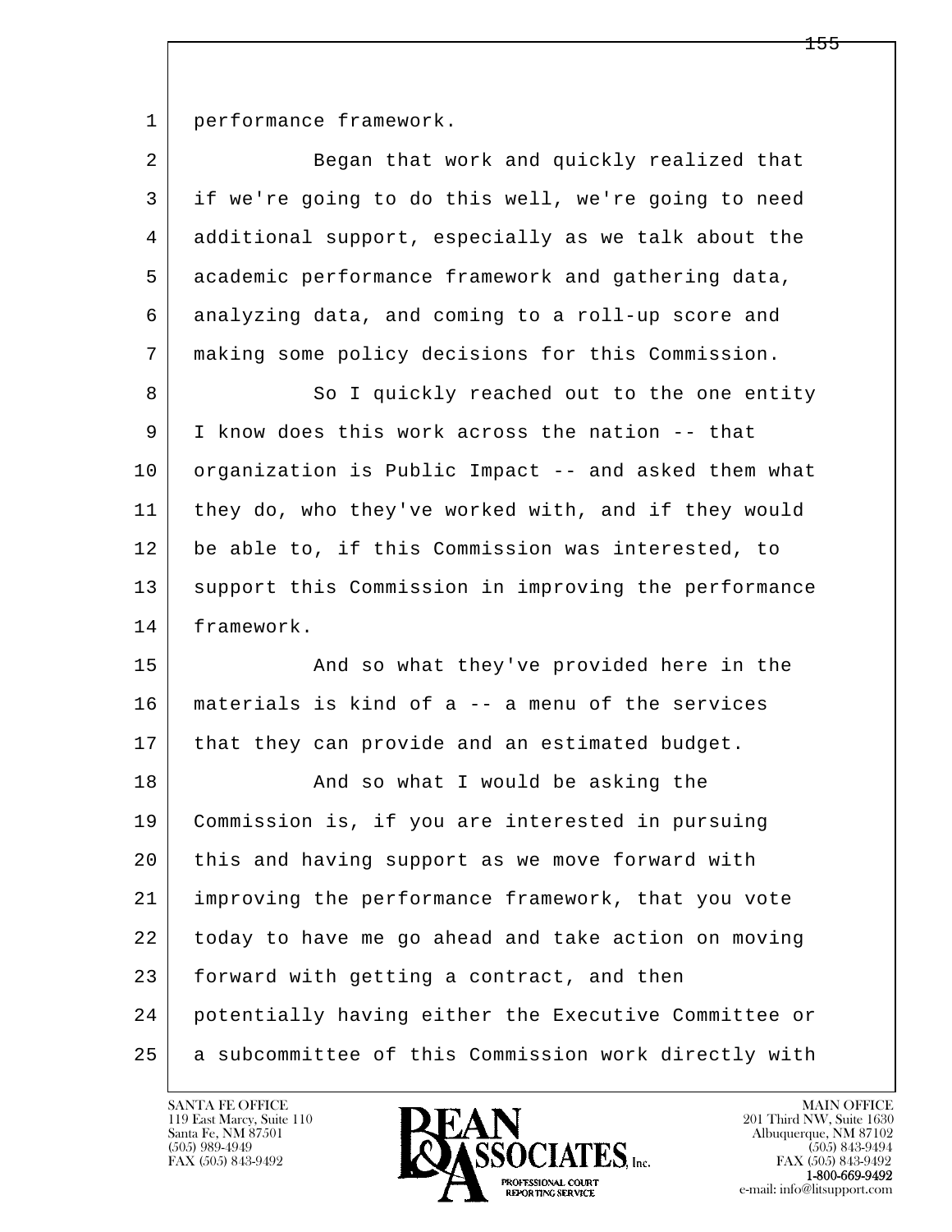performance framework.

Began that work and quickly realized that if we're going to do this well, we're going to need additional support, especially as we talk about the academic performance framework and gathering data, analyzing data, and coming to a roll-up score and making some policy decisions for this Commission.

So I quickly reached out to the one entity I know does this work across the nation -- that organization is Public Impact -- and asked them what they do, who they've worked with, and if they would be able to, if this Commission was interested, to support this Commission in improving the performance framework.

And so what they've provided here in the materials is kind of a -- a menu of the services that they can provide and an estimated budget.

And so what I would be asking the Commission is, if you are interested in pursuing this and having support as we move forward with improving the performance framework, that you vote today to have me go ahead and take action on moving forward with getting a contract, and then potentially having either the Executive Committee or a subcommittee of this Commission work directly with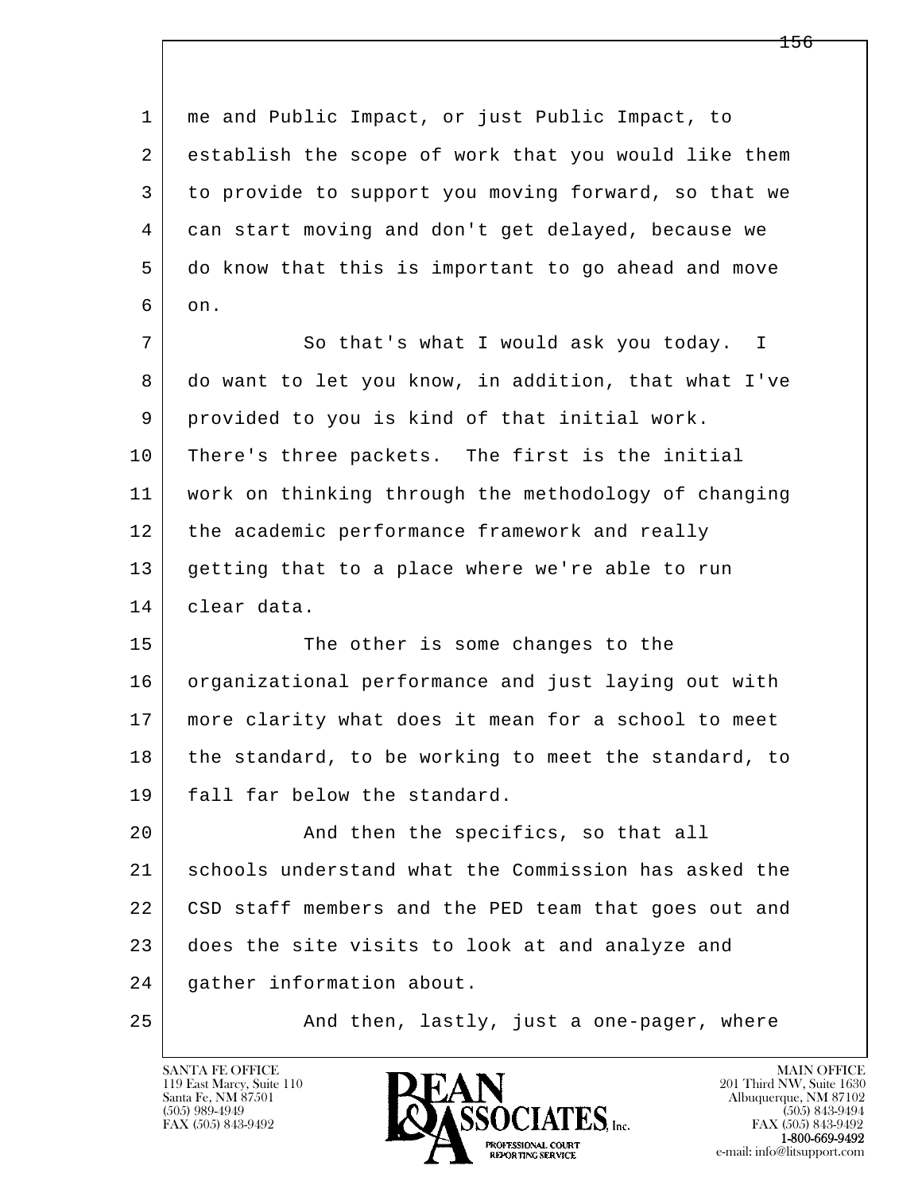1 me and Public Impact, or just Public Impact, to
2 establish the scope of work that you would like them
3 to provide to support you moving forward, so that we
4 can start moving and don't get delayed, because we
5 do know that this is important to go ahead and move
6 on.

7 So that's what I would ask you today. I
8 do want to let you know, in addition, that what I've
9 provided to you is kind of that initial work.
10 There's three packets. The first is the initial
11 work on thinking through the methodology of changing
12 the academic performance framework and really
13 getting that to a place where we're able to run
14 clear data.

15 The other is some changes to the
16 organizational performance and just laying out with
17 more clarity what does it mean for a school to meet
18 the standard, to be working to meet the standard, to
19 fall far below the standard.

20 And then the specifics, so that all
21 schools understand what the Commission has asked the
22 CSD staff members and the PED team that goes out and
23 does the site visits to look at and analyze and
24 gather information about.

25 And then, lastly, just a one-pager, where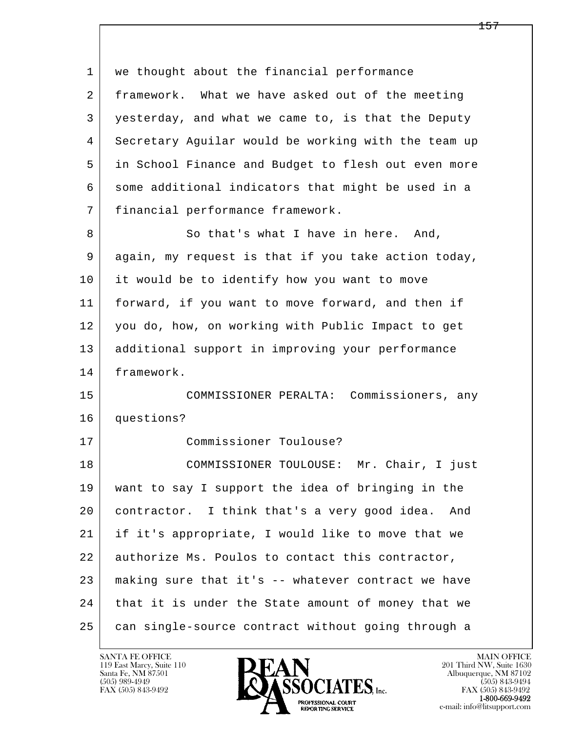we thought about the financial performance framework. What we have asked out of the meeting yesterday, and what we came to, is that the Deputy Secretary Aguilar would be working with the team up in School Finance and Budget to flesh out even more some additional indicators that might be used in a financial performance framework.

So that's what I have in here. And, again, my request is that if you take action today, it would be to identify how you want to move forward, if you want to move forward, and then if you do, how, on working with Public Impact to get additional support in improving your performance framework.

COMMISSIONER PERALTA: Commissioners, any questions?

Commissioner Toulouse?

COMMISSIONER TOULOUSE: Mr. Chair, I just want to say I support the idea of bringing in the contractor. I think that's a very good idea. And if it's appropriate, I would like to move that we authorize Ms. Poulos to contact this contractor, making sure that it's -- whatever contract we have that it is under the State amount of money that we can single-source contract without going through a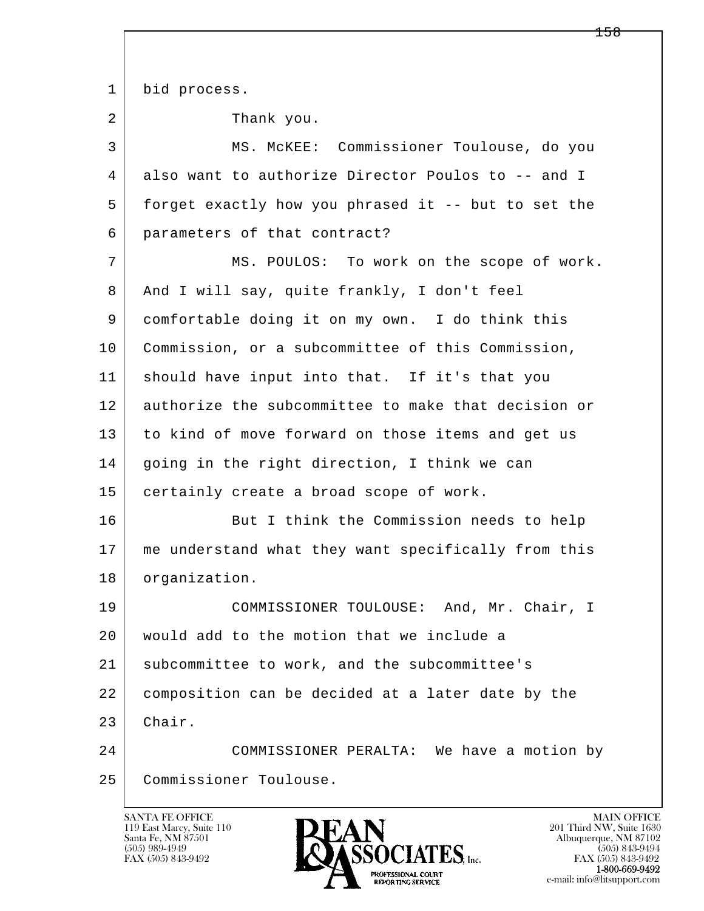bid process.

Thank you.

MS. McKEE: Commissioner Toulouse, do you also want to authorize Director Poulos to -- and I forget exactly how you phrased it -- but to set the parameters of that contract?

MS. POULOS: To work on the scope of work. And I will say, quite frankly, I don't feel comfortable doing it on my own. I do think this Commission, or a subcommittee of this Commission, should have input into that. If it's that you authorize the subcommittee to make that decision or to kind of move forward on those items and get us going in the right direction, I think we can certainly create a broad scope of work.

But I think the Commission needs to help me understand what they want specifically from this organization.

COMMISSIONER TOULOUSE: And, Mr. Chair, I would add to the motion that we include a subcommittee to work, and the subcommittee's composition can be decided at a later date by the Chair.

COMMISSIONER PERALTA: We have a motion by Commissioner Toulouse.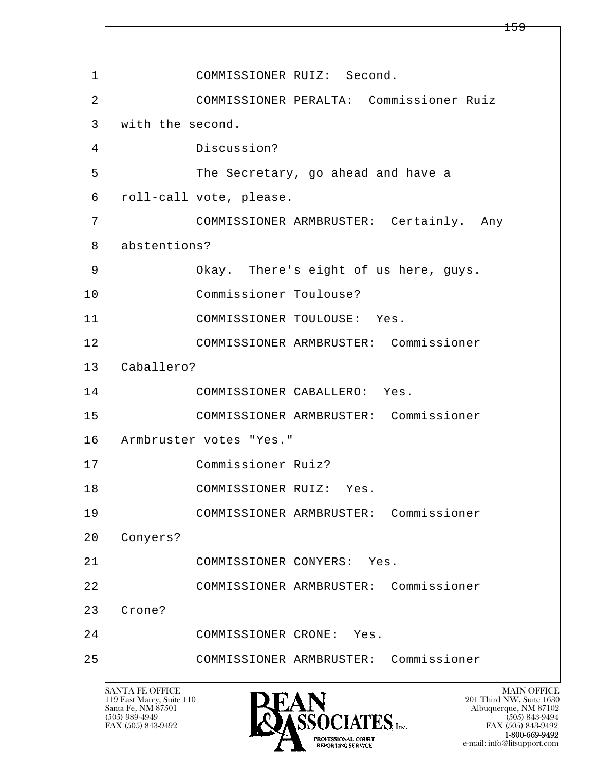COMMISSIONER RUIZ: Second.

COMMISSIONER PERALTA: Commissioner Ruiz with the second.

Discussion?

The Secretary, go ahead and have a roll-call vote, please.

COMMISSIONER ARMBRUSTER: Certainly. Any abstentions?

Okay. There's eight of us here, guys.

Commissioner Toulouse?

COMMISSIONER TOULOUSE: Yes.

COMMISSIONER ARMBRUSTER: Commissioner Caballero?

COMMISSIONER CABALLERO: Yes.

COMMISSIONER ARMBRUSTER: Commissioner Armbruster votes "Yes."

Commissioner Ruiz?

COMMISSIONER RUIZ: Yes.

COMMISSIONER ARMBRUSTER: Commissioner Conyers?

COMMISSIONER CONYERS: Yes.

COMMISSIONER ARMBRUSTER: Commissioner Crone?

COMMISSIONER CRONE: Yes.

COMMISSIONER ARMBRUSTER: Commissioner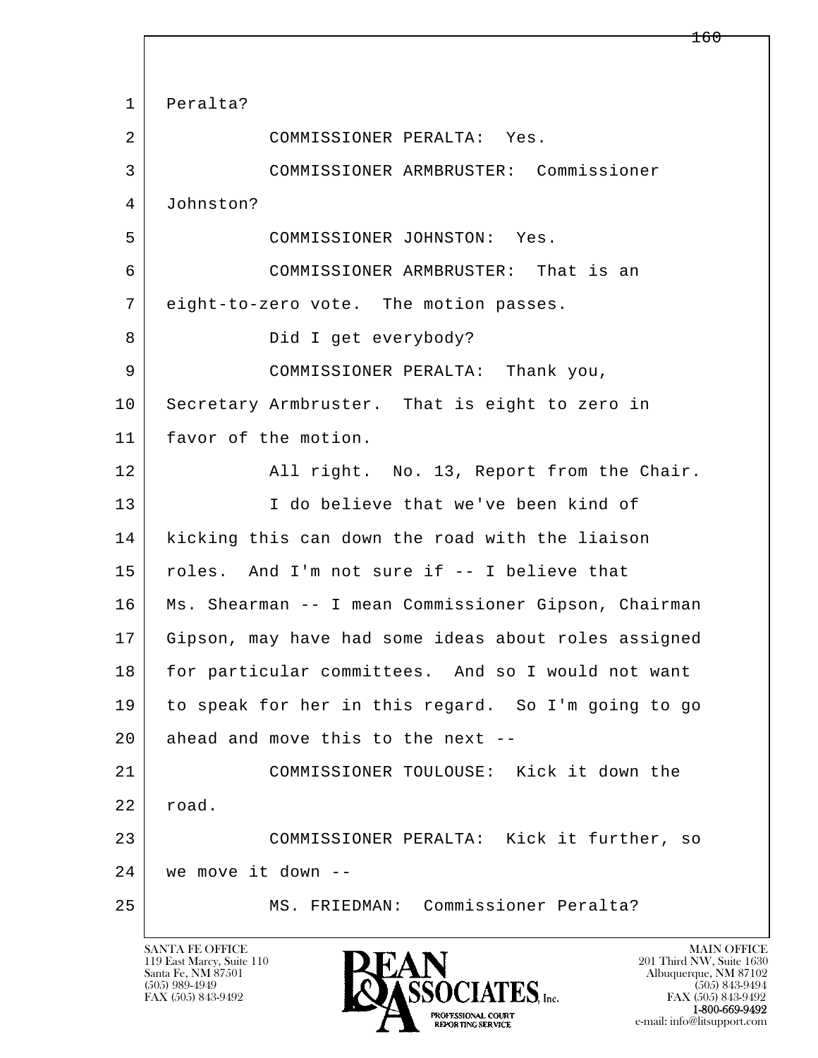1 Peralta?

2 COMMISSIONER PERALTA: Yes.

3 COMMISSIONER ARMBRUSTER: Commissioner

4 Johnston?

5 COMMISSIONER JOHNSTON: Yes.

6 COMMISSIONER ARMBRUSTER: That is an

7 eight-to-zero vote. The motion passes.

8 Did I get everybody?

9 COMMISSIONER PERALTA: Thank you,

10 Secretary Armbruster. That is eight to zero in

11 favor of the motion.

12 All right. No. 13, Report from the Chair.

13 I do believe that we've been kind of

14 kicking this can down the road with the liaison

15 roles. And I'm not sure if -- I believe that

16 Ms. Shearman -- I mean Commissioner Gipson, Chairman

17 Gipson, may have had some ideas about roles assigned

18 for particular committees. And so I would not want

19 to speak for her in this regard. So I'm going to go

20 ahead and move this to the next --

21 COMMISSIONER TOULOUSE: Kick it down the

22 road.

23 COMMISSIONER PERALTA: Kick it further, so

24 we move it down --

25 MS. FRIEDMAN: Commissioner Peralta?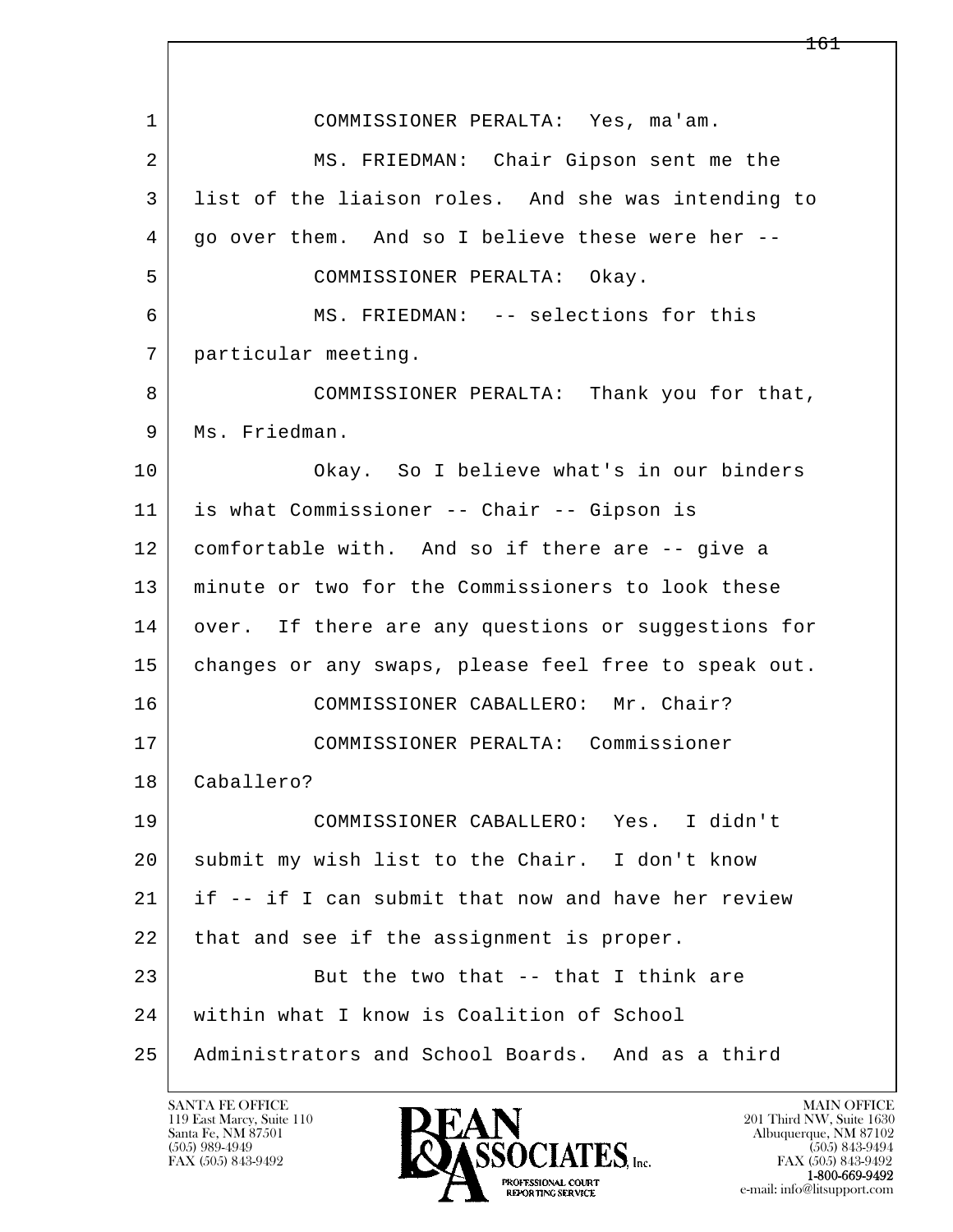1 COMMISSIONER PERALTA: Yes, ma'am.

2 MS. FRIEDMAN: Chair Gipson sent me the
3 list of the liaison roles. And she was intending to
4 go over them. And so I believe these were her --

5 COMMISSIONER PERALTA: Okay.

6 MS. FRIEDMAN: -- selections for this
7 particular meeting.

8 COMMISSIONER PERALTA: Thank you for that,
9 Ms. Friedman.

10 Okay. So I believe what's in our binders
11 is what Commissioner -- Chair -- Gipson is
12 comfortable with. And so if there are -- give a
13 minute or two for the Commissioners to look these
14 over. If there are any questions or suggestions for
15 changes or any swaps, please feel free to speak out.

16 COMMISSIONER CABALLERO: Mr. Chair?

17 COMMISSIONER PERALTA: Commissioner
18 Caballero?

19 COMMISSIONER CABALLERO: Yes. I didn't
20 submit my wish list to the Chair. I don't know
21 if -- if I can submit that now and have her review
22 that and see if the assignment is proper.

23 But the two that -- that I think are
24 within what I know is Coalition of School
25 Administrators and School Boards. And as a third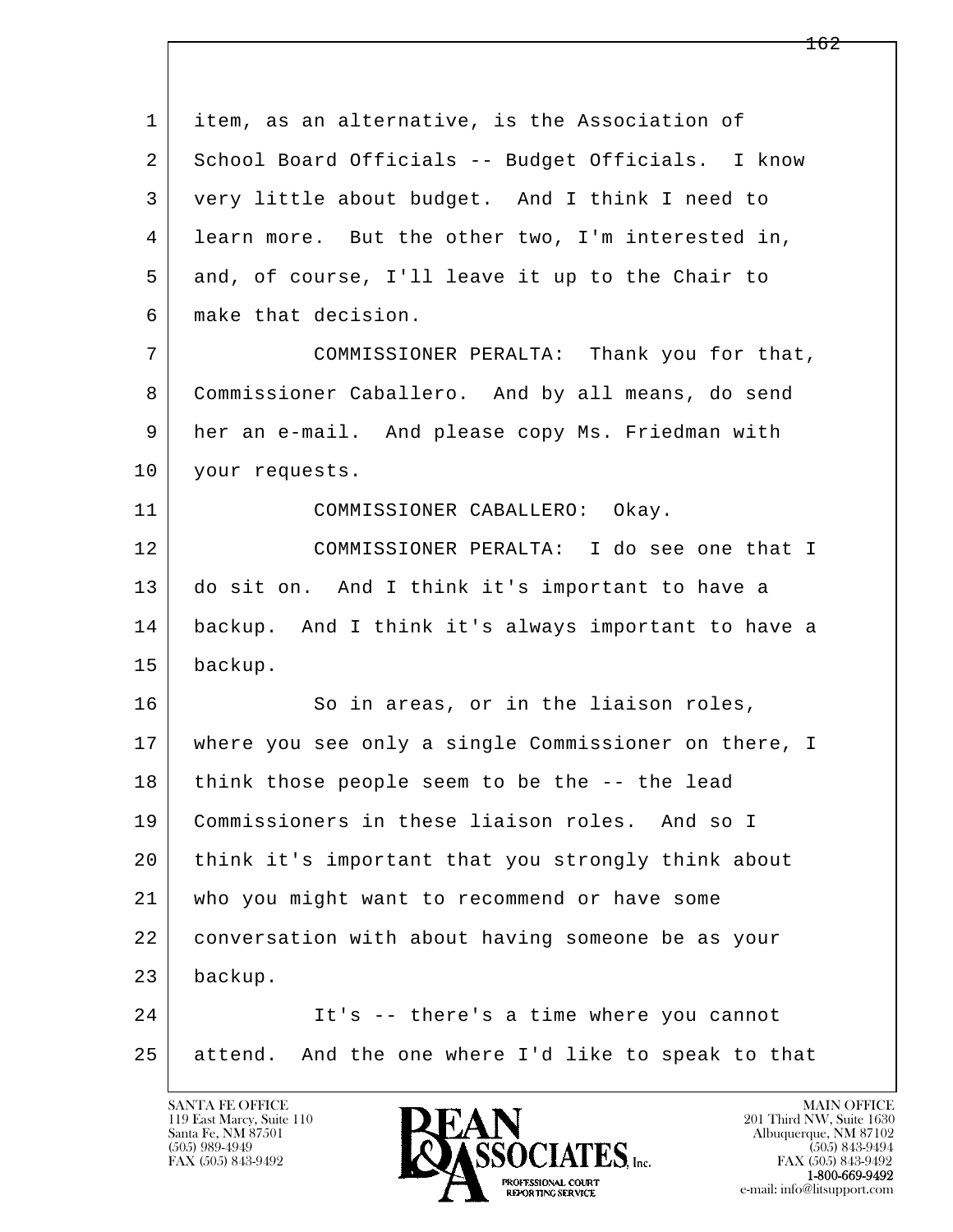item, as an alternative, is the Association of School Board Officials -- Budget Officials. I know very little about budget. And I think I need to learn more. But the other two, I'm interested in, and, of course, I'll leave it up to the Chair to make that decision.

COMMISSIONER PERALTA: Thank you for that, Commissioner Caballero. And by all means, do send her an e-mail. And please copy Ms. Friedman with your requests.

COMMISSIONER CABALLERO: Okay.

COMMISSIONER PERALTA: I do see one that I do sit on. And I think it's important to have a backup. And I think it's always important to have a backup.

So in areas, or in the liaison roles, where you see only a single Commissioner on there, I think those people seem to be the -- the lead Commissioners in these liaison roles. And so I think it's important that you strongly think about who you might want to recommend or have some conversation with about having someone be as your backup.

It's -- there's a time where you cannot attend. And the one where I'd like to speak to that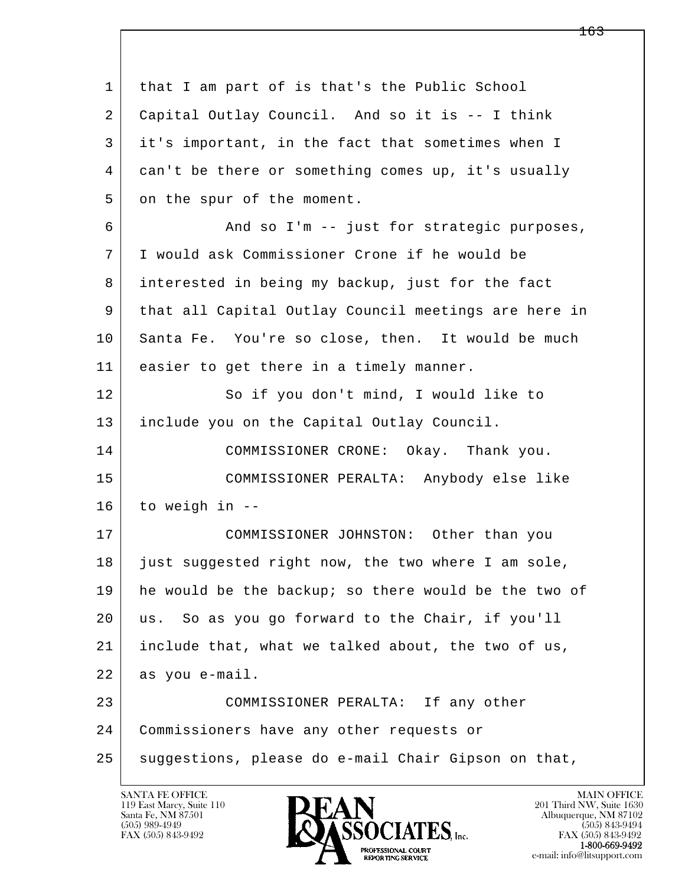1 that I am part of is that's the Public School
2 Capital Outlay Council. And so it is -- I think
3 it's important, in the fact that sometimes when I
4 can't be there or something comes up, it's usually
5 on the spur of the moment.

6 And so I'm -- just for strategic purposes,
7 I would ask Commissioner Crone if he would be
8 interested in being my backup, just for the fact
9 that all Capital Outlay Council meetings are here in
10 Santa Fe. You're so close, then. It would be much
11 easier to get there in a timely manner.

12 So if you don't mind, I would like to
13 include you on the Capital Outlay Council.

14 COMMISSIONER CRONE: Okay. Thank you.

15 COMMISSIONER PERALTA: Anybody else like
16 to weigh in --

17 COMMISSIONER JOHNSTON: Other than you
18 just suggested right now, the two where I am sole,
19 he would be the backup; so there would be the two of
20 us. So as you go forward to the Chair, if you'll
21 include that, what we talked about, the two of us,
22 as you e-mail.

23 COMMISSIONER PERALTA: If any other
24 Commissioners have any other requests or
25 suggestions, please do e-mail Chair Gipson on that,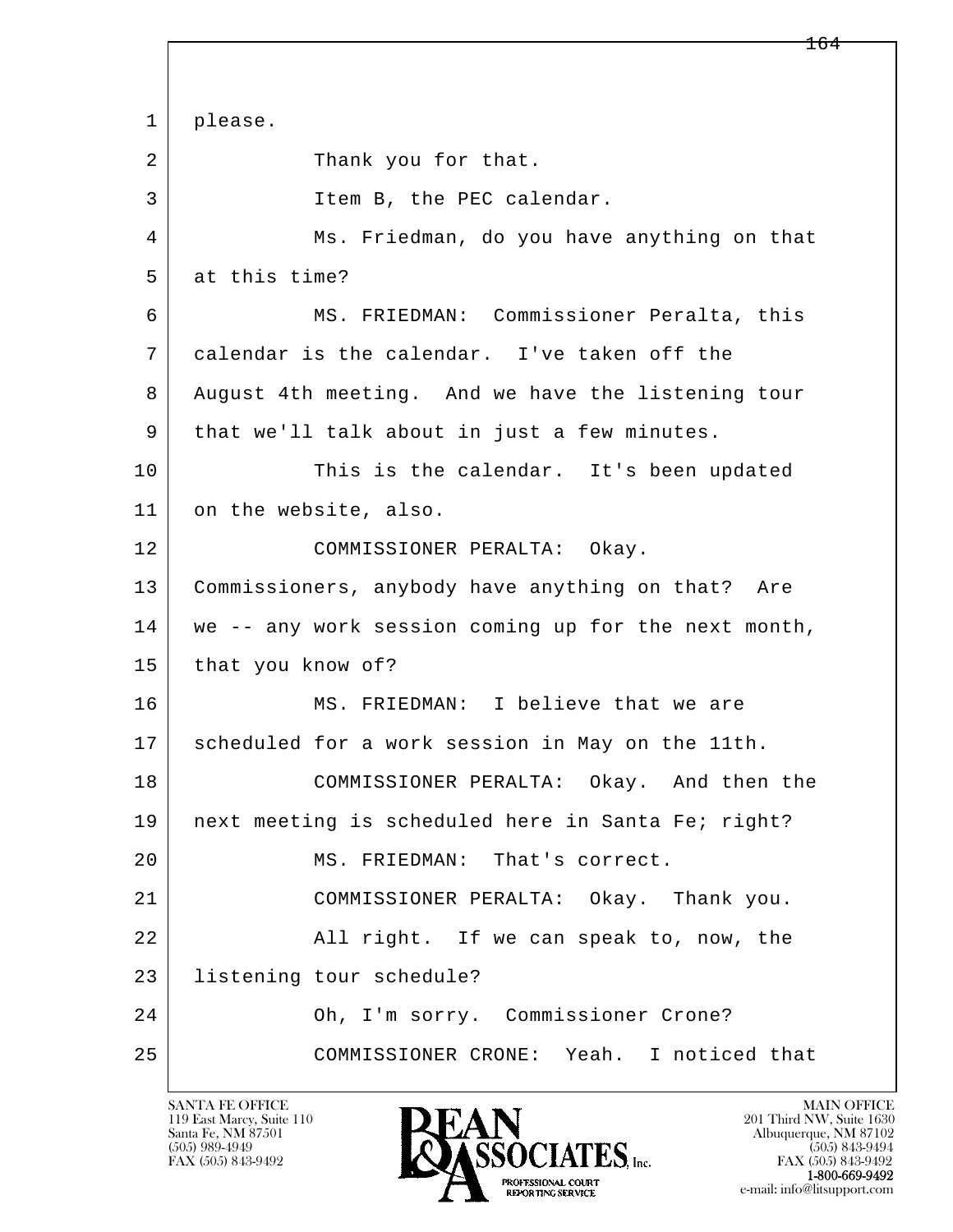please.

Thank you for that.

Item B, the PEC calendar.

Ms. Friedman, do you have anything on that at this time?

MS. FRIEDMAN: Commissioner Peralta, this calendar is the calendar. I've taken off the August 4th meeting. And we have the listening tour that we'll talk about in just a few minutes.

This is the calendar. It's been updated on the website, also.

COMMISSIONER PERALTA: Okay. Commissioners, anybody have anything on that? Are we -- any work session coming up for the next month, that you know of?

MS. FRIEDMAN: I believe that we are scheduled for a work session in May on the 11th.

COMMISSIONER PERALTA: Okay. And then the next meeting is scheduled here in Santa Fe; right?

MS. FRIEDMAN: That's correct.

COMMISSIONER PERALTA: Okay. Thank you.

All right. If we can speak to, now, the listening tour schedule?

Oh, I'm sorry. Commissioner Crone?

COMMISSIONER CRONE: Yeah. I noticed that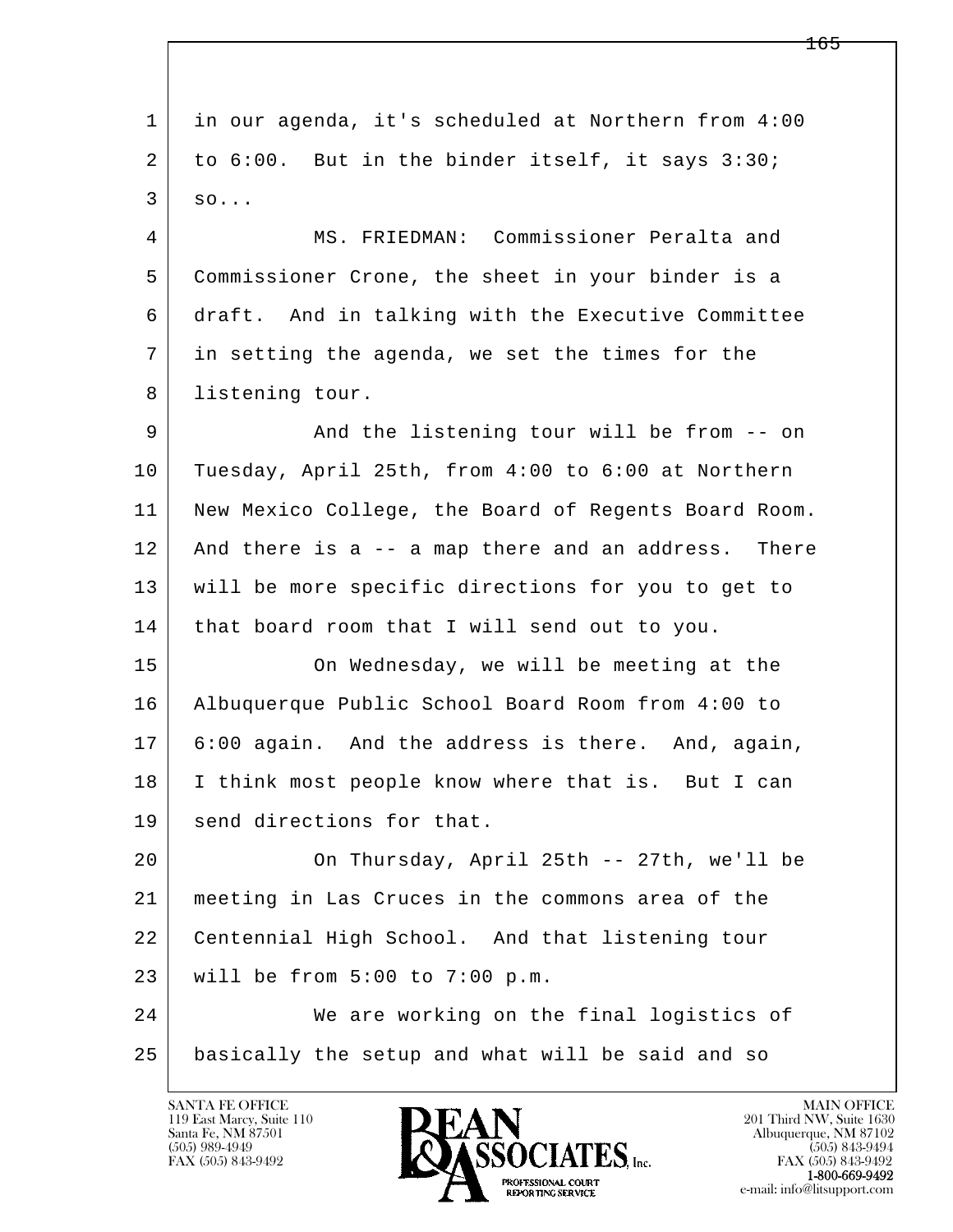1 in our agenda, it's scheduled at Northern from 4:00
2 to 6:00. But in the binder itself, it says 3:30;
3 so...

4 MS. FRIEDMAN: Commissioner Peralta and
5 Commissioner Crone, the sheet in your binder is a
6 draft. And in talking with the Executive Committee
7 in setting the agenda, we set the times for the
8 listening tour.

9 And the listening tour will be from -- on
10 Tuesday, April 25th, from 4:00 to 6:00 at Northern
11 New Mexico College, the Board of Regents Board Room.
12 And there is a -- a map there and an address. There
13 will be more specific directions for you to get to
14 that board room that I will send out to you.

15 On Wednesday, we will be meeting at the
16 Albuquerque Public School Board Room from 4:00 to
17 6:00 again. And the address is there. And, again,
18 I think most people know where that is. But I can
19 send directions for that.

20 On Thursday, April 25th -- 27th, we'll be
21 meeting in Las Cruces in the commons area of the
22 Centennial High School. And that listening tour
23 will be from 5:00 to 7:00 p.m.

24 We are working on the final logistics of
25 basically the setup and what will be said and so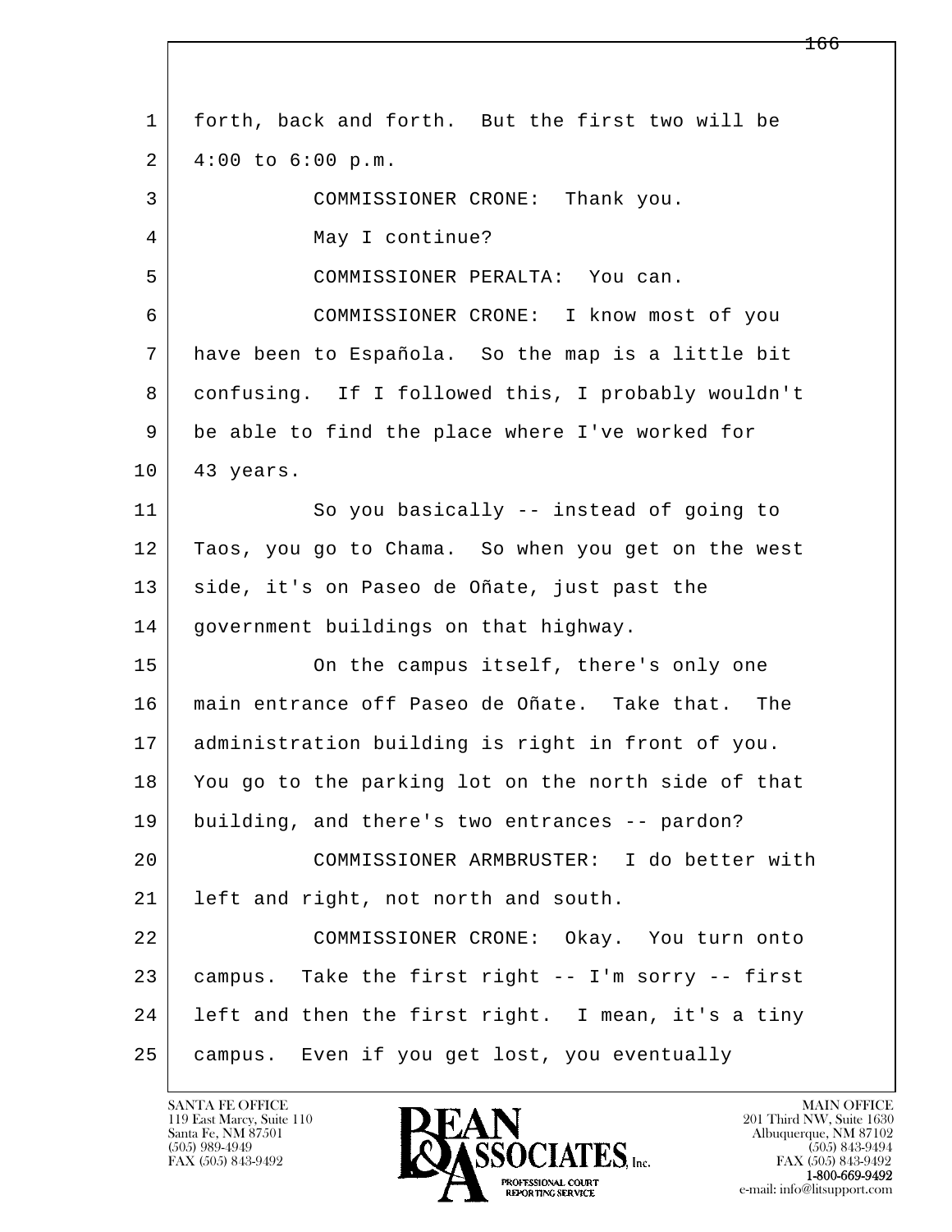forth, back and forth. But the first two will be 4:00 to 6:00 p.m.

COMMISSIONER CRONE: Thank you.

May I continue?

COMMISSIONER PERALTA: You can.

COMMISSIONER CRONE: I know most of you have been to Española. So the map is a little bit confusing. If I followed this, I probably wouldn't be able to find the place where I've worked for 43 years.

So you basically -- instead of going to Taos, you go to Chama. So when you get on the west side, it's on Paseo de Oñate, just past the government buildings on that highway.

On the campus itself, there's only one main entrance off Paseo de Oñate. Take that. The administration building is right in front of you. You go to the parking lot on the north side of that building, and there's two entrances -- pardon?

COMMISSIONER ARMBRUSTER: I do better with left and right, not north and south.

COMMISSIONER CRONE: Okay. You turn onto campus. Take the first right -- I'm sorry -- first left and then the first right. I mean, it's a tiny campus. Even if you get lost, you eventually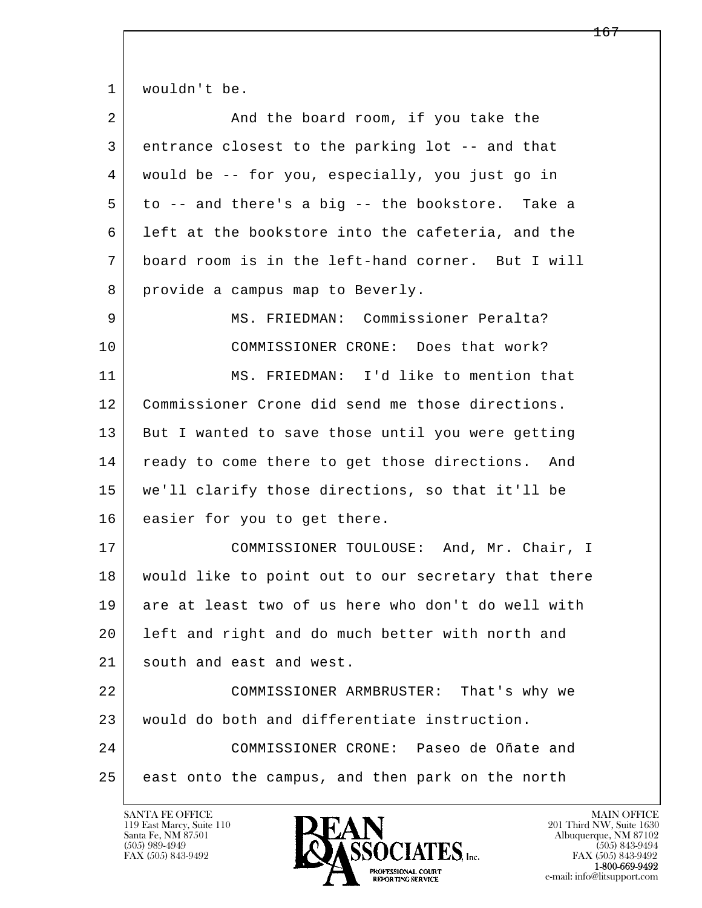wouldn't be.

And the board room, if you take the entrance closest to the parking lot -- and that would be -- for you, especially, you just go in to -- and there's a big -- the bookstore. Take a left at the bookstore into the cafeteria, and the board room is in the left-hand corner. But I will provide a campus map to Beverly.

MS. FRIEDMAN: Commissioner Peralta?

COMMISSIONER CRONE: Does that work?

MS. FRIEDMAN: I'd like to mention that Commissioner Crone did send me those directions. But I wanted to save those until you were getting ready to come there to get those directions. And we'll clarify those directions, so that it'll be easier for you to get there.

COMMISSIONER TOULOUSE: And, Mr. Chair, I would like to point out to our secretary that there are at least two of us here who don't do well with left and right and do much better with north and south and east and west.

COMMISSIONER ARMBRUSTER: That's why we would do both and differentiate instruction.

COMMISSIONER CRONE: Paseo de Oñate and east onto the campus, and then park on the north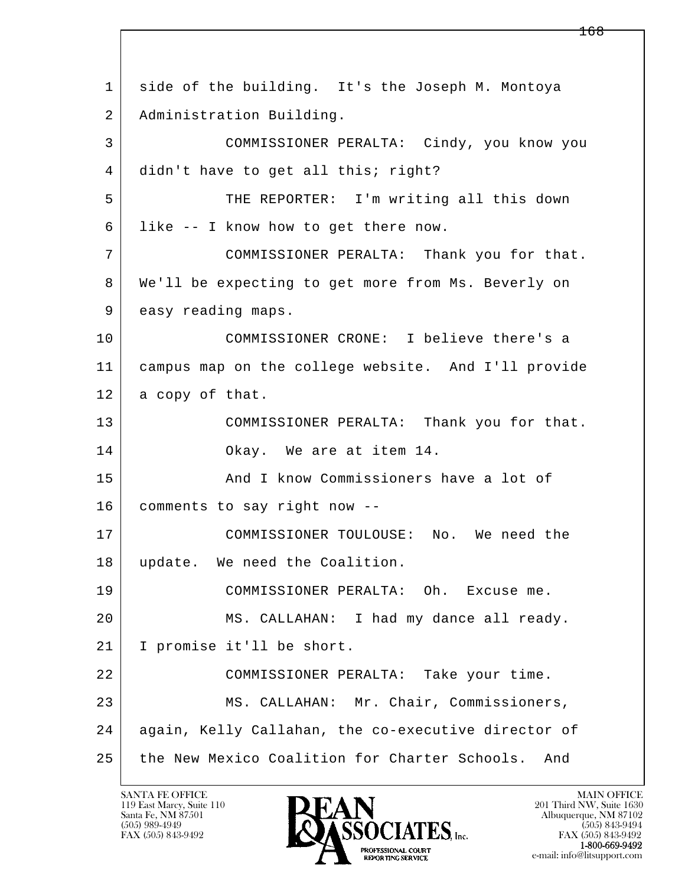1 side of the building. It's the Joseph M. Montoya
2 Administration Building.
3 COMMISSIONER PERALTA: Cindy, you know you
4 didn't have to get all this; right?
5 THE REPORTER: I'm writing all this down
6 like -- I know how to get there now.
7 COMMISSIONER PERALTA: Thank you for that.
8 We'll be expecting to get more from Ms. Beverly on
9 easy reading maps.
10 COMMISSIONER CRONE: I believe there's a
11 campus map on the college website. And I'll provide
12 a copy of that.
13 COMMISSIONER PERALTA: Thank you for that.
14 Okay. We are at item 14.
15 And I know Commissioners have a lot of
16 comments to say right now --
17 COMMISSIONER TOULOUSE: No. We need the
18 update. We need the Coalition.
19 COMMISSIONER PERALTA: Oh. Excuse me.
20 MS. CALLAHAN: I had my dance all ready.
21 I promise it'll be short.
22 COMMISSIONER PERALTA: Take your time.
23 MS. CALLAHAN: Mr. Chair, Commissioners,
24 again, Kelly Callahan, the co-executive director of
25 the New Mexico Coalition for Charter Schools. And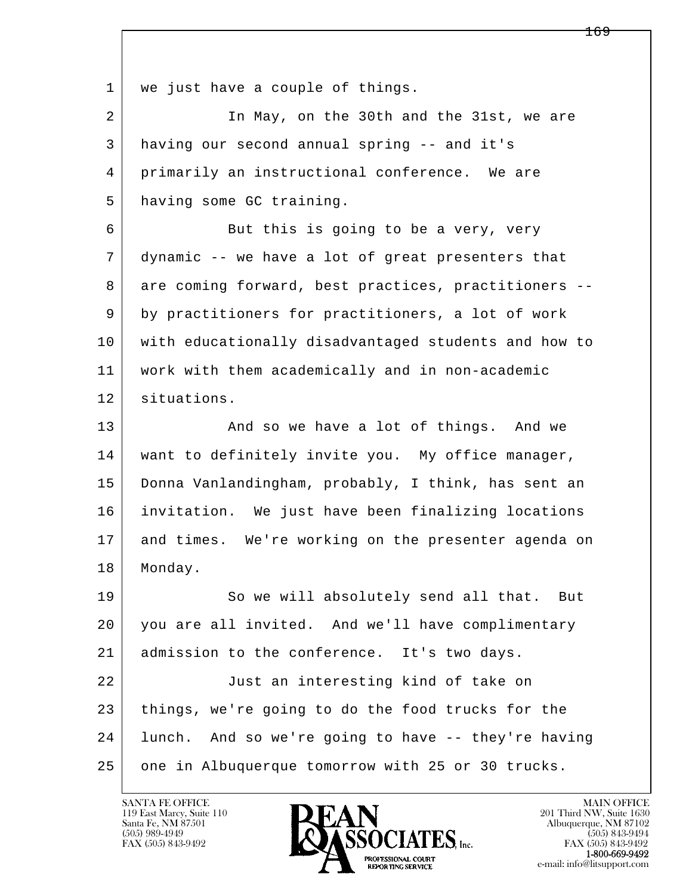we just have a couple of things.

In May, on the 30th and the 31st, we are having our second annual spring -- and it's primarily an instructional conference. We are having some GC training.

But this is going to be a very, very dynamic -- we have a lot of great presenters that are coming forward, best practices, practitioners -- by practitioners for practitioners, a lot of work with educationally disadvantaged students and how to work with them academically and in non-academic situations.

And so we have a lot of things. And we want to definitely invite you. My office manager, Donna Vanlandingham, probably, I think, has sent an invitation. We just have been finalizing locations and times. We're working on the presenter agenda on Monday.

So we will absolutely send all that. But you are all invited. And we'll have complimentary admission to the conference. It's two days.

Just an interesting kind of take on things, we're going to do the food trucks for the lunch. And so we're going to have -- they're having one in Albuquerque tomorrow with 25 or 30 trucks.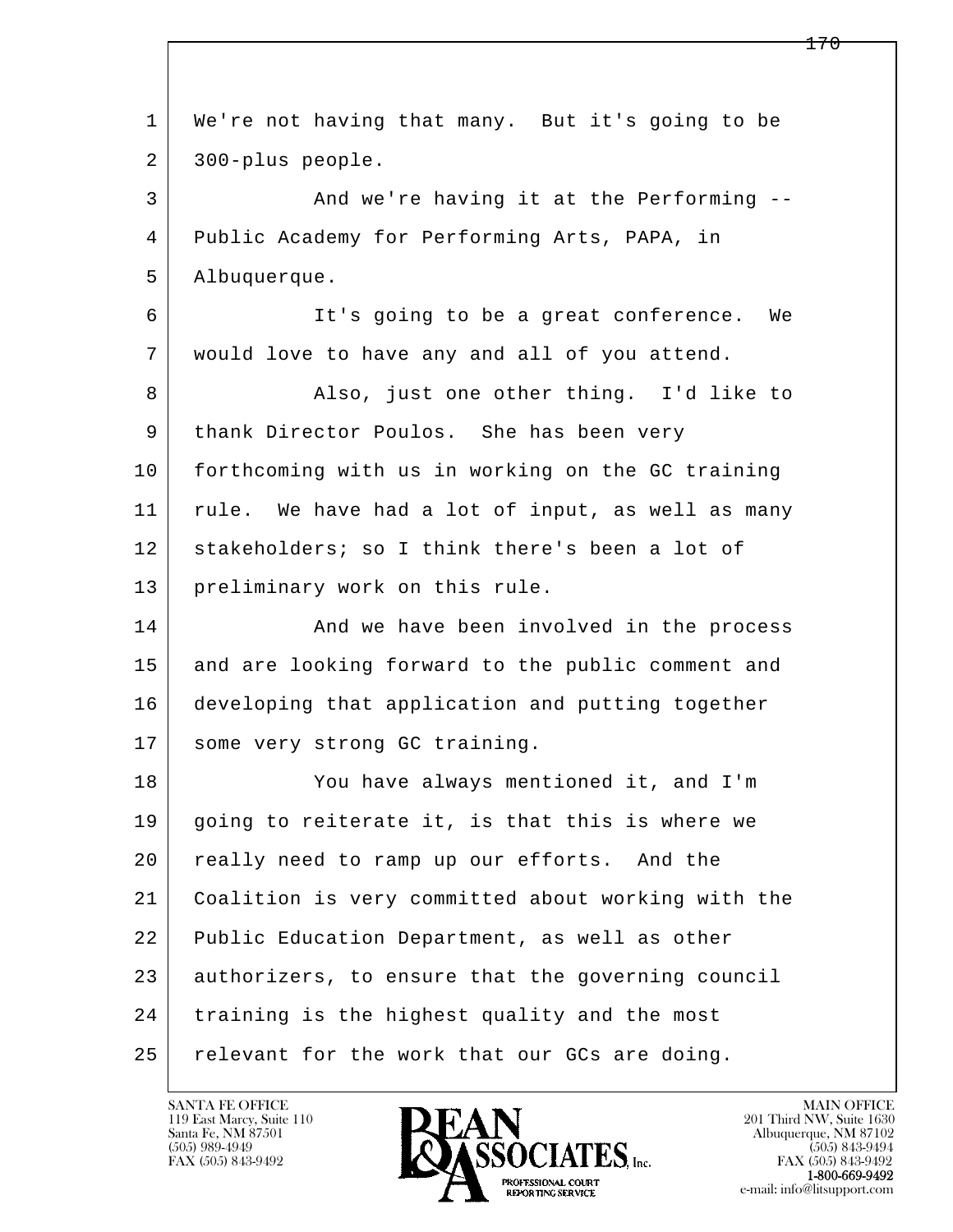We're not having that many. But it's going to be 300-plus people.

And we're having it at the Performing -- Public Academy for Performing Arts, PAPA, in Albuquerque.

It's going to be a great conference. We would love to have any and all of you attend.

Also, just one other thing. I'd like to thank Director Poulos. She has been very forthcoming with us in working on the GC training rule. We have had a lot of input, as well as many stakeholders; so I think there's been a lot of preliminary work on this rule.

And we have been involved in the process and are looking forward to the public comment and developing that application and putting together some very strong GC training.

You have always mentioned it, and I'm going to reiterate it, is that this is where we really need to ramp up our efforts. And the Coalition is very committed about working with the Public Education Department, as well as other authorizers, to ensure that the governing council training is the highest quality and the most relevant for the work that our GCs are doing.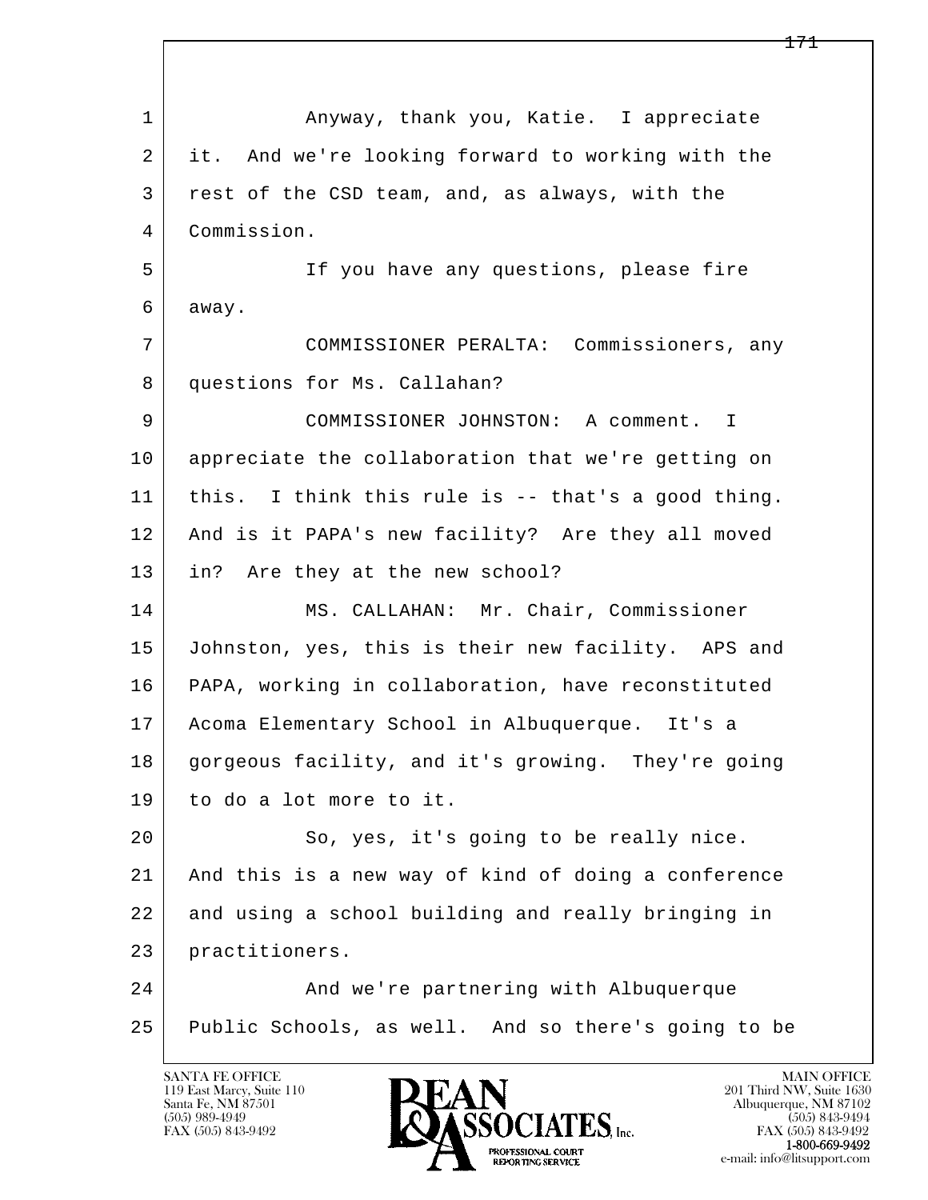1 Anyway, thank you, Katie. I appreciate
2 it. And we're looking forward to working with the
3 rest of the CSD team, and, as always, with the
4 Commission.
5 If you have any questions, please fire
6 away.
7 COMMISSIONER PERALTA: Commissioners, any
8 questions for Ms. Callahan?
9 COMMISSIONER JOHNSTON: A comment. I
10 appreciate the collaboration that we're getting on
11 this. I think this rule is -- that's a good thing.
12 And is it PAPA's new facility? Are they all moved
13 in? Are they at the new school?
14 MS. CALLAHAN: Mr. Chair, Commissioner
15 Johnston, yes, this is their new facility. APS and
16 PAPA, working in collaboration, have reconstituted
17 Acoma Elementary School in Albuquerque. It's a
18 gorgeous facility, and it's growing. They're going
19 to do a lot more to it.
20 So, yes, it's going to be really nice.
21 And this is a new way of kind of doing a conference
22 and using a school building and really bringing in
23 practitioners.
24 And we're partnering with Albuquerque
25 Public Schools, as well. And so there's going to be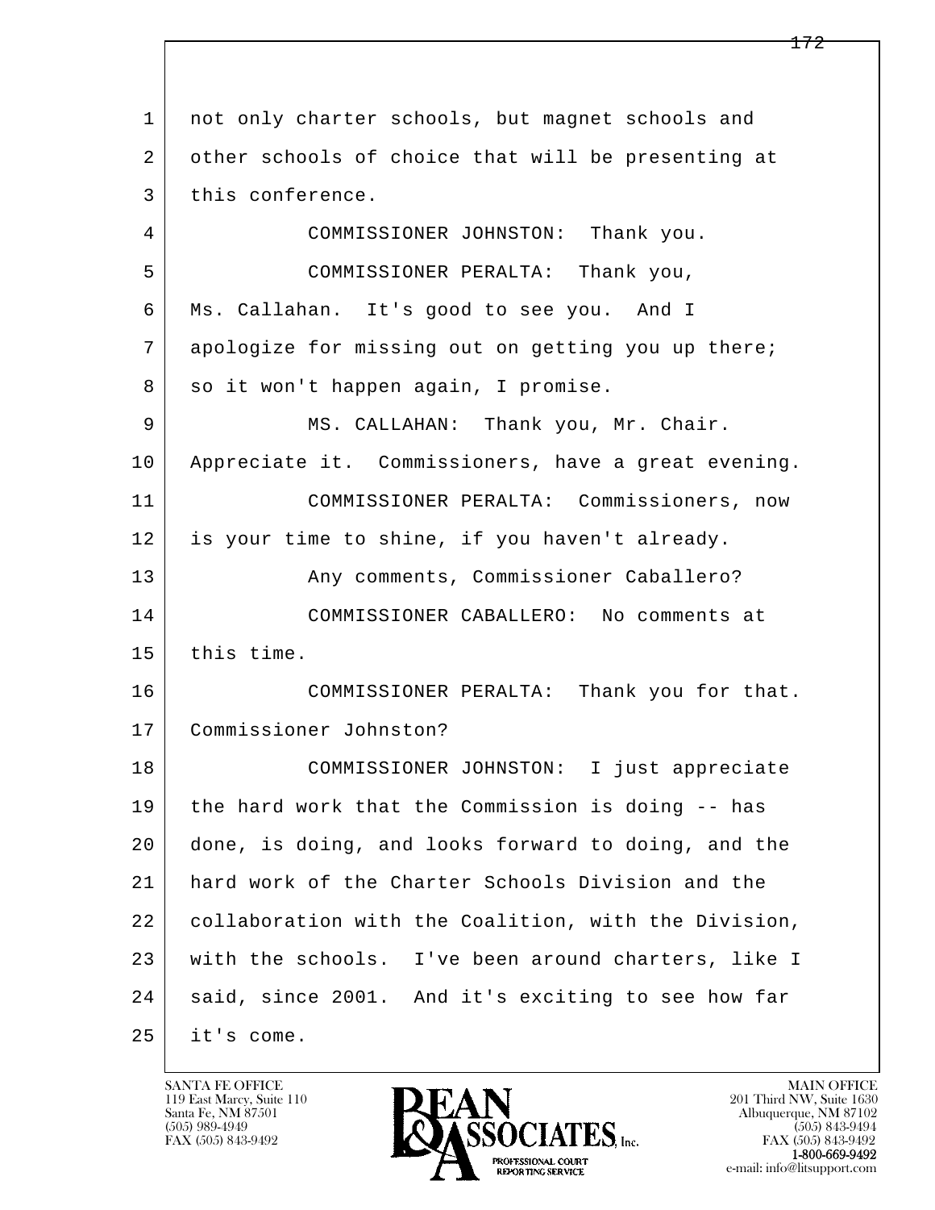not only charter schools, but magnet schools and other schools of choice that will be presenting at this conference.

COMMISSIONER JOHNSTON: Thank you.

COMMISSIONER PERALTA: Thank you, Ms. Callahan. It's good to see you. And I apologize for missing out on getting you up there; so it won't happen again, I promise.

MS. CALLAHAN: Thank you, Mr. Chair. Appreciate it. Commissioners, have a great evening.

COMMISSIONER PERALTA: Commissioners, now is your time to shine, if you haven't already.

Any comments, Commissioner Caballero?

COMMISSIONER CABALLERO: No comments at this time.

COMMISSIONER PERALTA: Thank you for that. Commissioner Johnston?

COMMISSIONER JOHNSTON: I just appreciate the hard work that the Commission is doing -- has done, is doing, and looks forward to doing, and the hard work of the Charter Schools Division and the collaboration with the Coalition, with the Division, with the schools. I've been around charters, like I said, since 2001. And it's exciting to see how far it's come.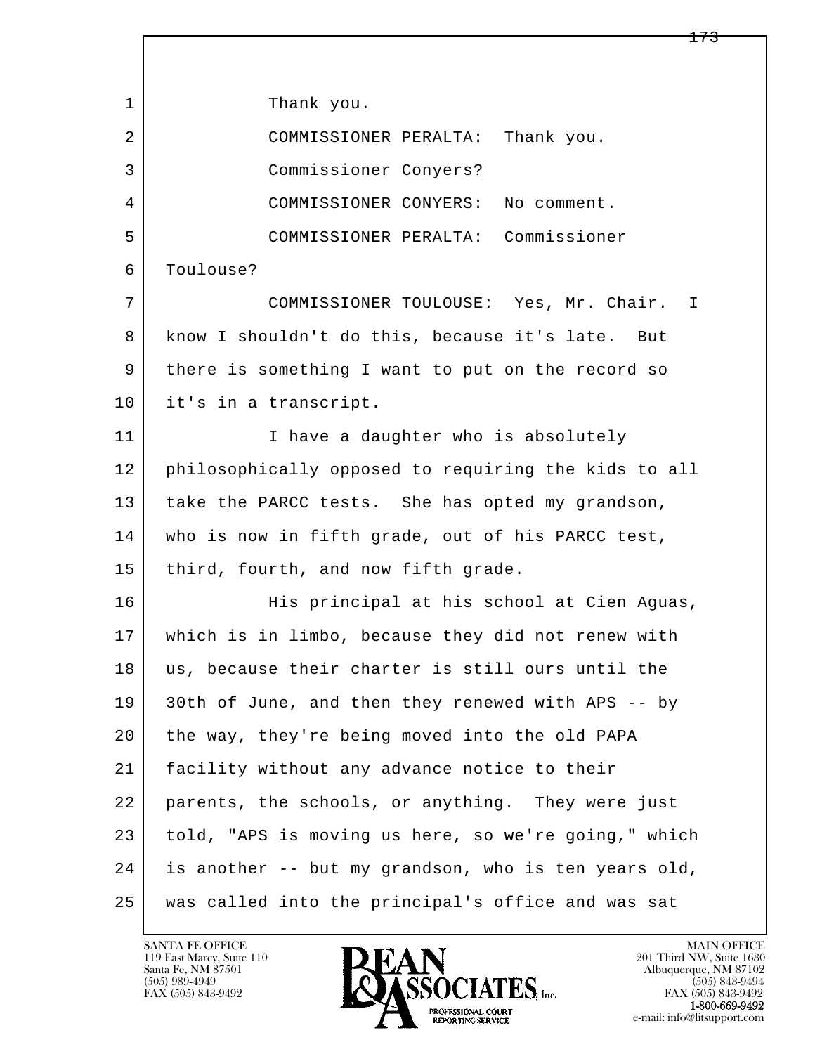Thank you.

COMMISSIONER PERALTA: Thank you.

Commissioner Conyers?

COMMISSIONER CONYERS: No comment.

COMMISSIONER PERALTA: Commissioner Toulouse?

COMMISSIONER TOULOUSE: Yes, Mr. Chair. I know I shouldn't do this, because it's late. But there is something I want to put on the record so it's in a transcript.

I have a daughter who is absolutely philosophically opposed to requiring the kids to all take the PARCC tests. She has opted my grandson, who is now in fifth grade, out of his PARCC test, third, fourth, and now fifth grade.

His principal at his school at Cien Aguas, which is in limbo, because they did not renew with us, because their charter is still ours until the 30th of June, and then they renewed with APS -- by the way, they're being moved into the old PAPA facility without any advance notice to their parents, the schools, or anything. They were just told, "APS is moving us here, so we're going," which is another -- but my grandson, who is ten years old, was called into the principal's office and was sat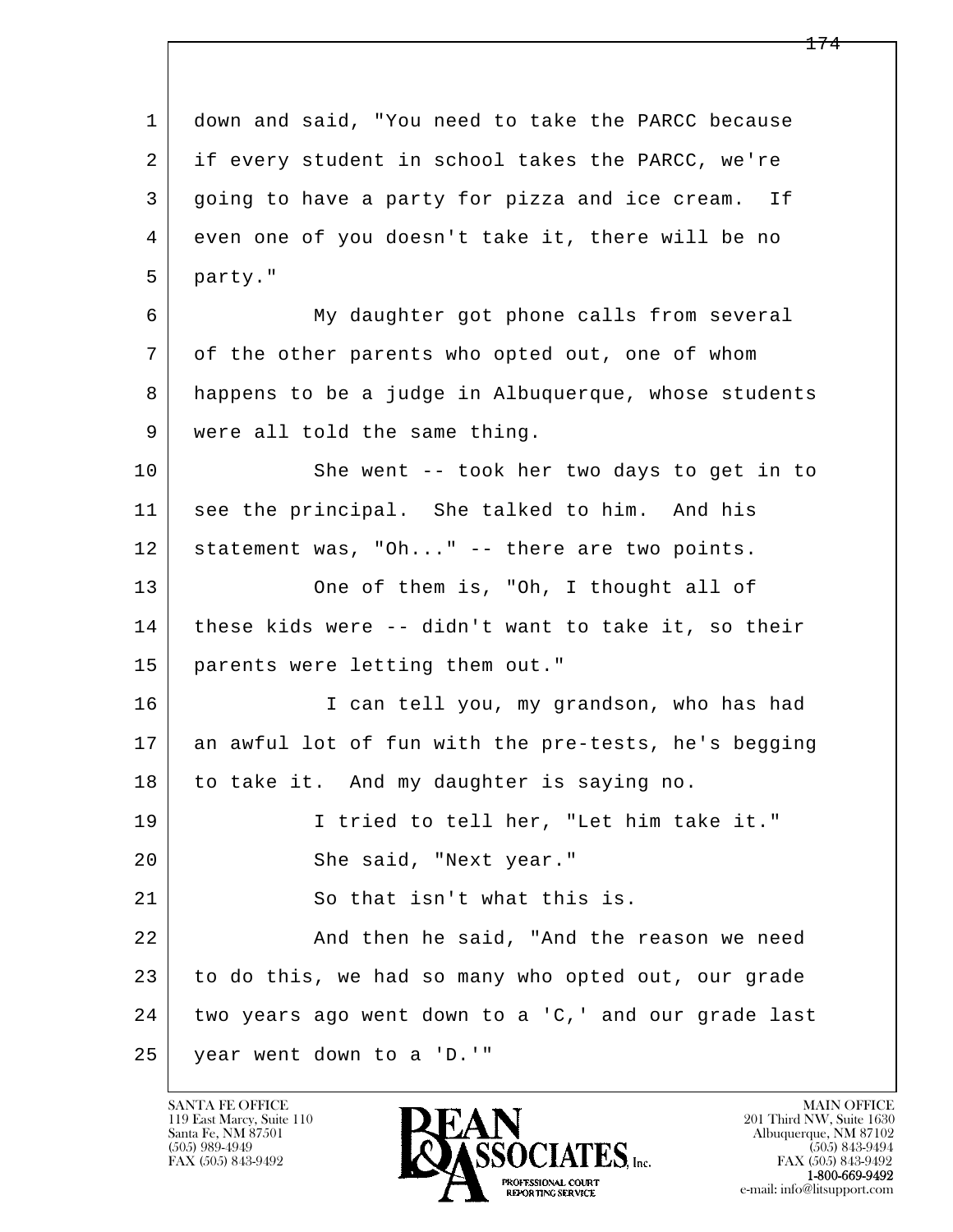down and said, "You need to take the PARCC because if every student in school takes the PARCC, we're going to have a party for pizza and ice cream. If even one of you doesn't take it, there will be no party."

My daughter got phone calls from several of the other parents who opted out, one of whom happens to be a judge in Albuquerque, whose students were all told the same thing.

She went -- took her two days to get in to see the principal. She talked to him. And his statement was, "Oh..." -- there are two points.

One of them is, "Oh, I thought all of these kids were -- didn't want to take it, so their parents were letting them out."

I can tell you, my grandson, who has had an awful lot of fun with the pre-tests, he's begging to take it. And my daughter is saying no.

I tried to tell her, "Let him take it."

She said, "Next year."

So that isn't what this is.

And then he said, "And the reason we need to do this, we had so many who opted out, our grade two years ago went down to a 'C,' and our grade last year went down to a 'D.'"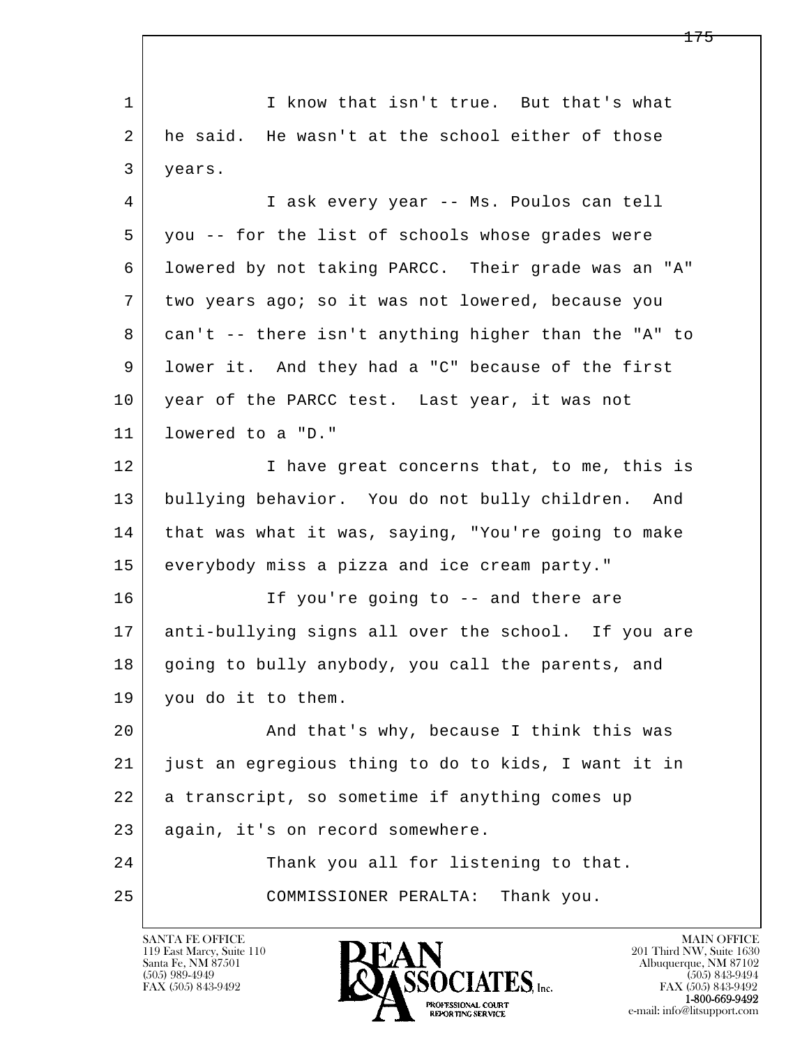I know that isn't true. But that's what he said. He wasn't at the school either of those years.

I ask every year -- Ms. Poulos can tell you -- for the list of schools whose grades were lowered by not taking PARCC. Their grade was an "A" two years ago; so it was not lowered, because you can't -- there isn't anything higher than the "A" to lower it. And they had a "C" because of the first year of the PARCC test. Last year, it was not lowered to a "D."

I have great concerns that, to me, this is bullying behavior. You do not bully children. And that was what it was, saying, "You're going to make everybody miss a pizza and ice cream party."

If you're going to -- and there are anti-bullying signs all over the school. If you are going to bully anybody, you call the parents, and you do it to them.

And that's why, because I think this was just an egregious thing to do to kids, I want it in a transcript, so sometime if anything comes up again, it's on record somewhere.

Thank you all for listening to that.

COMMISSIONER PERALTA: Thank you.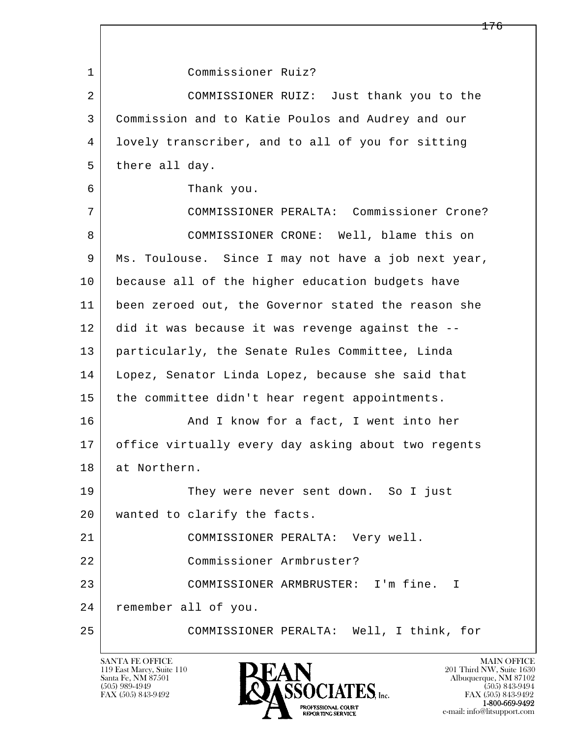1 Commissioner Ruiz?

2 COMMISSIONER RUIZ: Just thank you to the
3 Commission and to Katie Poulos and Audrey and our
4 lovely transcriber, and to all of you for sitting
5 there all day.

6 Thank you.

7 COMMISSIONER PERALTA: Commissioner Crone?

8 COMMISSIONER CRONE: Well, blame this on
9 Ms. Toulouse. Since I may not have a job next year,
10 because all of the higher education budgets have
11 been zeroed out, the Governor stated the reason she
12 did it was because it was revenge against the --
13 particularly, the Senate Rules Committee, Linda
14 Lopez, Senator Linda Lopez, because she said that
15 the committee didn't hear regent appointments.

16 And I know for a fact, I went into her
17 office virtually every day asking about two regents
18 at Northern.

19 They were never sent down. So I just
20 wanted to clarify the facts.

21 COMMISSIONER PERALTA: Very well.

22 Commissioner Armbruster?

23 COMMISSIONER ARMBRUSTER: I'm fine. I
24 remember all of you.

25 COMMISSIONER PERALTA: Well, I think, for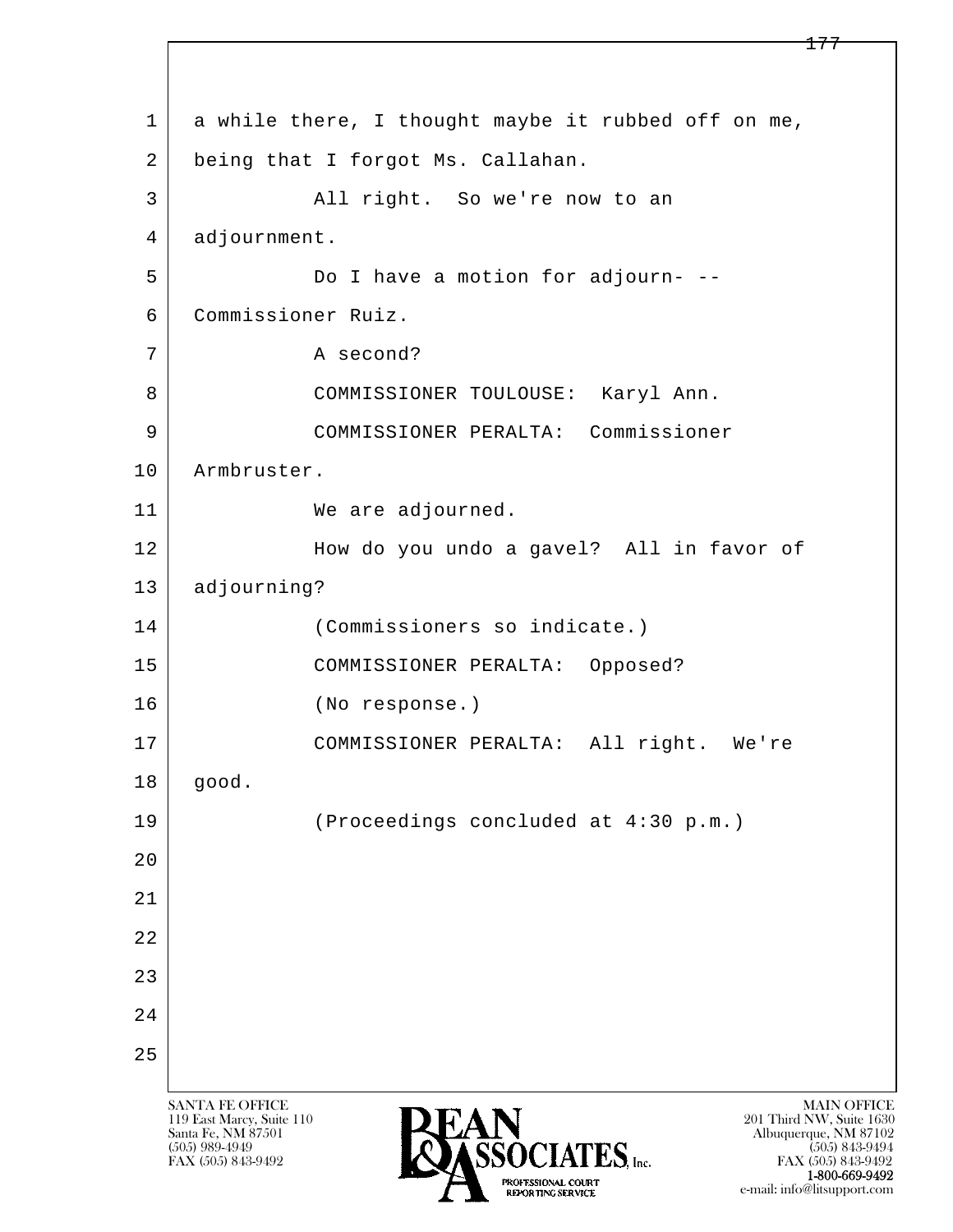a while there, I thought maybe it rubbed off on me, being that I forgot Ms. Callahan.

All right. So we're now to an adjournment.

Do I have a motion for adjourn- -- Commissioner Ruiz.

A second?

COMMISSIONER TOULOUSE: Karyl Ann.

COMMISSIONER PERALTA: Commissioner Armbruster.

We are adjourned.

How do you undo a gavel? All in favor of adjourning?

(Commissioners so indicate.)

COMMISSIONER PERALTA: Opposed?

(No response.)

COMMISSIONER PERALTA: All right. We're good.

(Proceedings concluded at 4:30 p.m.)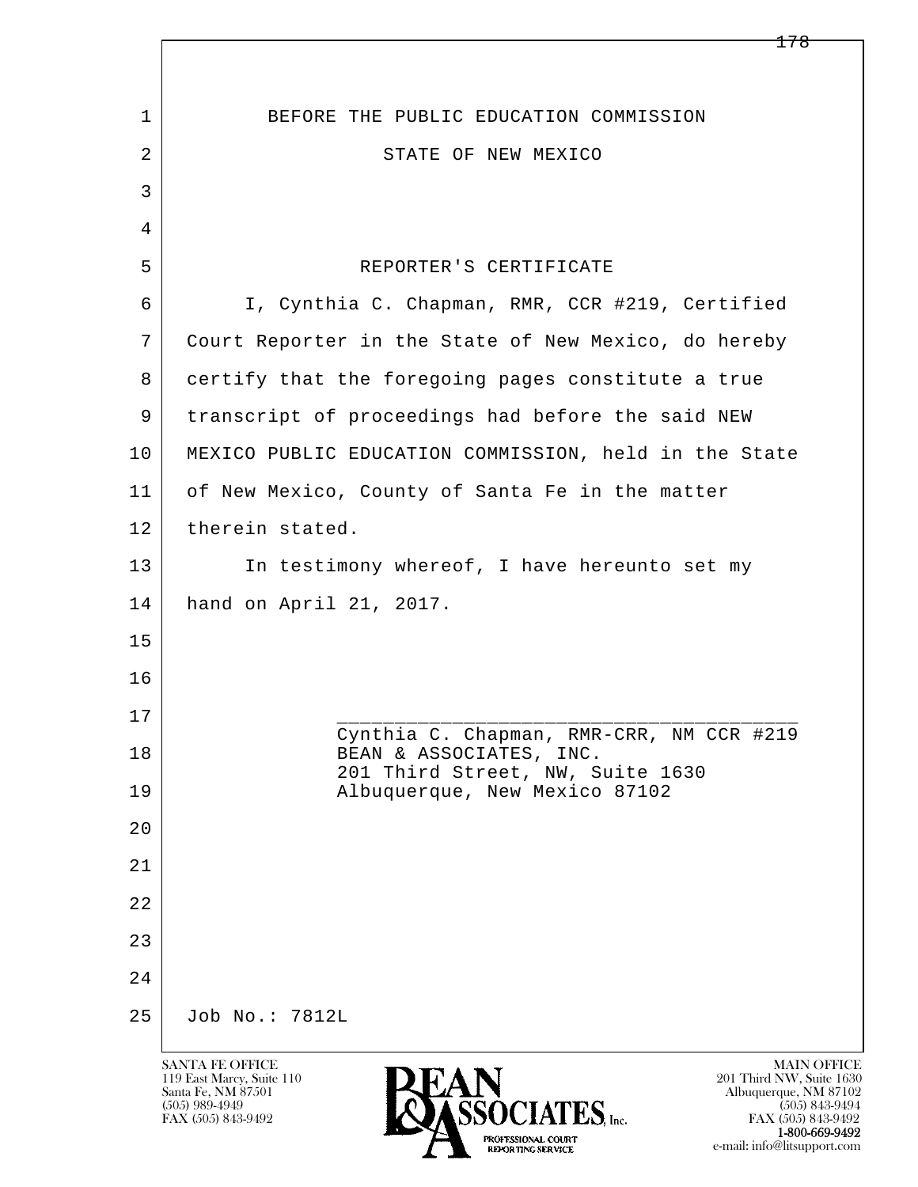BEFORE THE PUBLIC EDUCATION COMMISSION

STATE OF NEW MEXICO

REPORTER'S CERTIFICATE

I, Cynthia C. Chapman, RMR, CCR #219, Certified Court Reporter in the State of New Mexico, do hereby certify that the foregoing pages constitute a true transcript of proceedings had before the said NEW MEXICO PUBLIC EDUCATION COMMISSION, held in the State of New Mexico, County of Santa Fe in the matter therein stated.

In testimony whereof, I have hereunto set my hand on April 21, 2017.

\_\_\_\_\_\_\_\_\_\_\_\_\_\_\_\_\_\_\_\_\_\_\_\_\_\_\_\_\_\_\_\_\_\_\_\_\_\_\_\_

Cynthia C. Chapman, RMR-CRR, NM CCR #219
BEAN & ASSOCIATES, INC.
201 Third Street, NW, Suite 1630
Albuquerque, New Mexico 87102

Job No.: 7812L

SANTA FE OFFICE
119 East Marcy, Suite 110
Santa Fe, NM 87501
(505) 989-4949
FAX (505) 843-9492

MAIN OFFICE
201 Third NW, Suite 1630
Albuquerque, NM 87102
(505) 843-9494
FAX (505) 843-9492
1-800-669-9492
e-mail: info@litsupport.com